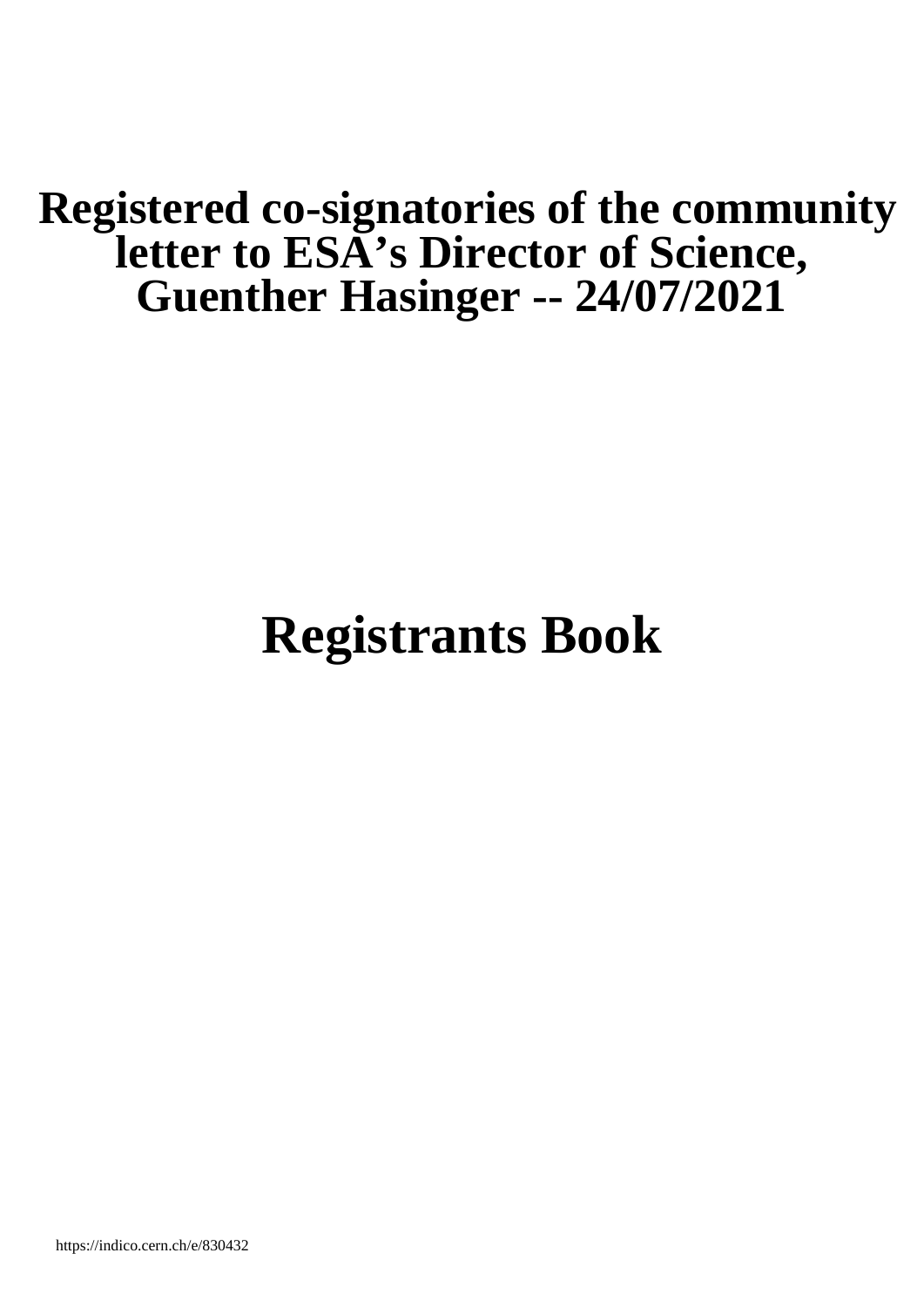# Registered co-signatories of the community letter to ESA's Director of Science, Guenther Hasinger -- 24/07/2021

# Registrants Book

https://indico.cern.ch/e/830432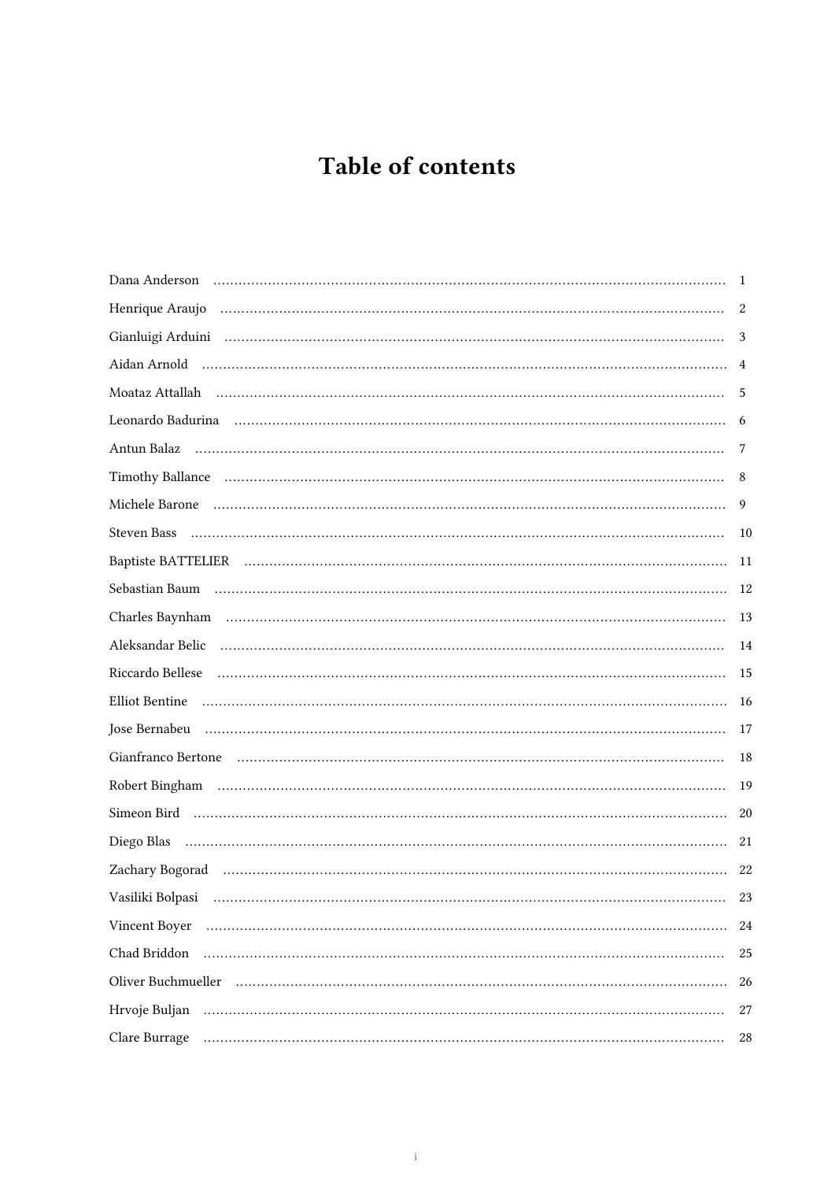# Table of contents

| | |
|---|---|
| Dana Anderson | 1 |
| Henrique Araujo | 2 |
| Gianluigi Arduini | 3 |
| Aidan Arnold | 4 |
| Moataz Attallah | 5 |
| Leonardo Badurina | 6 |
| Antun Balaz | 7 |
| Timothy Ballance | 8 |
| Michele Barone | 9 |
| Steven Bass | 10 |
| Baptiste BATTELIER | 11 |
| Sebastian Baum | 12 |
| Charles Baynham | 13 |
| Aleksandar Belic | 14 |
| Riccardo Bellese | 15 |
| Elliot Bentine | 16 |
| Jose Bernabeu | 17 |
| Gianfranco Bertone | 18 |
| Robert Bingham | 19 |
| Simeon Bird | 20 |
| Diego Blas | 21 |
| Zachary Bogorad | 22 |
| Vasiliki Bolpasi | 23 |
| Vincent Boyer | 24 |
| Chad Briddon | 25 |
| Oliver Buchmueller | 26 |
| Hrvoje Buljan | 27 |
| Clare Burrage | 28 |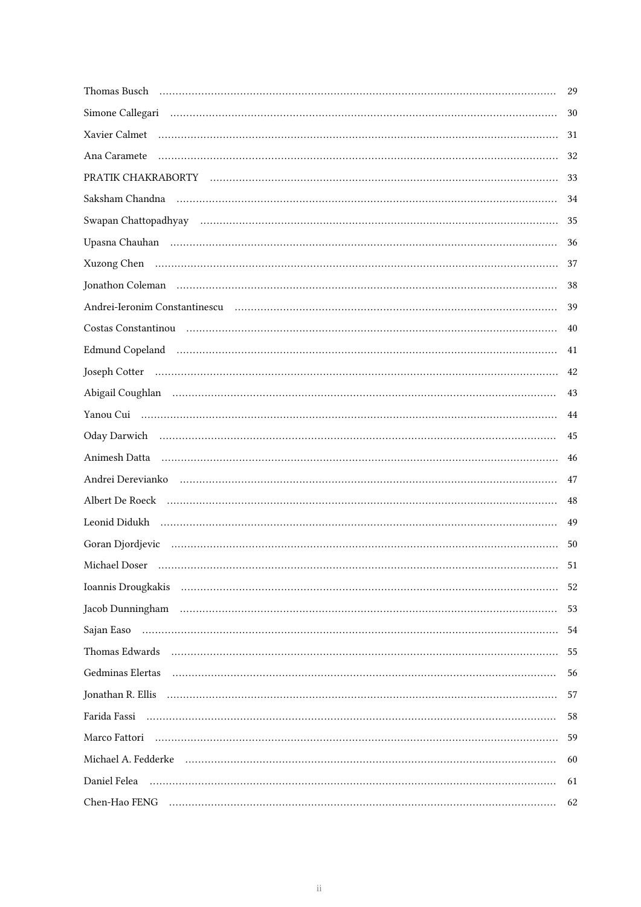Thomas Busch ........................................................ 29

Simone Callegari ........................................................ 30

Xavier Calmet ........................................................ 31

Ana Caramete ........................................................ 32

PRATIK CHAKRABORTY ........................................................ 33

Saksham Chandna ........................................................ 34

Swapan Chattopadhyay ........................................................ 35

Upasna Chauhan ........................................................ 36

Xuzong Chen ........................................................ 37

Jonathon Coleman ........................................................ 38

Andrei-Ieronim Constantinescu ........................................................ 39

Costas Constantinou ........................................................ 40

Edmund Copeland ........................................................ 41

Joseph Cotter ........................................................ 42

Abigail Coughlan ........................................................ 43

Yanou Cui ........................................................ 44

Oday Darwich ........................................................ 45

Animesh Datta ........................................................ 46

Andrei Derevianko ........................................................ 47

Albert De Roeck ........................................................ 48

Leonid Didukh ........................................................ 49

Goran Djordjevic ........................................................ 50

Michael Doser ........................................................ 51

Ioannis Drougkakis ........................................................ 52

Jacob Dunningham ........................................................ 53

Sajan Easo ........................................................ 54

Thomas Edwards ........................................................ 55

Gedminas Elertas ........................................................ 56

Jonathan R. Ellis ........................................................ 57

Farida Fassi ........................................................ 58

Marco Fattori ........................................................ 59

Michael A. Fedderke ........................................................ 60

Daniel Felea ........................................................ 61

Chen-Hao FENG ........................................................ 62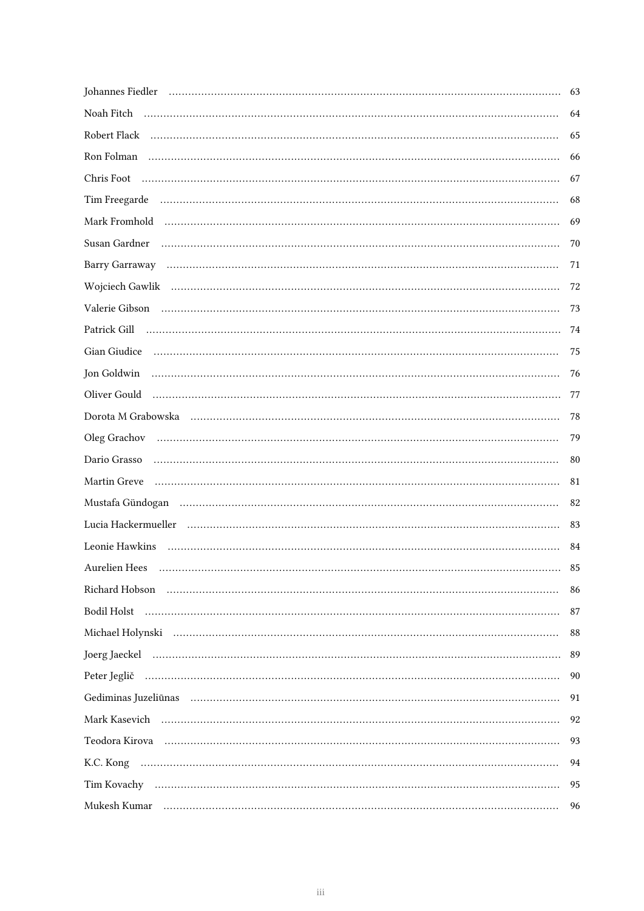Johannes Fiedler ........................................................................................................................ 63

Noah Fitch ........................................................................................................................ 64

Robert Flack ........................................................................................................................ 65

Ron Folman ........................................................................................................................ 66

Chris Foot ........................................................................................................................ 67

Tim Freegarde ........................................................................................................................ 68

Mark Fromhold ........................................................................................................................ 69

Susan Gardner ........................................................................................................................ 70

Barry Garraway ........................................................................................................................ 71

Wojciech Gawlik ........................................................................................................................ 72

Valerie Gibson ........................................................................................................................ 73

Patrick Gill ........................................................................................................................ 74

Gian Giudice ........................................................................................................................ 75

Jon Goldwin ........................................................................................................................ 76

Oliver Gould ........................................................................................................................ 77

Dorota M Grabowska ........................................................................................................................ 78

Oleg Grachov ........................................................................................................................ 79

Dario Grasso ........................................................................................................................ 80

Martin Greve ........................................................................................................................ 81

Mustafa Gündogan ........................................................................................................................ 82

Lucia Hackermueller ........................................................................................................................ 83

Leonie Hawkins ........................................................................................................................ 84

Aurelien Hees ........................................................................................................................ 85

Richard Hobson ........................................................................................................................ 86

Bodil Holst ........................................................................................................................ 87

Michael Holynski ........................................................................................................................ 88

Joerg Jaeckel ........................................................................................................................ 89

Peter Jeglič ........................................................................................................................ 90

Gediminas Juzeliūnas ........................................................................................................................ 91

Mark Kasevich ........................................................................................................................ 92

Teodora Kirova ........................................................................................................................ 93

K.C. Kong ........................................................................................................................ 94

Tim Kovachy ........................................................................................................................ 95

Mukesh Kumar ........................................................................................................................ 96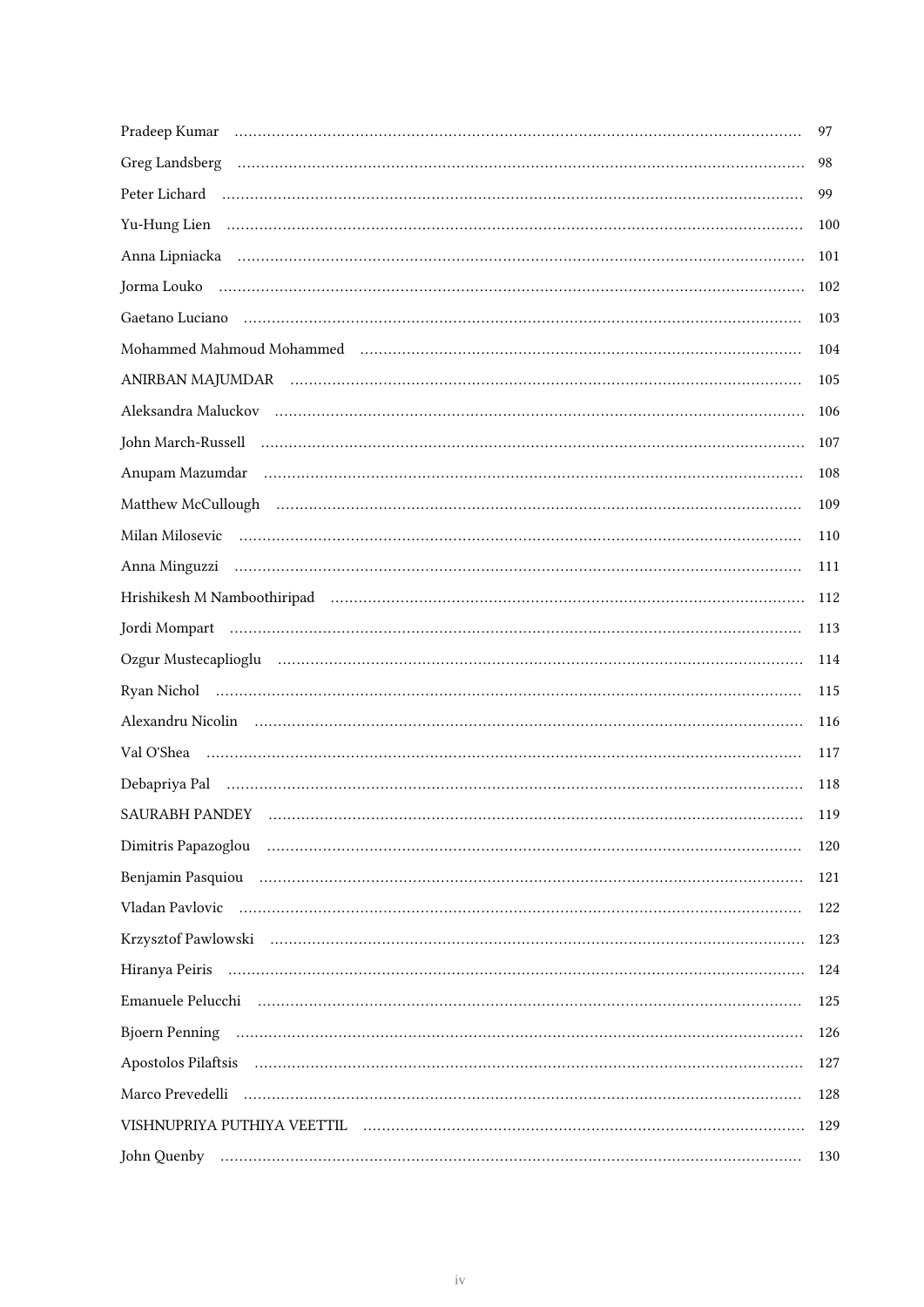Pradeep Kumar ..................................................................................................................... 97

Greg Landsberg ..................................................................................................................... 98

Peter Lichard ..................................................................................................................... 99

Yu-Hung Lien ..................................................................................................................... 100

Anna Lipniacka ..................................................................................................................... 101

Jorma Louko ..................................................................................................................... 102

Gaetano Luciano ..................................................................................................................... 103

Mohammed Mahmoud Mohammed ..................................................................................................................... 104

ANIRBAN MAJUMDAR ..................................................................................................................... 105

Aleksandra Maluckov ..................................................................................................................... 106

John March-Russell ..................................................................................................................... 107

Anupam Mazumdar ..................................................................................................................... 108

Matthew McCullough ..................................................................................................................... 109

Milan Milosevic ..................................................................................................................... 110

Anna Minguzzi ..................................................................................................................... 111

Hrishikesh M Namboothiripad ..................................................................................................................... 112

Jordi Mompart ..................................................................................................................... 113

Ozgur Mustecaplioglu ..................................................................................................................... 114

Ryan Nichol ..................................................................................................................... 115

Alexandru Nicolin ..................................................................................................................... 116

Val O'Shea ..................................................................................................................... 117

Debapriya Pal ..................................................................................................................... 118

SAURABH PANDEY ..................................................................................................................... 119

Dimitris Papazoglou ..................................................................................................................... 120

Benjamin Pasquiou ..................................................................................................................... 121

Vladan Pavlovic ..................................................................................................................... 122

Krzysztof Pawlowski ..................................................................................................................... 123

Hiranya Peiris ..................................................................................................................... 124

Emanuele Pelucchi ..................................................................................................................... 125

Bjoern Penning ..................................................................................................................... 126

Apostolos Pilaftsis ..................................................................................................................... 127

Marco Prevedelli ..................................................................................................................... 128

VISHNUPRIYA PUTHIYA VEETTIL ..................................................................................................................... 129

John Quenby ..................................................................................................................... 130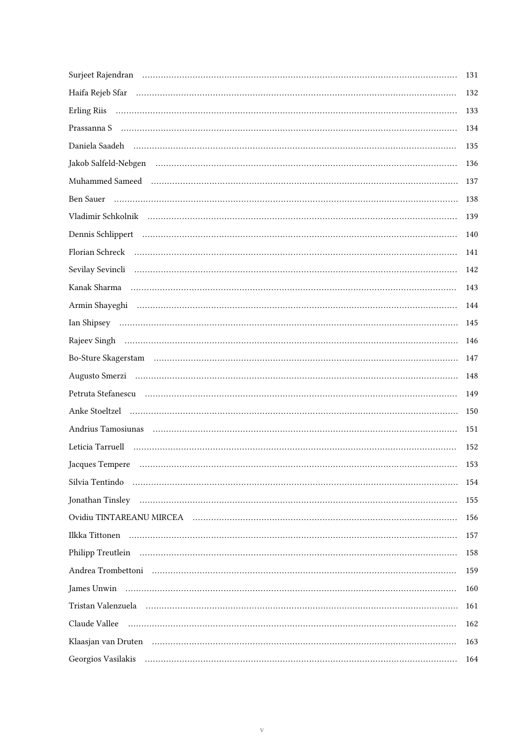Surjeet Rajendran ........................................................ 131

Haifa Rejeb Sfar ........................................................ 132

Erling Riis ........................................................ 133

Prassanna S ........................................................ 134

Daniela Saadeh ........................................................ 135

Jakob Salfeld-Nebgen ........................................................ 136

Muhammed Sameed ........................................................ 137

Ben Sauer ........................................................ 138

Vladimir Schkolnik ........................................................ 139

Dennis Schlippert ........................................................ 140

Florian Schreck ........................................................ 141

Sevilay Sevincli ........................................................ 142

Kanak Sharma ........................................................ 143

Armin Shayeghi ........................................................ 144

Ian Shipsey ........................................................ 145

Rajeev Singh ........................................................ 146

Bo-Sture Skagerstam ........................................................ 147

Augusto Smerzi ........................................................ 148

Petruta Stefanescu ........................................................ 149

Anke Stoeltzel ........................................................ 150

Andrius Tamosiunas ........................................................ 151

Leticia Tarruell ........................................................ 152

Jacques Tempere ........................................................ 153

Silvia Tentindo ........................................................ 154

Jonathan Tinsley ........................................................ 155

Ovidiu TINTAREANU MIRCEA ........................................................ 156

Ilkka Tittonen ........................................................ 157

Philipp Treutlein ........................................................ 158

Andrea Trombettoni ........................................................ 159

James Unwin ........................................................ 160

Tristan Valenzuela ........................................................ 161

Claude Vallee ........................................................ 162

Klaasjan van Druten ........................................................ 163

Georgios Vasilakis ........................................................ 164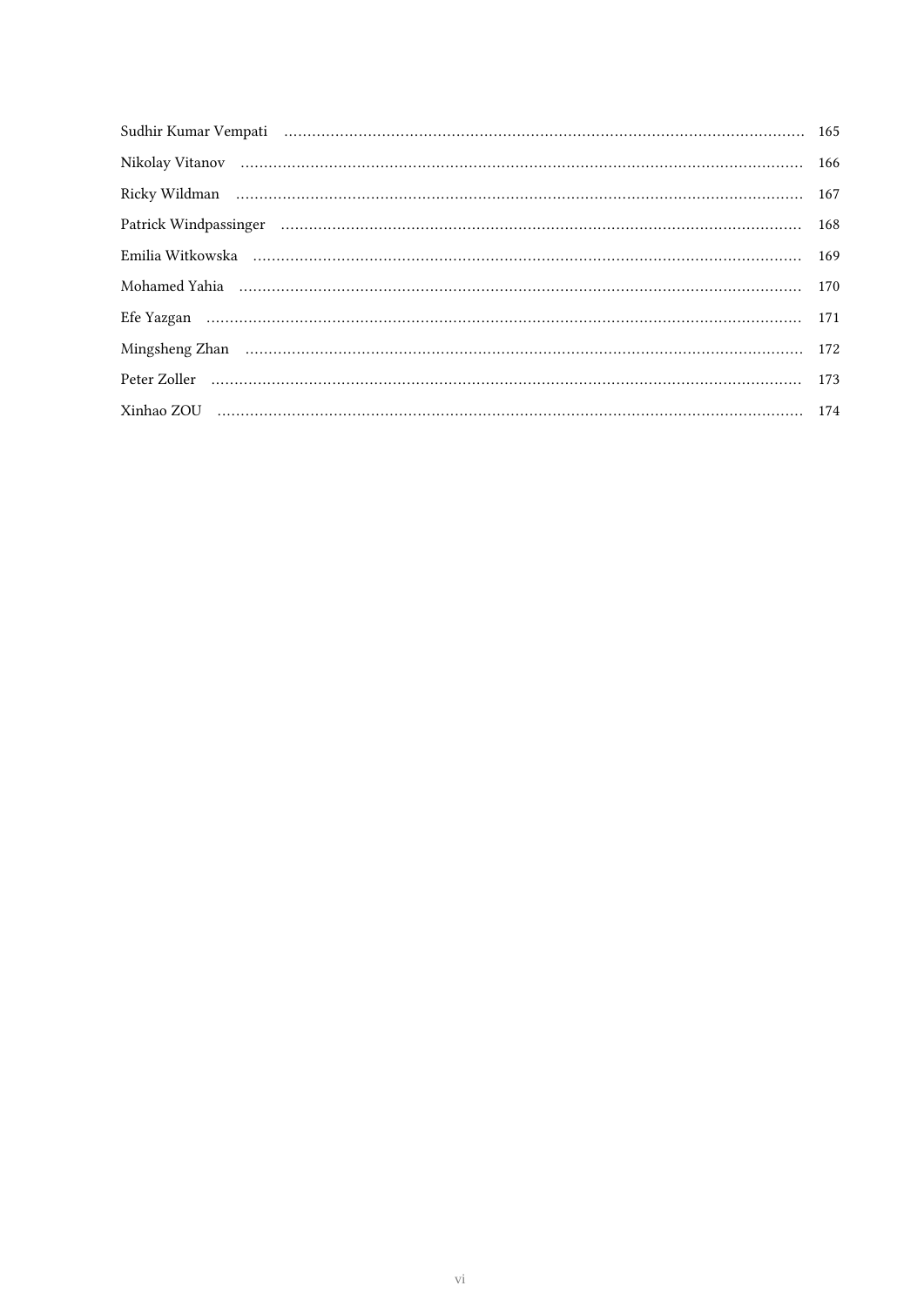Sudhir Kumar Vempati ........................................ 165

Nikolay Vitanov ........................................ 166

Ricky Wildman ........................................ 167

Patrick Windpassinger ........................................ 168

Emilia Witkowska ........................................ 169

Mohamed Yahia ........................................ 170

Efe Yazgan ........................................ 171

Mingsheng Zhan ........................................ 172

Peter Zoller ........................................ 173

Xinhao ZOU ........................................ 174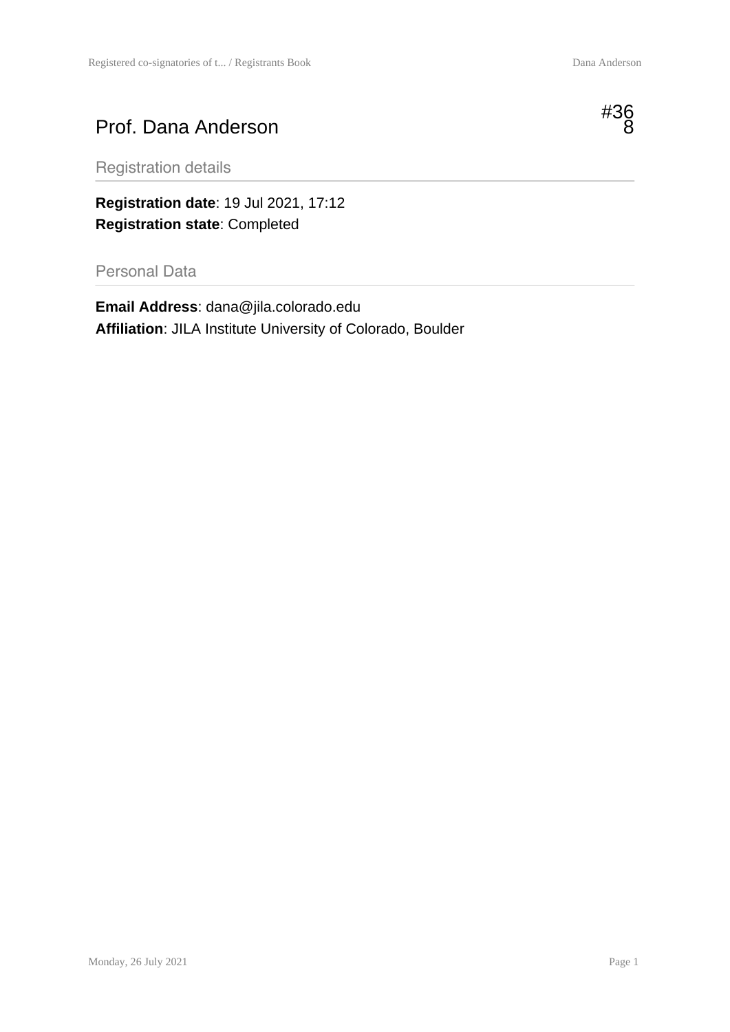# Prof. Dana Anderson

#368

## Registration details

**Registration date**: 19 Jul 2021, 17:12
**Registration state**: Completed

## Personal Data

**Email Address**: dana@jila.colorado.edu
**Affiliation**: JILA Institute University of Colorado, Boulder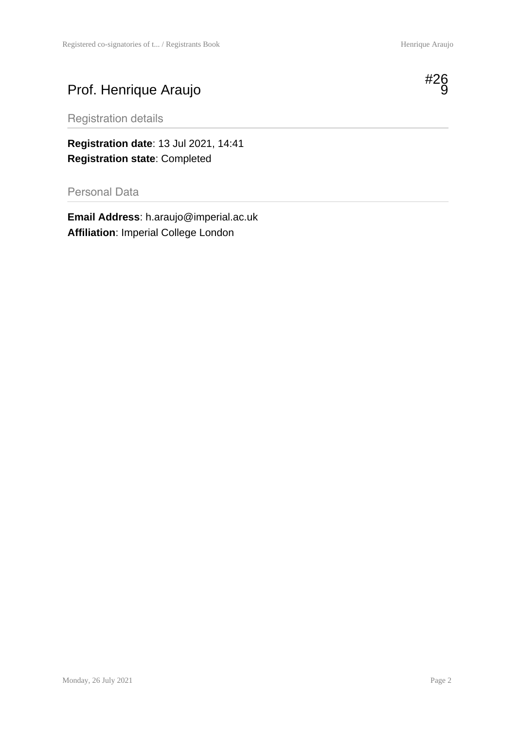# Prof. Henrique Araujo

#269

## Registration details

**Registration date**: 13 Jul 2021, 14:41
**Registration state**: Completed

## Personal Data

**Email Address**: h.araujo@imperial.ac.uk
**Affiliation**: Imperial College London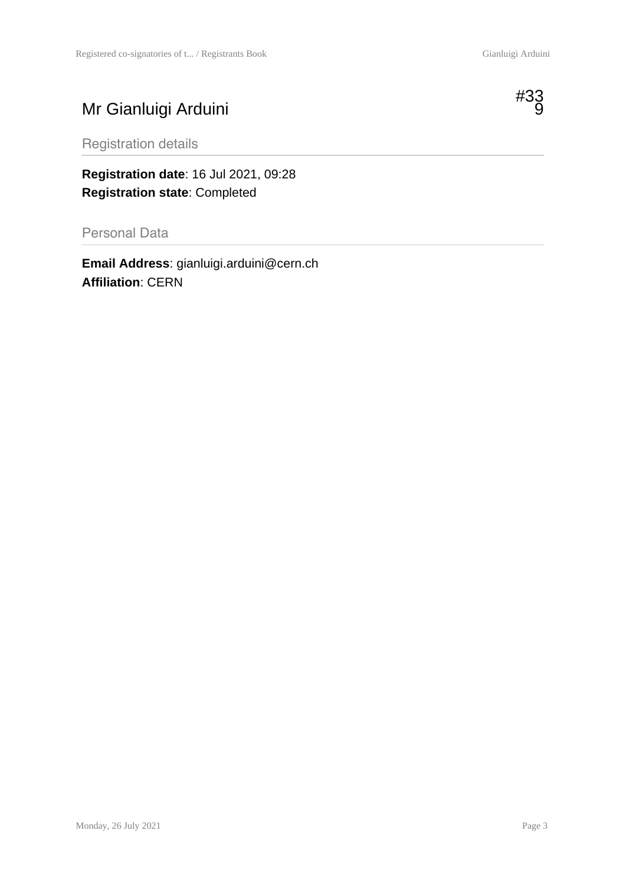# Mr Gianluigi Arduini

#339

## Registration details

**Registration date**: 16 Jul 2021, 09:28
**Registration state**: Completed

## Personal Data

**Email Address**: gianluigi.arduini@cern.ch
**Affiliation**: CERN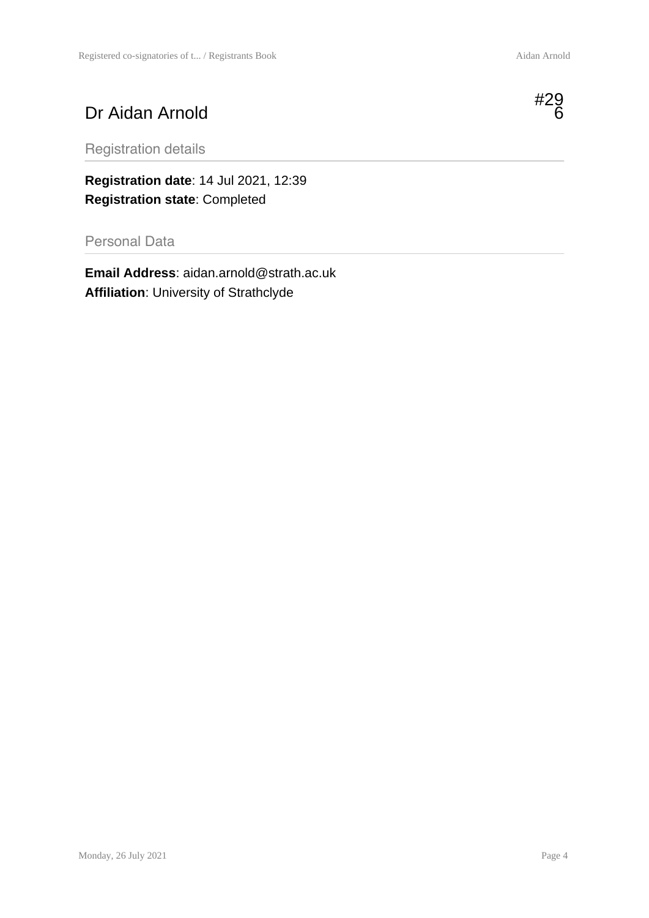# Dr Aidan Arnold

#296

## Registration details

**Registration date**: 14 Jul 2021, 12:39
**Registration state**: Completed

## Personal Data

**Email Address**: aidan.arnold@strath.ac.uk
**Affiliation**: University of Strathclyde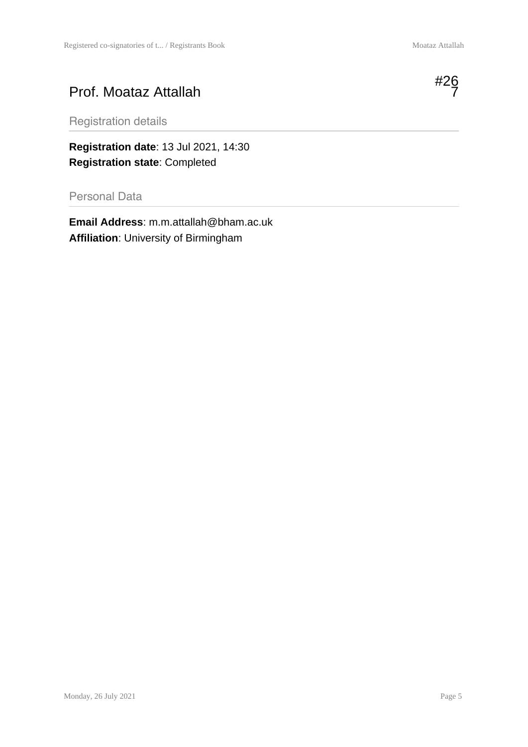# Prof. Moataz Attallah

#267

## Registration details

**Registration date**: 13 Jul 2021, 14:30
**Registration state**: Completed

## Personal Data

**Email Address**: m.m.attallah@bham.ac.uk
**Affiliation**: University of Birmingham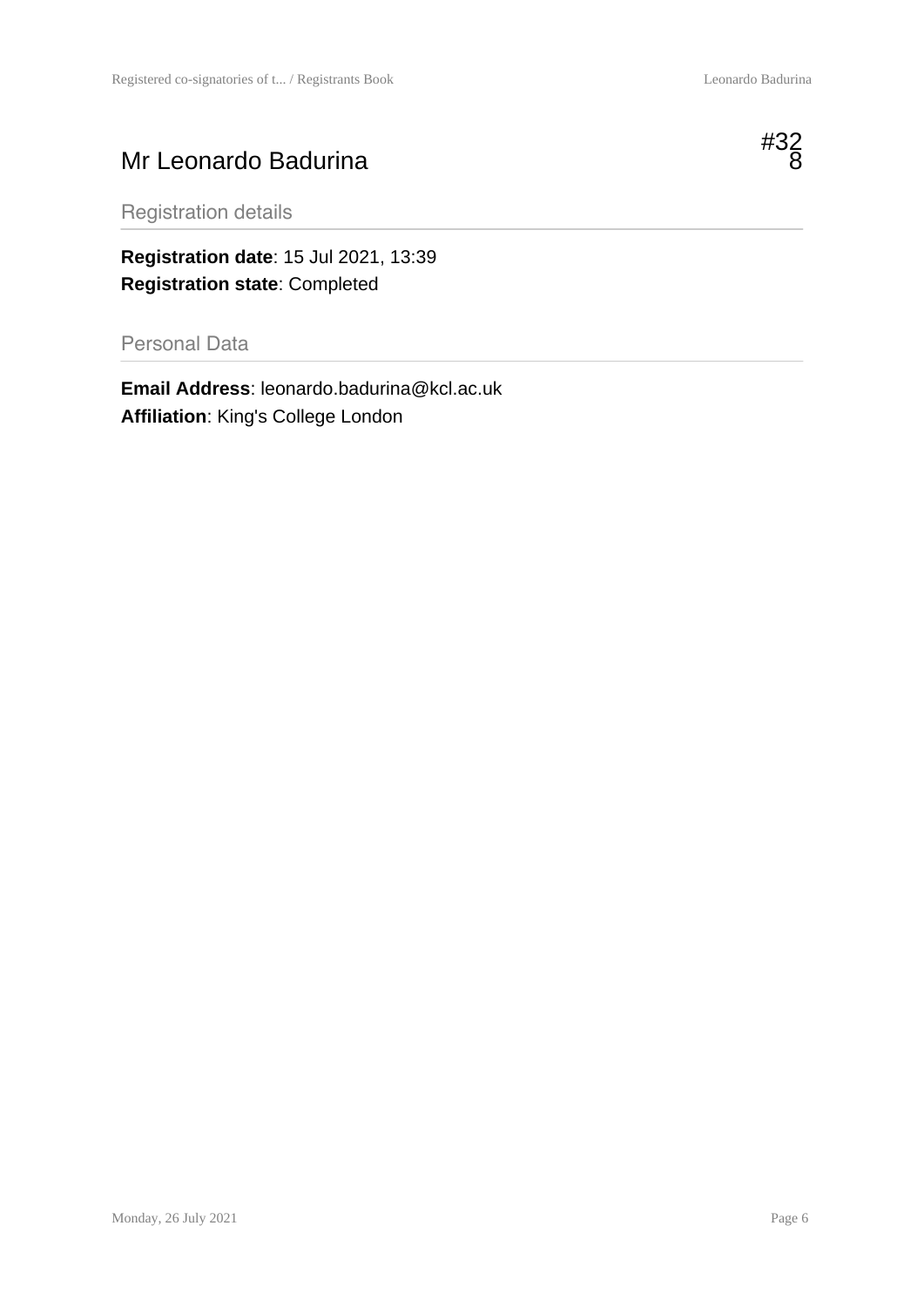# Mr Leonardo Badurina

#328

## Registration details

**Registration date**: 15 Jul 2021, 13:39
**Registration state**: Completed

## Personal Data

**Email Address**: leonardo.badurina@kcl.ac.uk
**Affiliation**: King's College London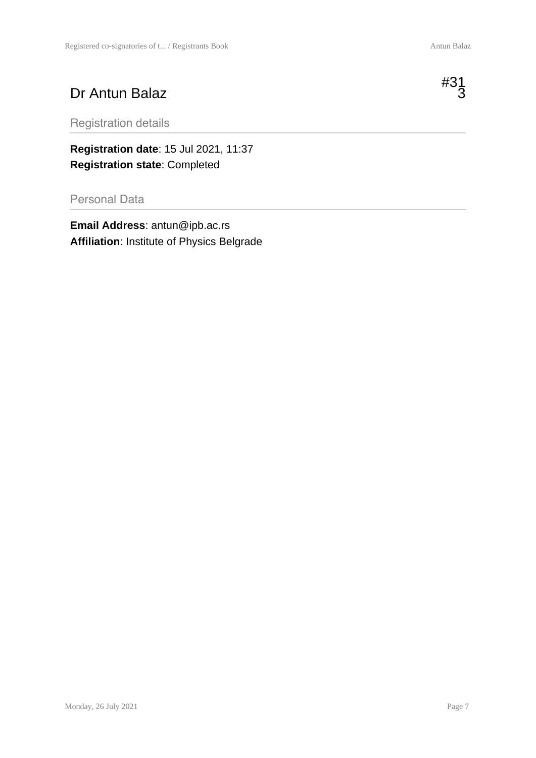# Dr Antun Balaz

#313

## Registration details

**Registration date**: 15 Jul 2021, 11:37
**Registration state**: Completed

## Personal Data

**Email Address**: antun@ipb.ac.rs
**Affiliation**: Institute of Physics Belgrade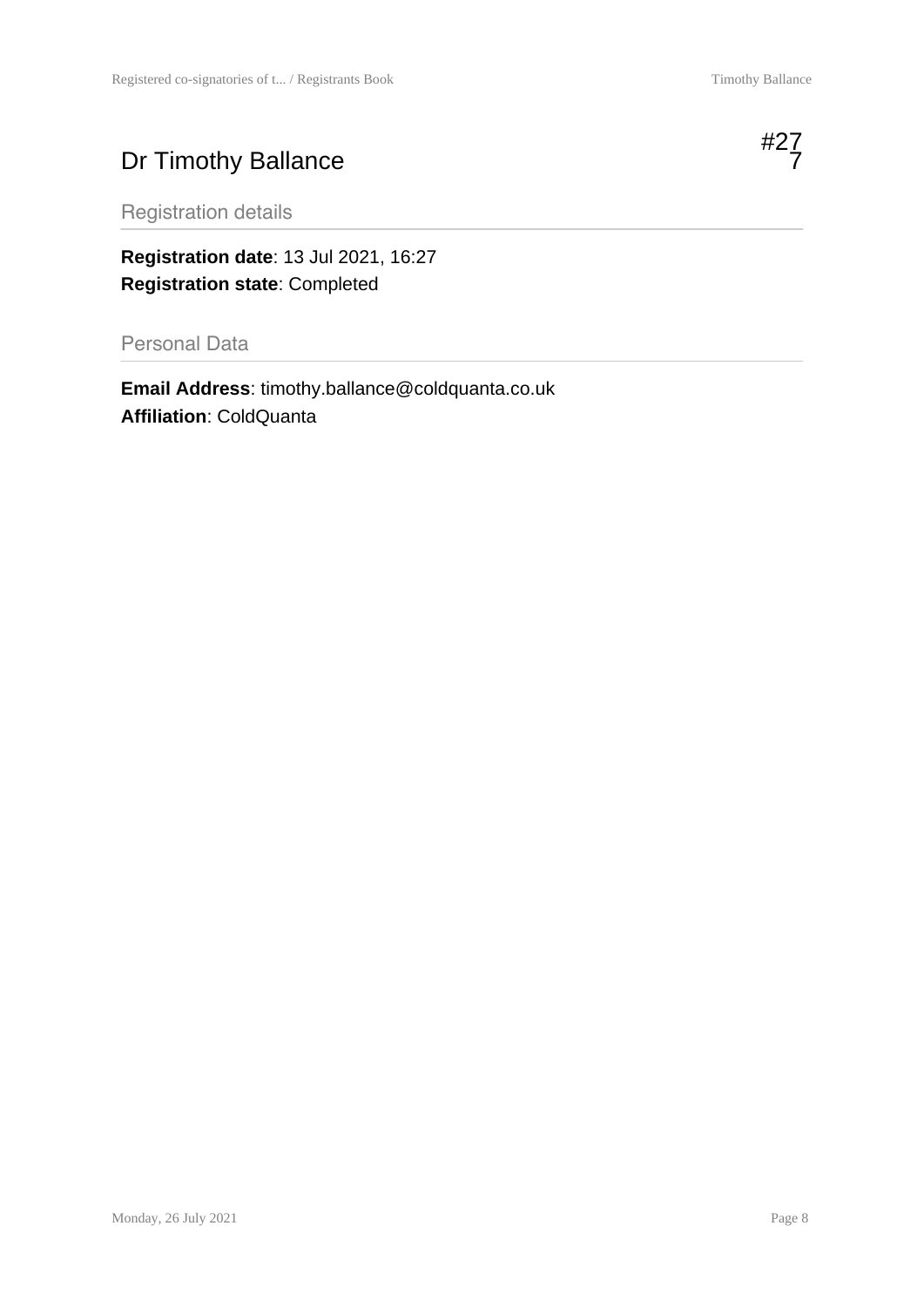# Dr Timothy Ballance

#277

## Registration details

**Registration date**: 13 Jul 2021, 16:27
**Registration state**: Completed

## Personal Data

**Email Address**: timothy.ballance@coldquanta.co.uk
**Affiliation**: ColdQuanta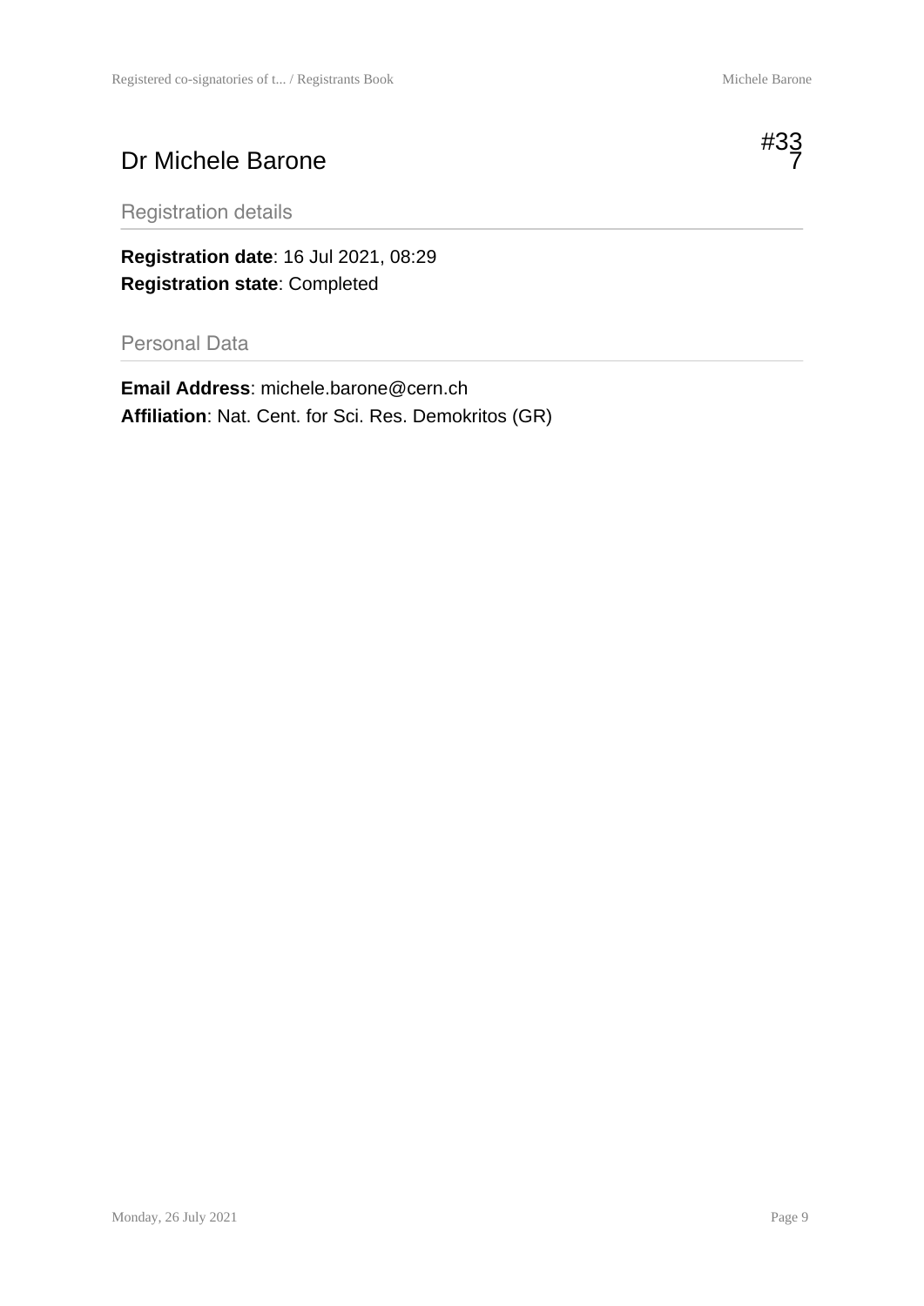# Dr Michele Barone

#337

## Registration details

**Registration date**: 16 Jul 2021, 08:29
**Registration state**: Completed

## Personal Data

**Email Address**: michele.barone@cern.ch
**Affiliation**: Nat. Cent. for Sci. Res. Demokritos (GR)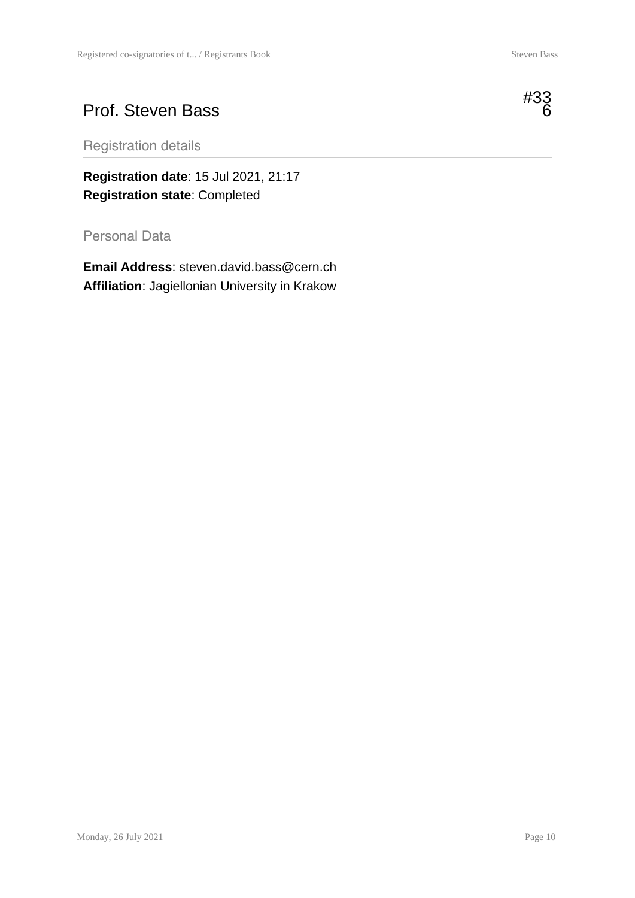# Prof. Steven Bass

#336

## Registration details

**Registration date**: 15 Jul 2021, 21:17
**Registration state**: Completed

## Personal Data

**Email Address**: steven.david.bass@cern.ch
**Affiliation**: Jagiellonian University in Krakow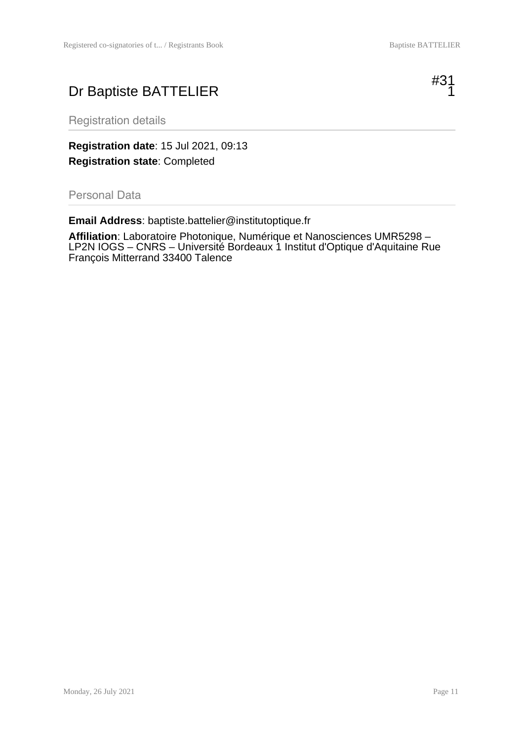# Dr Baptiste BATTELIER

#311

## Registration details

**Registration date**: 15 Jul 2021, 09:13

**Registration state**: Completed

## Personal Data

**Email Address**: baptiste.battelier@institutoptique.fr

**Affiliation**: Laboratoire Photonique, Numérique et Nanosciences UMR5298 – LP2N IOGS – CNRS – Université Bordeaux 1 Institut d'Optique d'Aquitaine Rue François Mitterrand 33400 Talence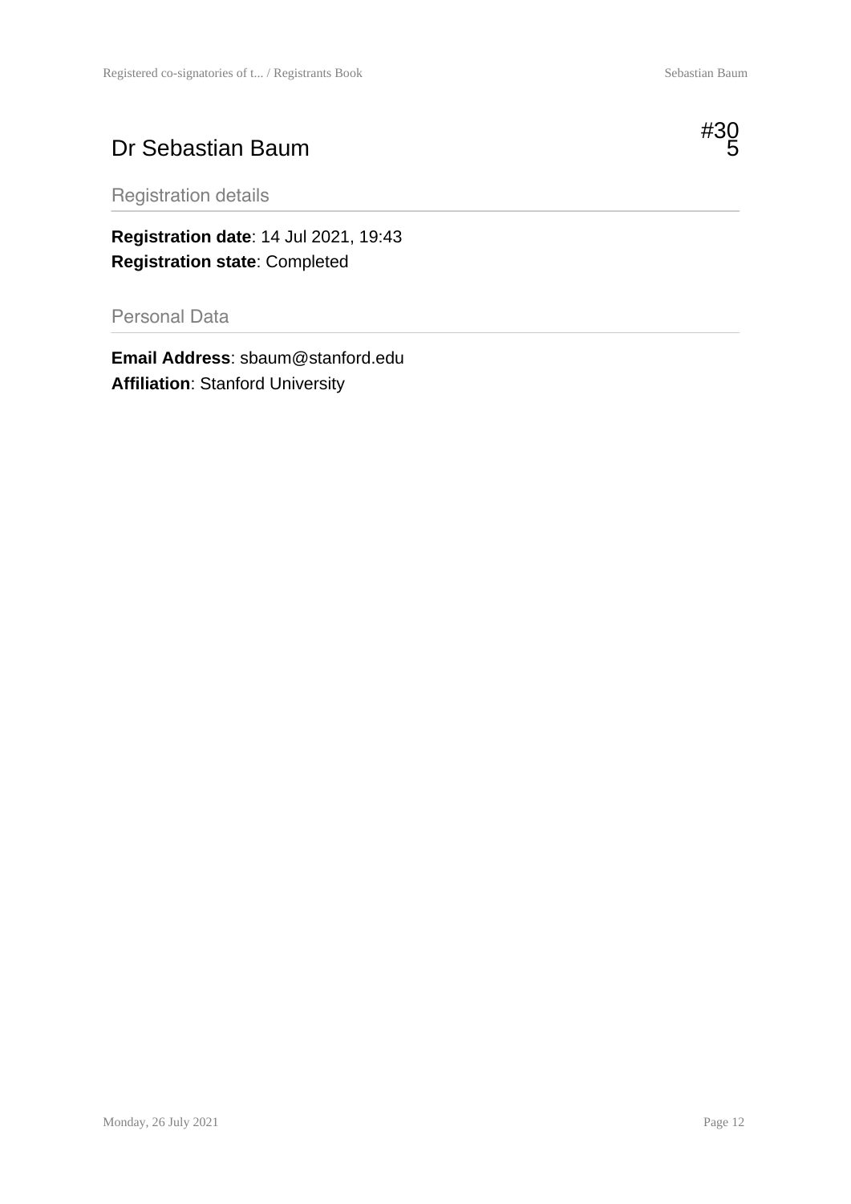# Dr Sebastian Baum

#305

## Registration details

**Registration date**: 14 Jul 2021, 19:43
**Registration state**: Completed

## Personal Data

**Email Address**: sbaum@stanford.edu
**Affiliation**: Stanford University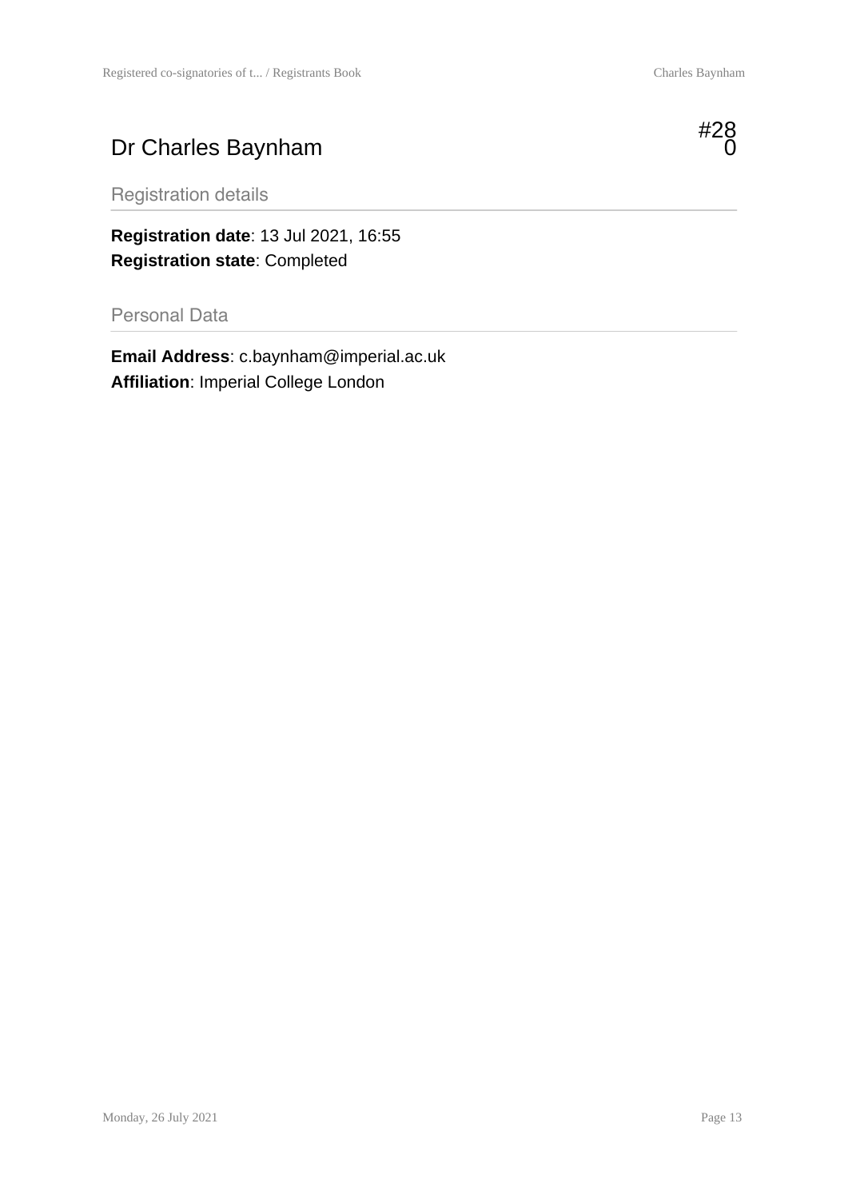# Dr Charles Baynham

#280

## Registration details

**Registration date**: 13 Jul 2021, 16:55
**Registration state**: Completed

## Personal Data

**Email Address**: c.baynham@imperial.ac.uk
**Affiliation**: Imperial College London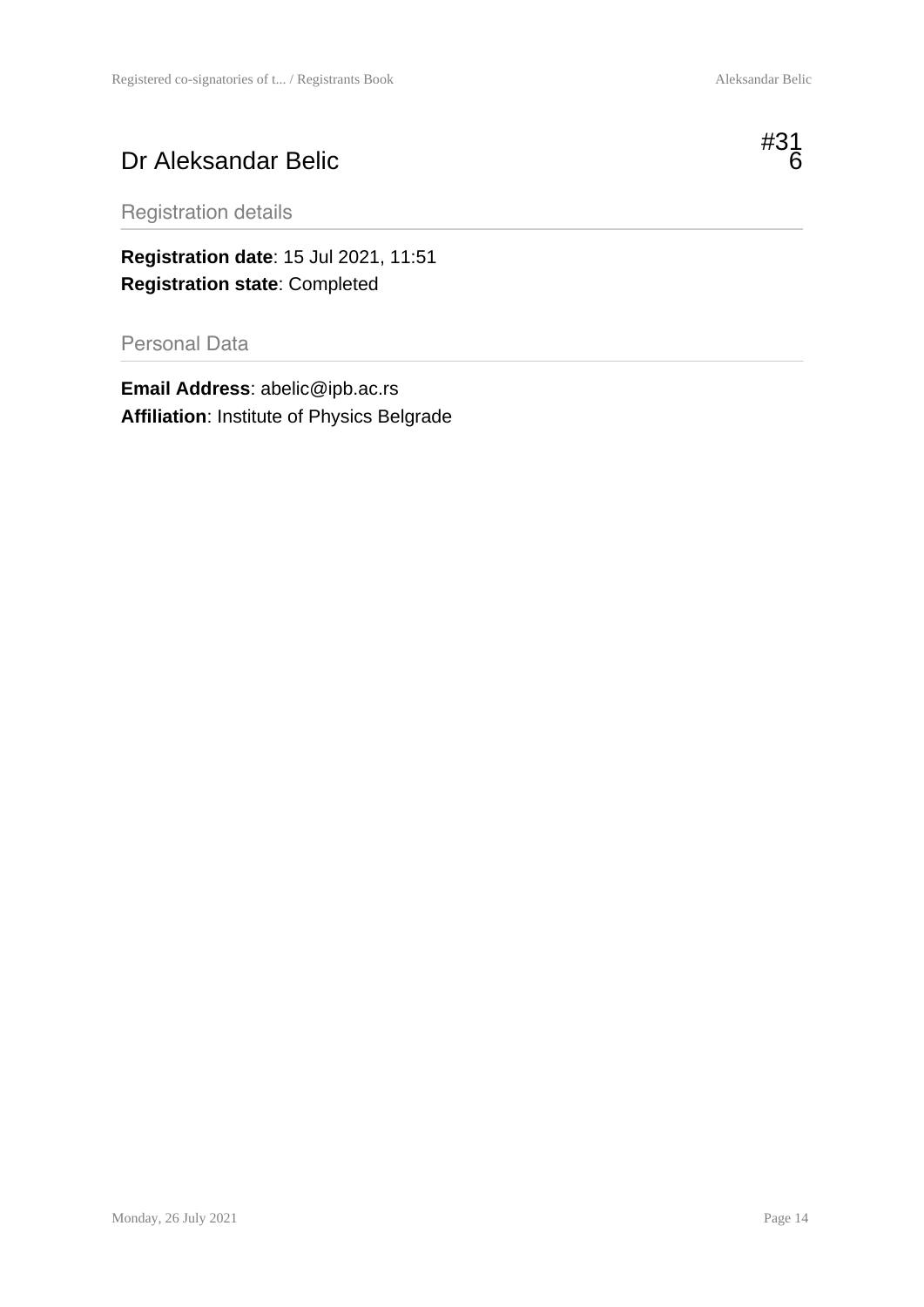# Dr Aleksandar Belic

#316

## Registration details

**Registration date**: 15 Jul 2021, 11:51
**Registration state**: Completed

## Personal Data

**Email Address**: abelic@ipb.ac.rs
**Affiliation**: Institute of Physics Belgrade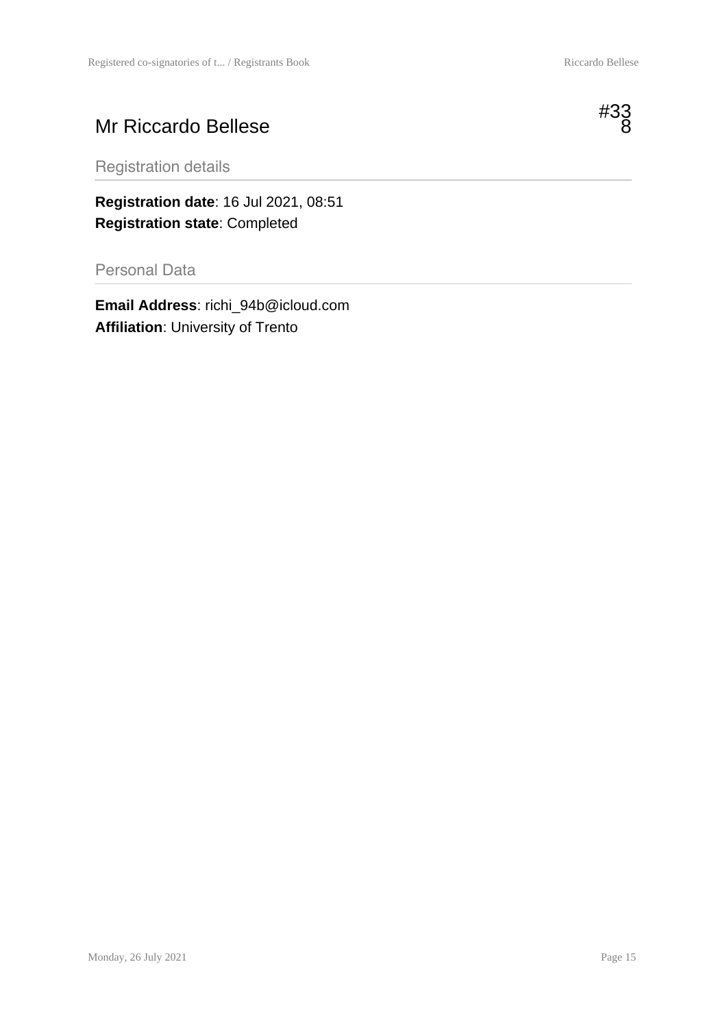# Mr Riccardo Bellese

#338

## Registration details

**Registration date**: 16 Jul 2021, 08:51
**Registration state**: Completed

## Personal Data

**Email Address**: richi_94b@icloud.com
**Affiliation**: University of Trento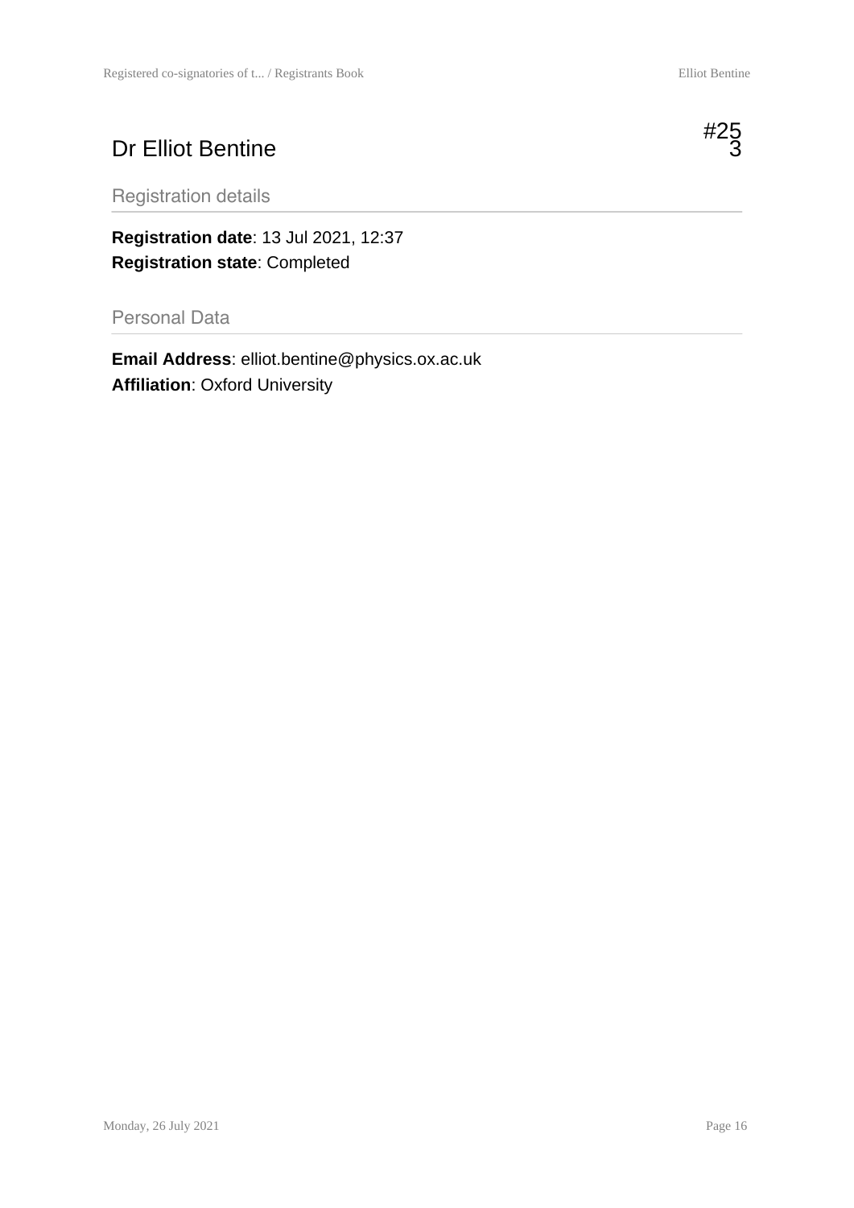# Dr Elliot Bentine

#253

## Registration details

**Registration date**: 13 Jul 2021, 12:37
**Registration state**: Completed

## Personal Data

**Email Address**: elliot.bentine@physics.ox.ac.uk
**Affiliation**: Oxford University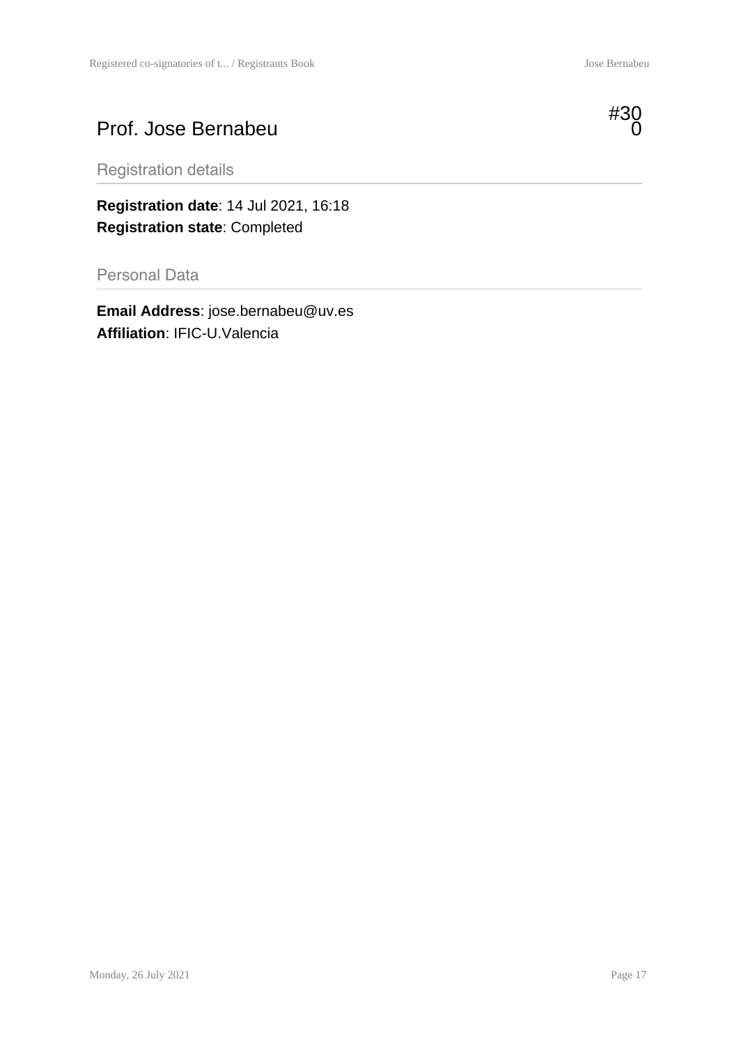# Prof. Jose Bernabeu

#300

## Registration details

**Registration date**: 14 Jul 2021, 16:18
**Registration state**: Completed

## Personal Data

**Email Address**: jose.bernabeu@uv.es
**Affiliation**: IFIC-U.Valencia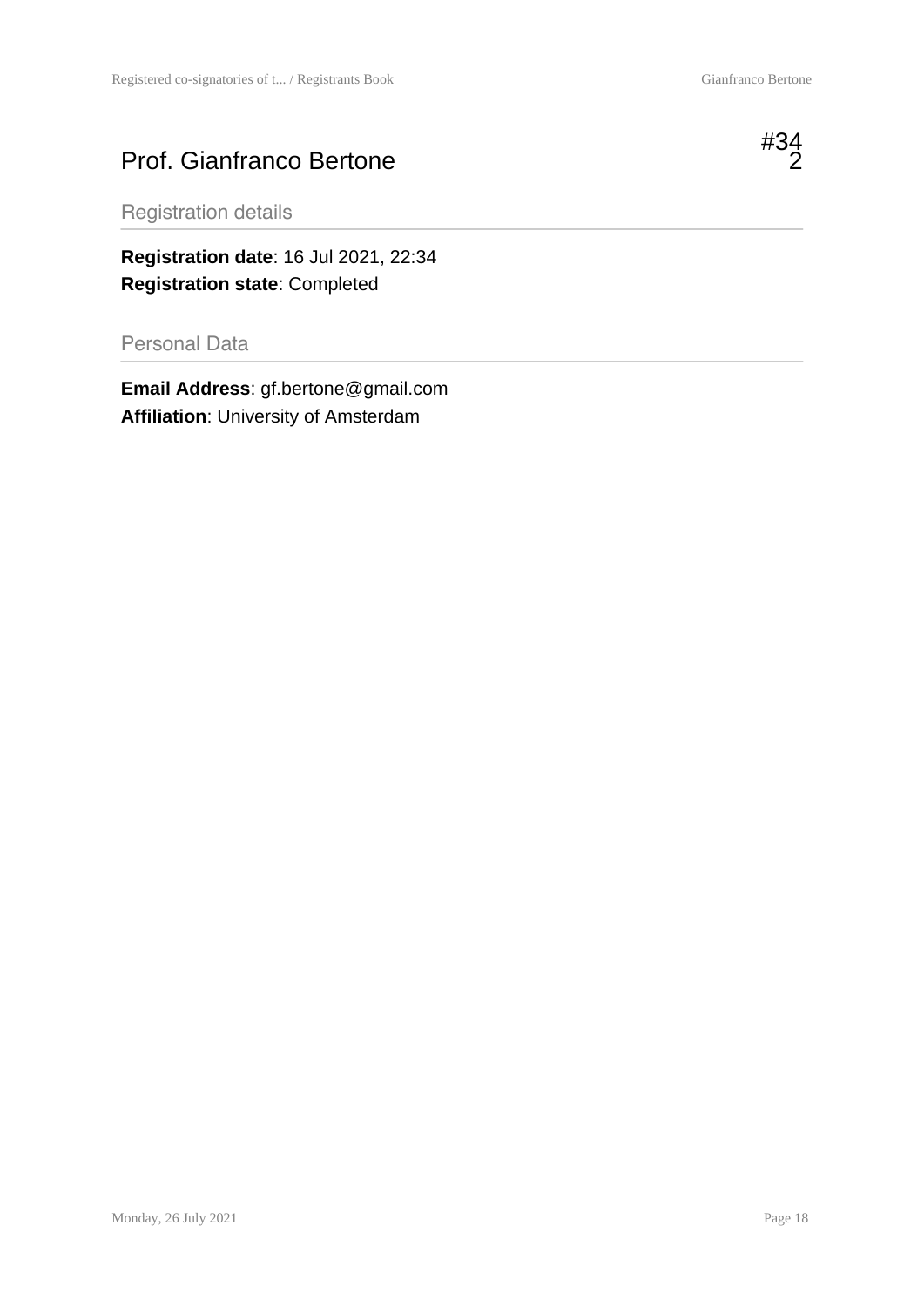# Prof. Gianfranco Bertone

#342

## Registration details

**Registration date**: 16 Jul 2021, 22:34
**Registration state**: Completed

## Personal Data

**Email Address**: gf.bertone@gmail.com
**Affiliation**: University of Amsterdam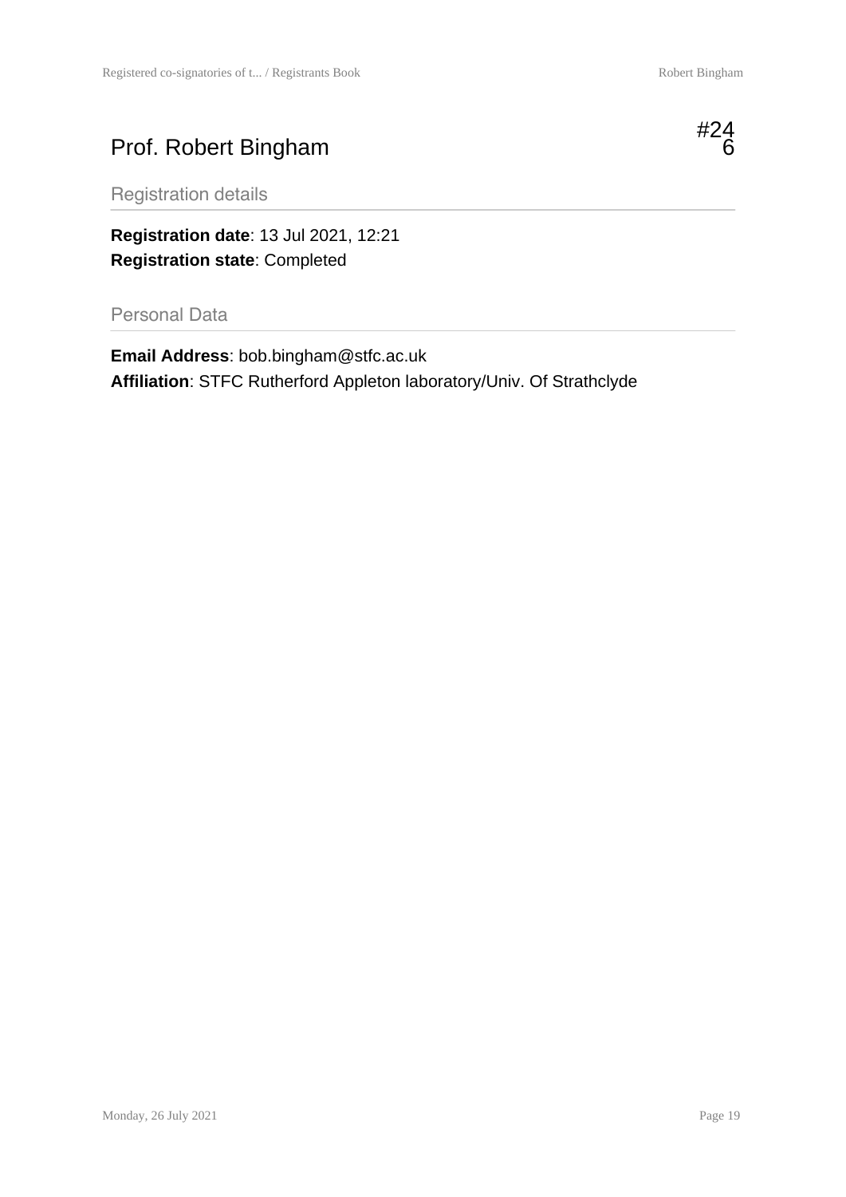# Prof. Robert Bingham

#246

## Registration details

**Registration date**: 13 Jul 2021, 12:21
**Registration state**: Completed

## Personal Data

**Email Address**: bob.bingham@stfc.ac.uk
**Affiliation**: STFC Rutherford Appleton laboratory/Univ. Of Strathclyde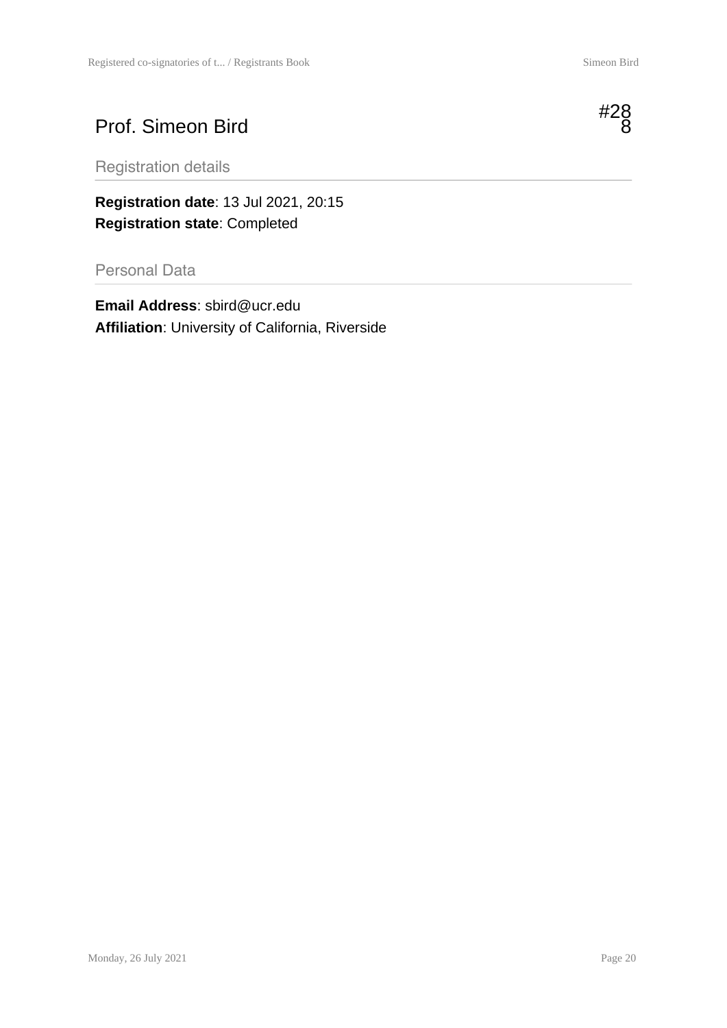# Prof. Simeon Bird

#288

## Registration details

**Registration date**: 13 Jul 2021, 20:15
**Registration state**: Completed

## Personal Data

**Email Address**: sbird@ucr.edu
**Affiliation**: University of California, Riverside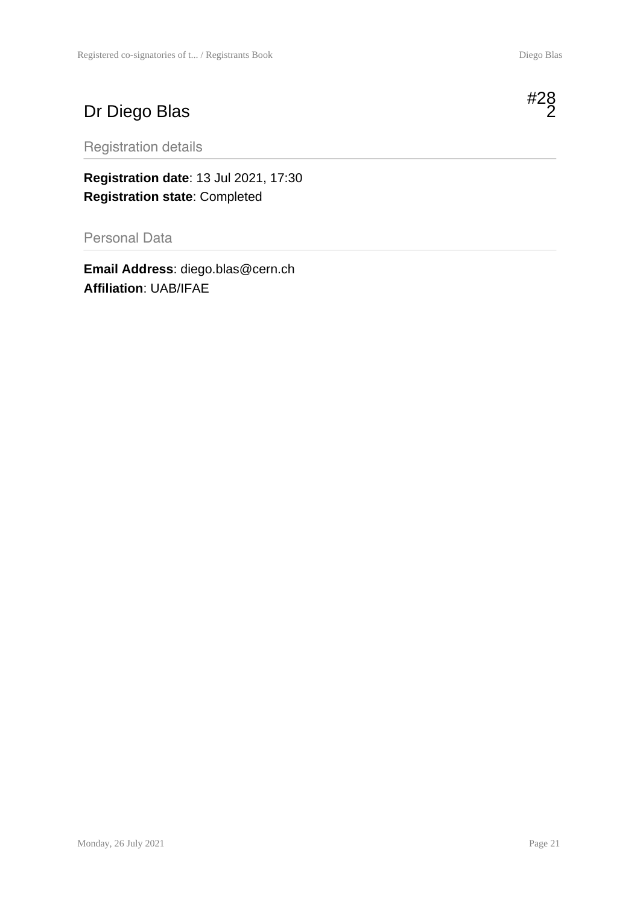# Dr Diego Blas

#282

## Registration details

**Registration date**: 13 Jul 2021, 17:30
**Registration state**: Completed

## Personal Data

**Email Address**: diego.blas@cern.ch
**Affiliation**: UAB/IFAE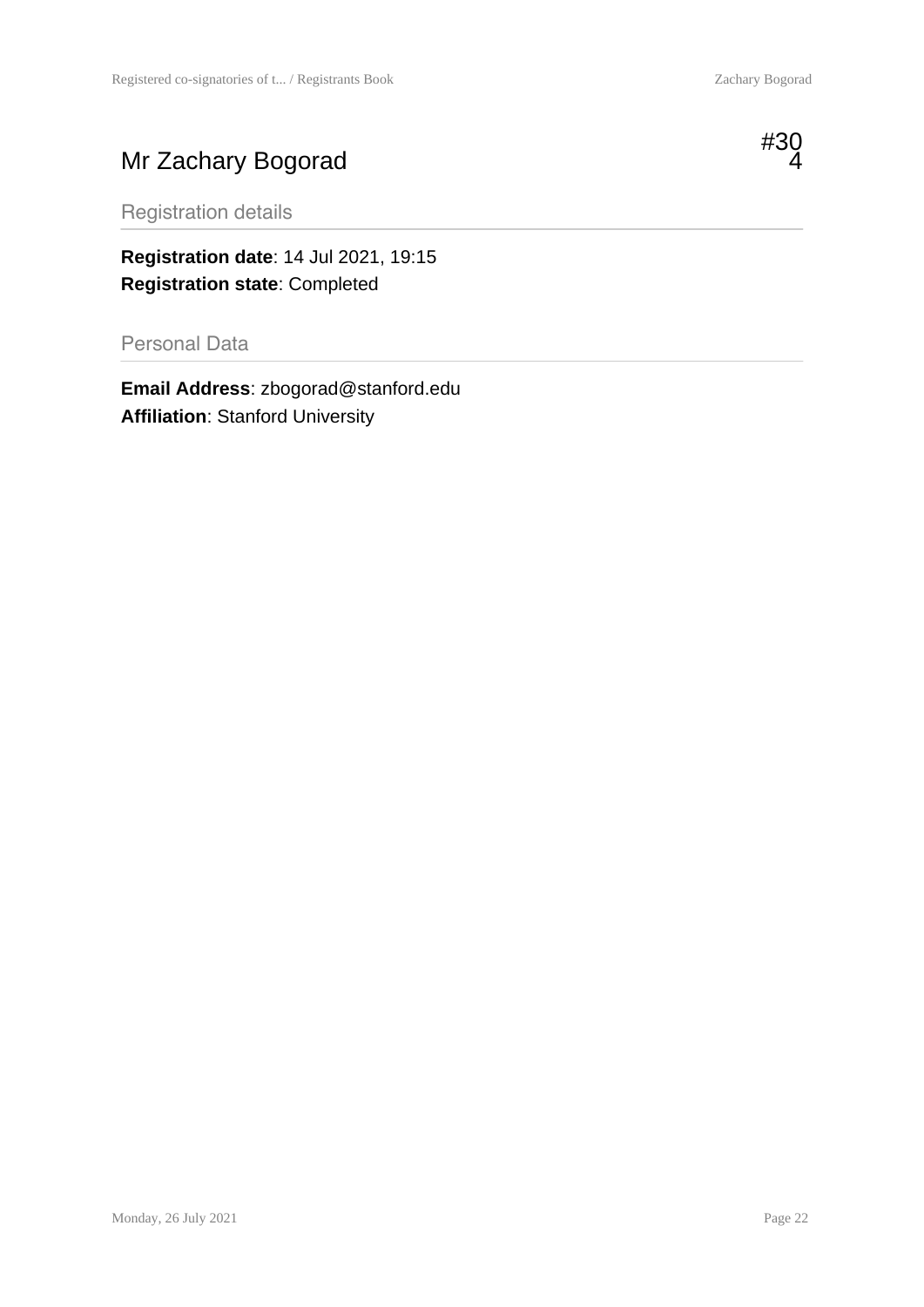# Mr Zachary Bogorad

#304

## Registration details

**Registration date**: 14 Jul 2021, 19:15
**Registration state**: Completed

## Personal Data

**Email Address**: zbogorad@stanford.edu
**Affiliation**: Stanford University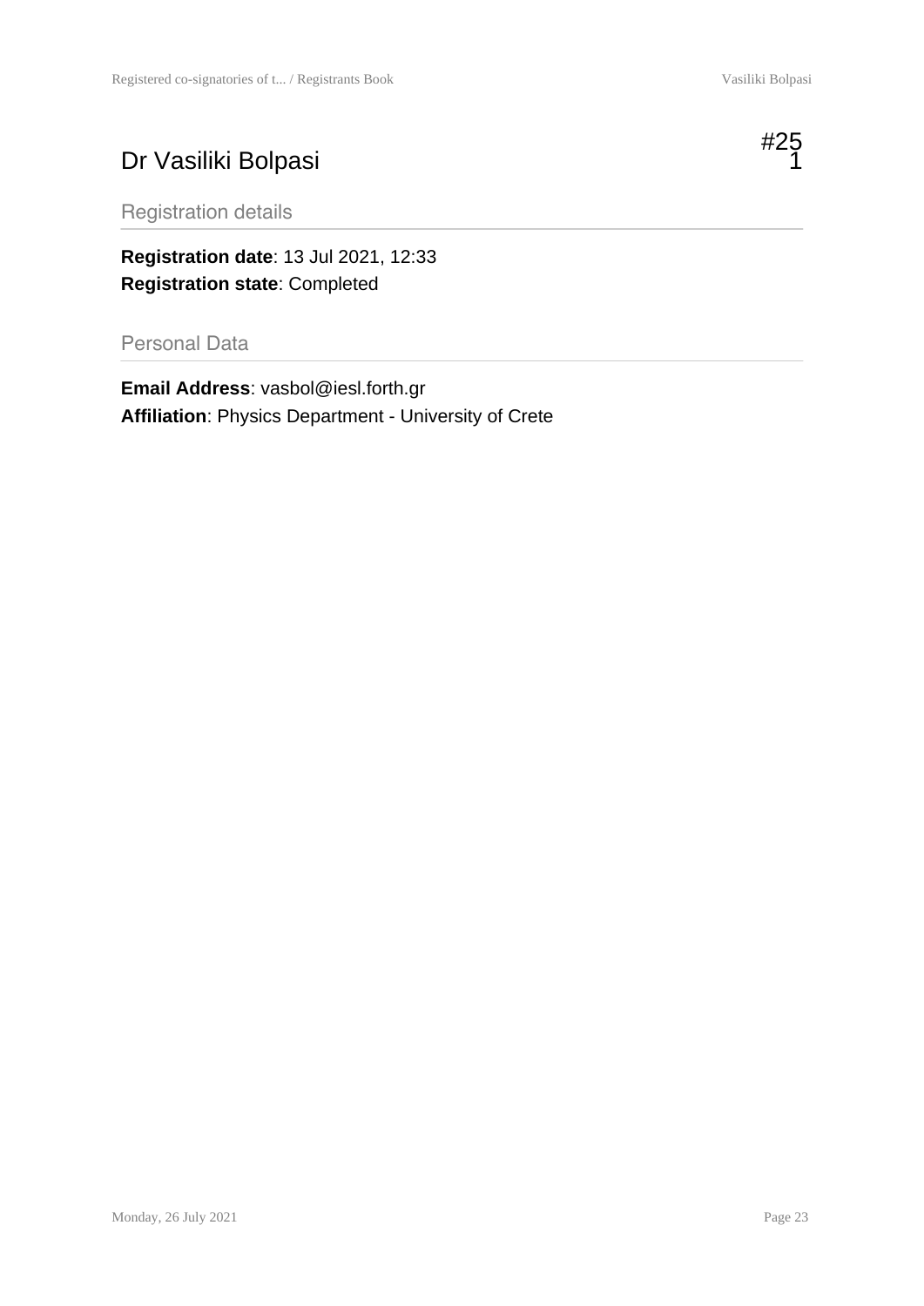# Dr Vasiliki Bolpasi

#251

## Registration details

**Registration date**: 13 Jul 2021, 12:33
**Registration state**: Completed

## Personal Data

**Email Address**: vasbol@iesl.forth.gr
**Affiliation**: Physics Department - University of Crete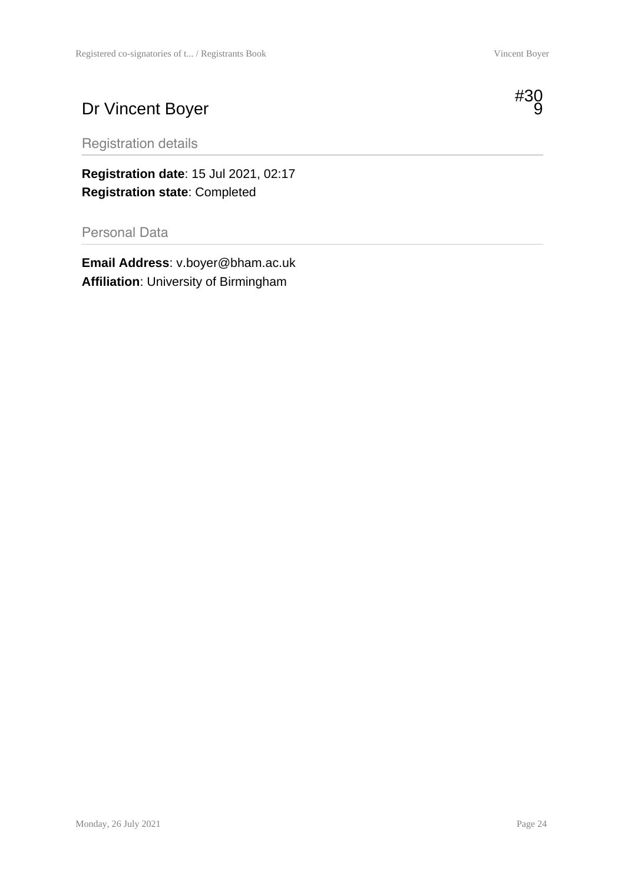# Dr Vincent Boyer

#309

## Registration details

**Registration date**: 15 Jul 2021, 02:17
**Registration state**: Completed

## Personal Data

**Email Address**: v.boyer@bham.ac.uk
**Affiliation**: University of Birmingham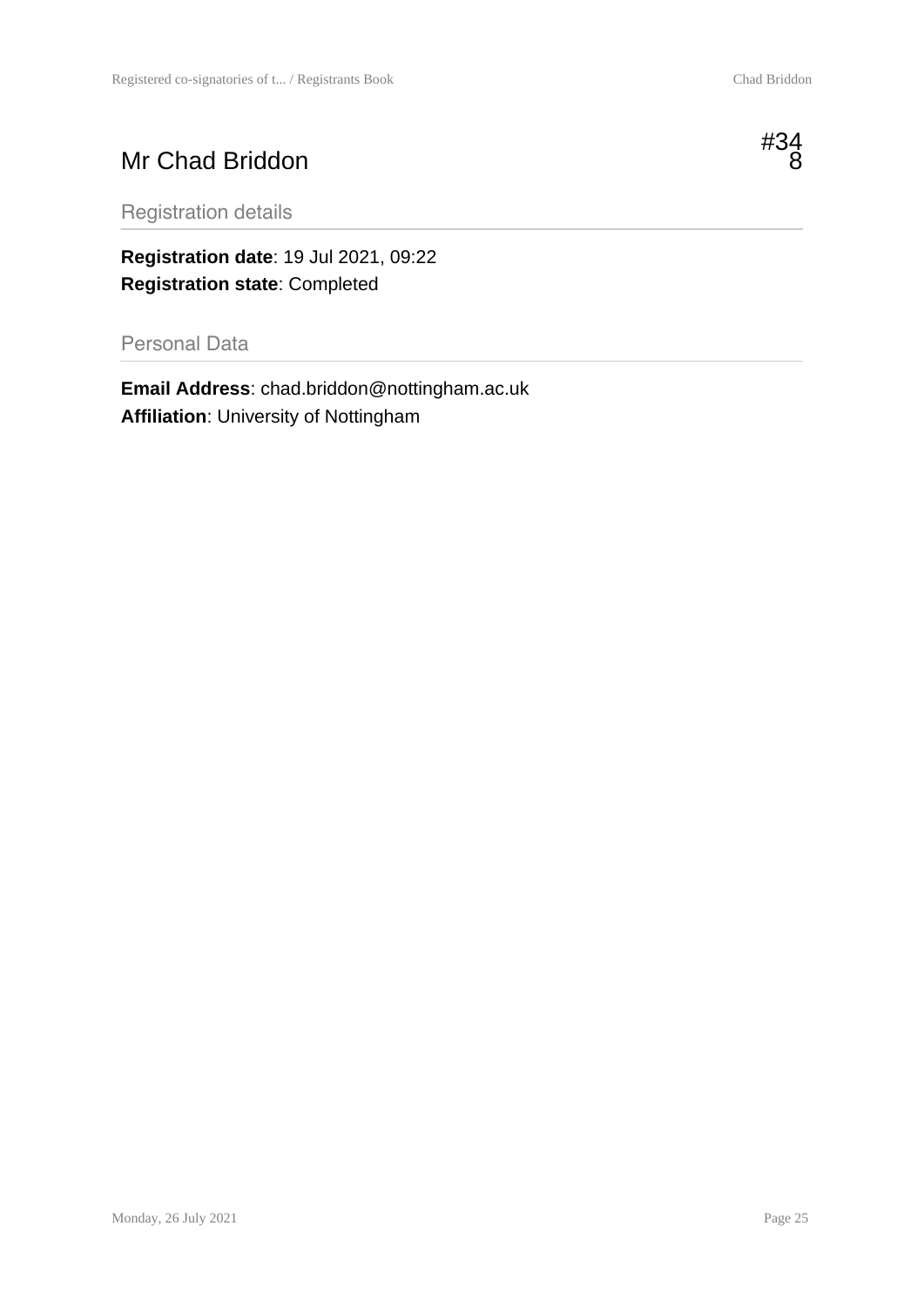# Mr Chad Briddon

#348

## Registration details

**Registration date**: 19 Jul 2021, 09:22
**Registration state**: Completed

## Personal Data

**Email Address**: chad.briddon@nottingham.ac.uk
**Affiliation**: University of Nottingham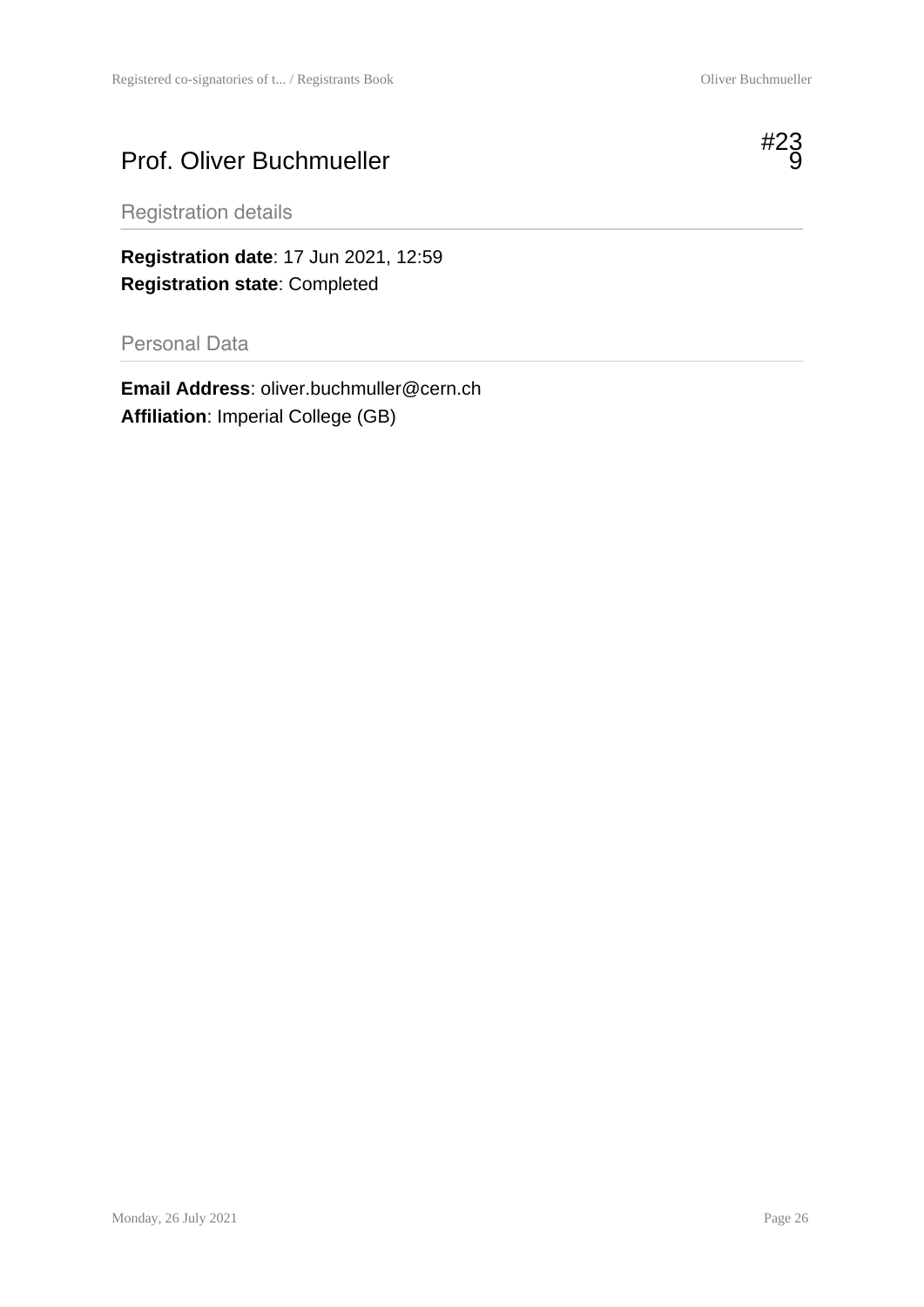# Prof. Oliver Buchmueller

#239

## Registration details

**Registration date**: 17 Jun 2021, 12:59
**Registration state**: Completed

## Personal Data

**Email Address**: oliver.buchmuller@cern.ch
**Affiliation**: Imperial College (GB)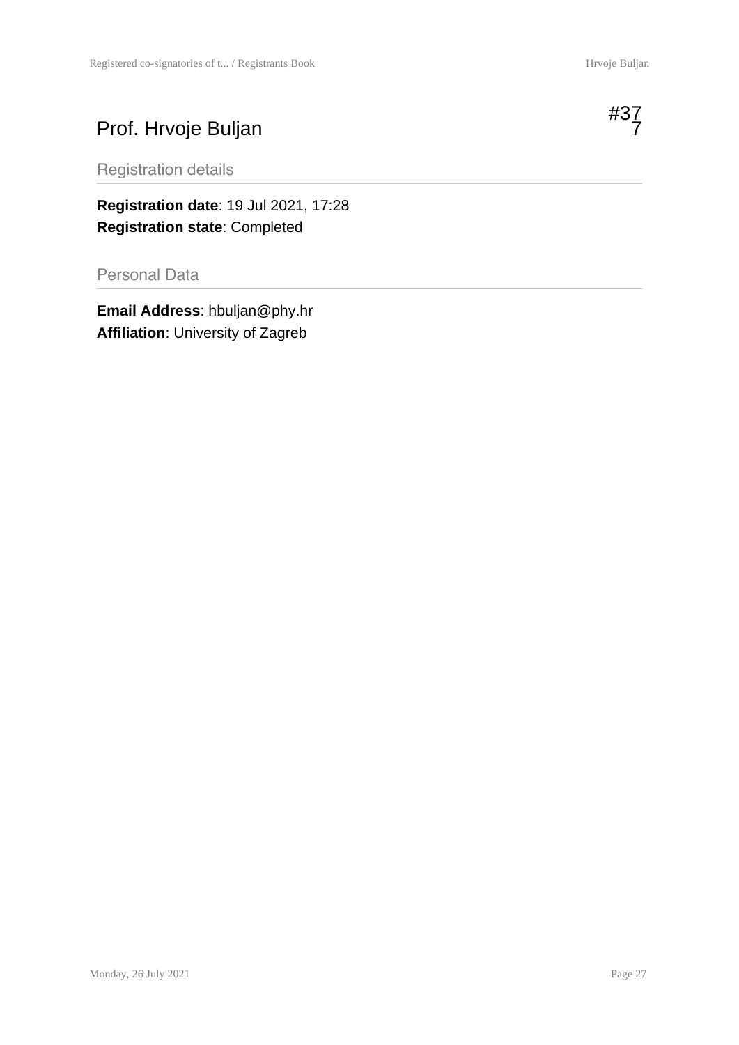# Prof. Hrvoje Buljan

#377

## Registration details

**Registration date**: 19 Jul 2021, 17:28
**Registration state**: Completed

## Personal Data

**Email Address**: hbuljan@phy.hr
**Affiliation**: University of Zagreb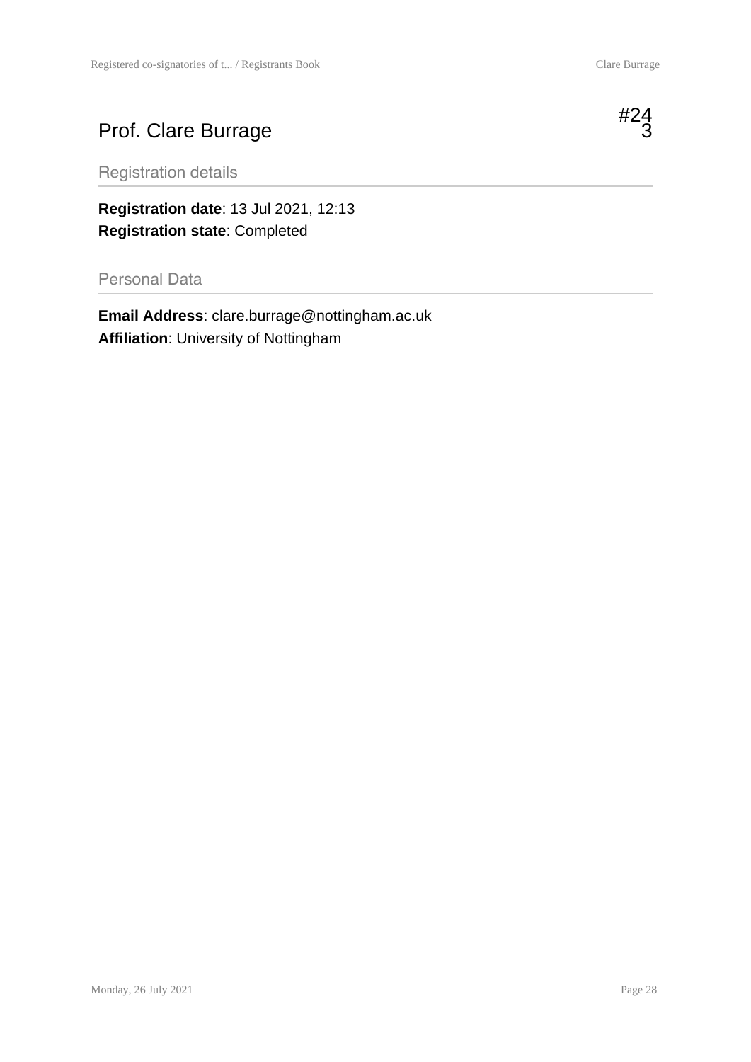# Prof. Clare Burrage

#243

## Registration details

**Registration date**: 13 Jul 2021, 12:13
**Registration state**: Completed

## Personal Data

**Email Address**: clare.burrage@nottingham.ac.uk
**Affiliation**: University of Nottingham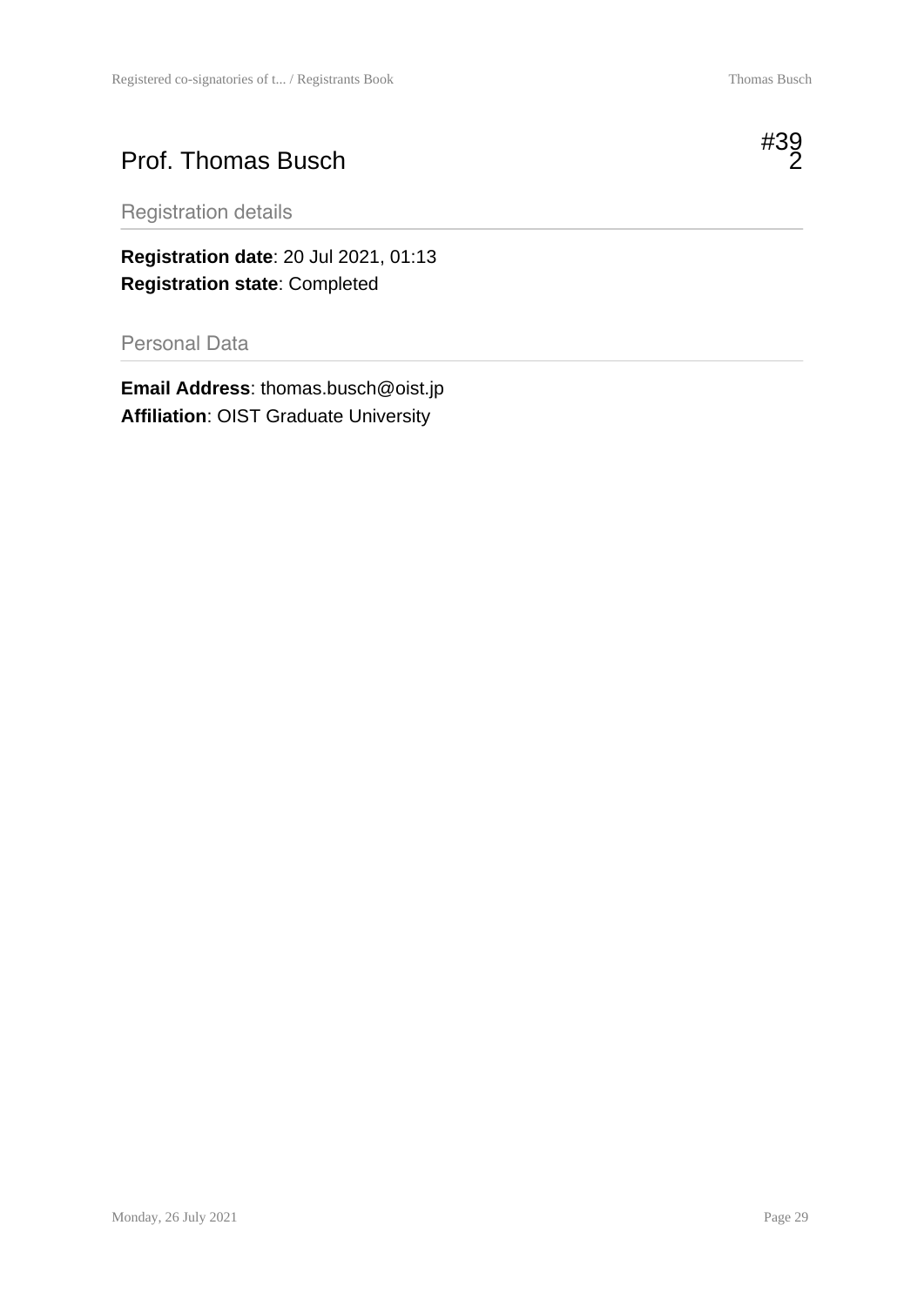# Prof. Thomas Busch

#392

## Registration details

**Registration date**: 20 Jul 2021, 01:13
**Registration state**: Completed

## Personal Data

**Email Address**: thomas.busch@oist.jp
**Affiliation**: OIST Graduate University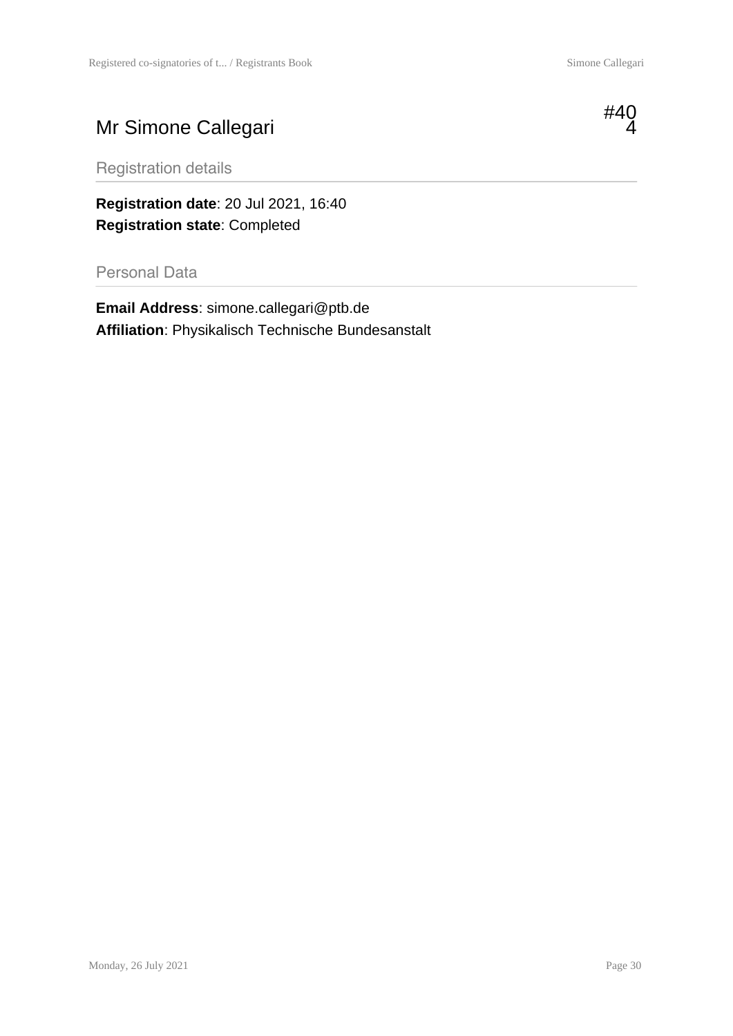# Mr Simone Callegari

#404

## Registration details

**Registration date**: 20 Jul 2021, 16:40
**Registration state**: Completed

## Personal Data

**Email Address**: simone.callegari@ptb.de
**Affiliation**: Physikalisch Technische Bundesanstalt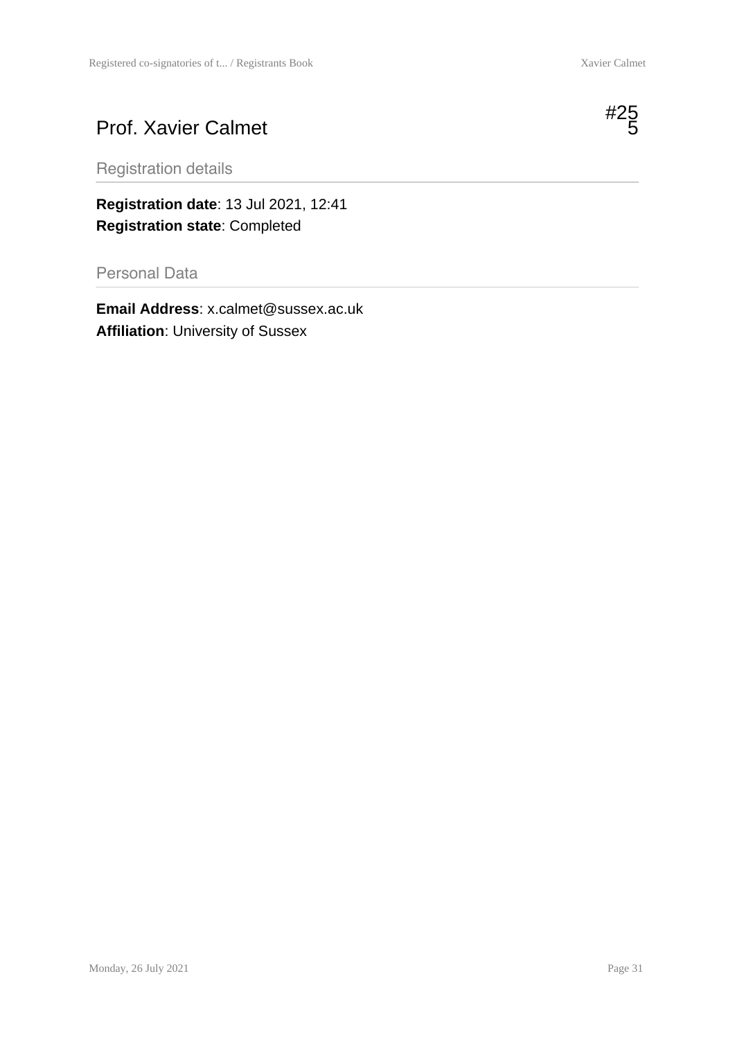# Prof. Xavier Calmet

#255

## Registration details

**Registration date**: 13 Jul 2021, 12:41
**Registration state**: Completed

## Personal Data

**Email Address**: x.calmet@sussex.ac.uk
**Affiliation**: University of Sussex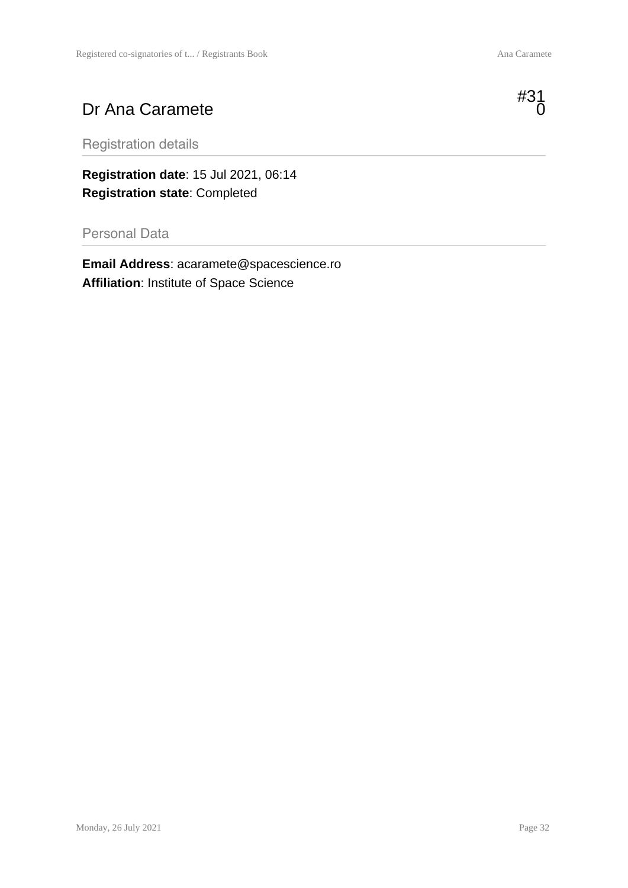# Dr Ana Caramete

#310

## Registration details

**Registration date**: 15 Jul 2021, 06:14
**Registration state**: Completed

## Personal Data

**Email Address**: acaramete@spacescience.ro
**Affiliation**: Institute of Space Science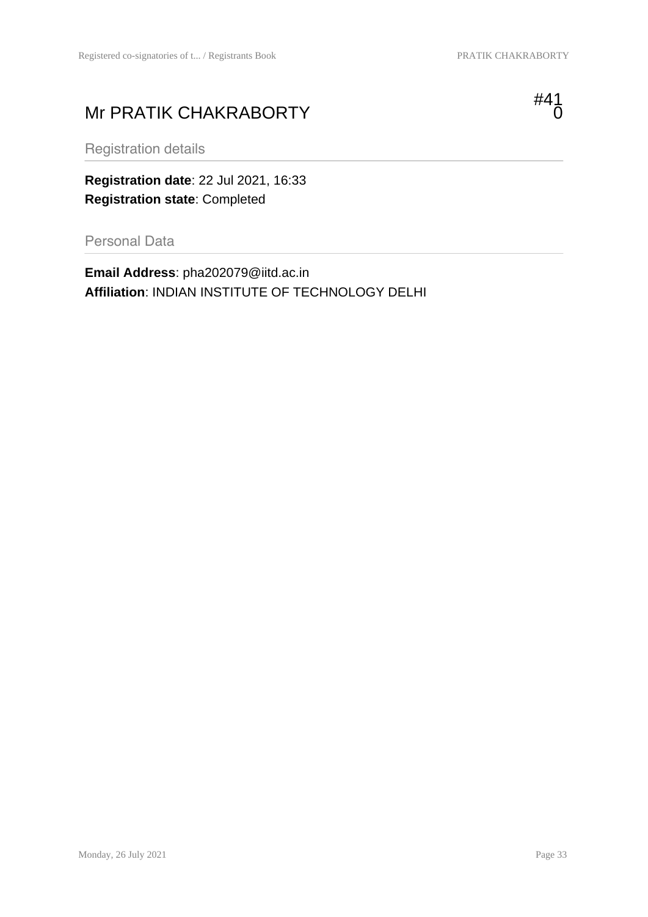# Mr PRATIK CHAKRABORTY

#410

## Registration details

**Registration date**: 22 Jul 2021, 16:33
**Registration state**: Completed

## Personal Data

**Email Address**: pha202079@iitd.ac.in
**Affiliation**: INDIAN INSTITUTE OF TECHNOLOGY DELHI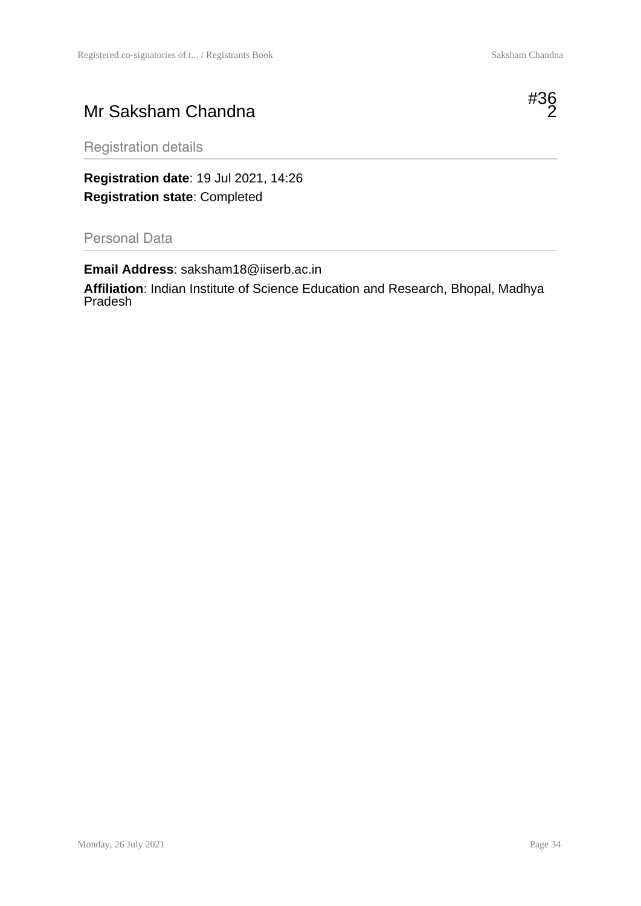# Mr Saksham Chandna

#362

## Registration details

**Registration date**: 19 Jul 2021, 14:26

**Registration state**: Completed

## Personal Data

**Email Address**: saksham18@iiserb.ac.in

**Affiliation**: Indian Institute of Science Education and Research, Bhopal, Madhya Pradesh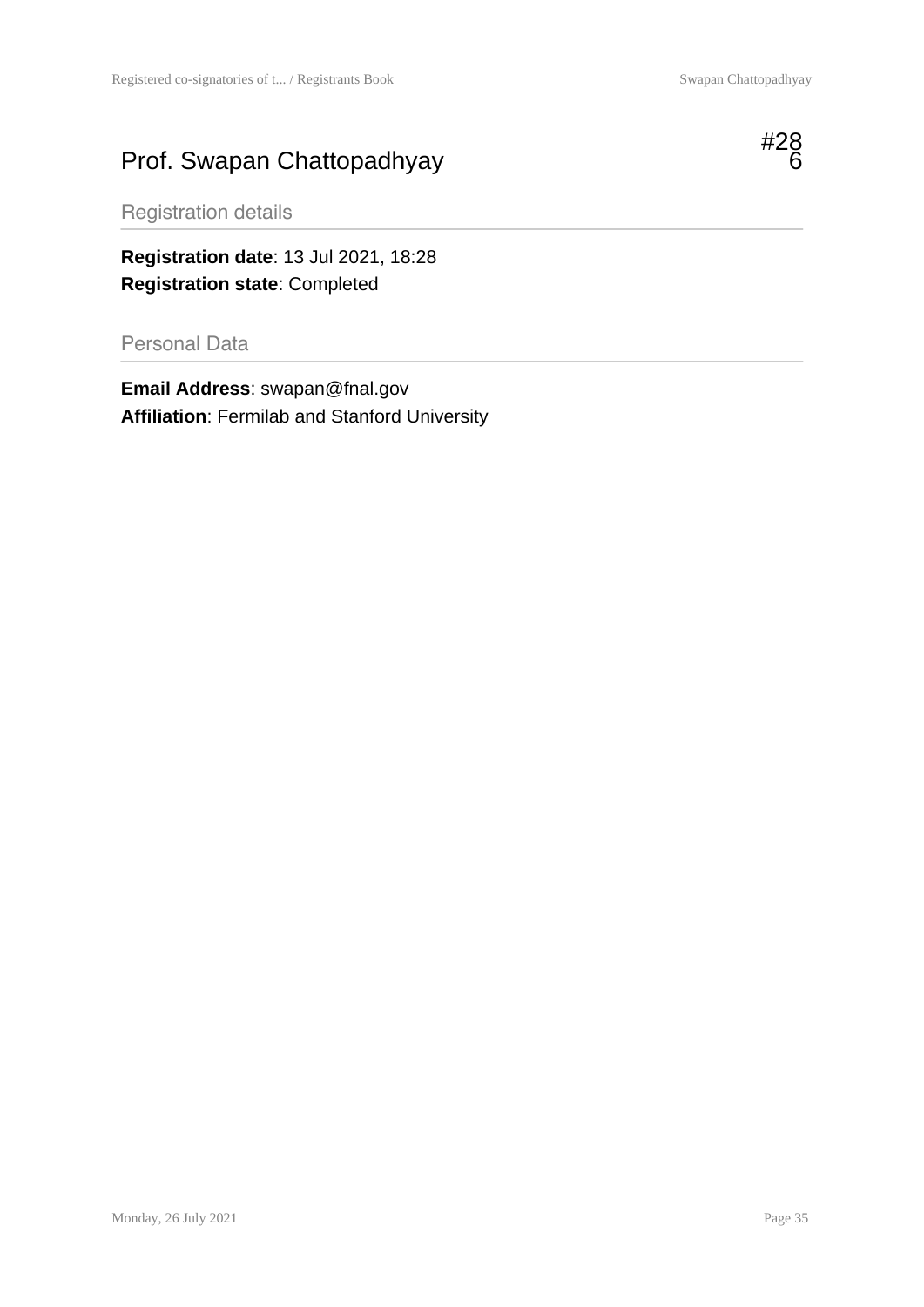# Prof. Swapan Chattopadhyay

#286

## Registration details

**Registration date**: 13 Jul 2021, 18:28
**Registration state**: Completed

## Personal Data

**Email Address**: swapan@fnal.gov
**Affiliation**: Fermilab and Stanford University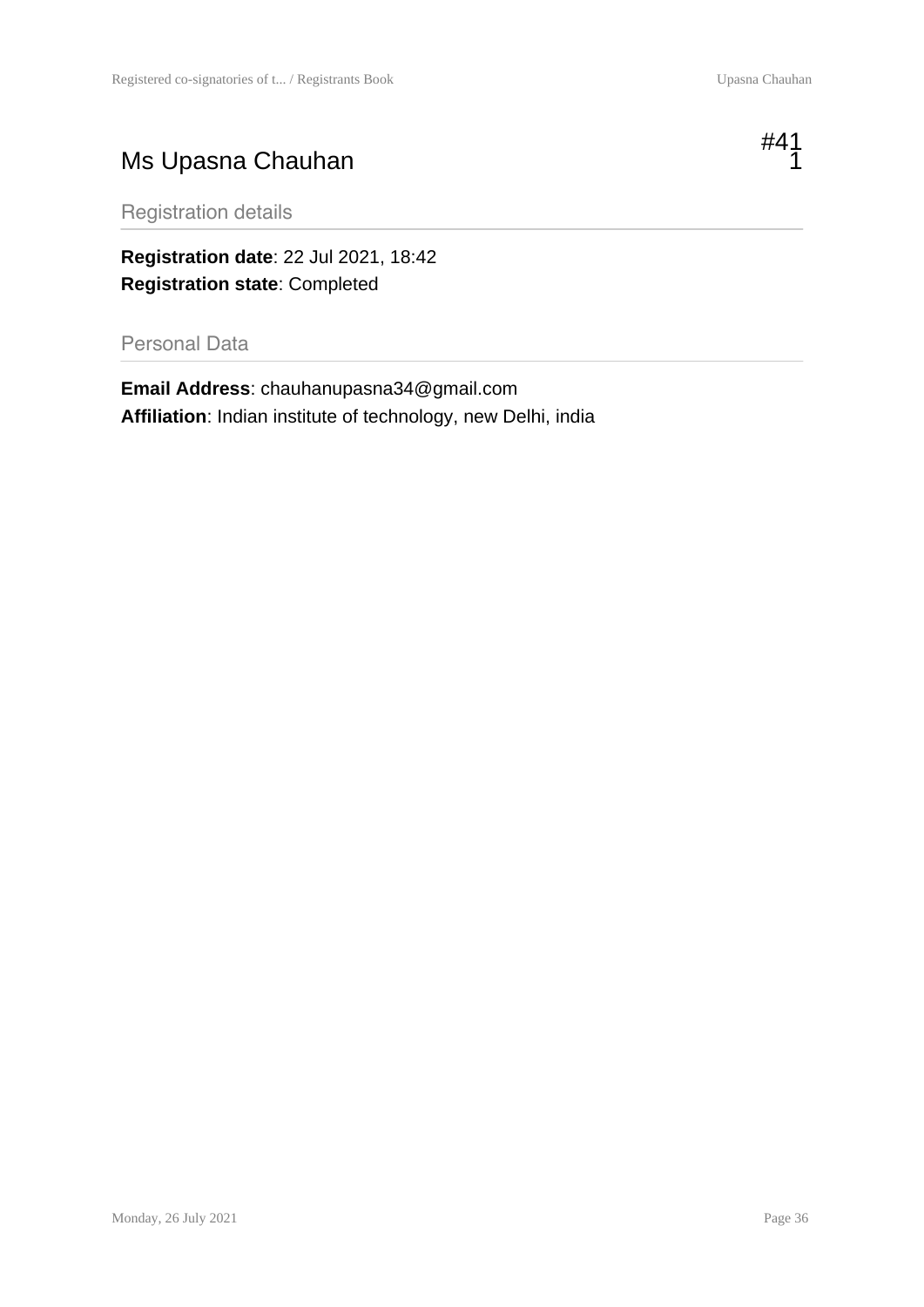# Ms Upasna Chauhan

#411

## Registration details

**Registration date**: 22 Jul 2021, 18:42
**Registration state**: Completed

## Personal Data

**Email Address**: chauhanupasna34@gmail.com
**Affiliation**: Indian institute of technology, new Delhi, india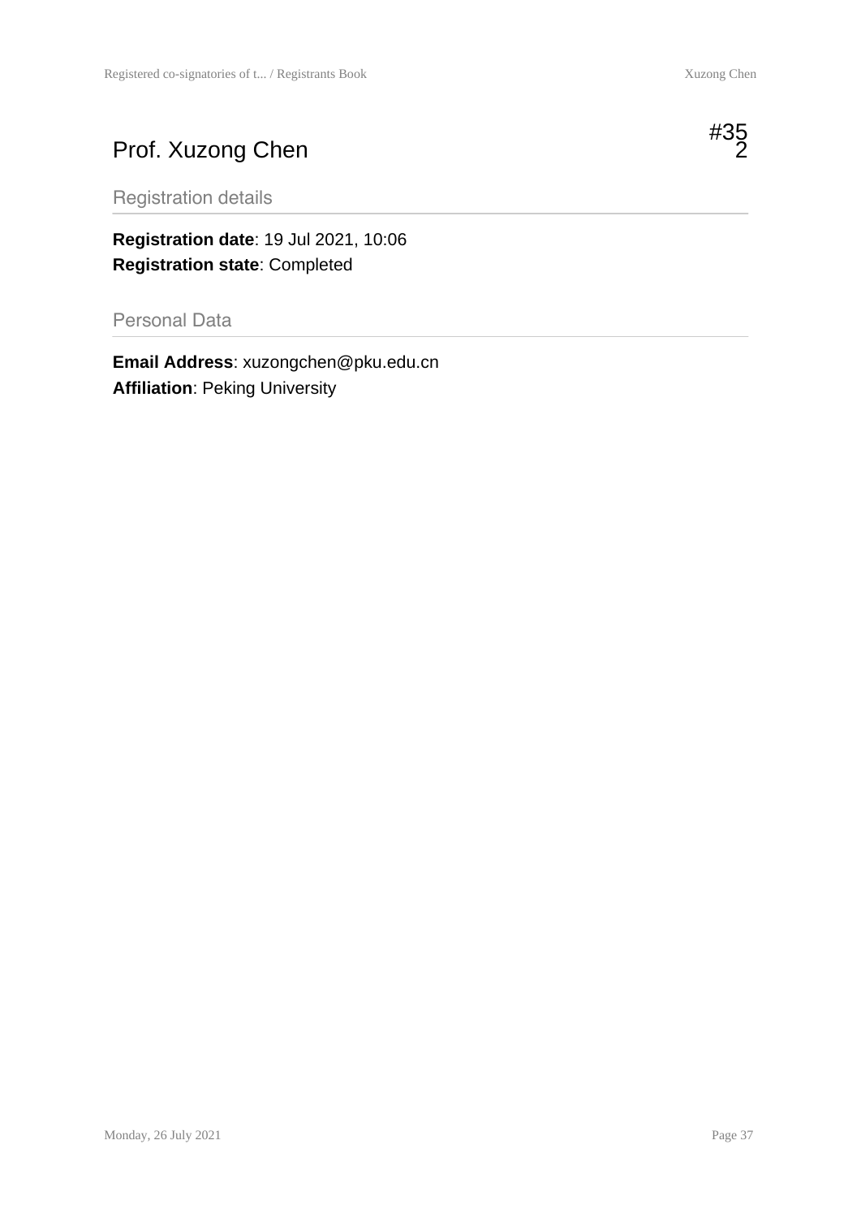# Prof. Xuzong Chen

#352

## Registration details

**Registration date**: 19 Jul 2021, 10:06
**Registration state**: Completed

## Personal Data

**Email Address**: xuzongchen@pku.edu.cn
**Affiliation**: Peking University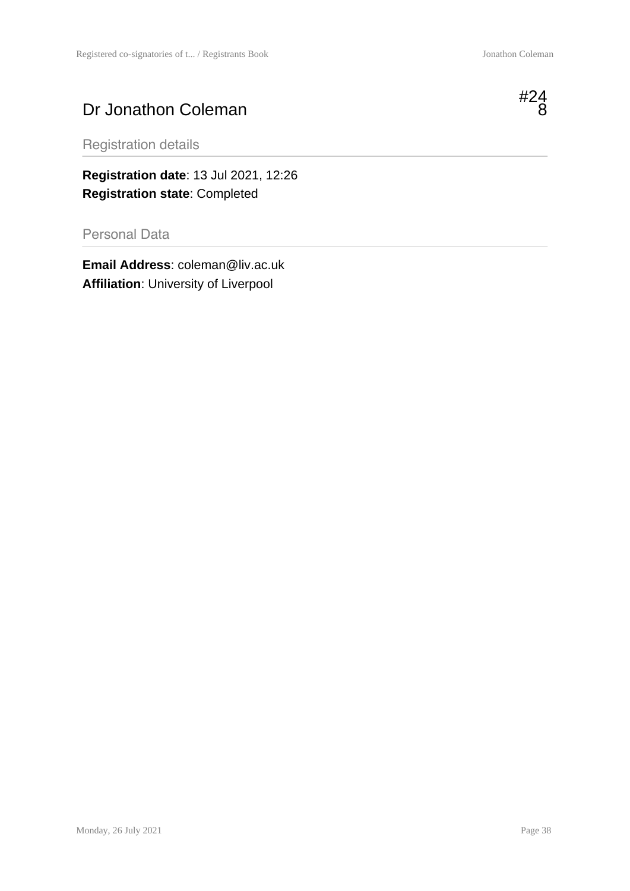# Dr Jonathon Coleman

#248

## Registration details

**Registration date**: 13 Jul 2021, 12:26
**Registration state**: Completed

## Personal Data

**Email Address**: coleman@liv.ac.uk
**Affiliation**: University of Liverpool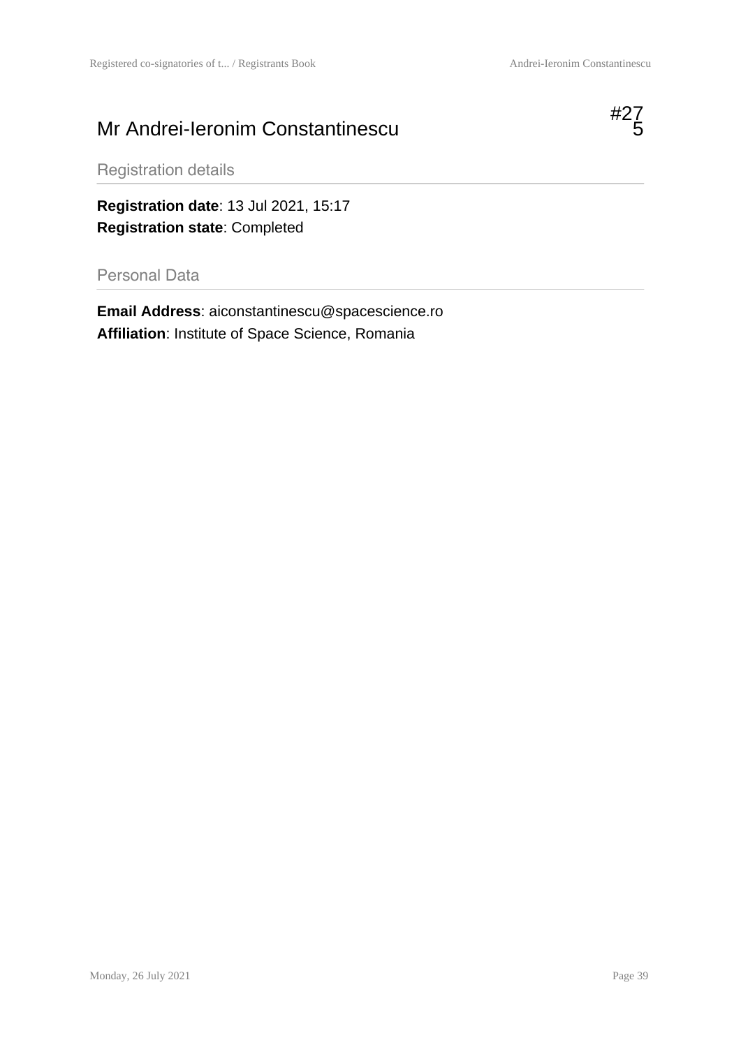# Mr Andrei-Ieronim Constantinescu

#275

## Registration details

**Registration date**: 13 Jul 2021, 15:17
**Registration state**: Completed

## Personal Data

**Email Address**: aiconstantinescu@spacescience.ro
**Affiliation**: Institute of Space Science, Romania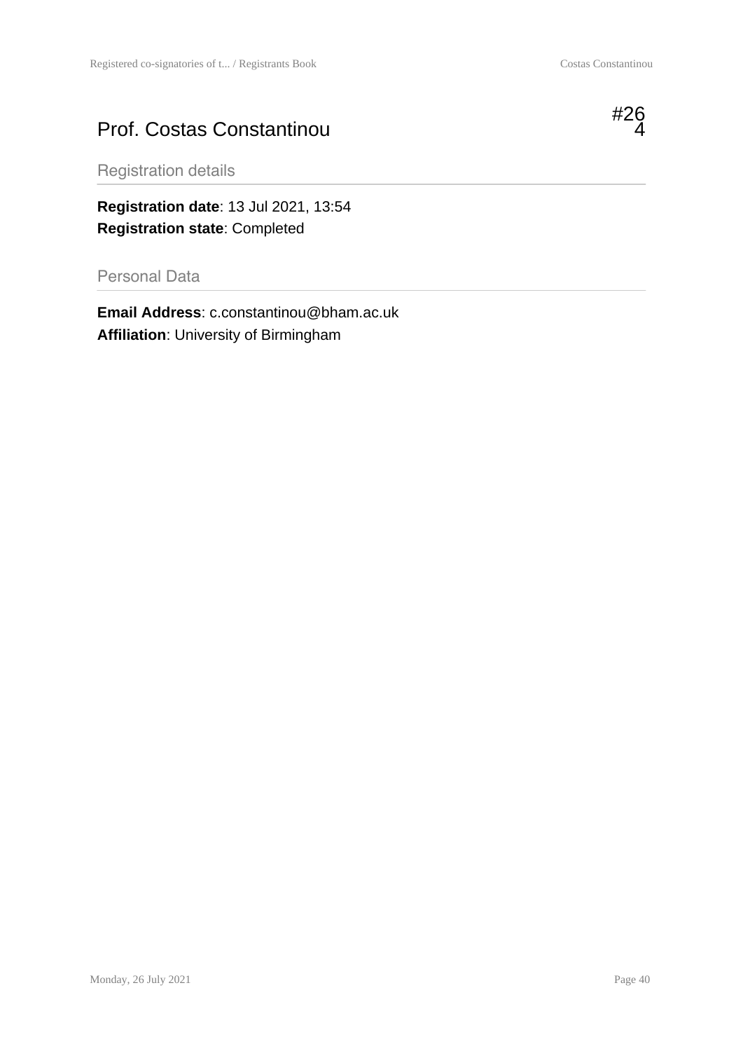# Prof. Costas Constantinou

#264

## Registration details

**Registration date**: 13 Jul 2021, 13:54
**Registration state**: Completed

## Personal Data

**Email Address**: c.constantinou@bham.ac.uk
**Affiliation**: University of Birmingham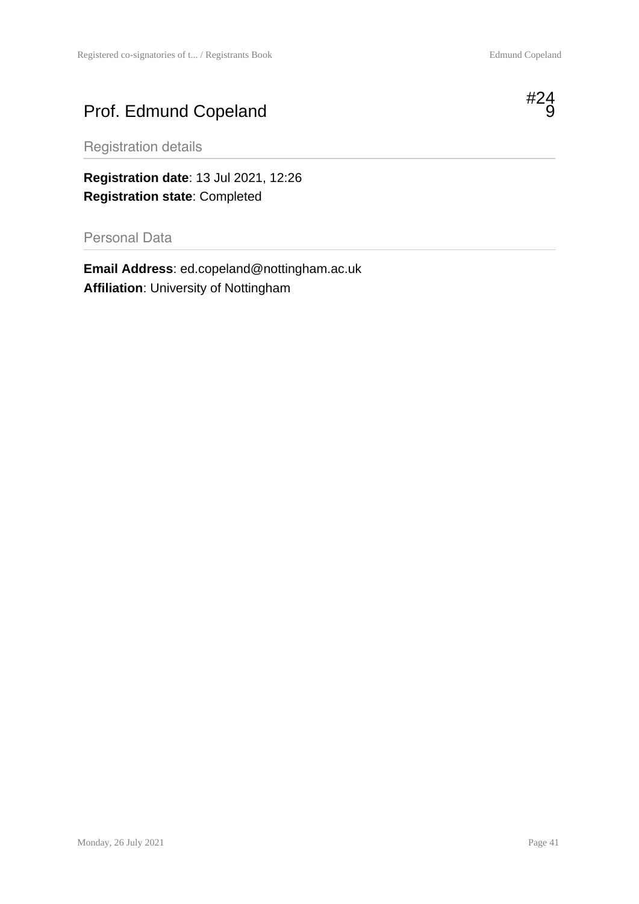# Prof. Edmund Copeland

#249

## Registration details

**Registration date**: 13 Jul 2021, 12:26
**Registration state**: Completed

## Personal Data

**Email Address**: ed.copeland@nottingham.ac.uk
**Affiliation**: University of Nottingham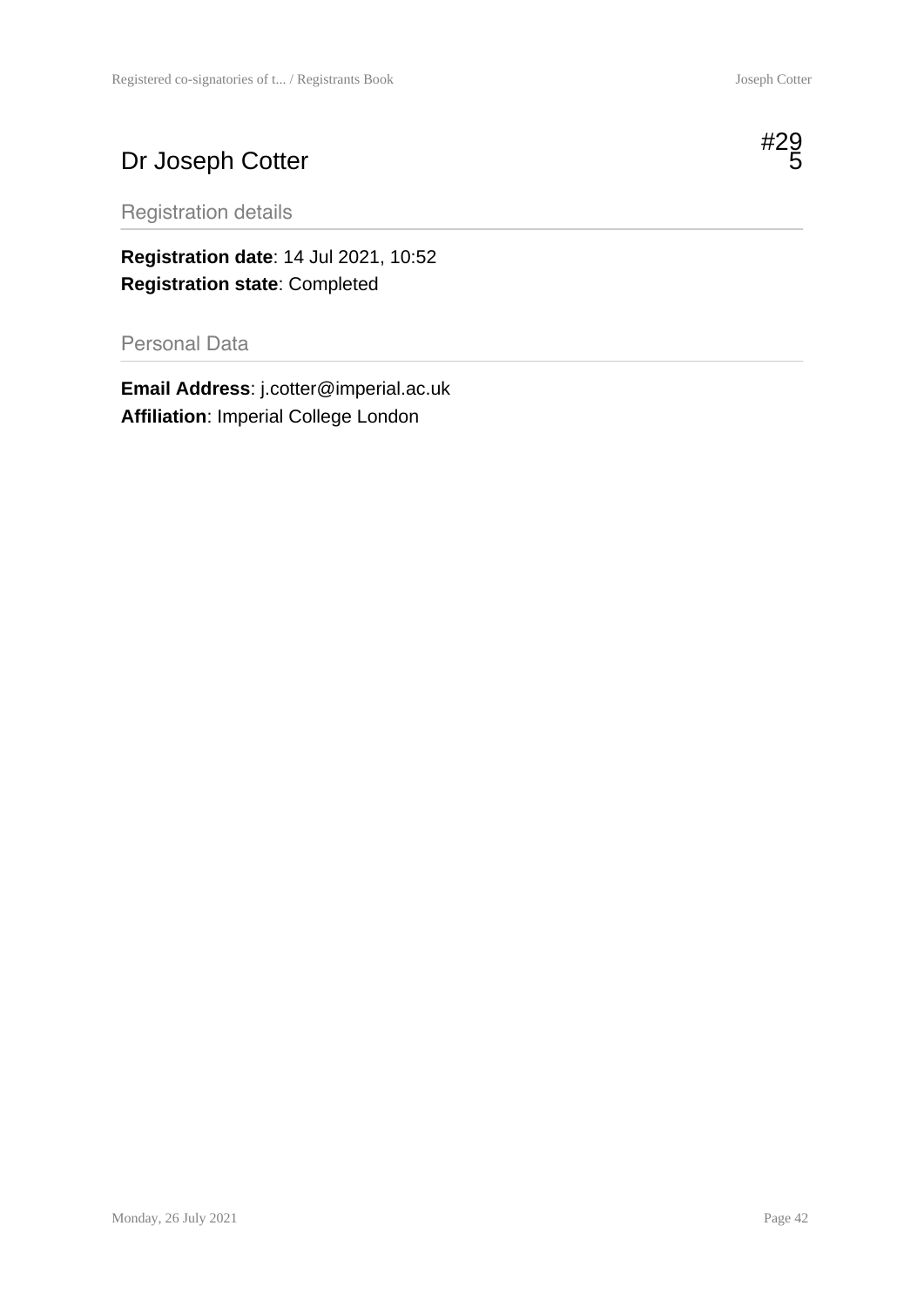# Dr Joseph Cotter

#295

## Registration details

**Registration date**: 14 Jul 2021, 10:52
**Registration state**: Completed

## Personal Data

**Email Address**: j.cotter@imperial.ac.uk
**Affiliation**: Imperial College London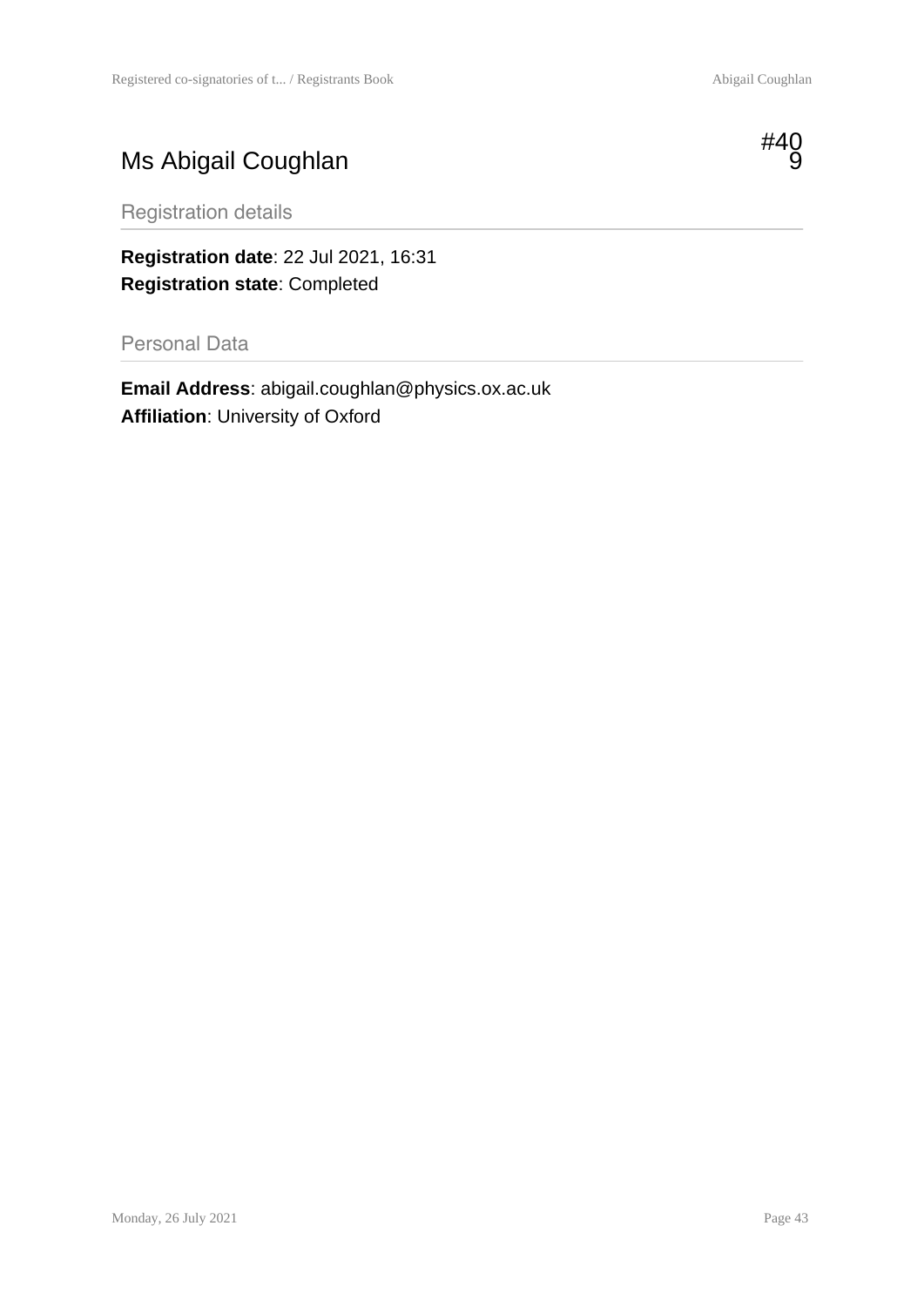# Ms Abigail Coughlan

#409

## Registration details

**Registration date**: 22 Jul 2021, 16:31
**Registration state**: Completed

## Personal Data

**Email Address**: abigail.coughlan@physics.ox.ac.uk
**Affiliation**: University of Oxford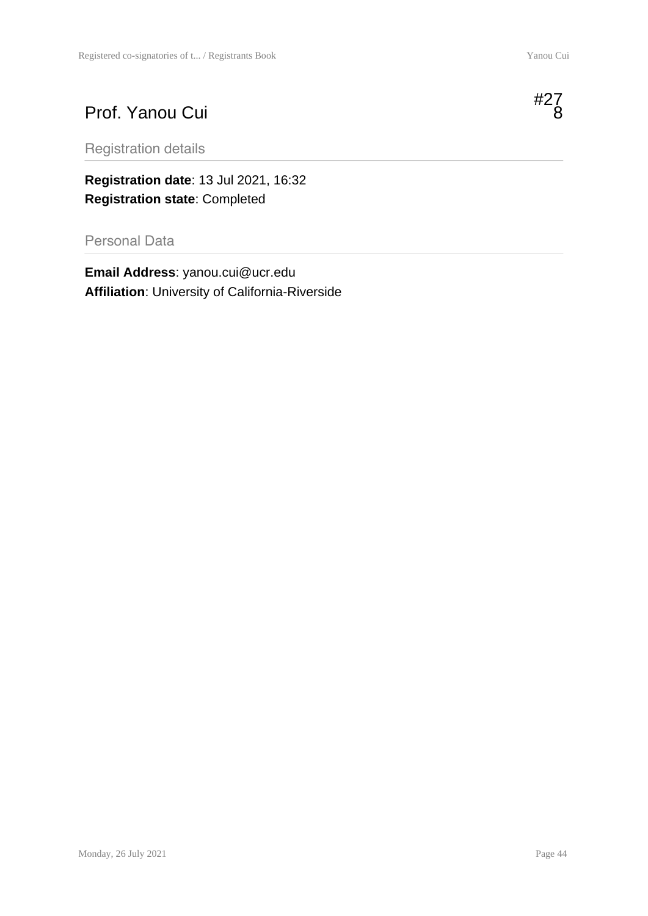# Prof. Yanou Cui

#278

## Registration details

**Registration date**: 13 Jul 2021, 16:32
**Registration state**: Completed

## Personal Data

**Email Address**: yanou.cui@ucr.edu
**Affiliation**: University of California-Riverside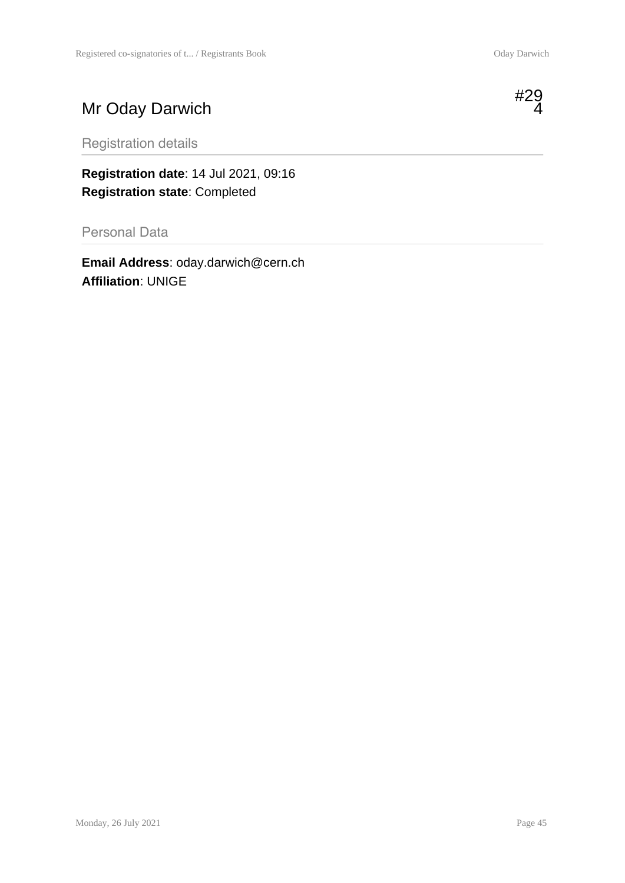# Mr Oday Darwich

#294

## Registration details

**Registration date**: 14 Jul 2021, 09:16
**Registration state**: Completed

## Personal Data

**Email Address**: oday.darwich@cern.ch
**Affiliation**: UNIGE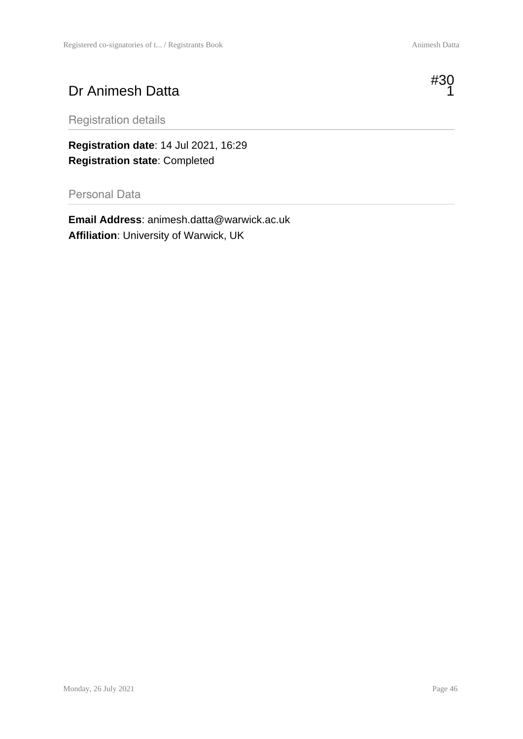# Dr Animesh Datta

#301

## Registration details

**Registration date**: 14 Jul 2021, 16:29
**Registration state**: Completed

## Personal Data

**Email Address**: animesh.datta@warwick.ac.uk
**Affiliation**: University of Warwick, UK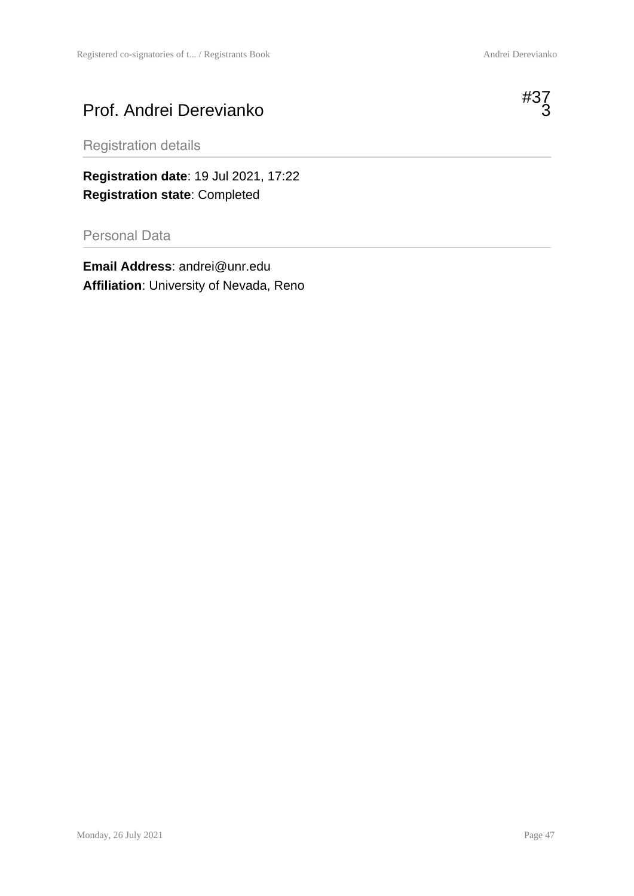# Prof. Andrei Derevianko

#373

## Registration details

**Registration date**: 19 Jul 2021, 17:22
**Registration state**: Completed

## Personal Data

**Email Address**: andrei@unr.edu
**Affiliation**: University of Nevada, Reno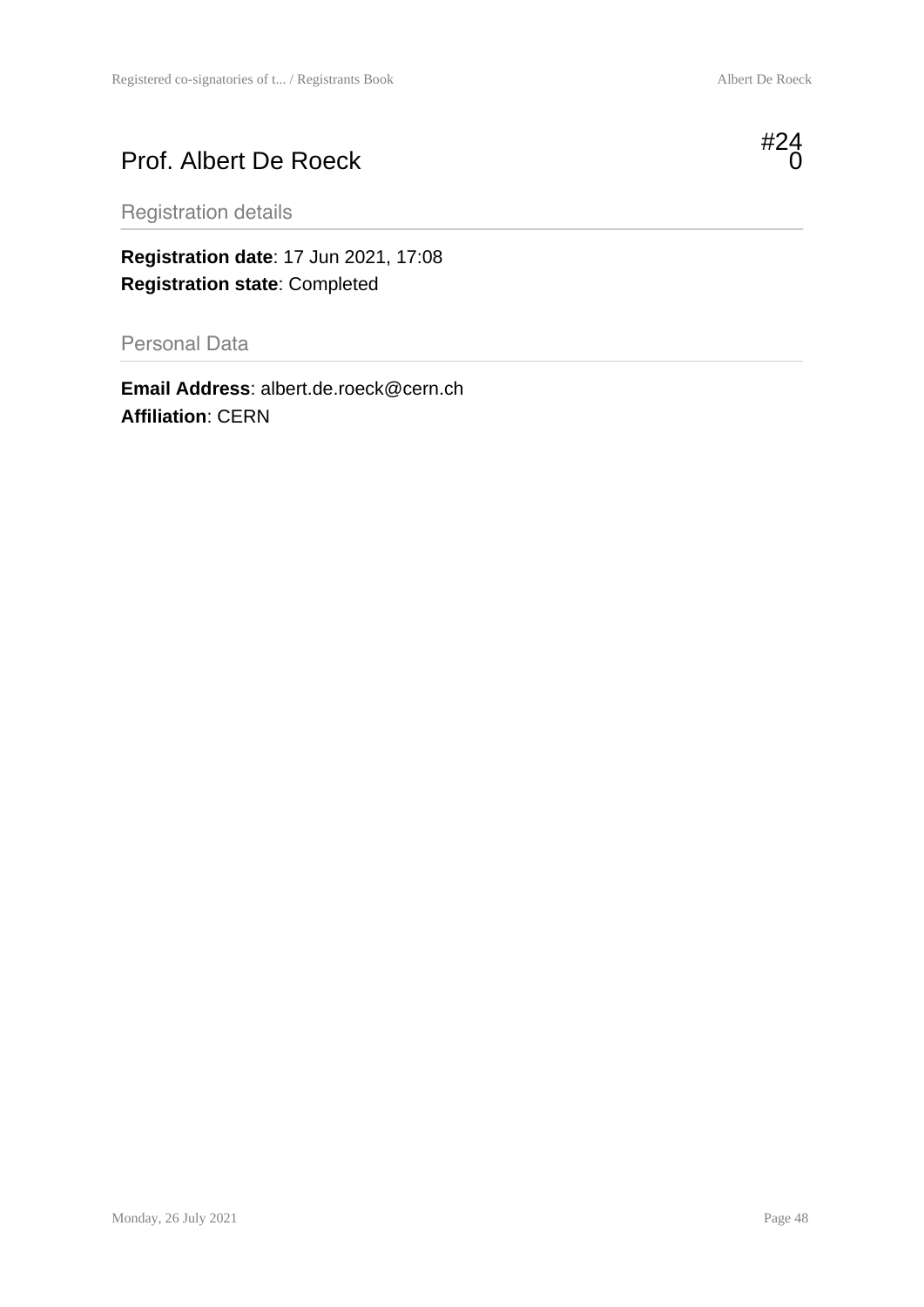# Prof. Albert De Roeck

#240

## Registration details

**Registration date**: 17 Jun 2021, 17:08
**Registration state**: Completed

## Personal Data

**Email Address**: albert.de.roeck@cern.ch
**Affiliation**: CERN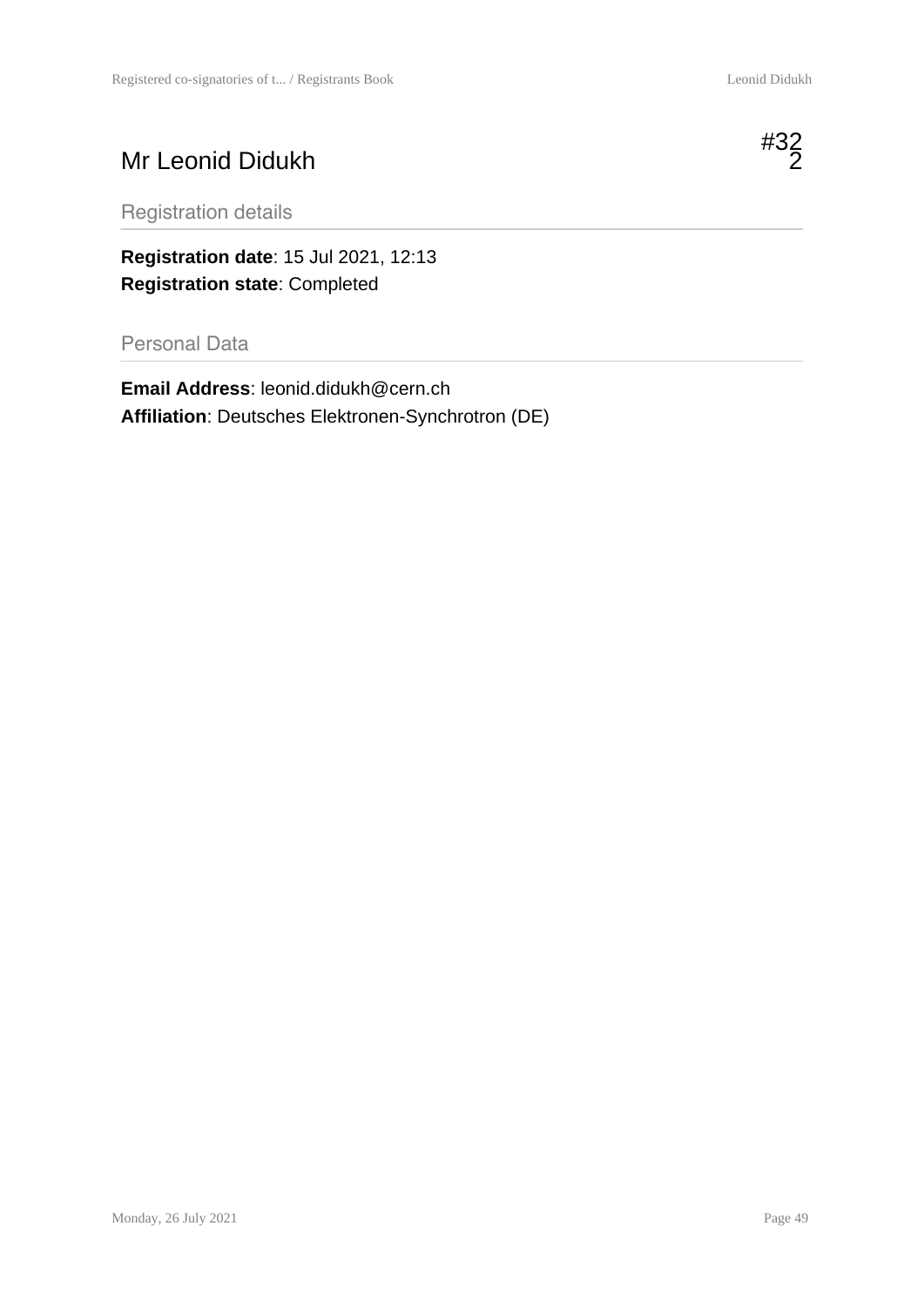# Mr Leonid Didukh

#322

## Registration details

**Registration date**: 15 Jul 2021, 12:13
**Registration state**: Completed

## Personal Data

**Email Address**: leonid.didukh@cern.ch
**Affiliation**: Deutsches Elektronen-Synchrotron (DE)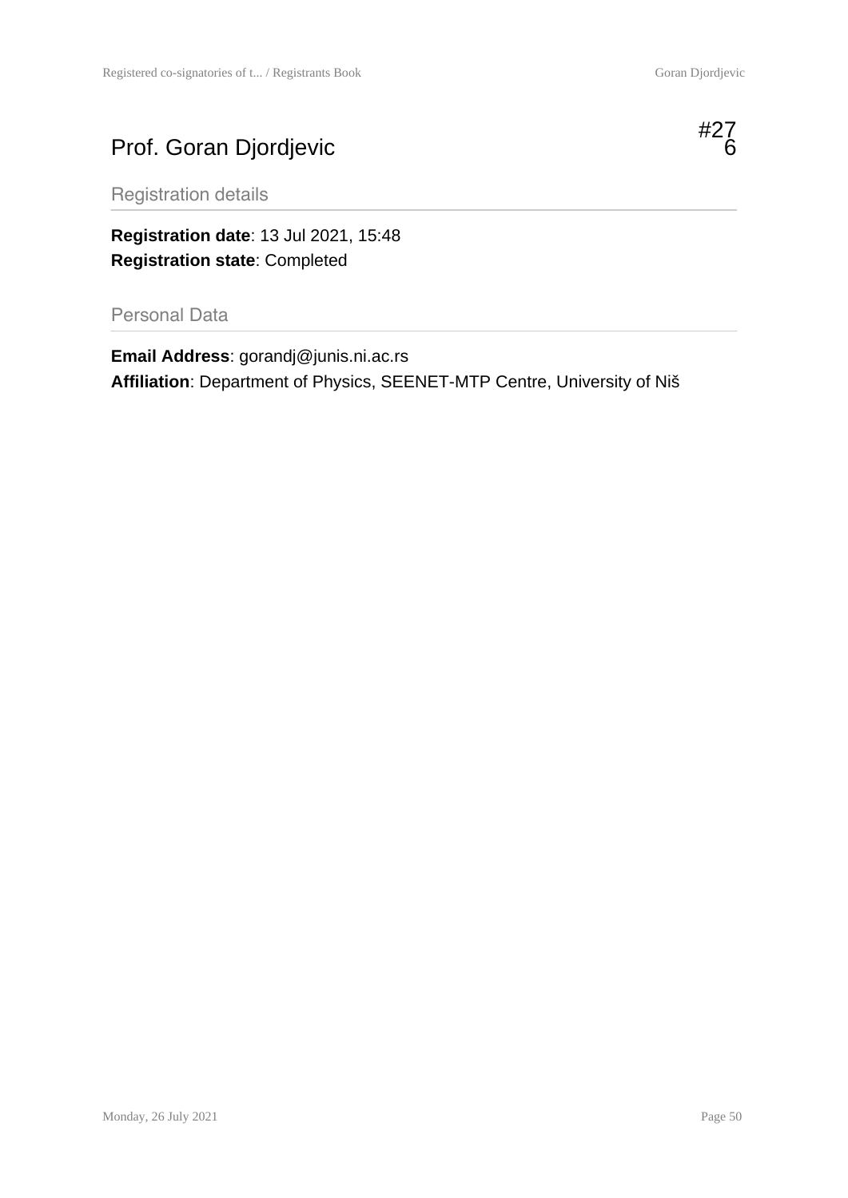# Prof. Goran Djordjevic

#276

## Registration details

**Registration date**: 13 Jul 2021, 15:48
**Registration state**: Completed

## Personal Data

**Email Address**: gorandj@junis.ni.ac.rs
**Affiliation**: Department of Physics, SEENET-MTP Centre, University of Niš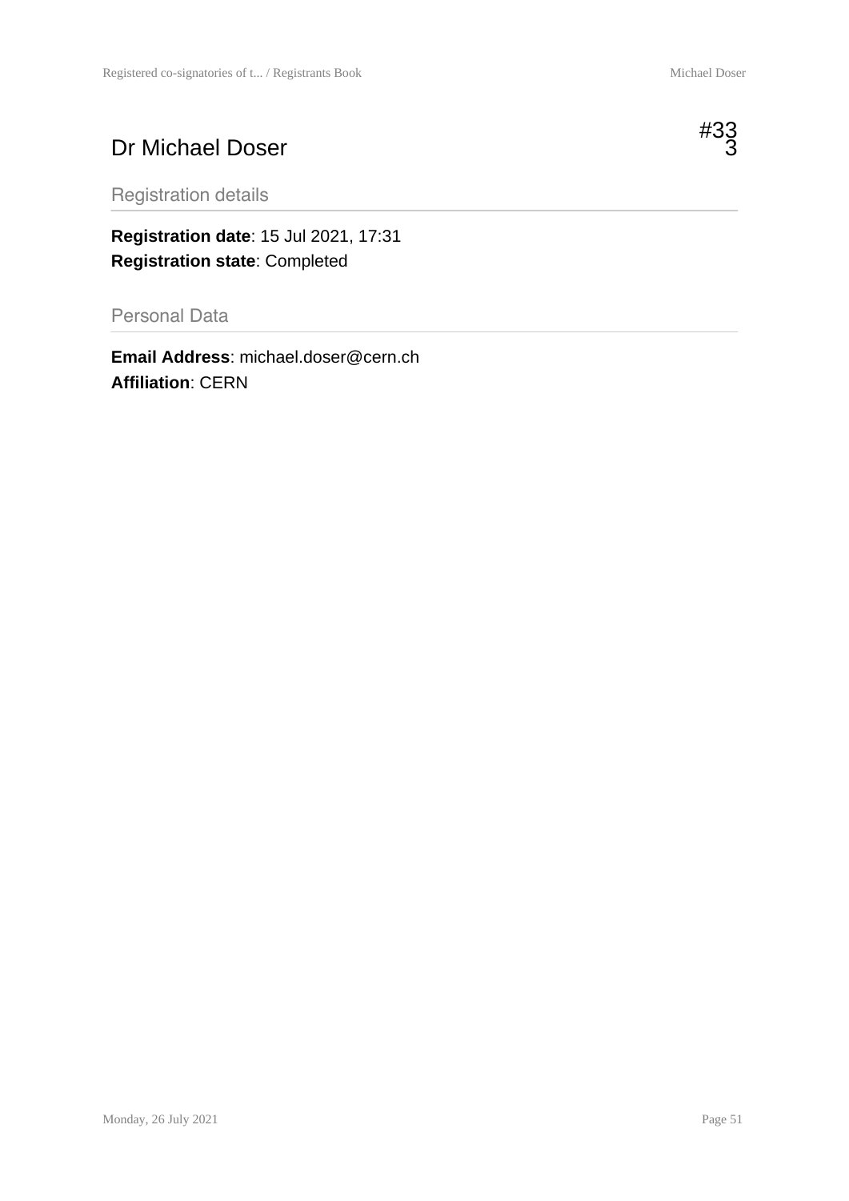# Dr Michael Doser

#333

## Registration details

**Registration date**: 15 Jul 2021, 17:31
**Registration state**: Completed

## Personal Data

**Email Address**: michael.doser@cern.ch
**Affiliation**: CERN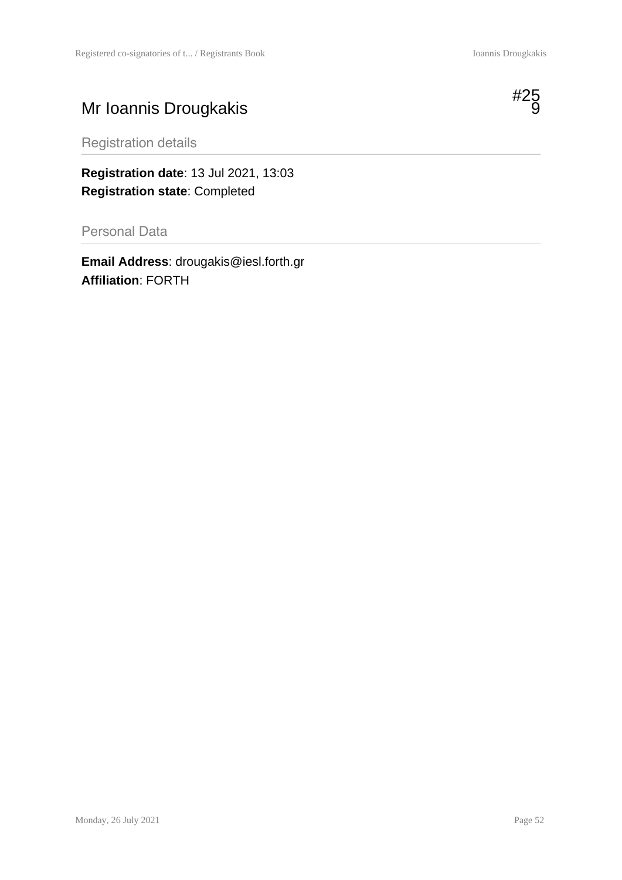# Mr Ioannis Drougkakis

#259

## Registration details

**Registration date**: 13 Jul 2021, 13:03
**Registration state**: Completed

## Personal Data

**Email Address**: drougakis@iesl.forth.gr
**Affiliation**: FORTH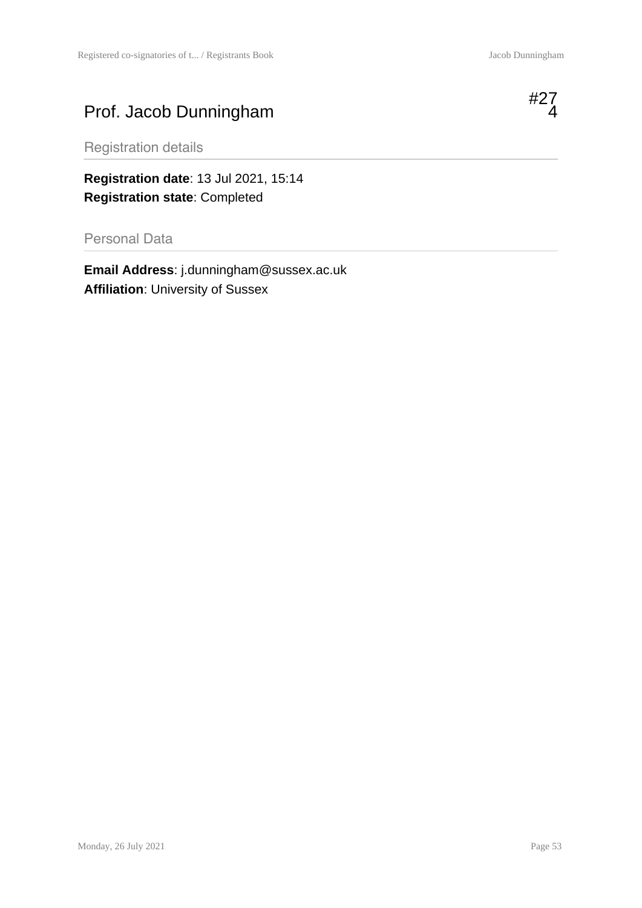# Prof. Jacob Dunningham

#274

## Registration details

**Registration date**: 13 Jul 2021, 15:14
**Registration state**: Completed

## Personal Data

**Email Address**: j.dunningham@sussex.ac.uk
**Affiliation**: University of Sussex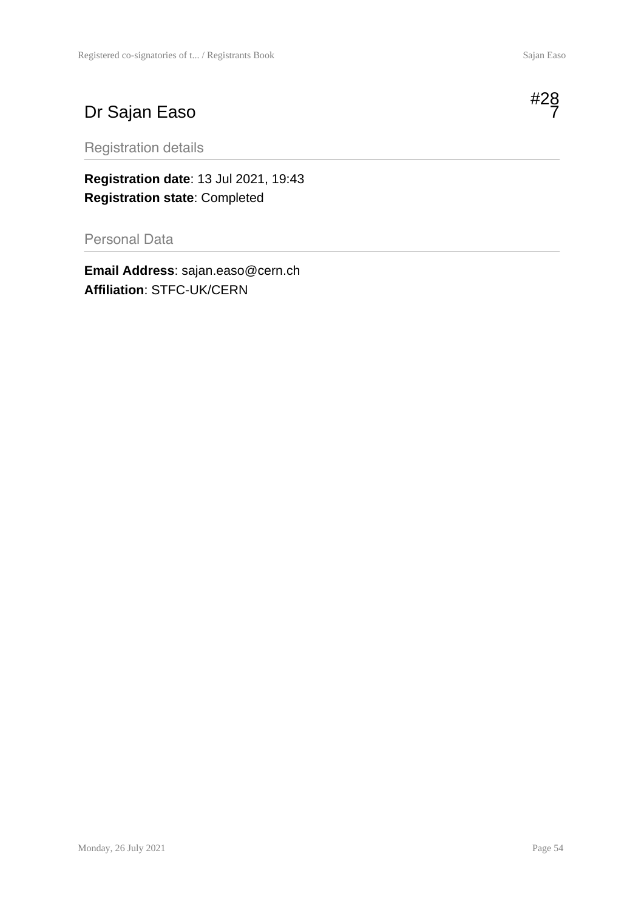# Dr Sajan Easo

#287

## Registration details

**Registration date**: 13 Jul 2021, 19:43
**Registration state**: Completed

## Personal Data

**Email Address**: sajan.easo@cern.ch
**Affiliation**: STFC-UK/CERN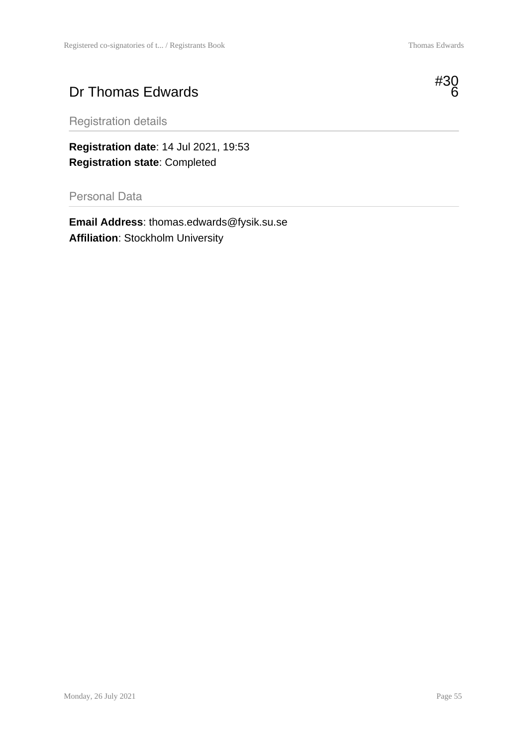# Dr Thomas Edwards

#306

## Registration details

**Registration date**: 14 Jul 2021, 19:53
**Registration state**: Completed

## Personal Data

**Email Address**: thomas.edwards@fysik.su.se
**Affiliation**: Stockholm University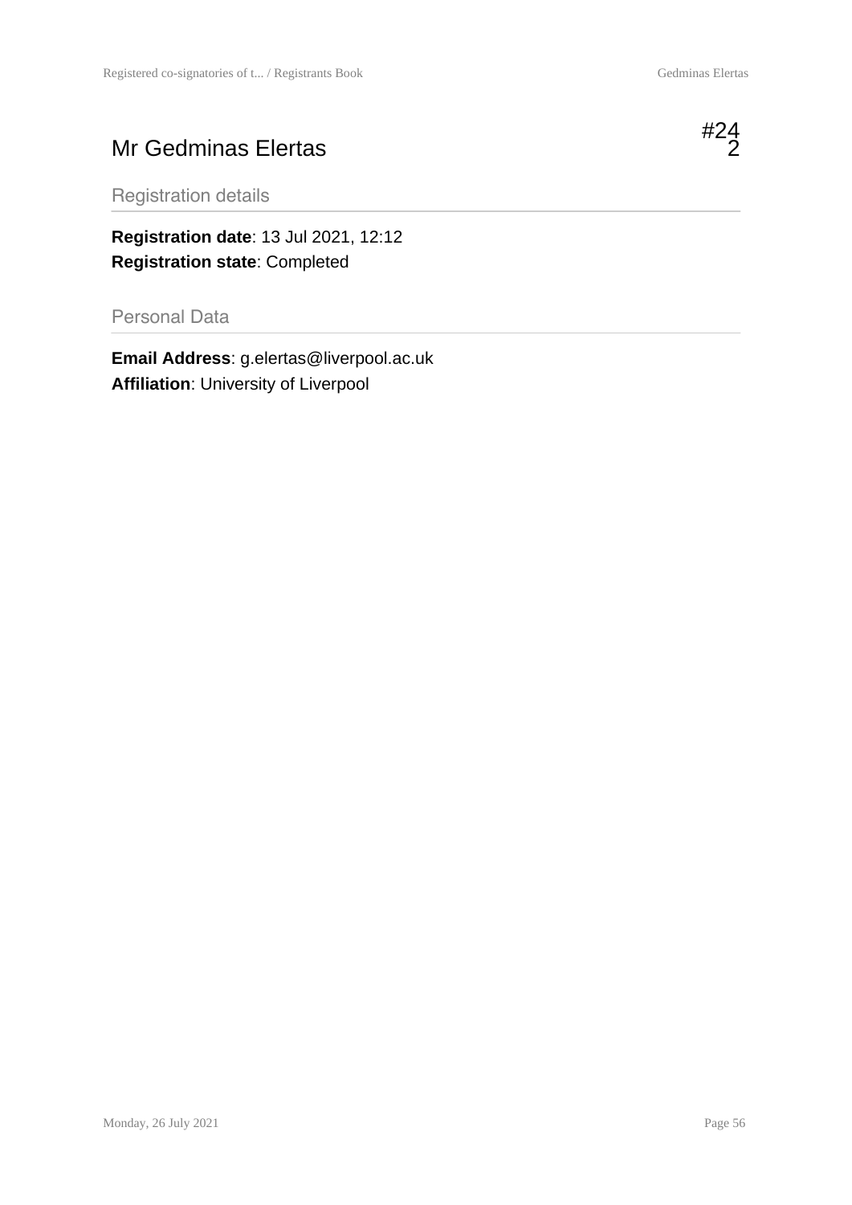# Mr Gedminas Elertas

#242

## Registration details

**Registration date**: 13 Jul 2021, 12:12
**Registration state**: Completed

## Personal Data

**Email Address**: g.elertas@liverpool.ac.uk
**Affiliation**: University of Liverpool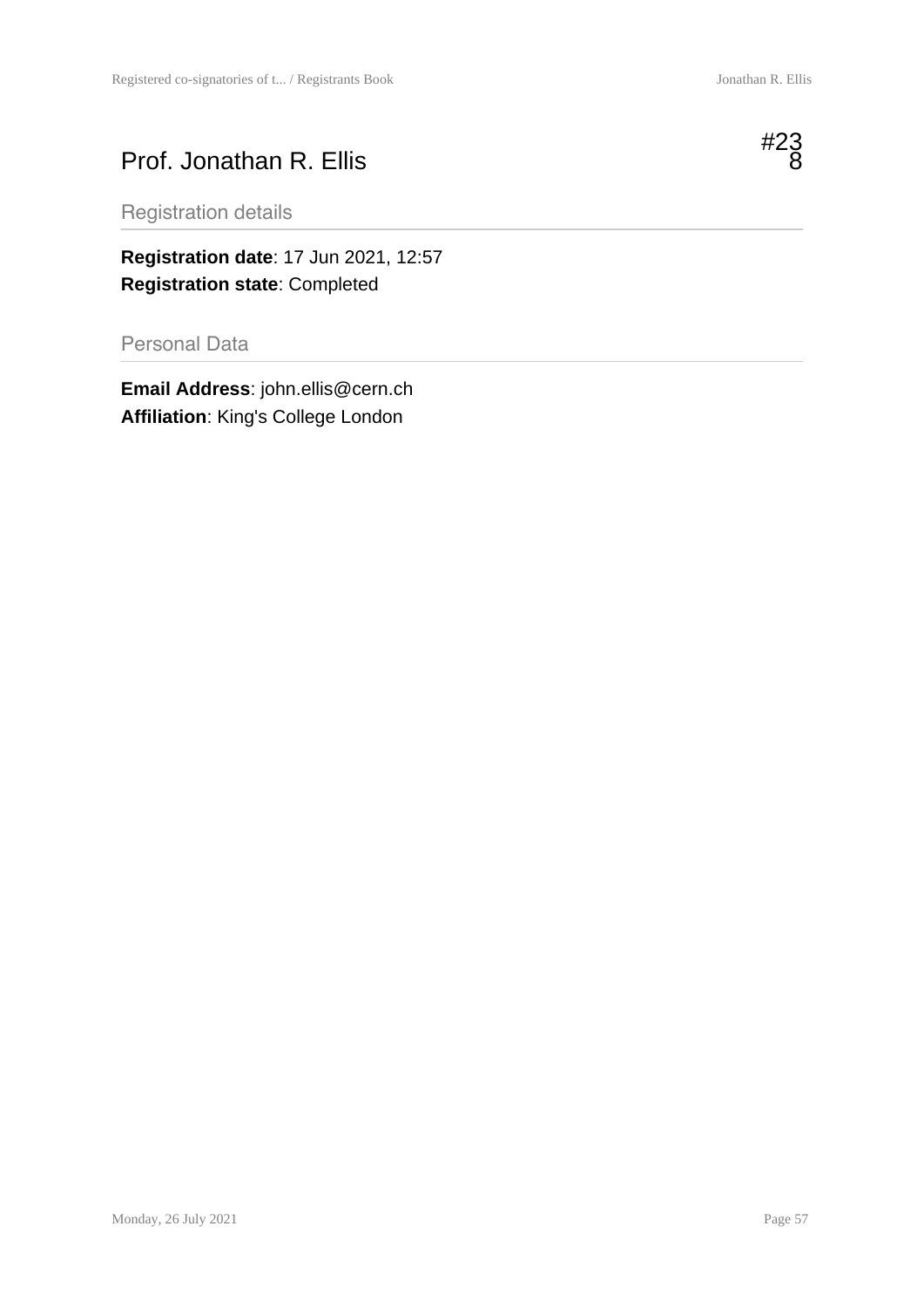# Prof. Jonathan R. Ellis

#238

## Registration details

**Registration date**: 17 Jun 2021, 12:57
**Registration state**: Completed

## Personal Data

**Email Address**: john.ellis@cern.ch
**Affiliation**: King's College London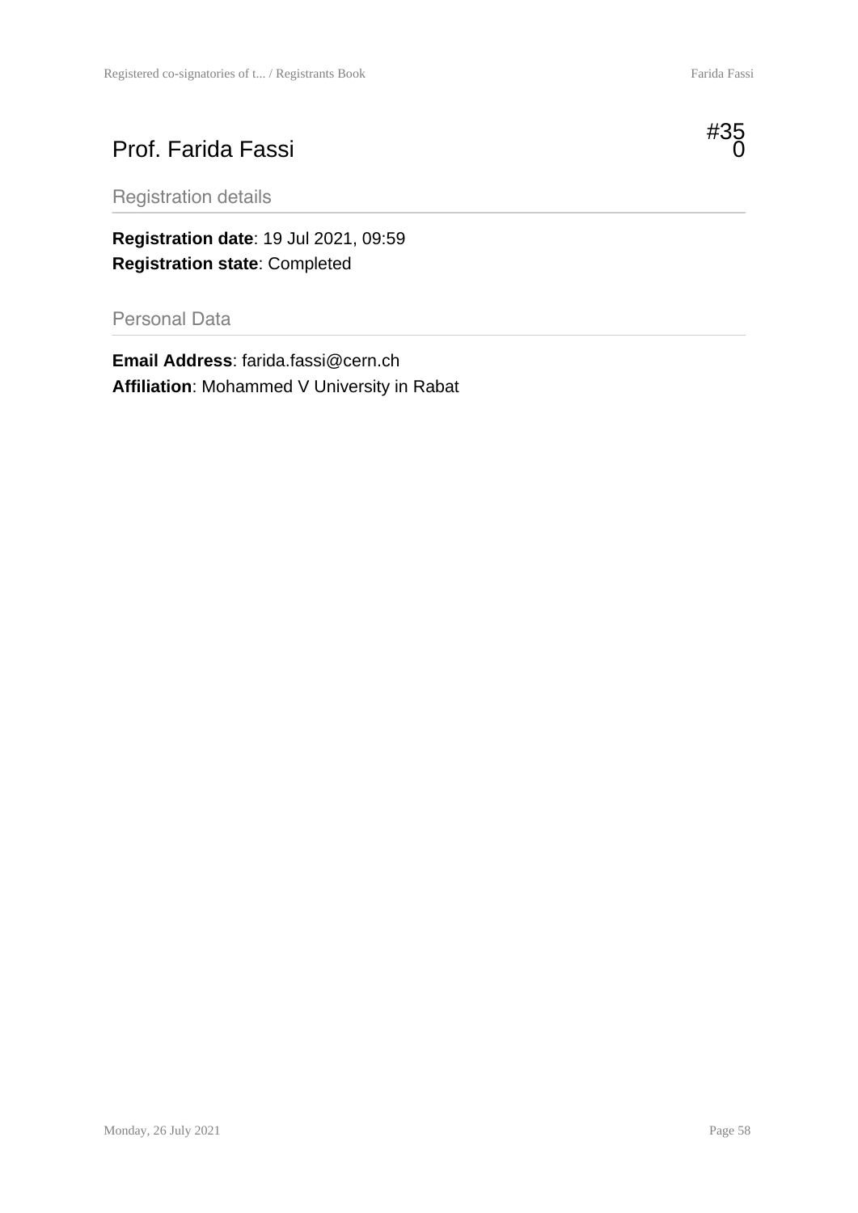# Prof. Farida Fassi

#350

## Registration details

**Registration date**: 19 Jul 2021, 09:59
**Registration state**: Completed

## Personal Data

**Email Address**: farida.fassi@cern.ch
**Affiliation**: Mohammed V University in Rabat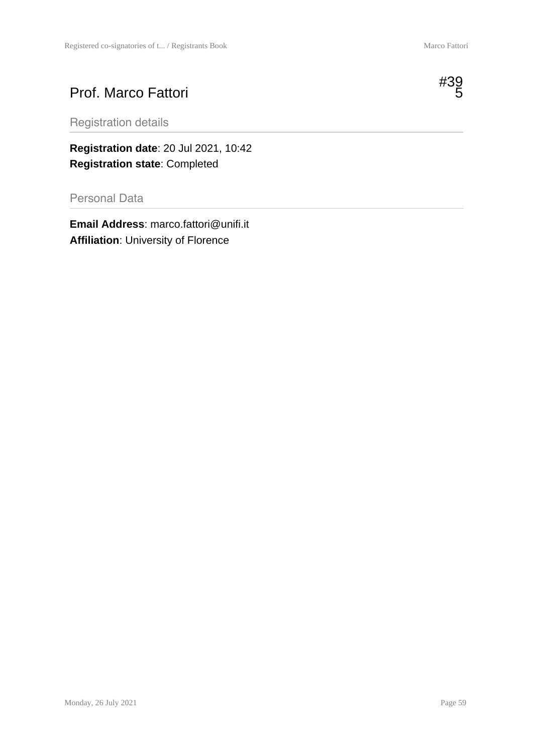# Prof. Marco Fattori

#395

## Registration details

**Registration date**: 20 Jul 2021, 10:42
**Registration state**: Completed

## Personal Data

**Email Address**: marco.fattori@unifi.it
**Affiliation**: University of Florence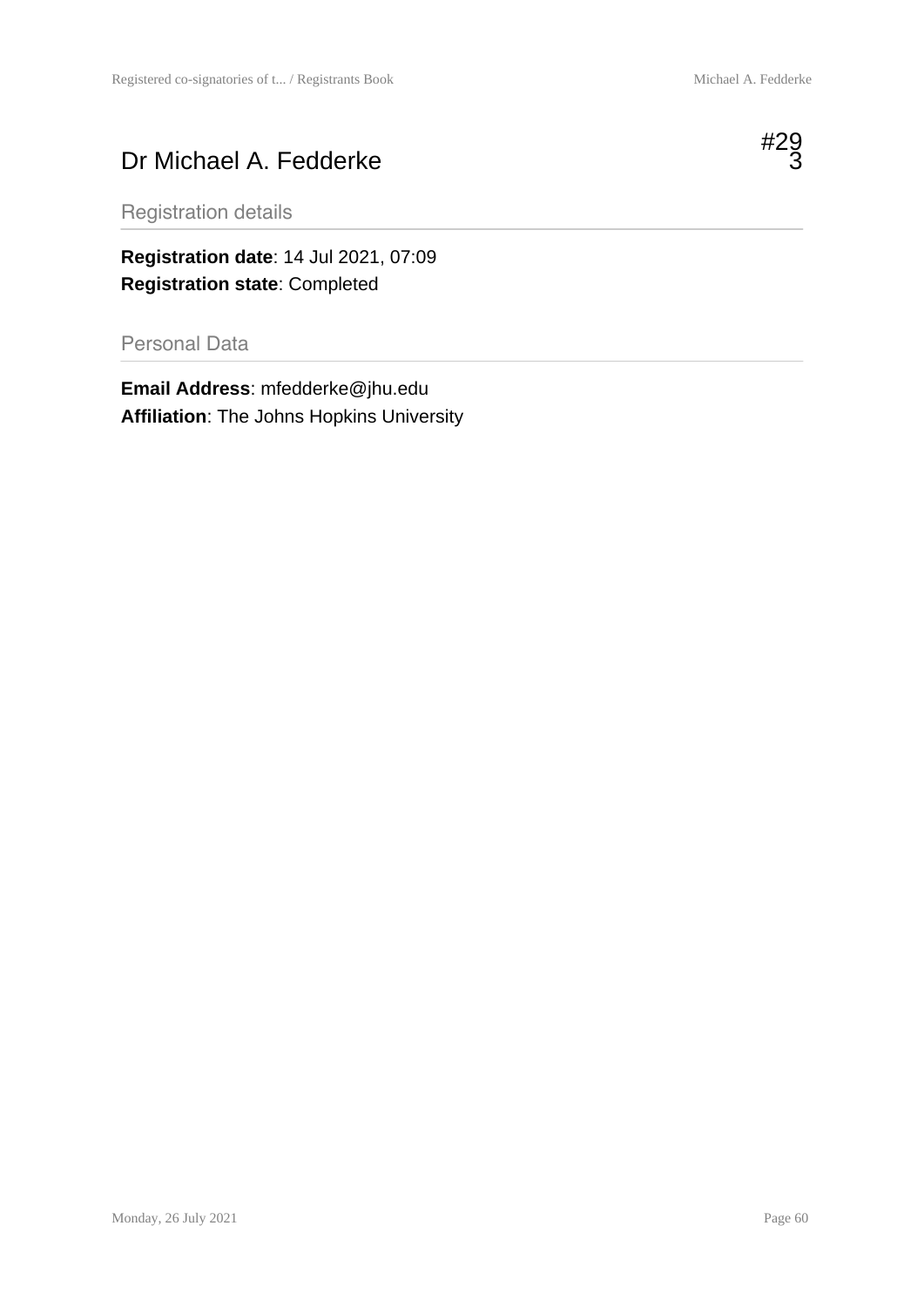# Dr Michael A. Fedderke

#293

## Registration details

**Registration date**: 14 Jul 2021, 07:09
**Registration state**: Completed

## Personal Data

**Email Address**: mfedderke@jhu.edu
**Affiliation**: The Johns Hopkins University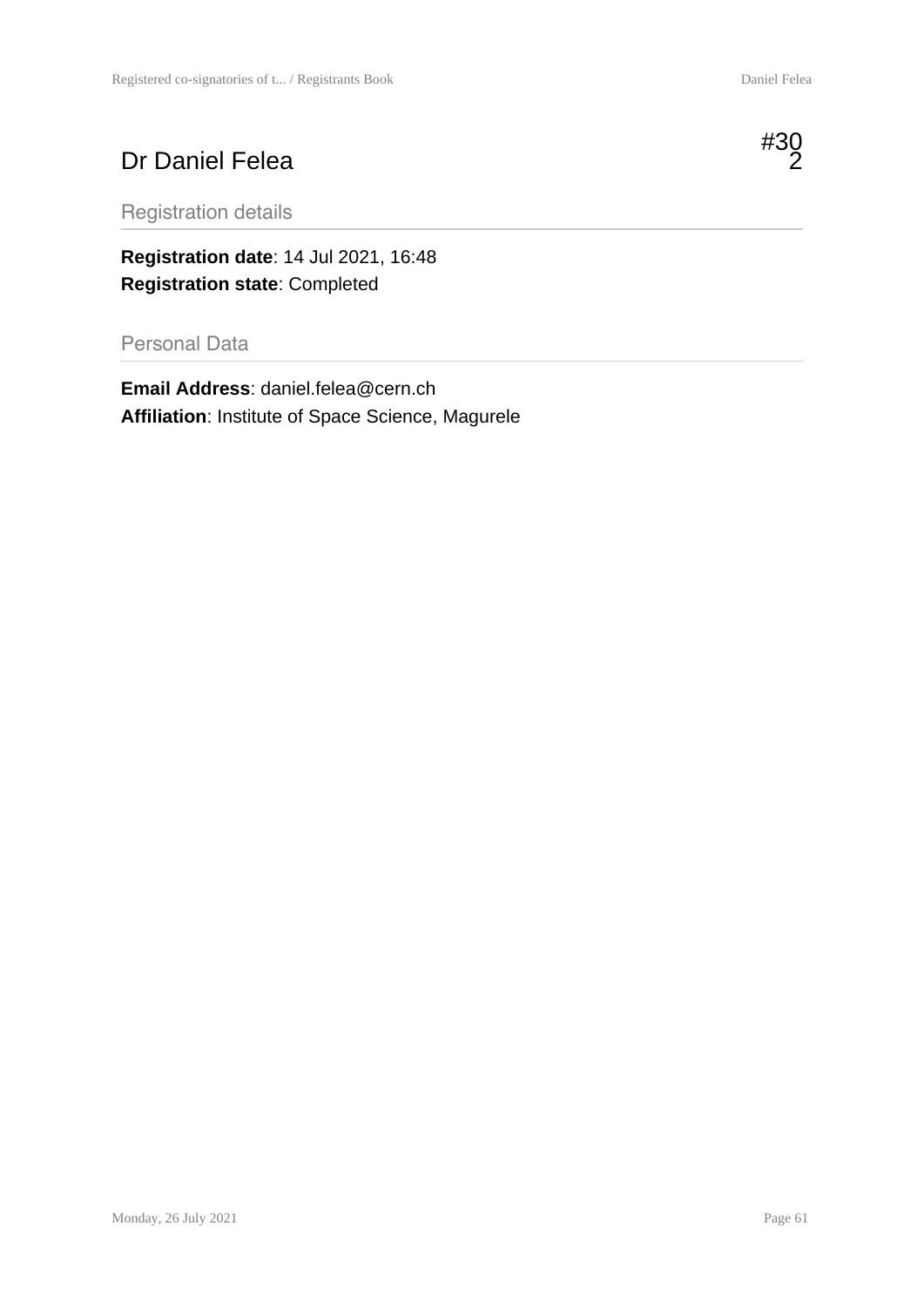# Dr Daniel Felea

#302

## Registration details

**Registration date**: 14 Jul 2021, 16:48
**Registration state**: Completed

## Personal Data

**Email Address**: daniel.felea@cern.ch
**Affiliation**: Institute of Space Science, Magurele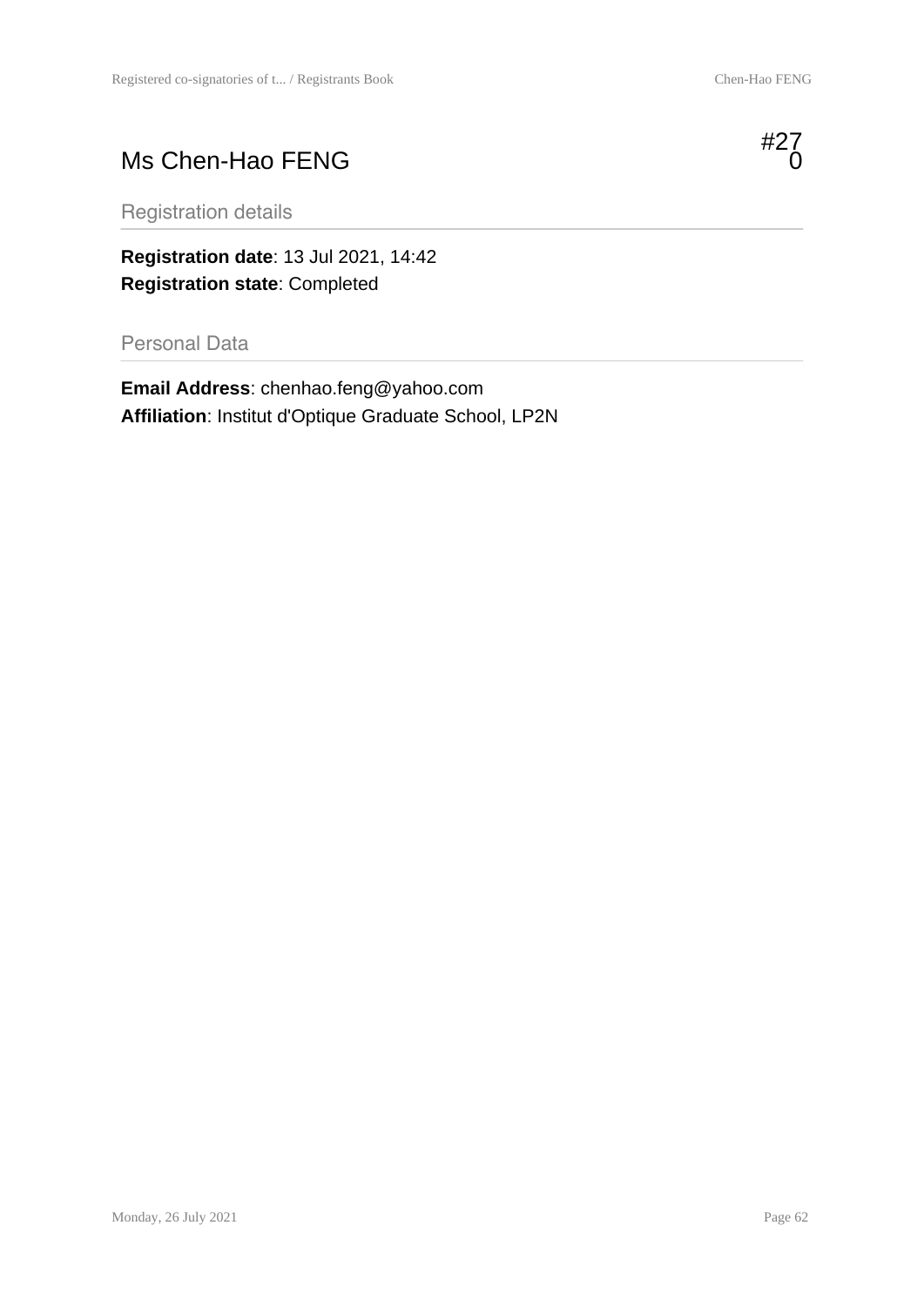# Ms Chen-Hao FENG

#270

## Registration details

**Registration date**: 13 Jul 2021, 14:42
**Registration state**: Completed

## Personal Data

**Email Address**: chenhao.feng@yahoo.com
**Affiliation**: Institut d'Optique Graduate School, LP2N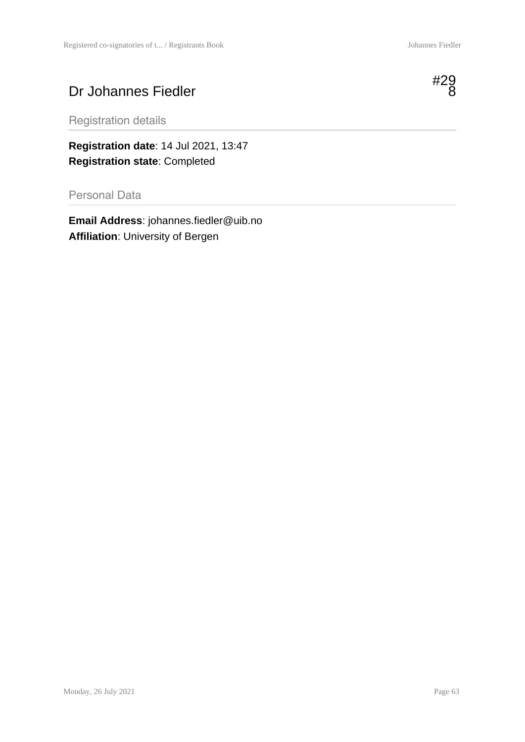# Dr Johannes Fiedler

#298

## Registration details

**Registration date**: 14 Jul 2021, 13:47
**Registration state**: Completed

## Personal Data

**Email Address**: johannes.fiedler@uib.no
**Affiliation**: University of Bergen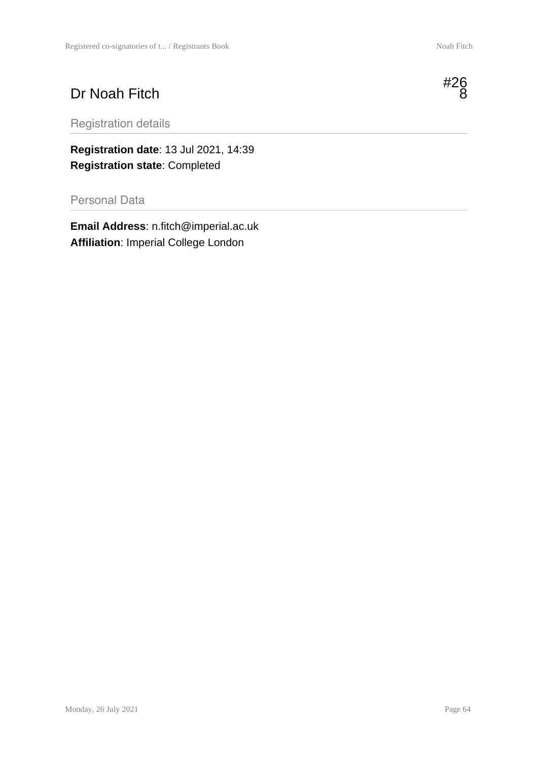# Dr Noah Fitch

#268

## Registration details

**Registration date**: 13 Jul 2021, 14:39
**Registration state**: Completed

## Personal Data

**Email Address**: n.fitch@imperial.ac.uk
**Affiliation**: Imperial College London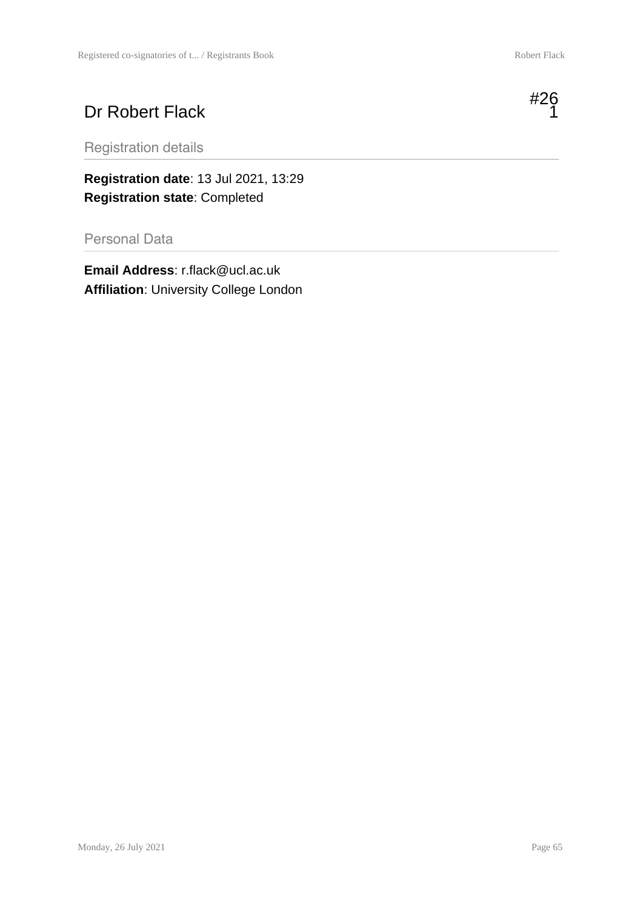# Dr Robert Flack

#261

## Registration details

**Registration date**: 13 Jul 2021, 13:29
**Registration state**: Completed

## Personal Data

**Email Address**: r.flack@ucl.ac.uk
**Affiliation**: University College London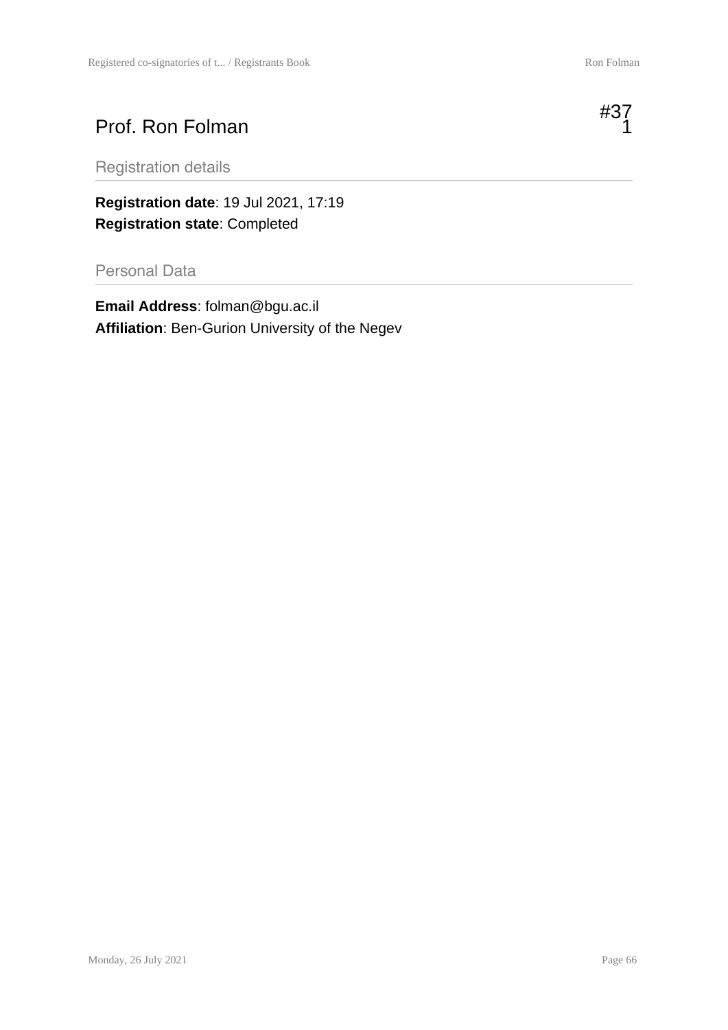# Prof. Ron Folman

#371

## Registration details

**Registration date**: 19 Jul 2021, 17:19
**Registration state**: Completed

## Personal Data

**Email Address**: folman@bgu.ac.il
**Affiliation**: Ben-Gurion University of the Negev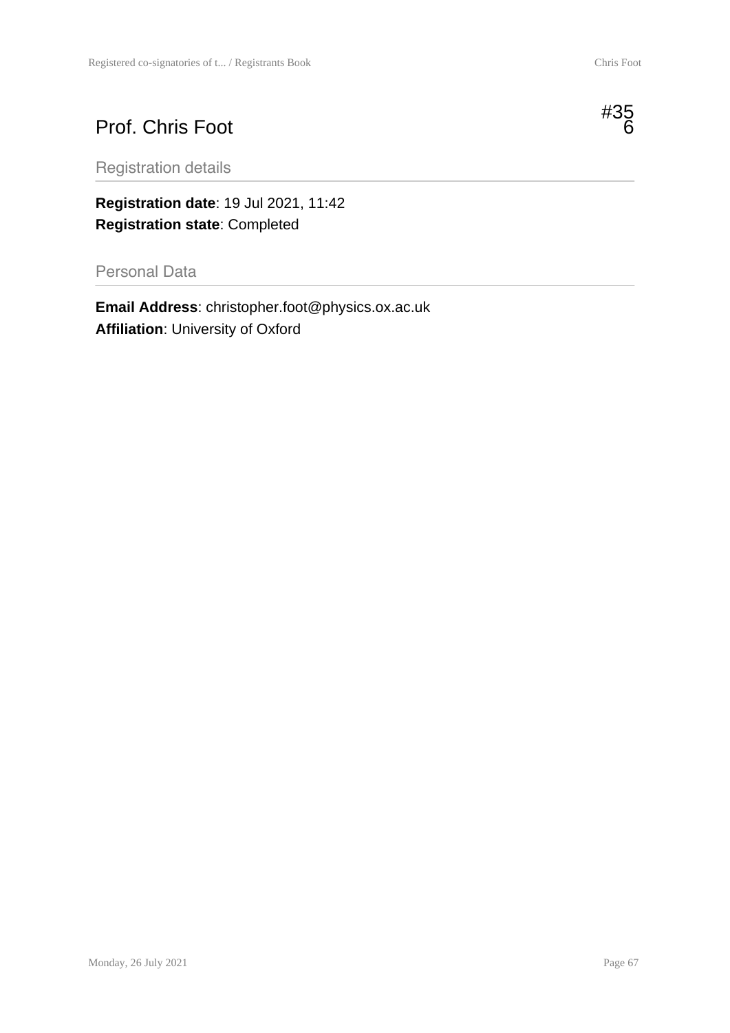# Prof. Chris Foot

#356

## Registration details

**Registration date**: 19 Jul 2021, 11:42
**Registration state**: Completed

## Personal Data

**Email Address**: christopher.foot@physics.ox.ac.uk
**Affiliation**: University of Oxford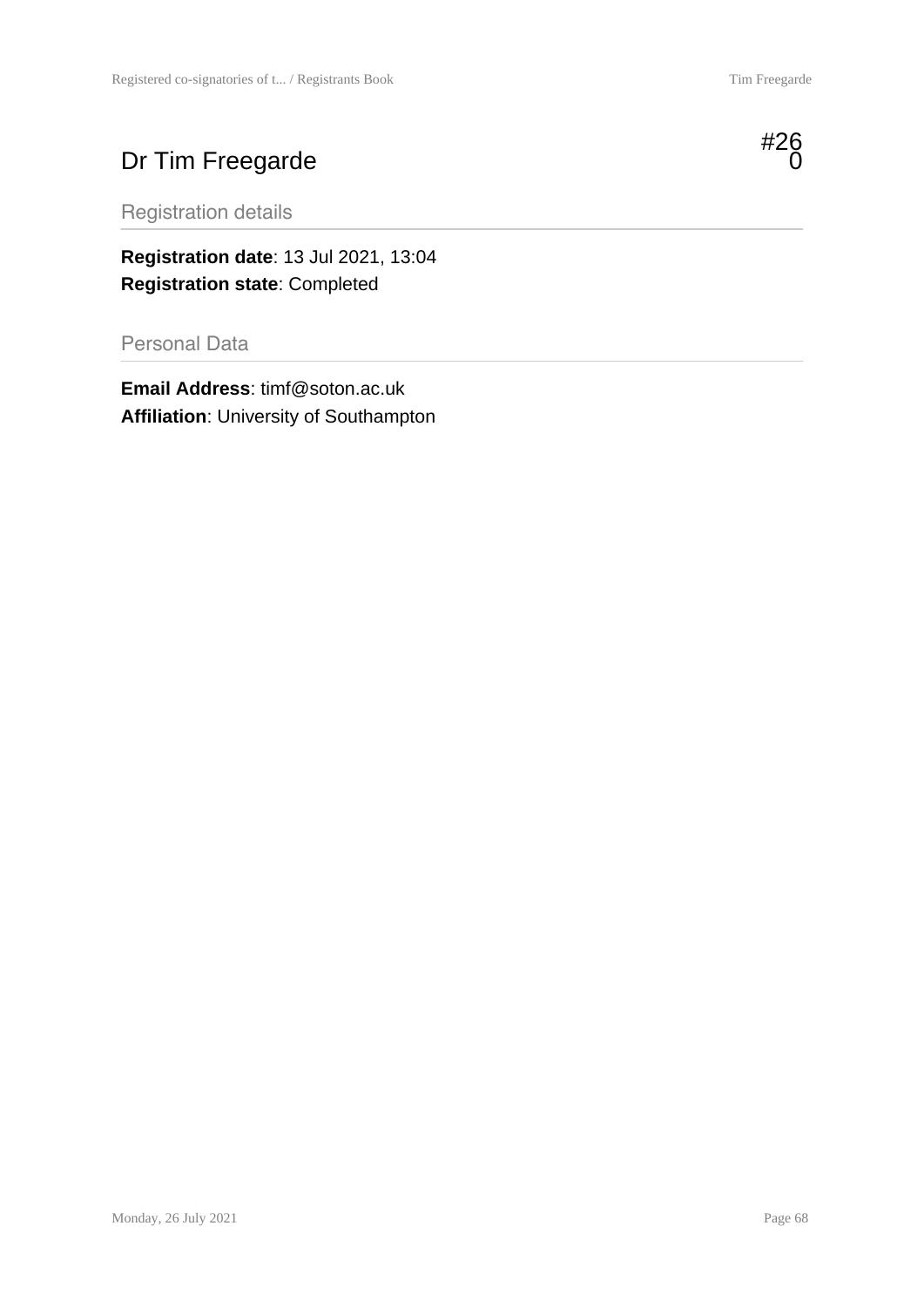# Dr Tim Freegarde

#260

## Registration details

**Registration date**: 13 Jul 2021, 13:04
**Registration state**: Completed

## Personal Data

**Email Address**: timf@soton.ac.uk
**Affiliation**: University of Southampton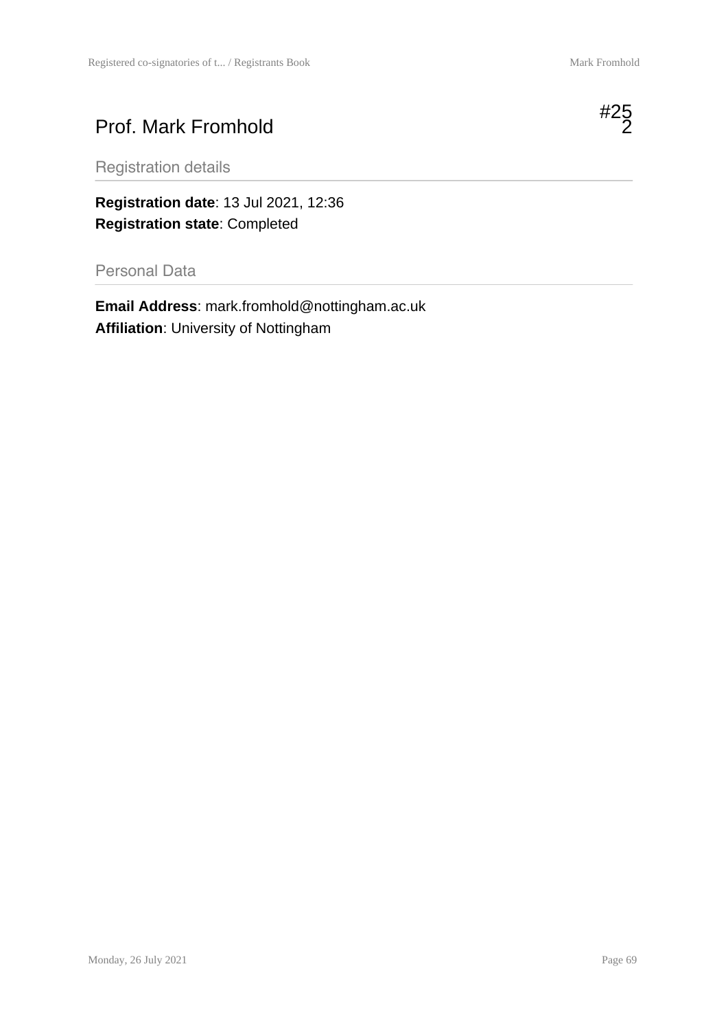# Prof. Mark Fromhold

#252

## Registration details

**Registration date**: 13 Jul 2021, 12:36
**Registration state**: Completed

## Personal Data

**Email Address**: mark.fromhold@nottingham.ac.uk
**Affiliation**: University of Nottingham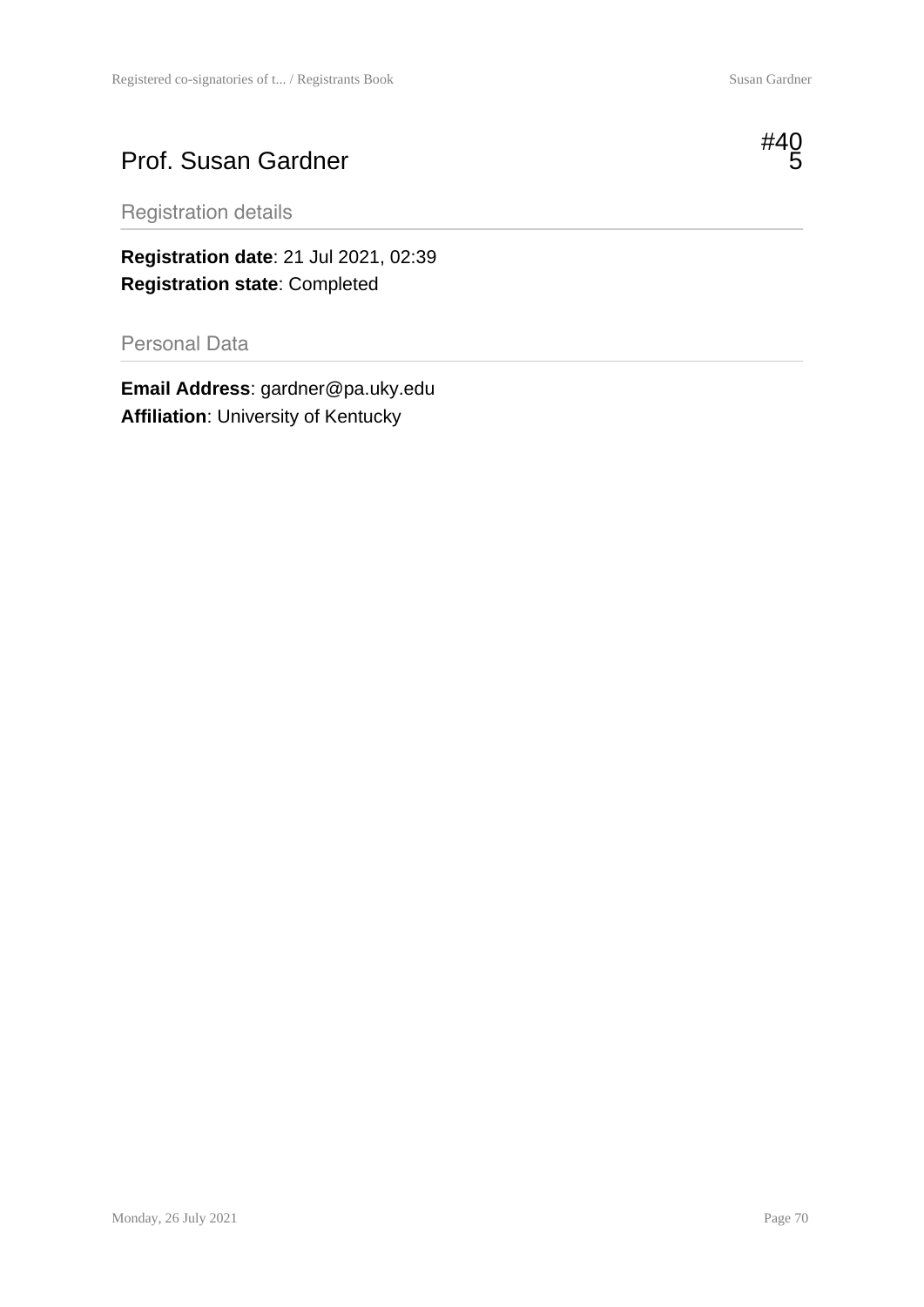# Prof. Susan Gardner

#405

## Registration details

**Registration date**: 21 Jul 2021, 02:39
**Registration state**: Completed

## Personal Data

**Email Address**: gardner@pa.uky.edu
**Affiliation**: University of Kentucky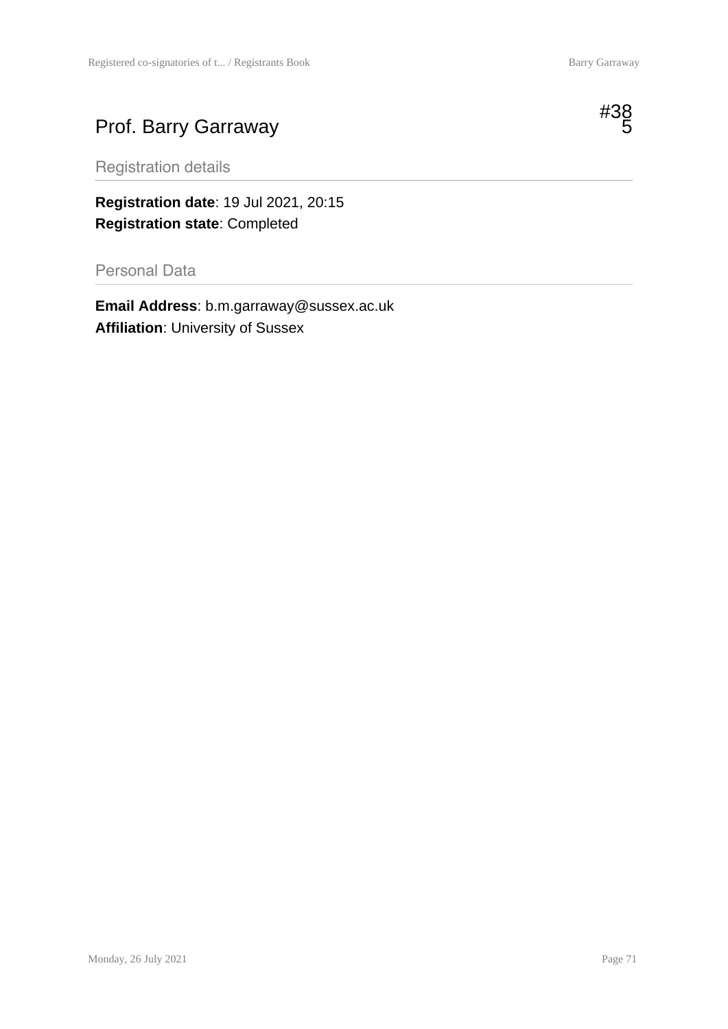# Prof. Barry Garraway

#385

## Registration details

**Registration date**: 19 Jul 2021, 20:15
**Registration state**: Completed

## Personal Data

**Email Address**: b.m.garraway@sussex.ac.uk
**Affiliation**: University of Sussex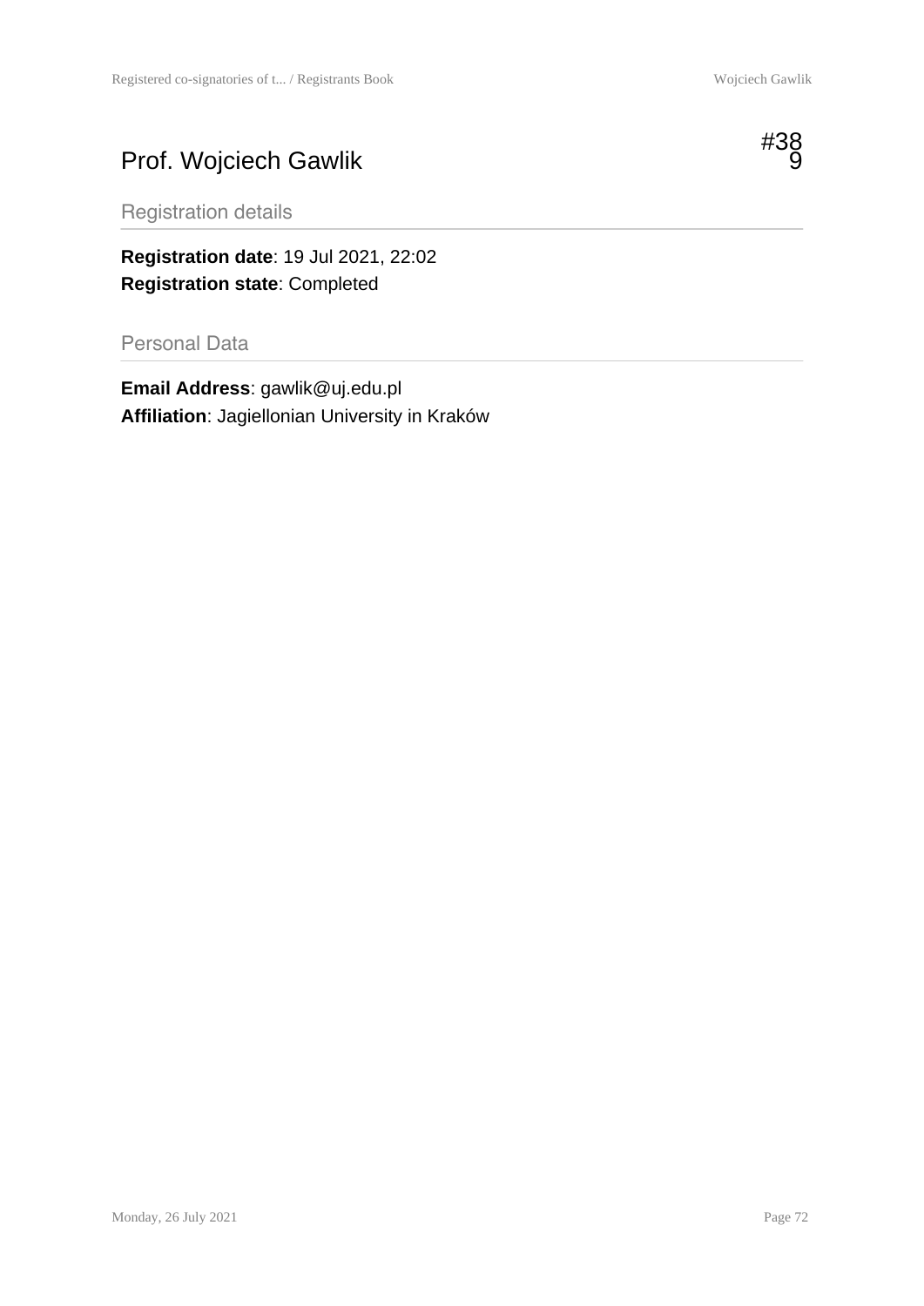# Prof. Wojciech Gawlik

#389

## Registration details

**Registration date**: 19 Jul 2021, 22:02
**Registration state**: Completed

## Personal Data

**Email Address**: gawlik@uj.edu.pl
**Affiliation**: Jagiellonian University in Kraków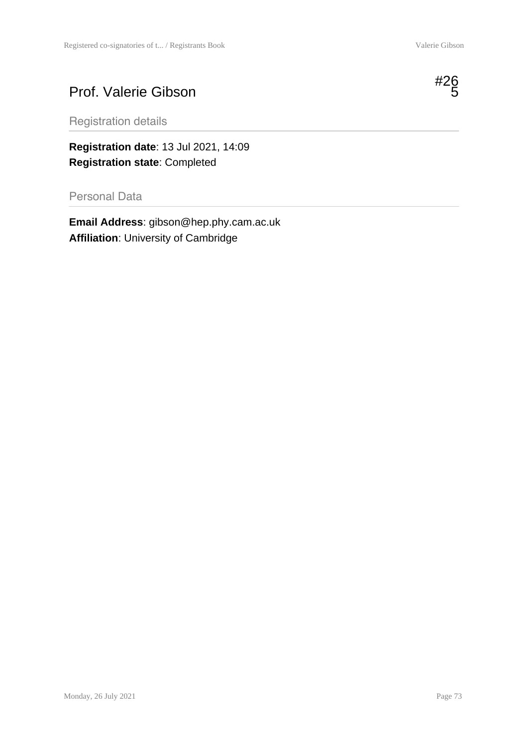# Prof. Valerie Gibson

#265

## Registration details

**Registration date**: 13 Jul 2021, 14:09
**Registration state**: Completed

## Personal Data

**Email Address**: gibson@hep.phy.cam.ac.uk
**Affiliation**: University of Cambridge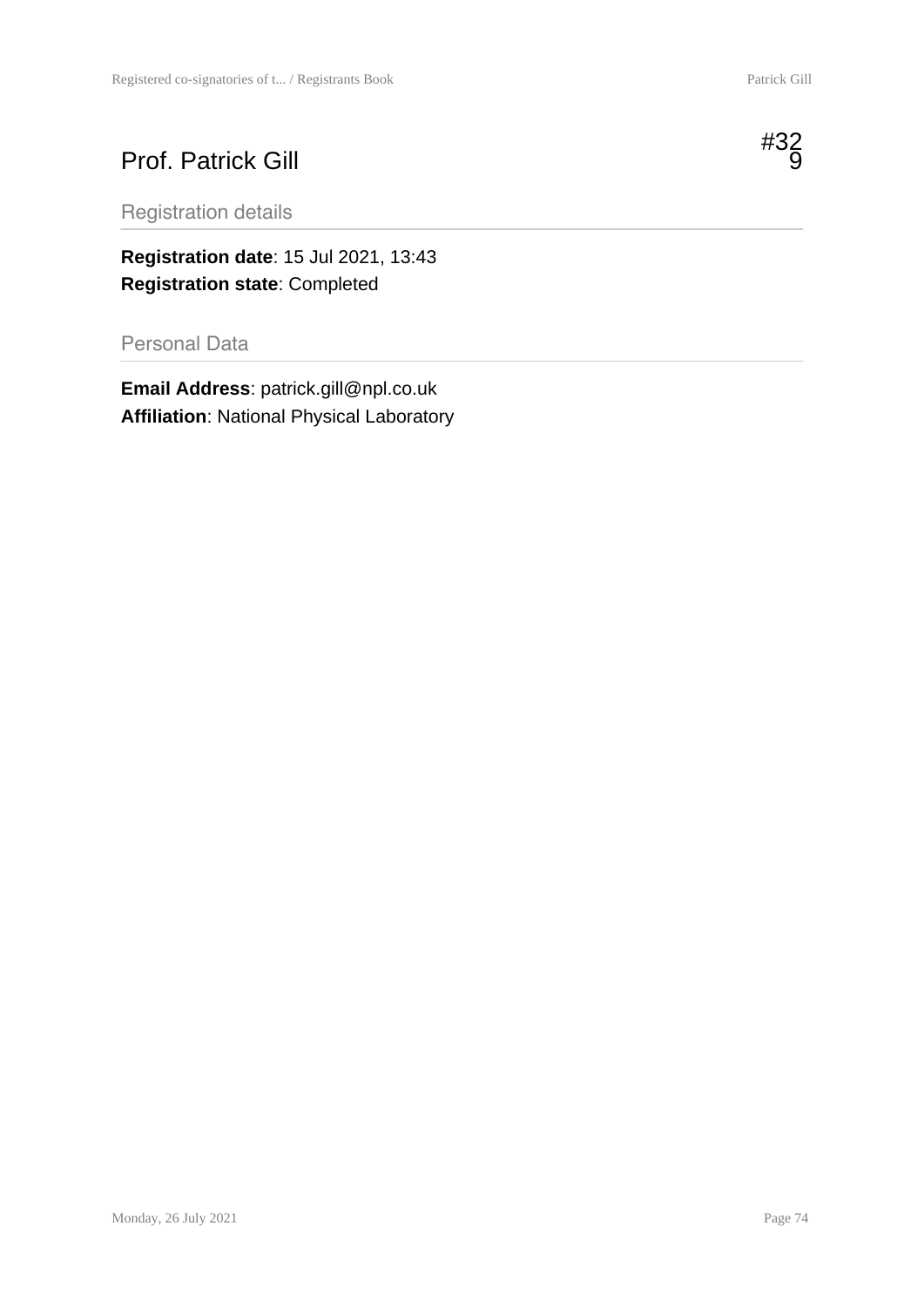# Prof. Patrick Gill

#329

## Registration details

**Registration date**: 15 Jul 2021, 13:43
**Registration state**: Completed

## Personal Data

**Email Address**: patrick.gill@npl.co.uk
**Affiliation**: National Physical Laboratory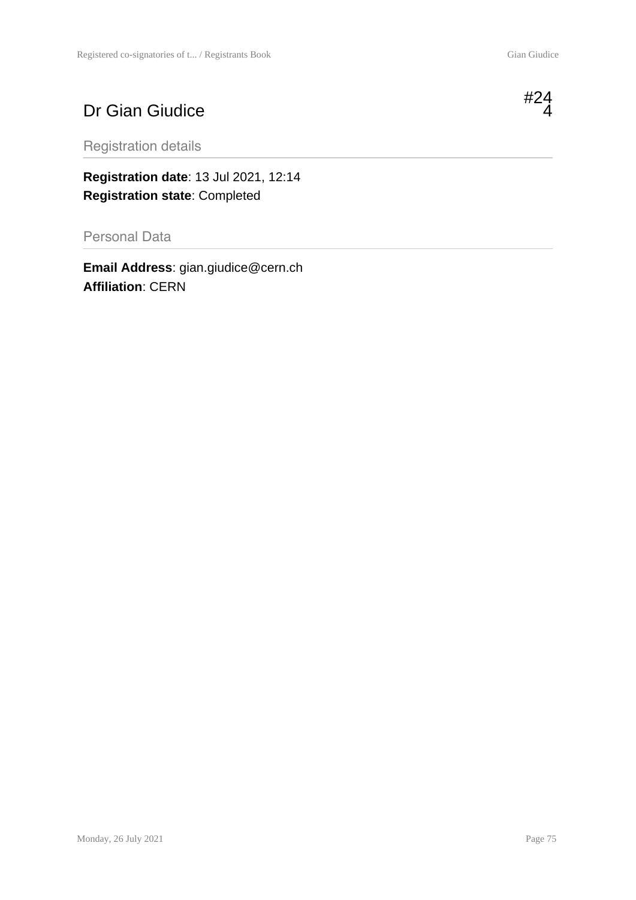# Dr Gian Giudice

#244

## Registration details

**Registration date**: 13 Jul 2021, 12:14
**Registration state**: Completed

## Personal Data

**Email Address**: gian.giudice@cern.ch
**Affiliation**: CERN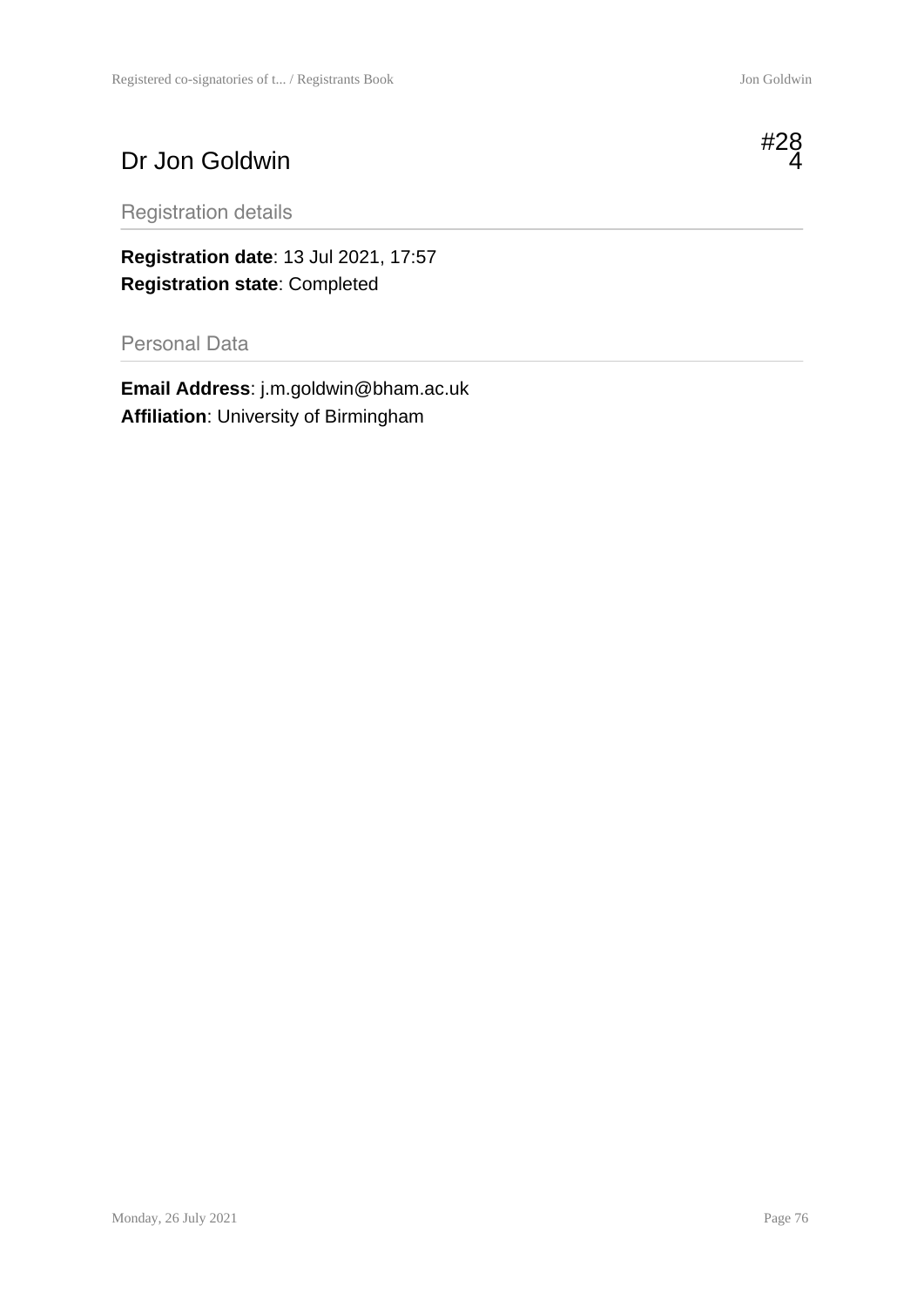# Dr Jon Goldwin

#284

## Registration details

**Registration date**: 13 Jul 2021, 17:57
**Registration state**: Completed

## Personal Data

**Email Address**: j.m.goldwin@bham.ac.uk
**Affiliation**: University of Birmingham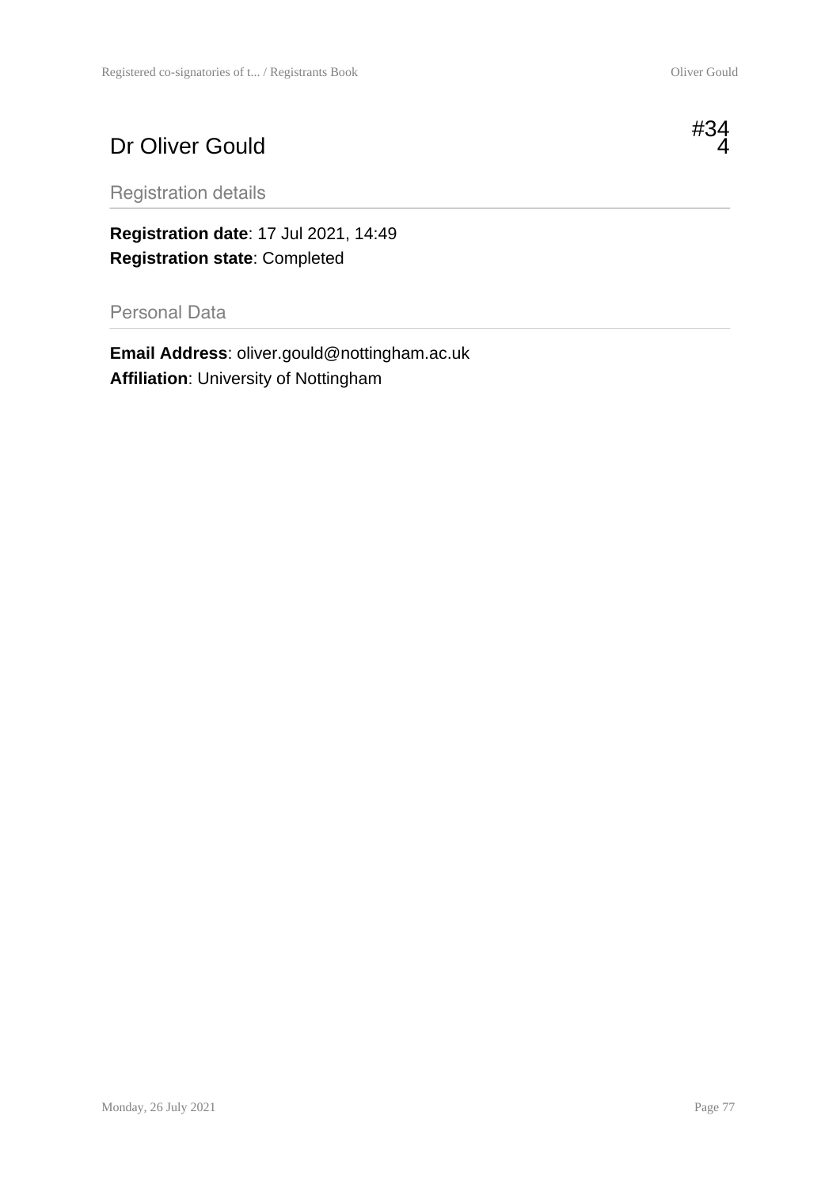# Dr Oliver Gould

#344

## Registration details

**Registration date**: 17 Jul 2021, 14:49
**Registration state**: Completed

## Personal Data

**Email Address**: oliver.gould@nottingham.ac.uk
**Affiliation**: University of Nottingham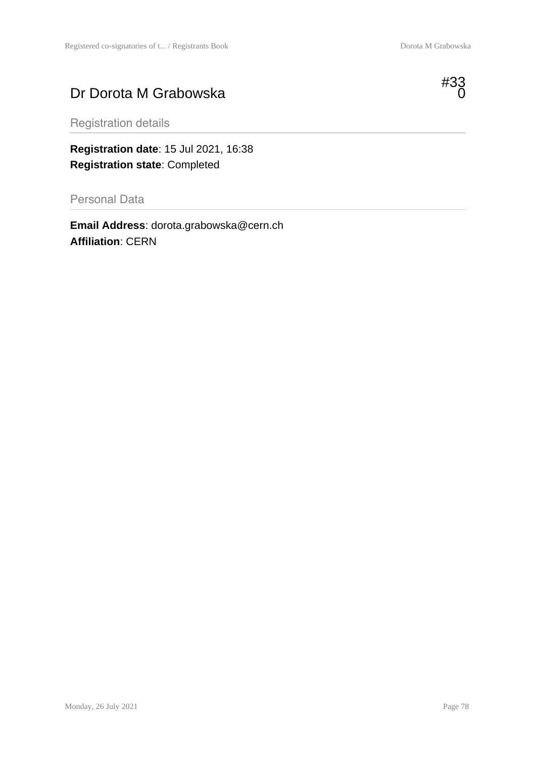# Dr Dorota M Grabowska

#330

## Registration details

**Registration date**: 15 Jul 2021, 16:38
**Registration state**: Completed

## Personal Data

**Email Address**: dorota.grabowska@cern.ch
**Affiliation**: CERN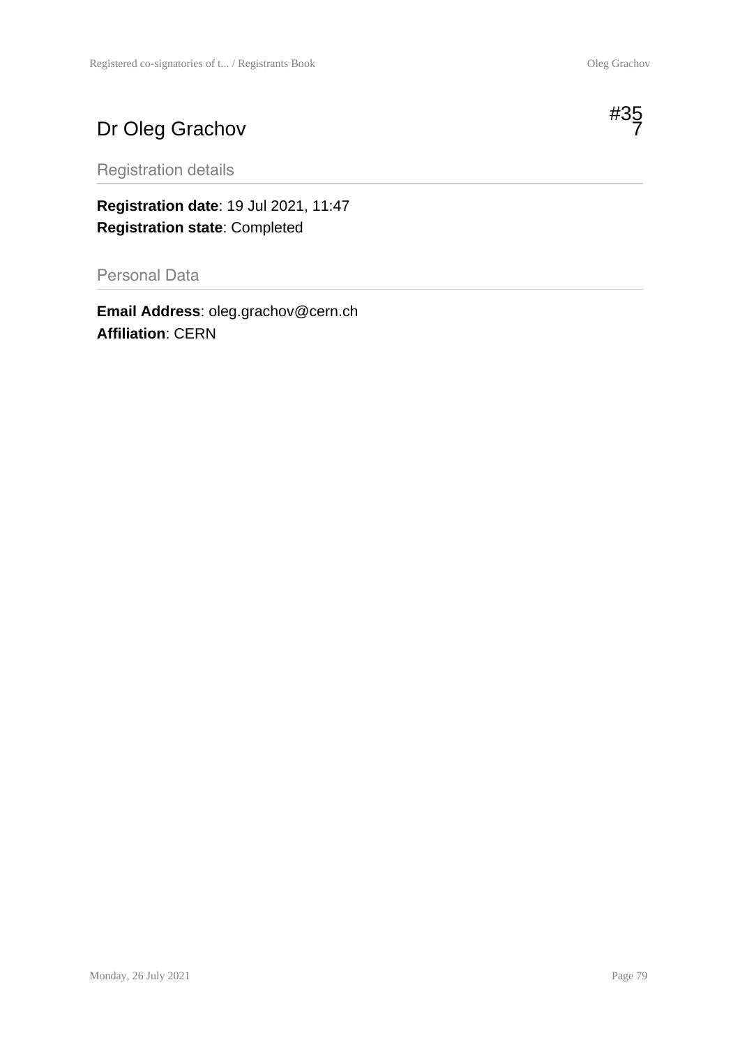# Dr Oleg Grachov

#357

## Registration details

**Registration date**: 19 Jul 2021, 11:47
**Registration state**: Completed

## Personal Data

**Email Address**: oleg.grachov@cern.ch
**Affiliation**: CERN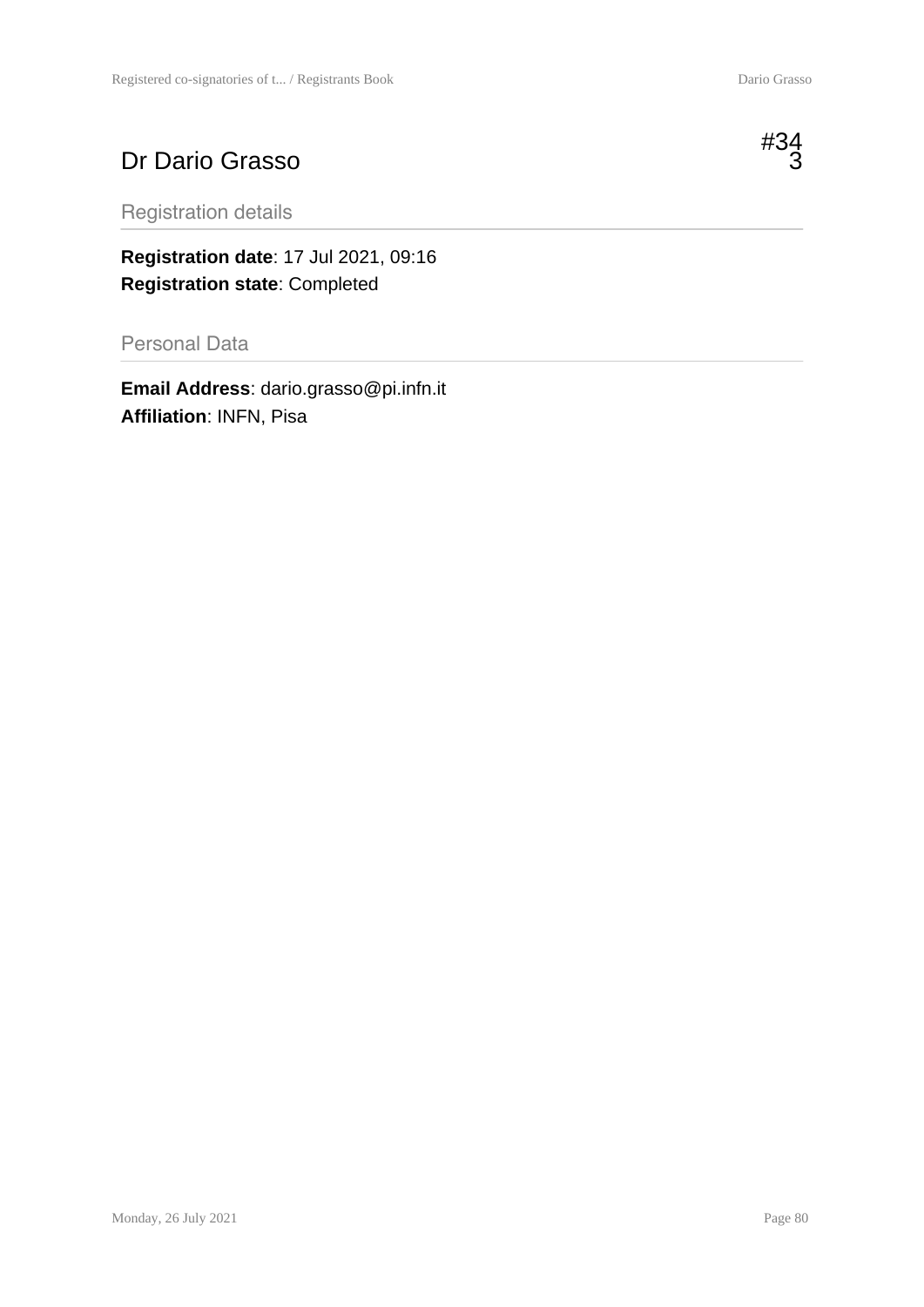# Dr Dario Grasso

#343

## Registration details

**Registration date**: 17 Jul 2021, 09:16
**Registration state**: Completed

## Personal Data

**Email Address**: dario.grasso@pi.infn.it
**Affiliation**: INFN, Pisa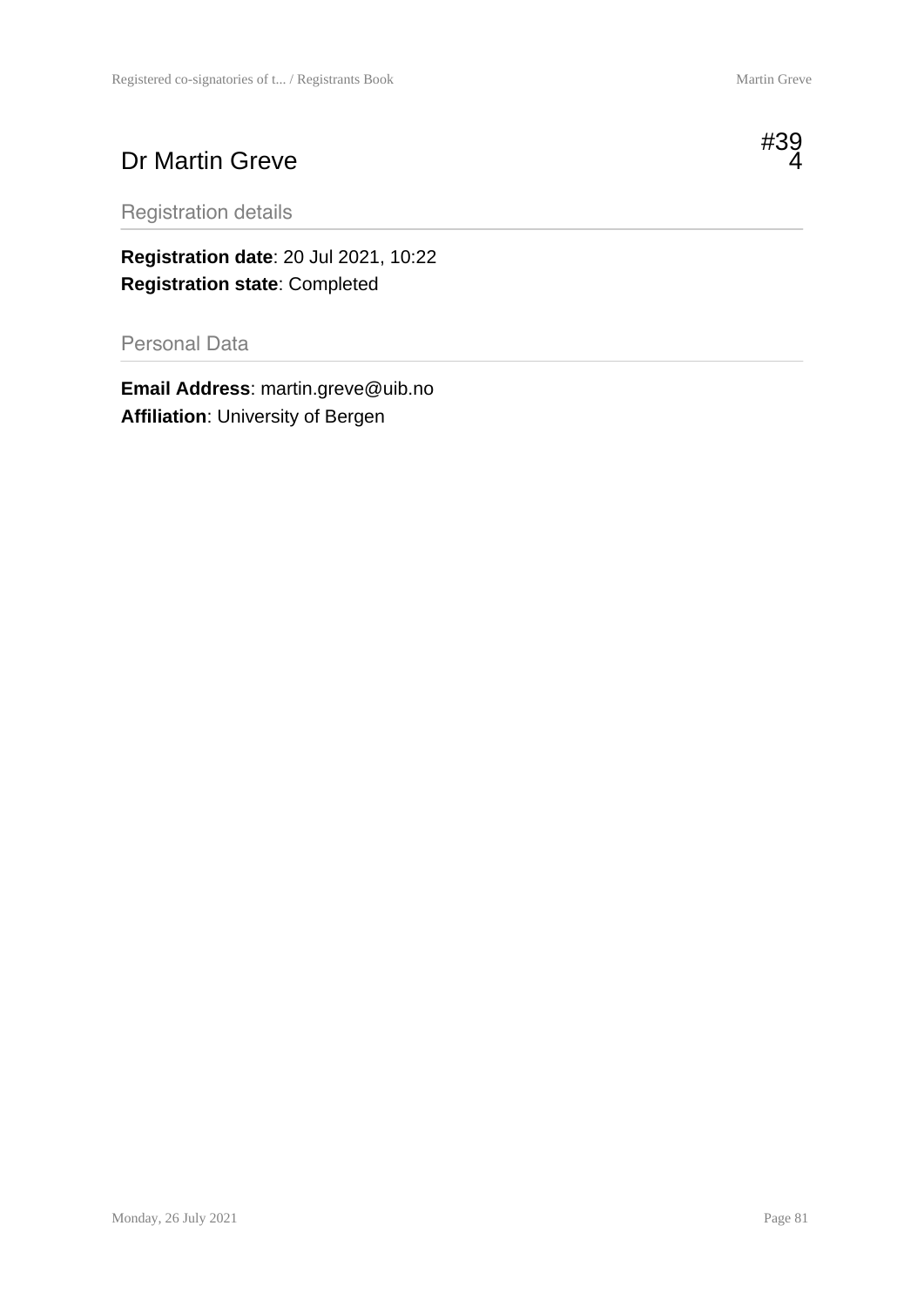# Dr Martin Greve

#394

## Registration details

**Registration date**: 20 Jul 2021, 10:22
**Registration state**: Completed

## Personal Data

**Email Address**: martin.greve@uib.no
**Affiliation**: University of Bergen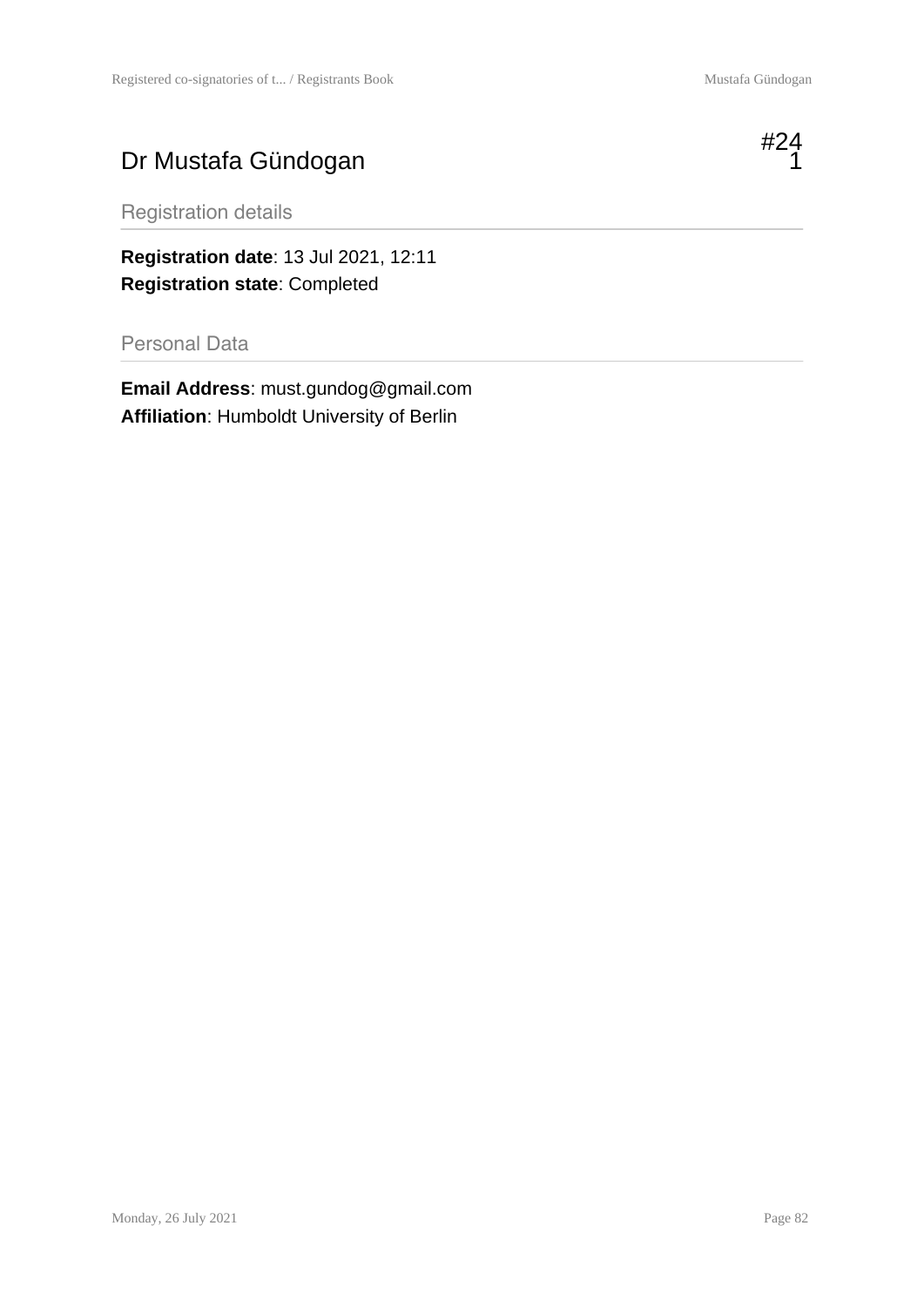# Dr Mustafa Gündogan

#241

## Registration details

**Registration date**: 13 Jul 2021, 12:11
**Registration state**: Completed

## Personal Data

**Email Address**: must.gundog@gmail.com
**Affiliation**: Humboldt University of Berlin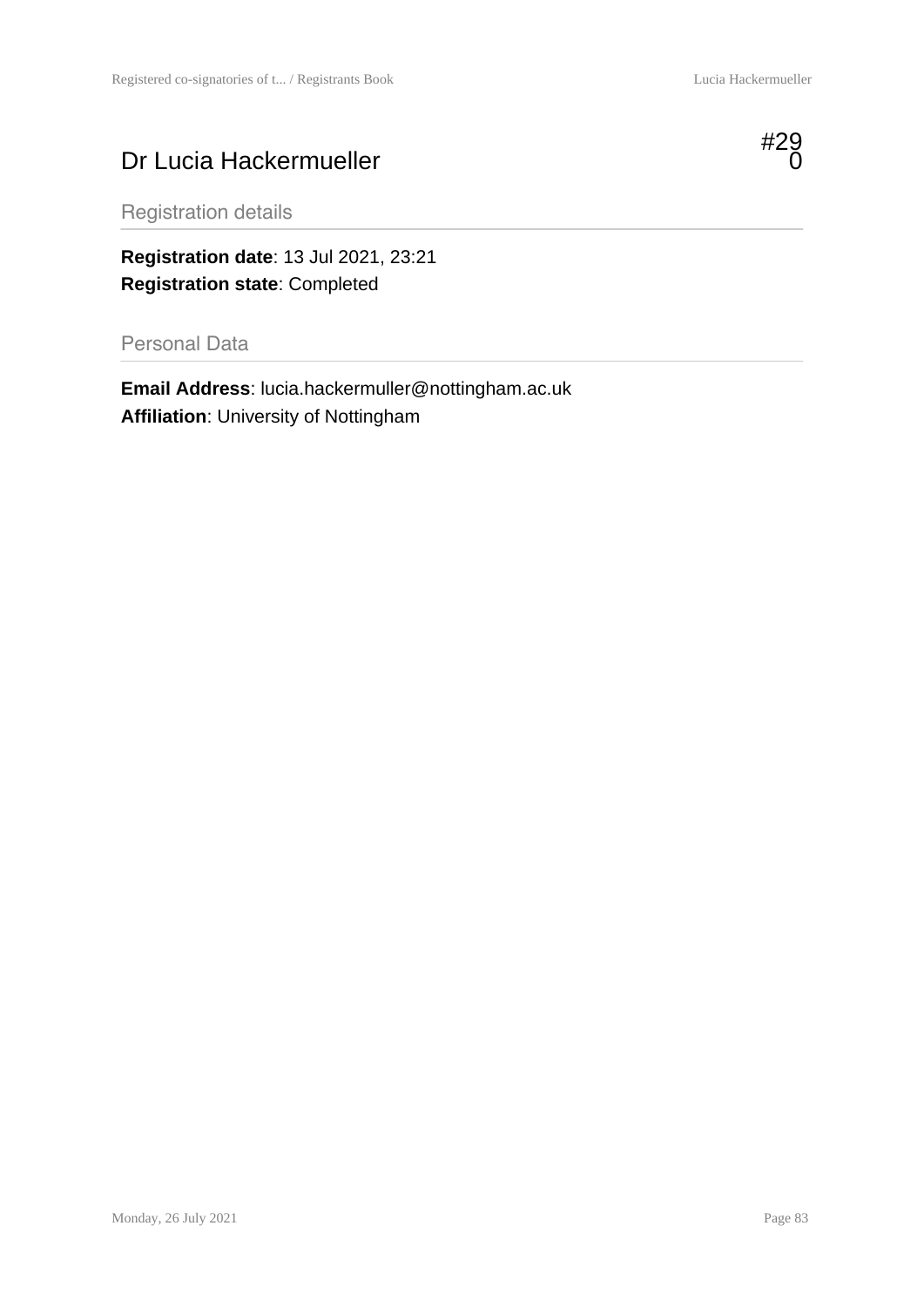# Dr Lucia Hackermueller

#290

## Registration details

**Registration date**: 13 Jul 2021, 23:21
**Registration state**: Completed

## Personal Data

**Email Address**: lucia.hackermuller@nottingham.ac.uk
**Affiliation**: University of Nottingham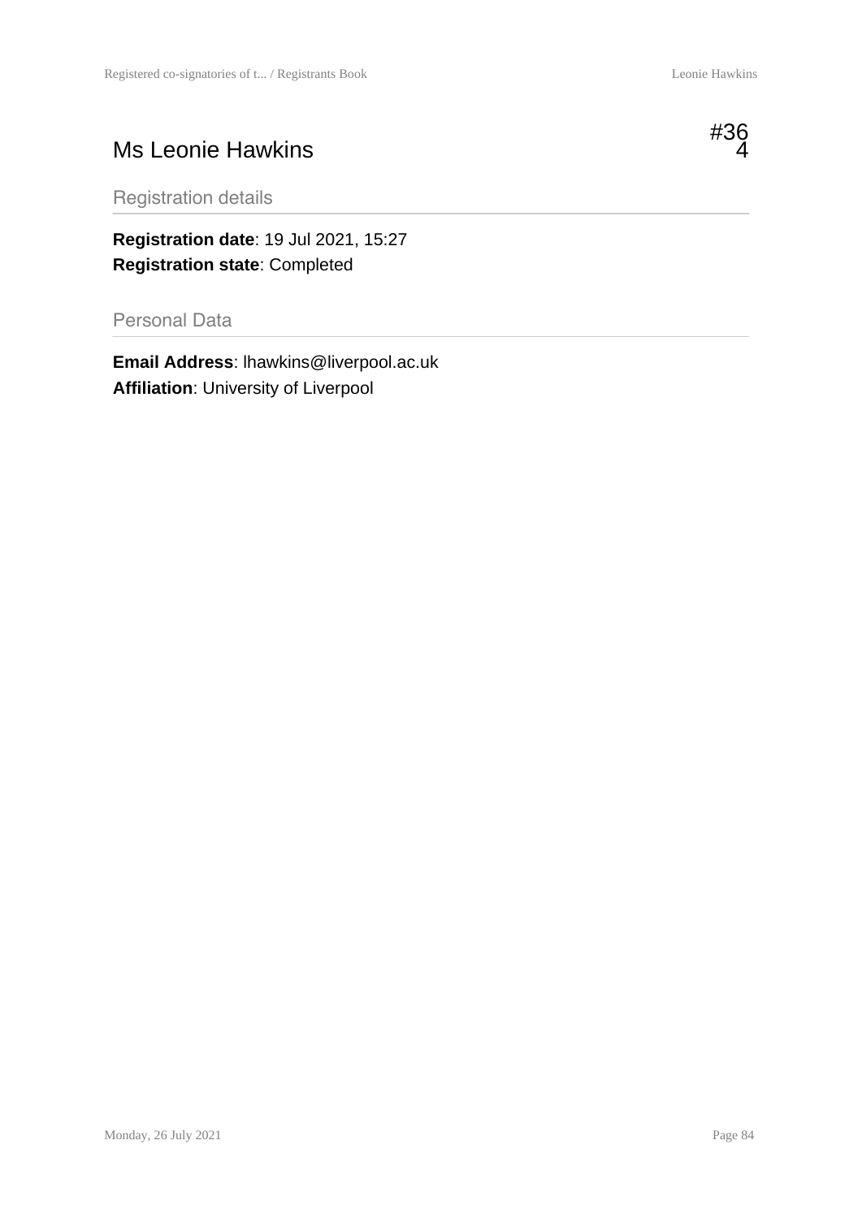# Ms Leonie Hawkins

#364

## Registration details

**Registration date**: 19 Jul 2021, 15:27
**Registration state**: Completed

## Personal Data

**Email Address**: lhawkins@liverpool.ac.uk
**Affiliation**: University of Liverpool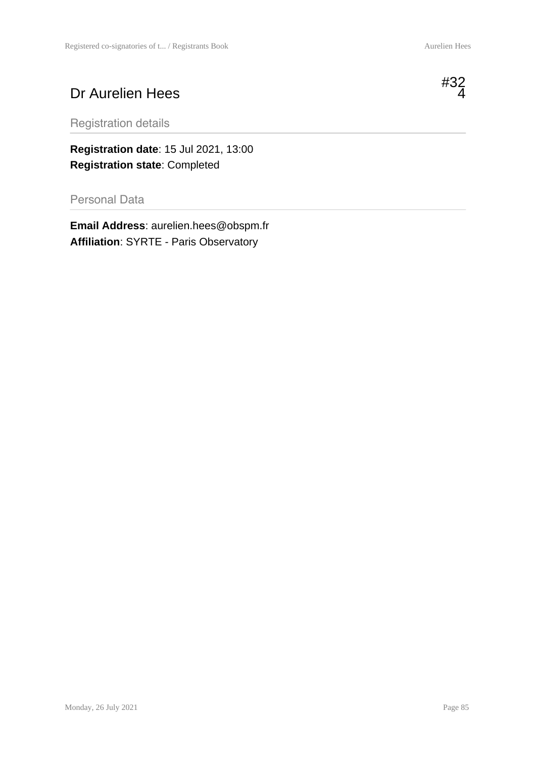# Dr Aurelien Hees

#324

## Registration details

**Registration date**: 15 Jul 2021, 13:00
**Registration state**: Completed

## Personal Data

**Email Address**: aurelien.hees@obspm.fr
**Affiliation**: SYRTE - Paris Observatory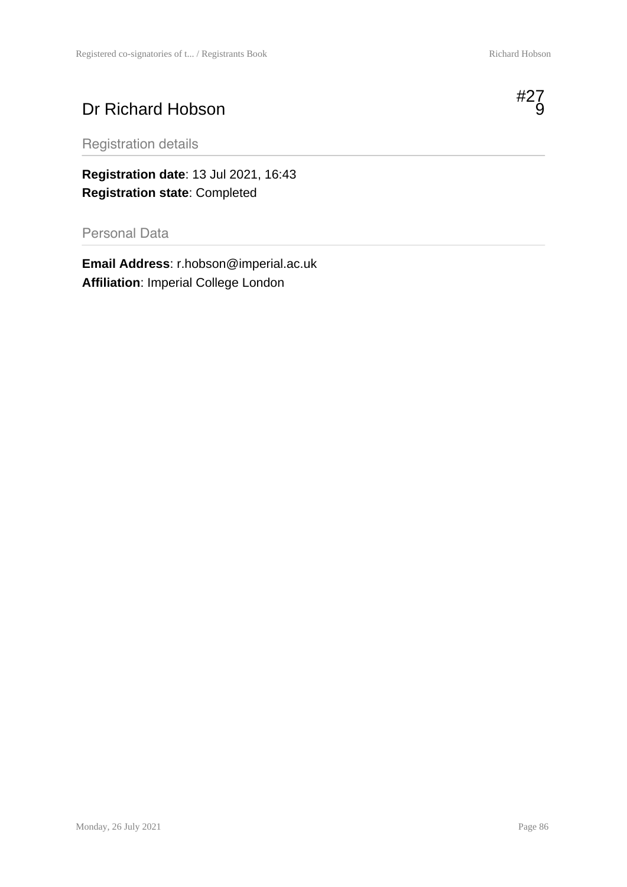# Dr Richard Hobson

#279

## Registration details

**Registration date**: 13 Jul 2021, 16:43
**Registration state**: Completed

## Personal Data

**Email Address**: r.hobson@imperial.ac.uk
**Affiliation**: Imperial College London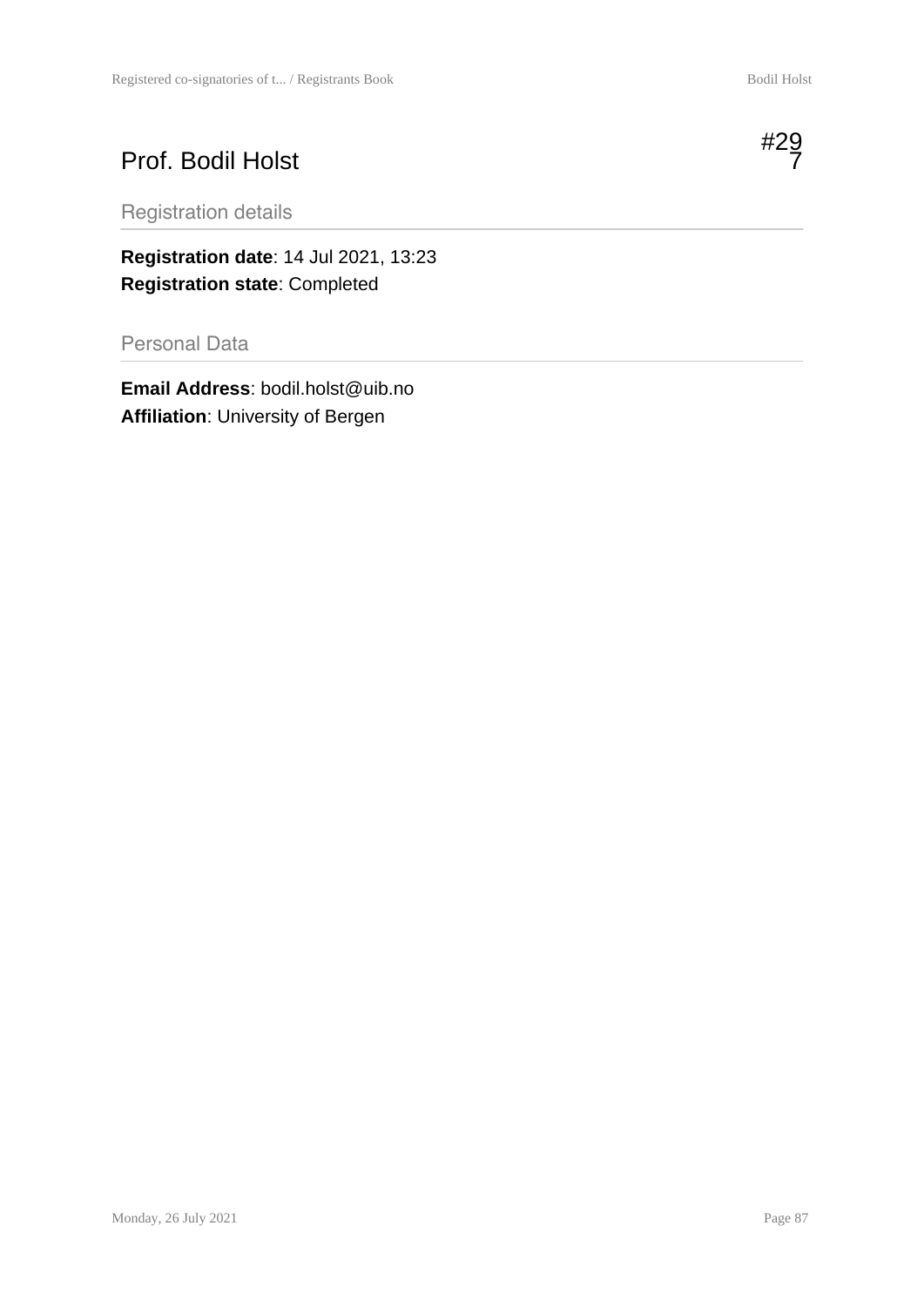# Prof. Bodil Holst

#297

## Registration details

**Registration date**: 14 Jul 2021, 13:23
**Registration state**: Completed

## Personal Data

**Email Address**: bodil.holst@uib.no
**Affiliation**: University of Bergen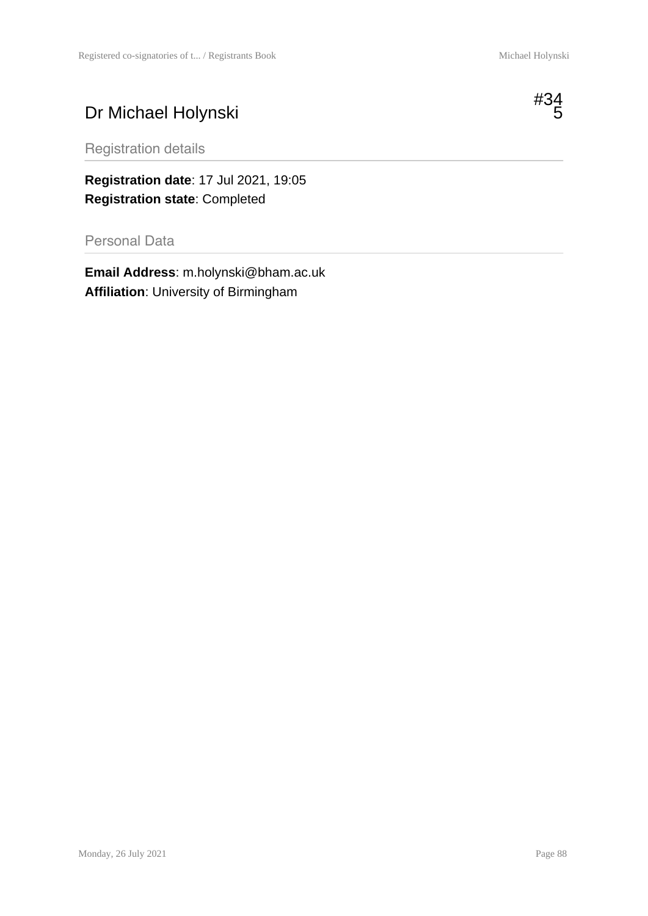# Dr Michael Holynski

#345

## Registration details

**Registration date**: 17 Jul 2021, 19:05
**Registration state**: Completed

## Personal Data

**Email Address**: m.holynski@bham.ac.uk
**Affiliation**: University of Birmingham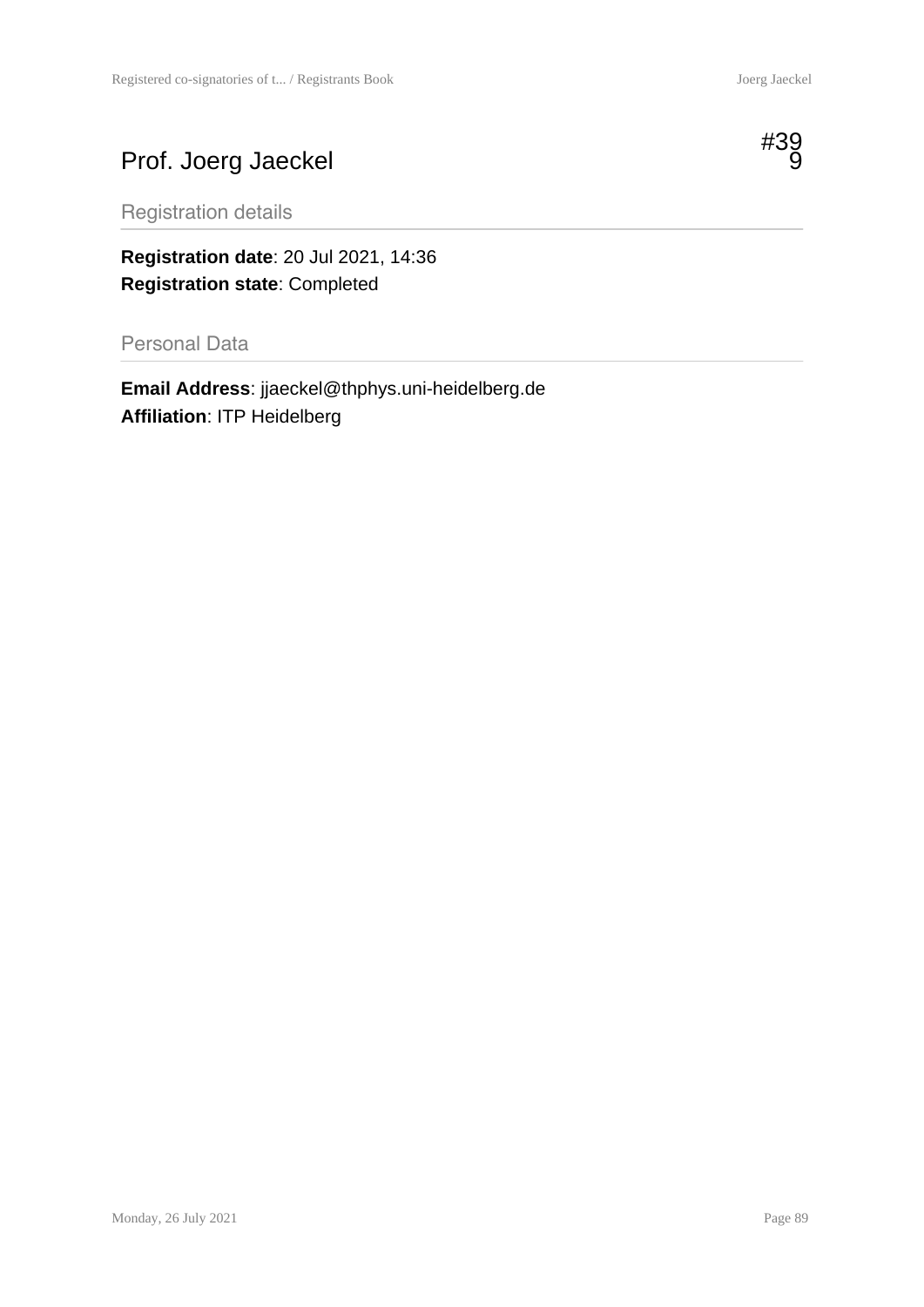# Prof. Joerg Jaeckel

#399

## Registration details

**Registration date**: 20 Jul 2021, 14:36
**Registration state**: Completed

## Personal Data

**Email Address**: jjaeckel@thphys.uni-heidelberg.de
**Affiliation**: ITP Heidelberg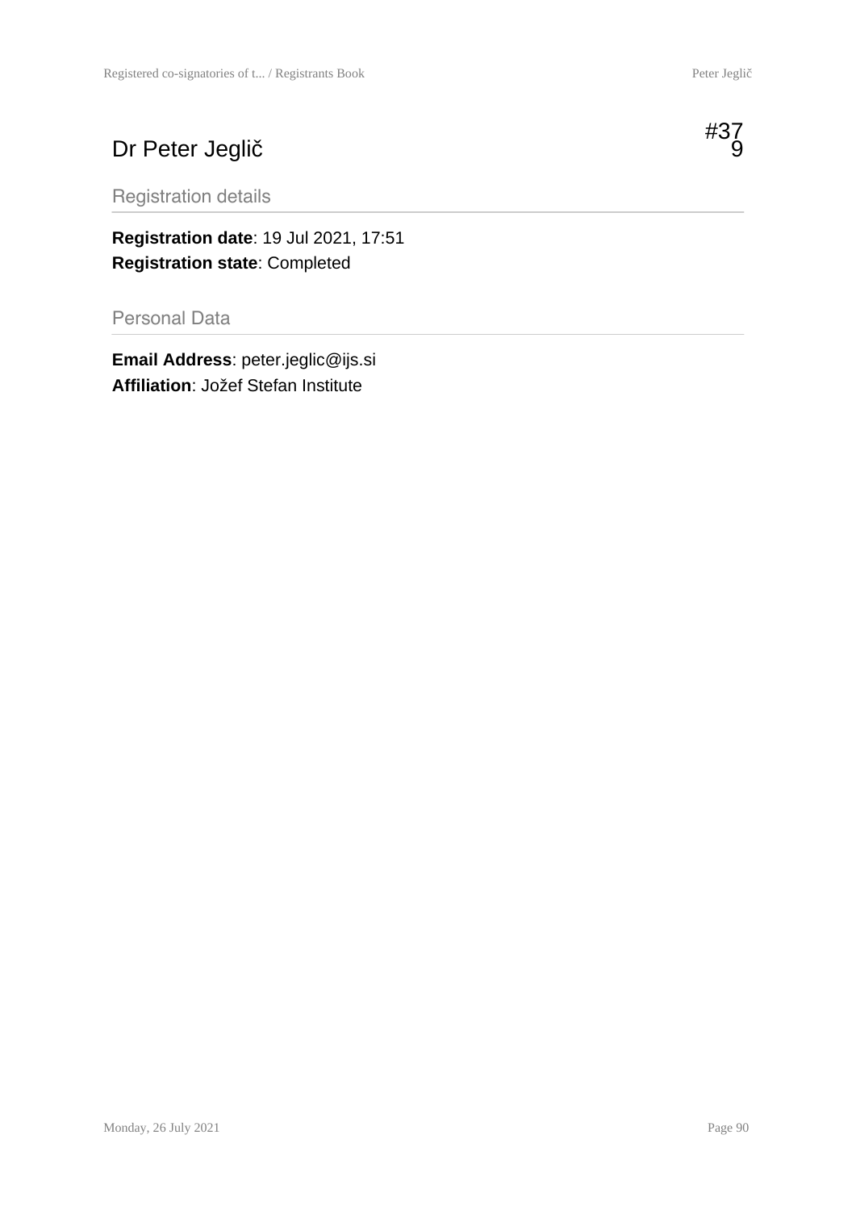# Dr Peter Jeglič

#379

## Registration details

**Registration date**: 19 Jul 2021, 17:51
**Registration state**: Completed

## Personal Data

**Email Address**: peter.jeglic@ijs.si
**Affiliation**: Jožef Stefan Institute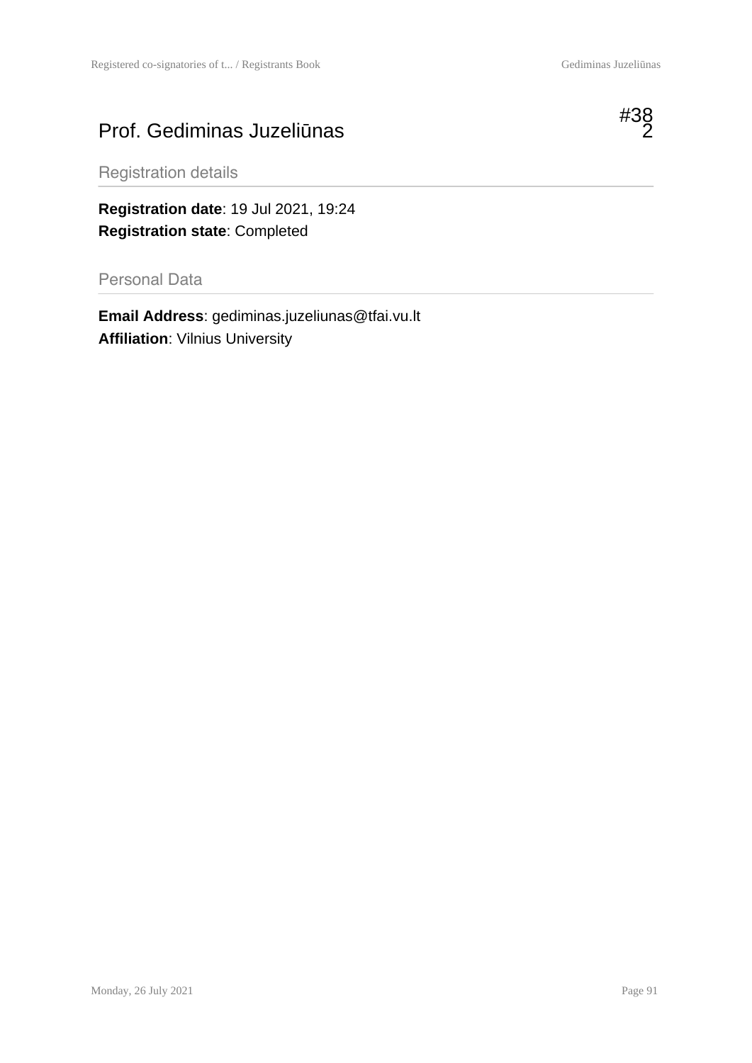# Prof. Gediminas Juzeliūnas

#382

## Registration details

**Registration date**: 19 Jul 2021, 19:24
**Registration state**: Completed

## Personal Data

**Email Address**: gediminas.juzeliunas@tfai.vu.lt
**Affiliation**: Vilnius University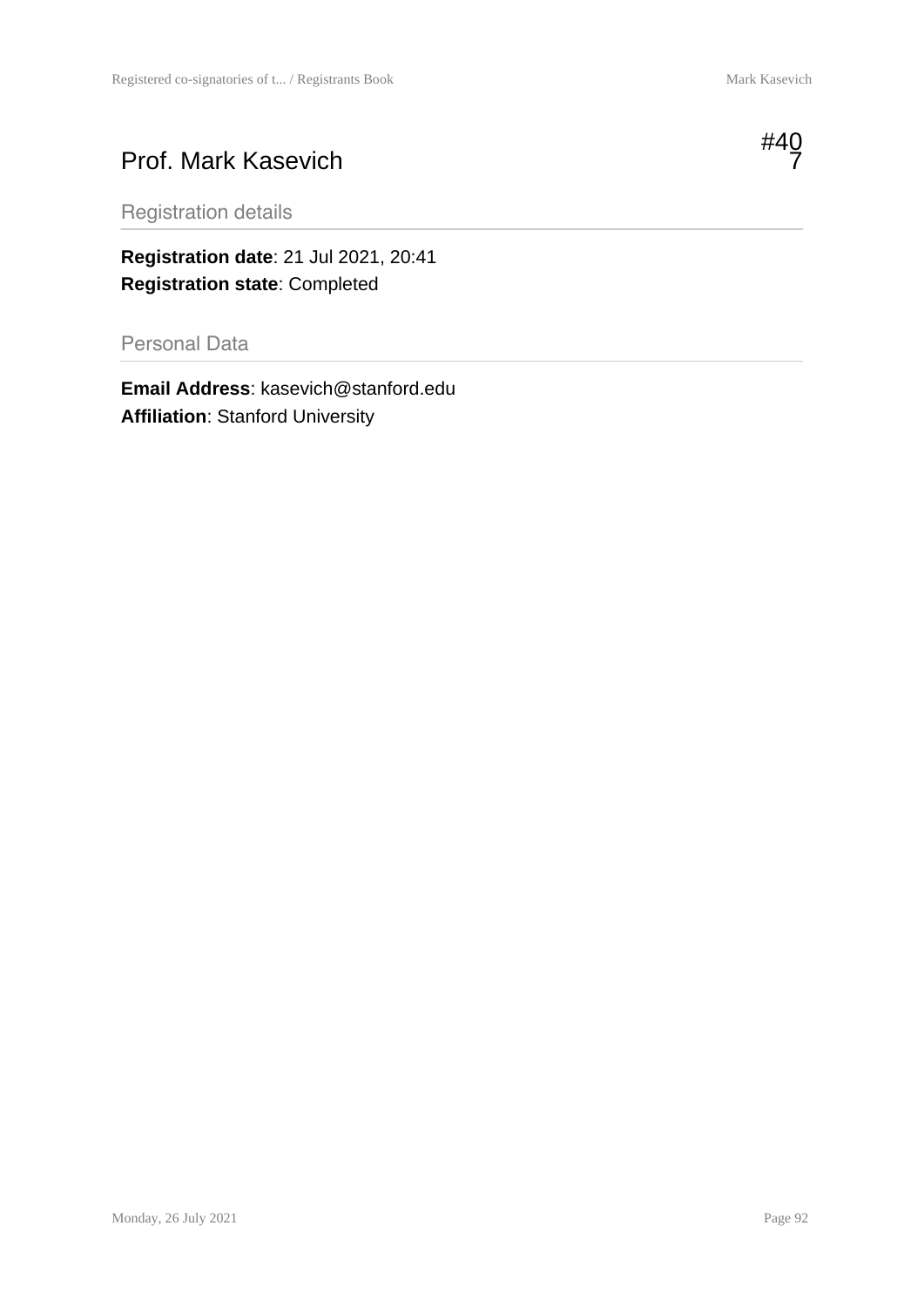# Prof. Mark Kasevich

#407

## Registration details

**Registration date**: 21 Jul 2021, 20:41
**Registration state**: Completed

## Personal Data

**Email Address**: kasevich@stanford.edu
**Affiliation**: Stanford University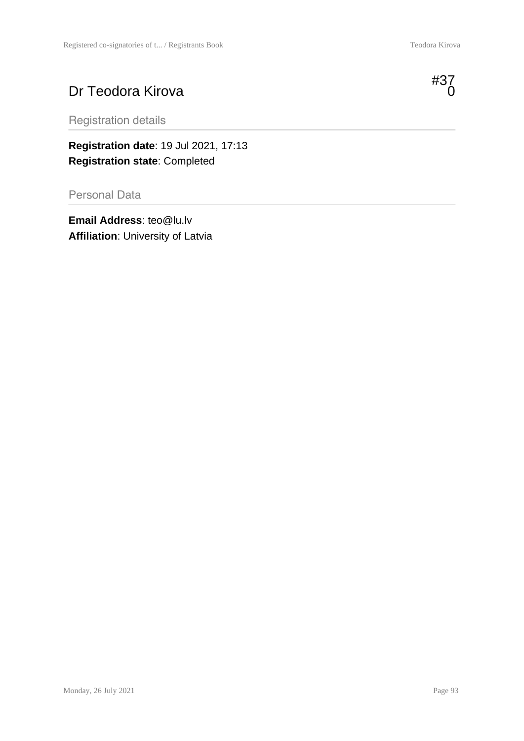# Dr Teodora Kirova

#370

## Registration details

**Registration date**: 19 Jul 2021, 17:13
**Registration state**: Completed

## Personal Data

**Email Address**: teo@lu.lv
**Affiliation**: University of Latvia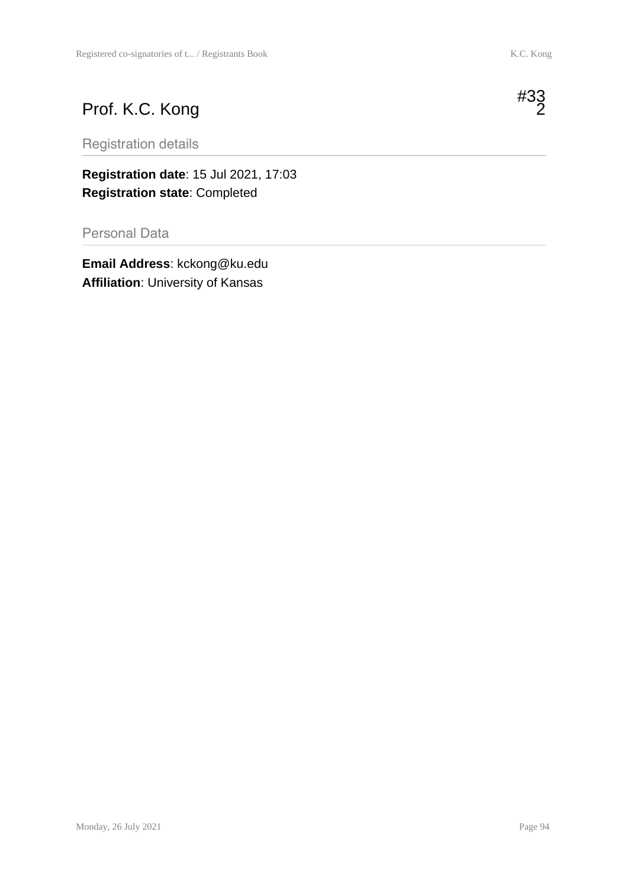# Prof. K.C. Kong

#332

## Registration details

**Registration date**: 15 Jul 2021, 17:03
**Registration state**: Completed

## Personal Data

**Email Address**: kckong@ku.edu
**Affiliation**: University of Kansas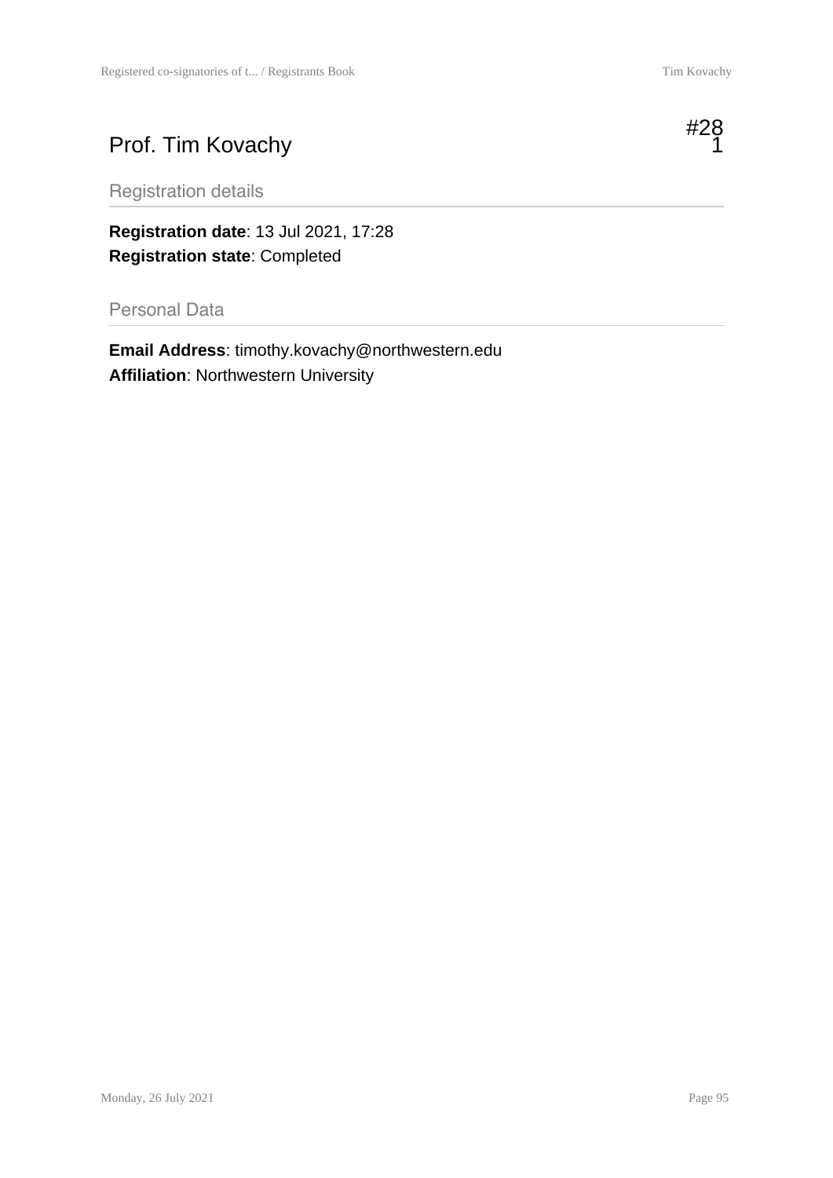# Prof. Tim Kovachy

#281

## Registration details

**Registration date**: 13 Jul 2021, 17:28
**Registration state**: Completed

## Personal Data

**Email Address**: timothy.kovachy@northwestern.edu
**Affiliation**: Northwestern University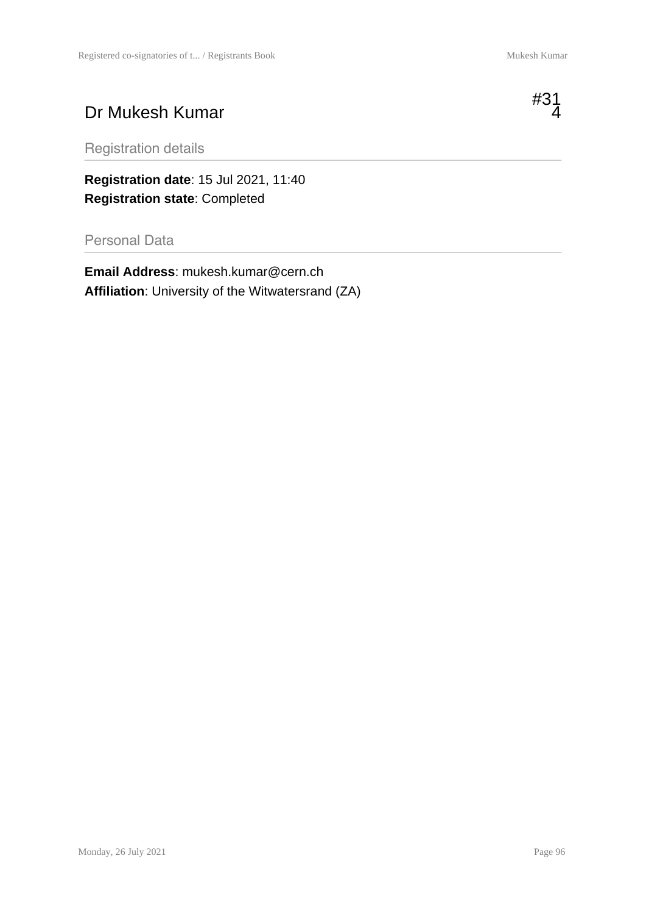# Dr Mukesh Kumar

#314

## Registration details

**Registration date**: 15 Jul 2021, 11:40
**Registration state**: Completed

## Personal Data

**Email Address**: mukesh.kumar@cern.ch
**Affiliation**: University of the Witwatersrand (ZA)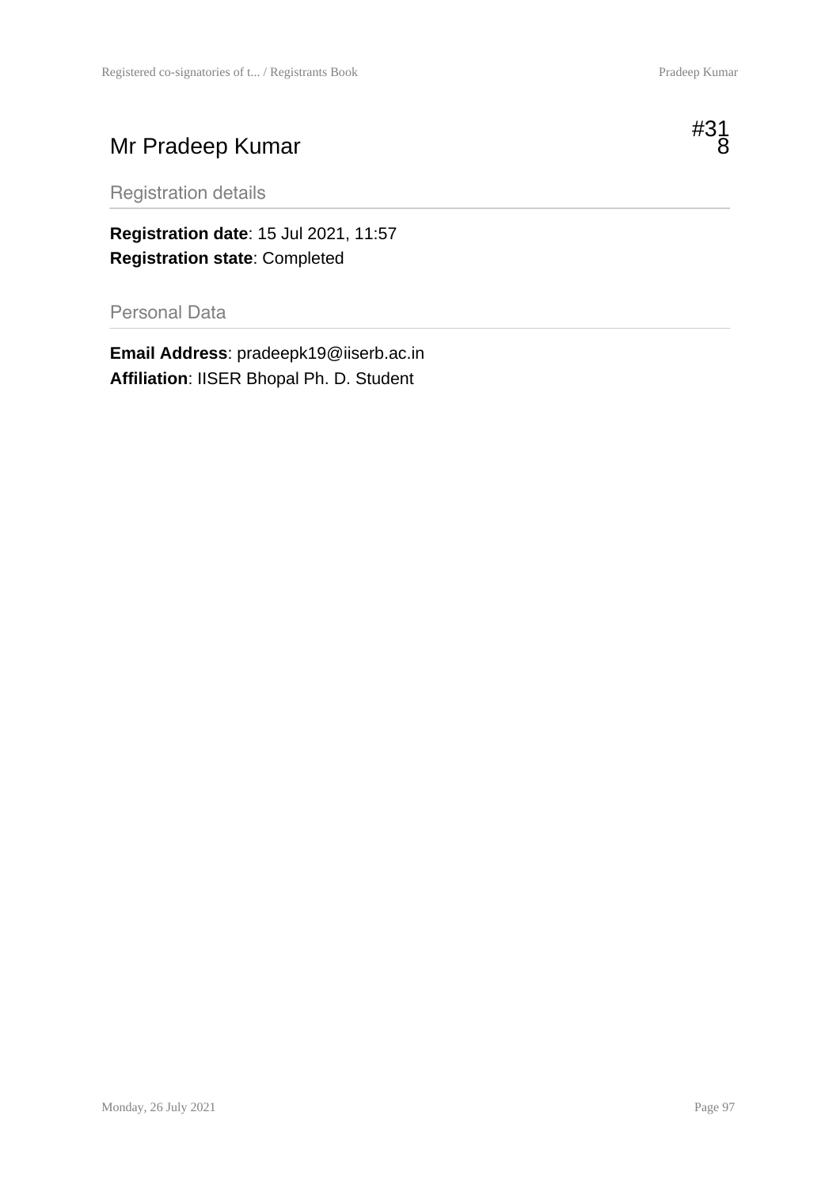# Mr Pradeep Kumar

#318

## Registration details

**Registration date**: 15 Jul 2021, 11:57
**Registration state**: Completed

## Personal Data

**Email Address**: pradeepk19@iiserb.ac.in
**Affiliation**: IISER Bhopal Ph. D. Student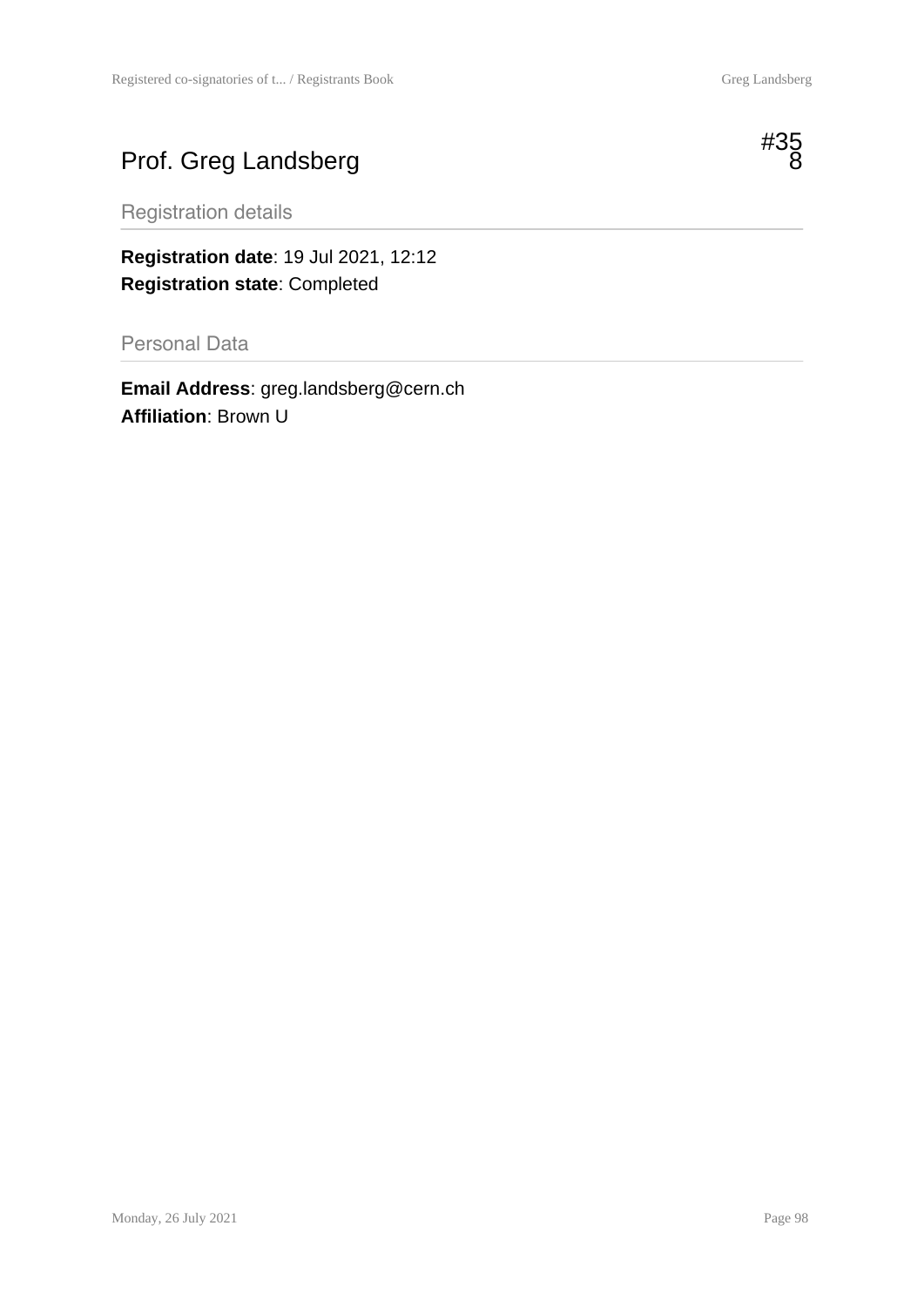# Prof. Greg Landsberg

#358

## Registration details

**Registration date**: 19 Jul 2021, 12:12
**Registration state**: Completed

## Personal Data

**Email Address**: greg.landsberg@cern.ch
**Affiliation**: Brown U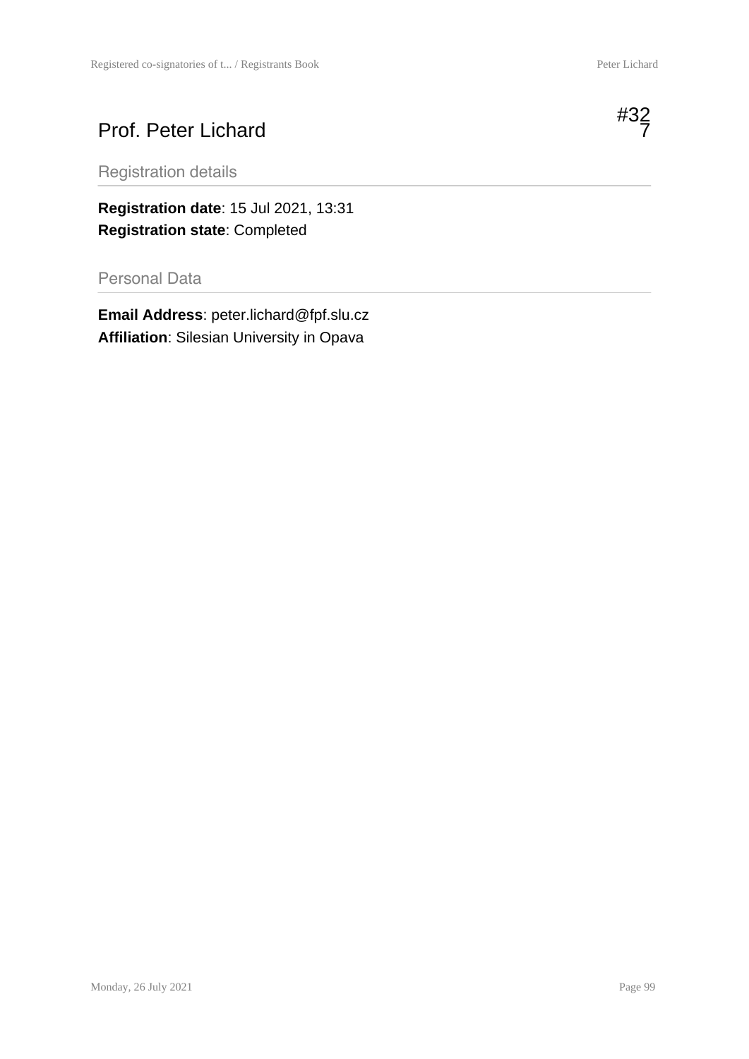# Prof. Peter Lichard

#327

## Registration details

**Registration date**: 15 Jul 2021, 13:31
**Registration state**: Completed

## Personal Data

**Email Address**: peter.lichard@fpf.slu.cz
**Affiliation**: Silesian University in Opava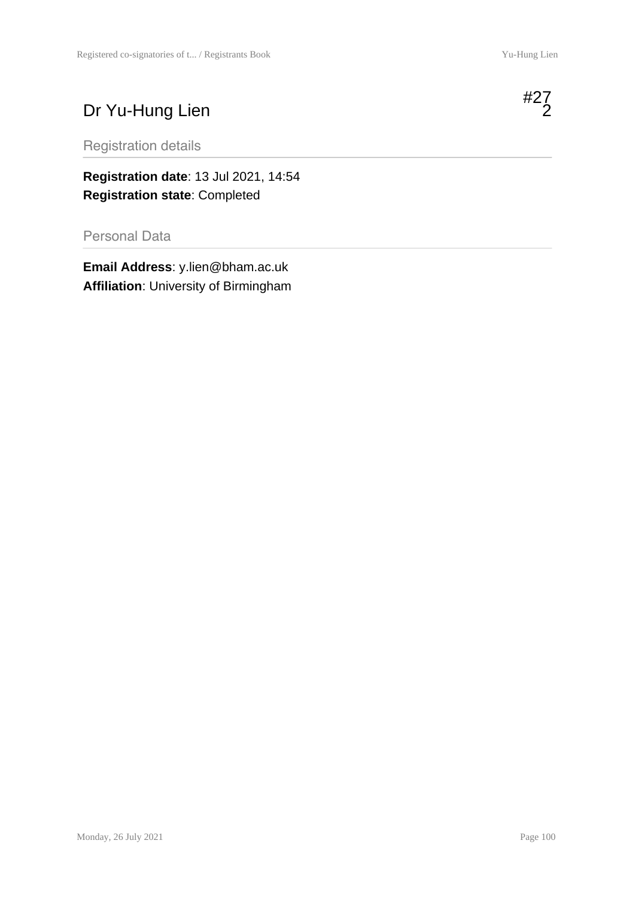# Dr Yu-Hung Lien

#272

## Registration details

**Registration date**: 13 Jul 2021, 14:54
**Registration state**: Completed

## Personal Data

**Email Address**: y.lien@bham.ac.uk
**Affiliation**: University of Birmingham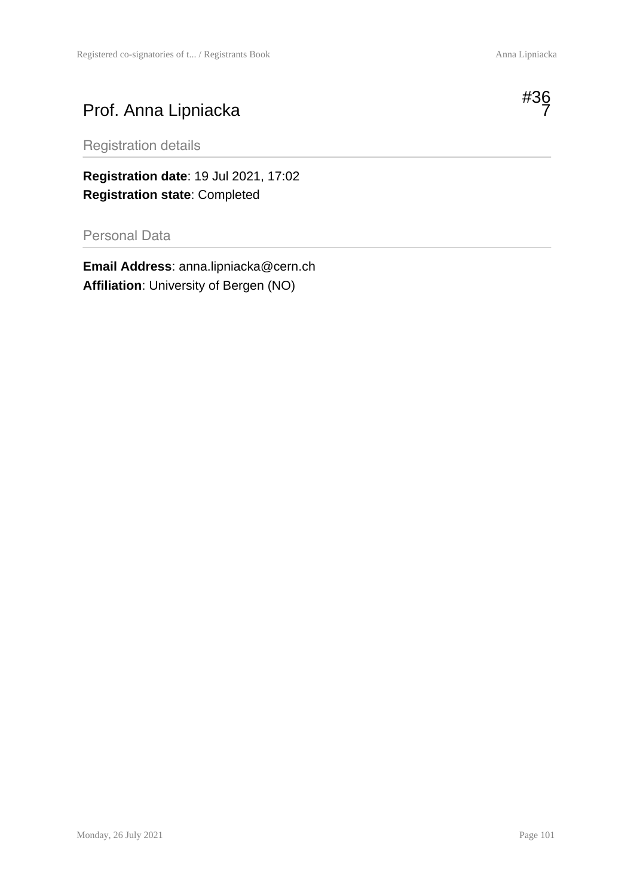# Prof. Anna Lipniacka

#367

## Registration details

**Registration date**: 19 Jul 2021, 17:02
**Registration state**: Completed

## Personal Data

**Email Address**: anna.lipniacka@cern.ch
**Affiliation**: University of Bergen (NO)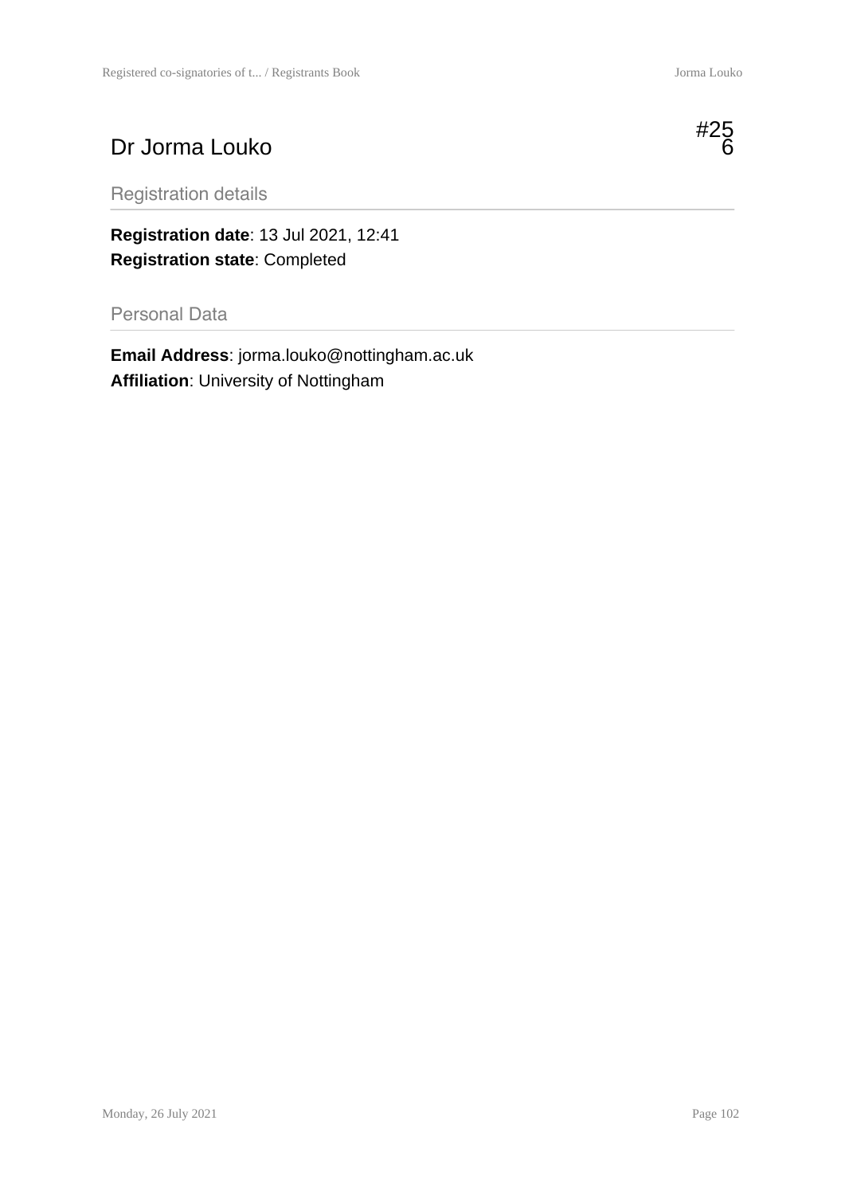# Dr Jorma Louko

#256

## Registration details

**Registration date**: 13 Jul 2021, 12:41
**Registration state**: Completed

## Personal Data

**Email Address**: jorma.louko@nottingham.ac.uk
**Affiliation**: University of Nottingham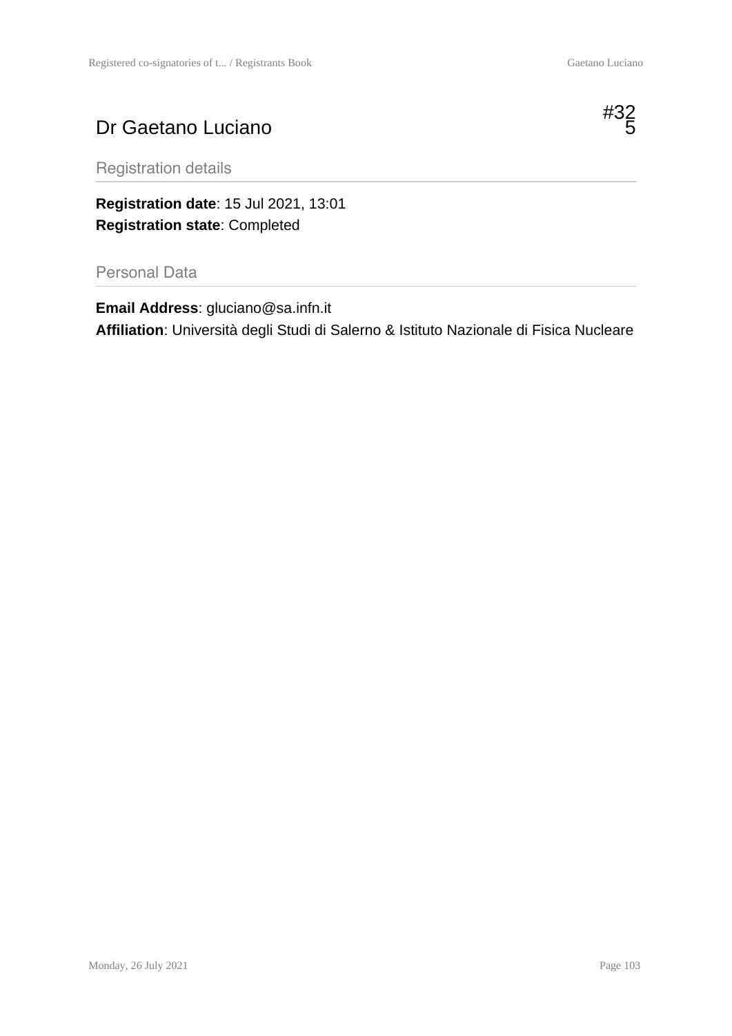# Dr Gaetano Luciano

#325

## Registration details

**Registration date**: 15 Jul 2021, 13:01
**Registration state**: Completed

## Personal Data

**Email Address**: gluciano@sa.infn.it
**Affiliation**: Università degli Studi di Salerno & Istituto Nazionale di Fisica Nucleare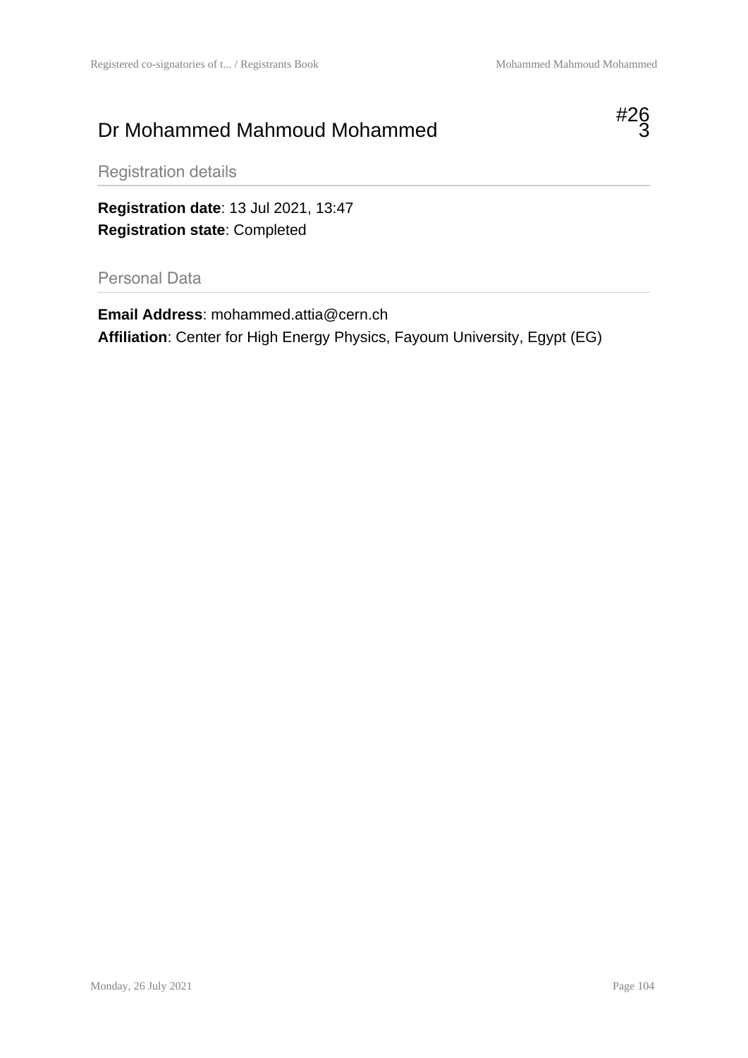# Dr Mohammed Mahmoud Mohammed

#263

## Registration details

**Registration date**: 13 Jul 2021, 13:47
**Registration state**: Completed

## Personal Data

**Email Address**: mohammed.attia@cern.ch
**Affiliation**: Center for High Energy Physics, Fayoum University, Egypt (EG)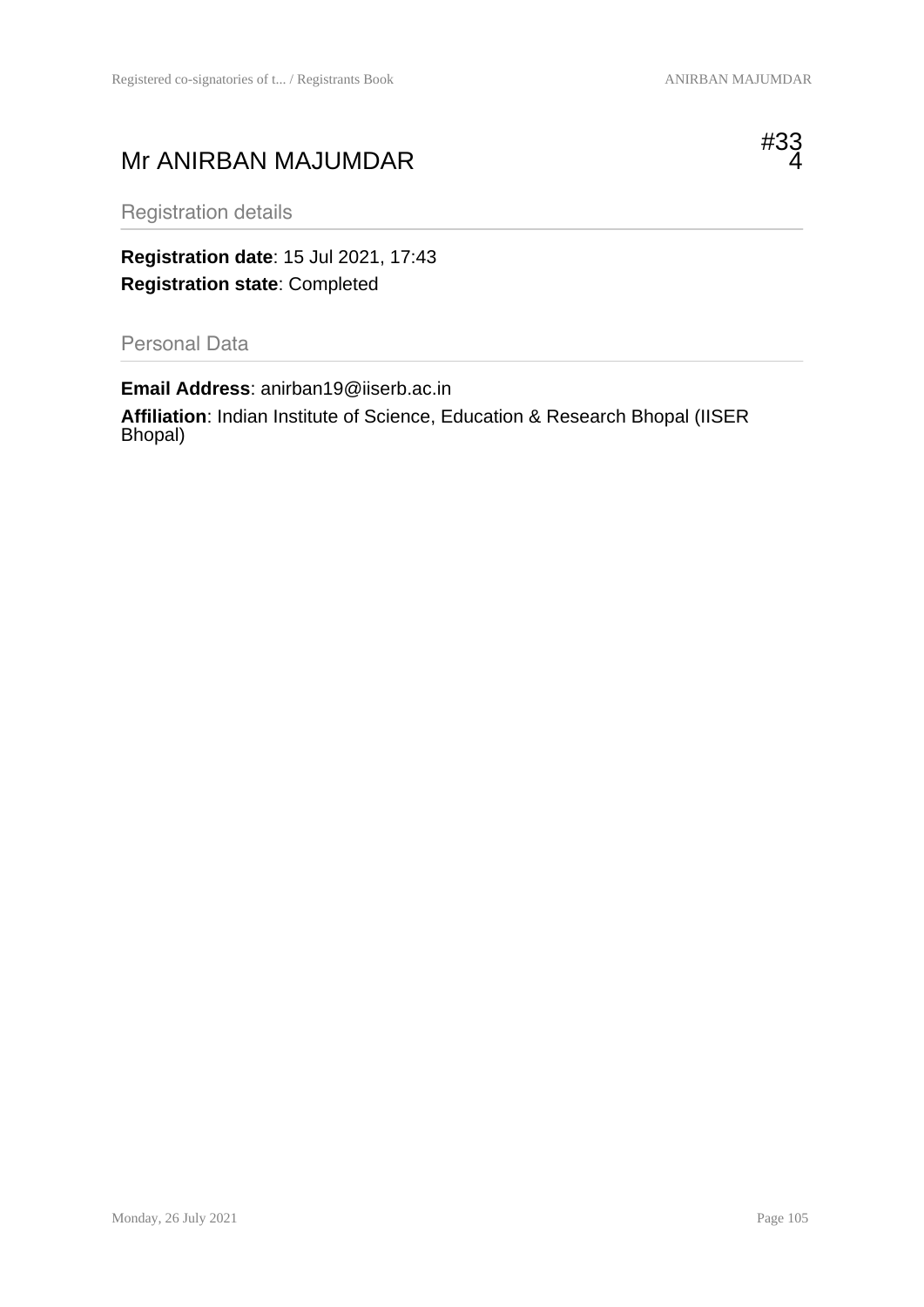# Mr ANIRBAN MAJUMDAR

#334

## Registration details

**Registration date**: 15 Jul 2021, 17:43

**Registration state**: Completed

## Personal Data

**Email Address**: anirban19@iiserb.ac.in

**Affiliation**: Indian Institute of Science, Education & Research Bhopal (IISER Bhopal)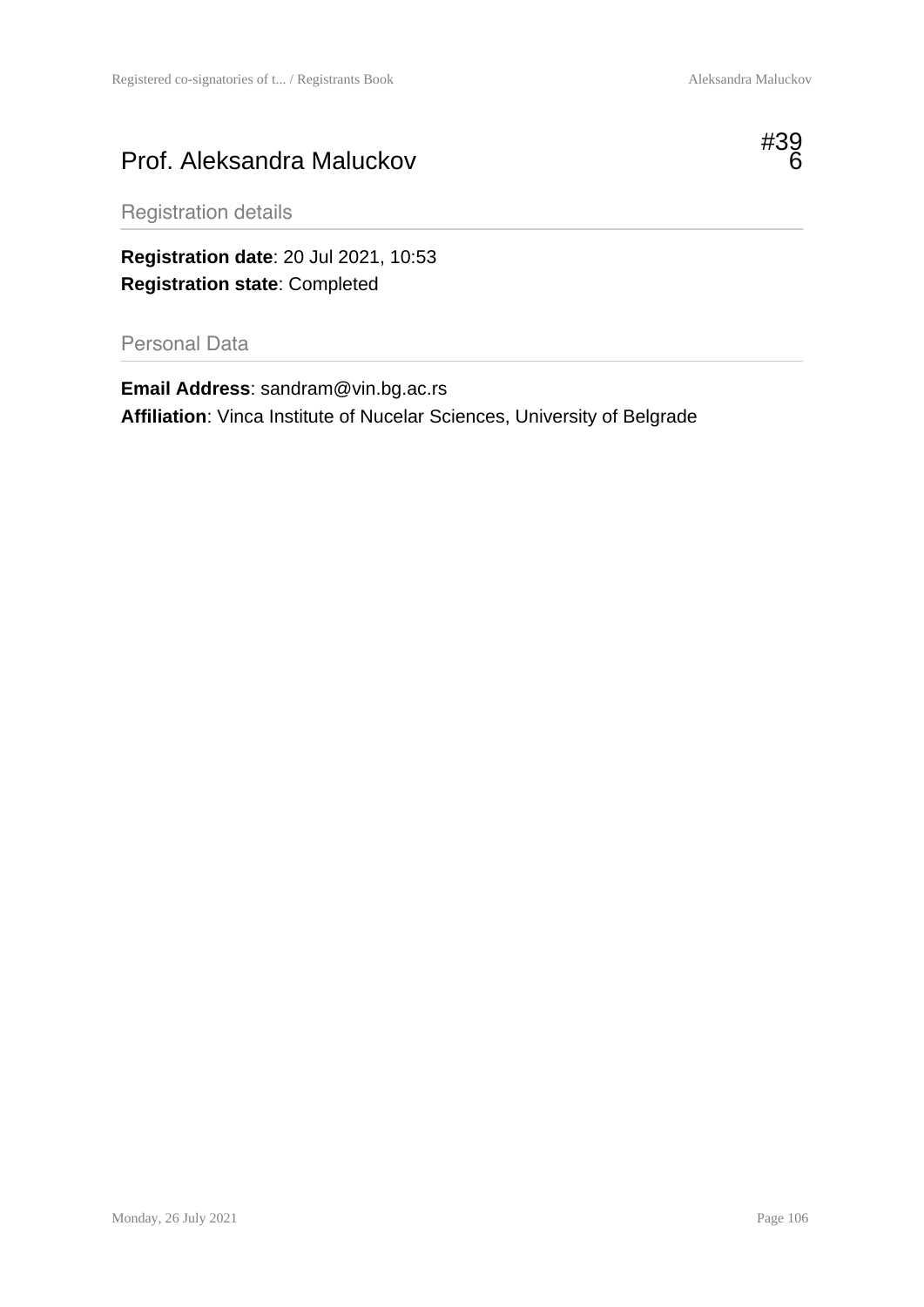# Prof. Aleksandra Maluckov

#396

## Registration details

**Registration date**: 20 Jul 2021, 10:53
**Registration state**: Completed

## Personal Data

**Email Address**: sandram@vin.bg.ac.rs
**Affiliation**: Vinca Institute of Nucelar Sciences, University of Belgrade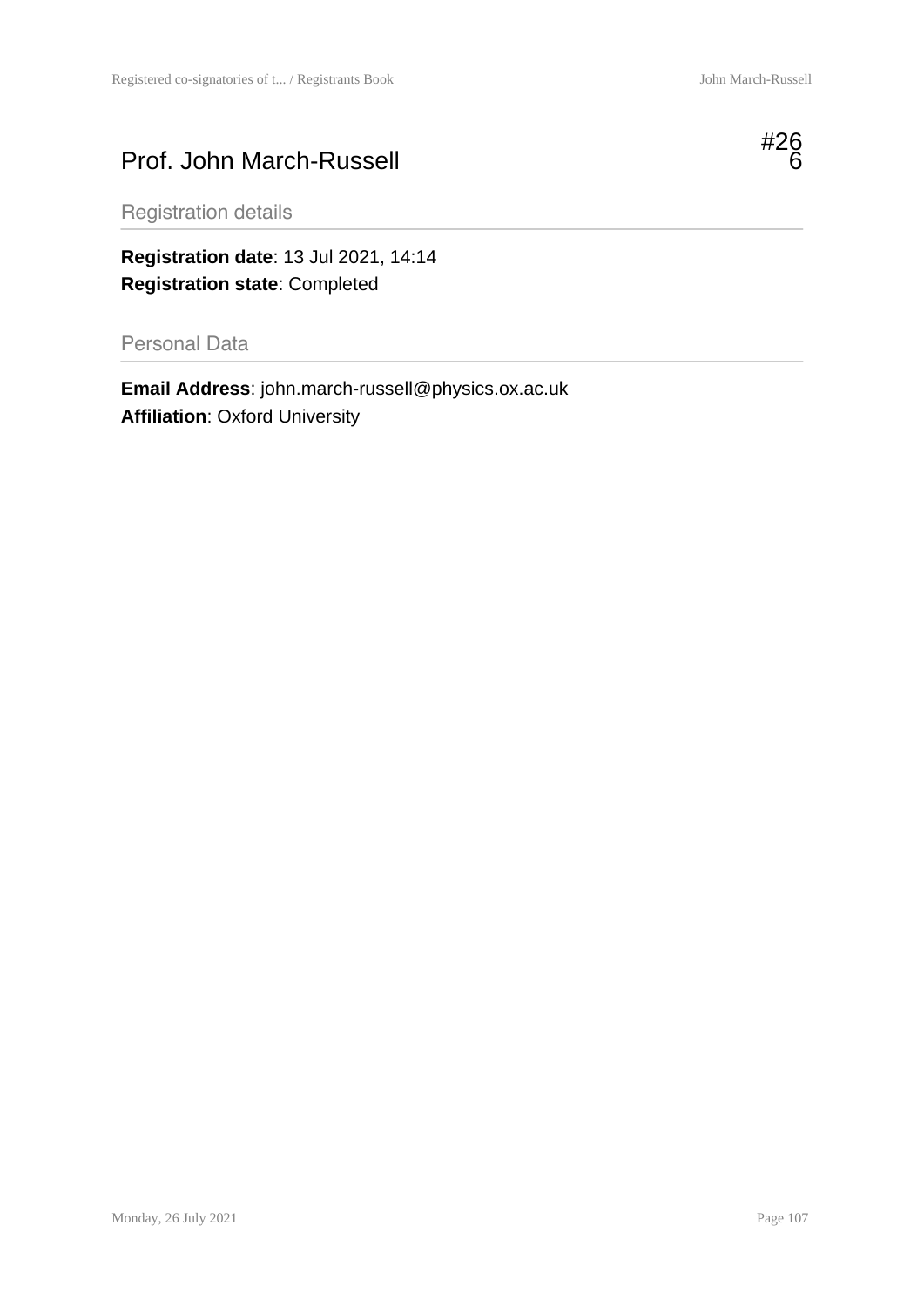# Prof. John March-Russell

#266

## Registration details

**Registration date**: 13 Jul 2021, 14:14
**Registration state**: Completed

## Personal Data

**Email Address**: john.march-russell@physics.ox.ac.uk
**Affiliation**: Oxford University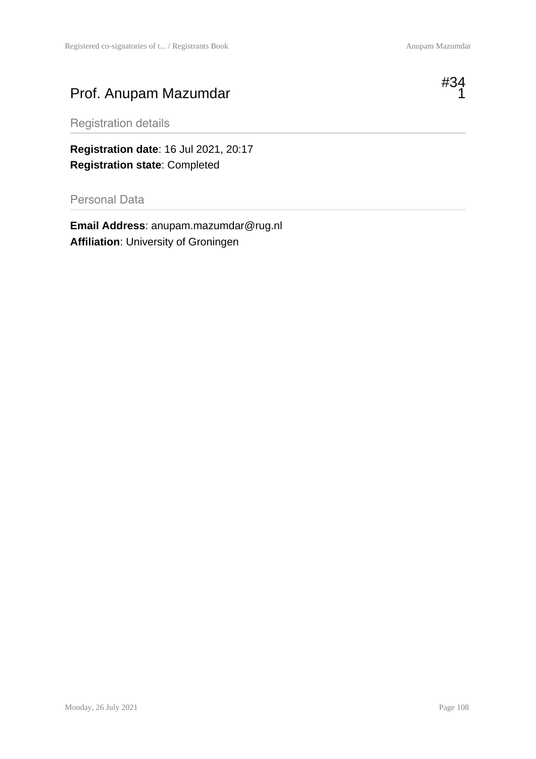# Prof. Anupam Mazumdar

#341

## Registration details

**Registration date**: 16 Jul 2021, 20:17
**Registration state**: Completed

## Personal Data

**Email Address**: anupam.mazumdar@rug.nl
**Affiliation**: University of Groningen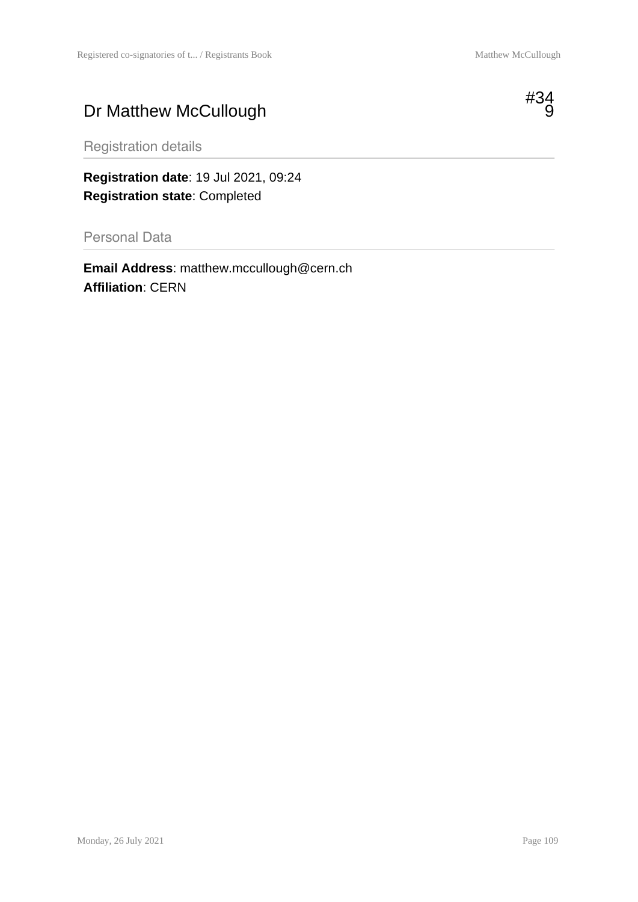# Dr Matthew McCullough

#349

## Registration details

**Registration date**: 19 Jul 2021, 09:24
**Registration state**: Completed

## Personal Data

**Email Address**: matthew.mccullough@cern.ch
**Affiliation**: CERN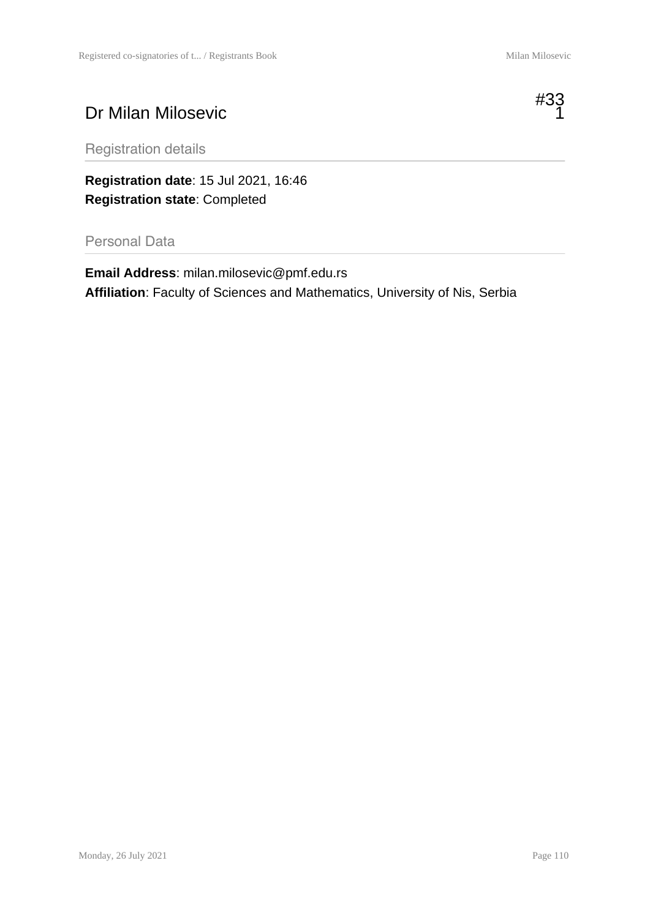# Dr Milan Milosevic

#331

## Registration details

**Registration date**: 15 Jul 2021, 16:46
**Registration state**: Completed

## Personal Data

**Email Address**: milan.milosevic@pmf.edu.rs
**Affiliation**: Faculty of Sciences and Mathematics, University of Nis, Serbia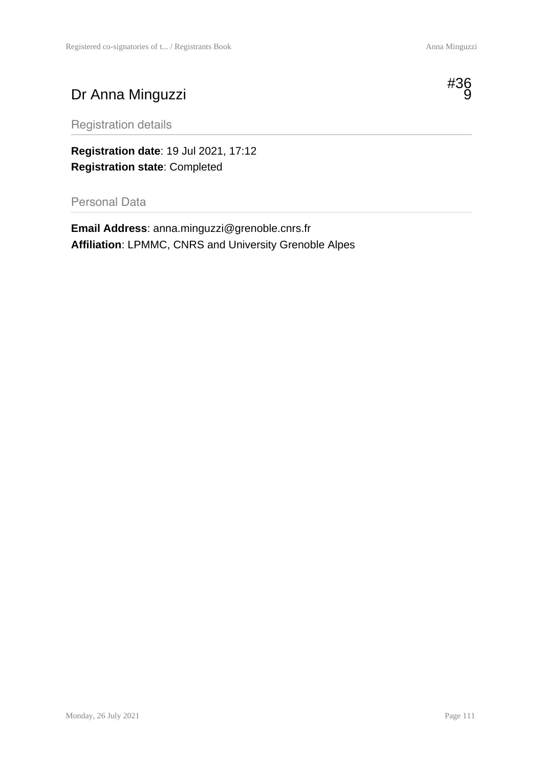# Dr Anna Minguzzi

#369

## Registration details

**Registration date**: 19 Jul 2021, 17:12
**Registration state**: Completed

## Personal Data

**Email Address**: anna.minguzzi@grenoble.cnrs.fr
**Affiliation**: LPMMC, CNRS and University Grenoble Alpes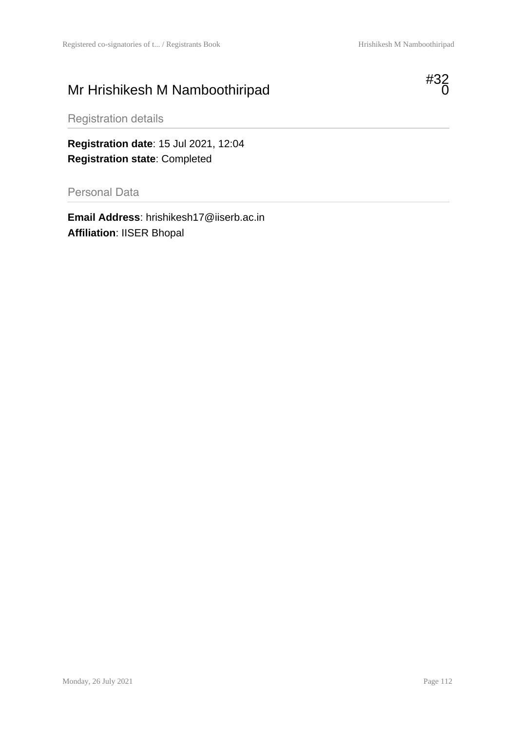# Mr Hrishikesh M Namboothiripad

#320

## Registration details

**Registration date**: 15 Jul 2021, 12:04
**Registration state**: Completed

## Personal Data

**Email Address**: hrishikesh17@iiserb.ac.in
**Affiliation**: IISER Bhopal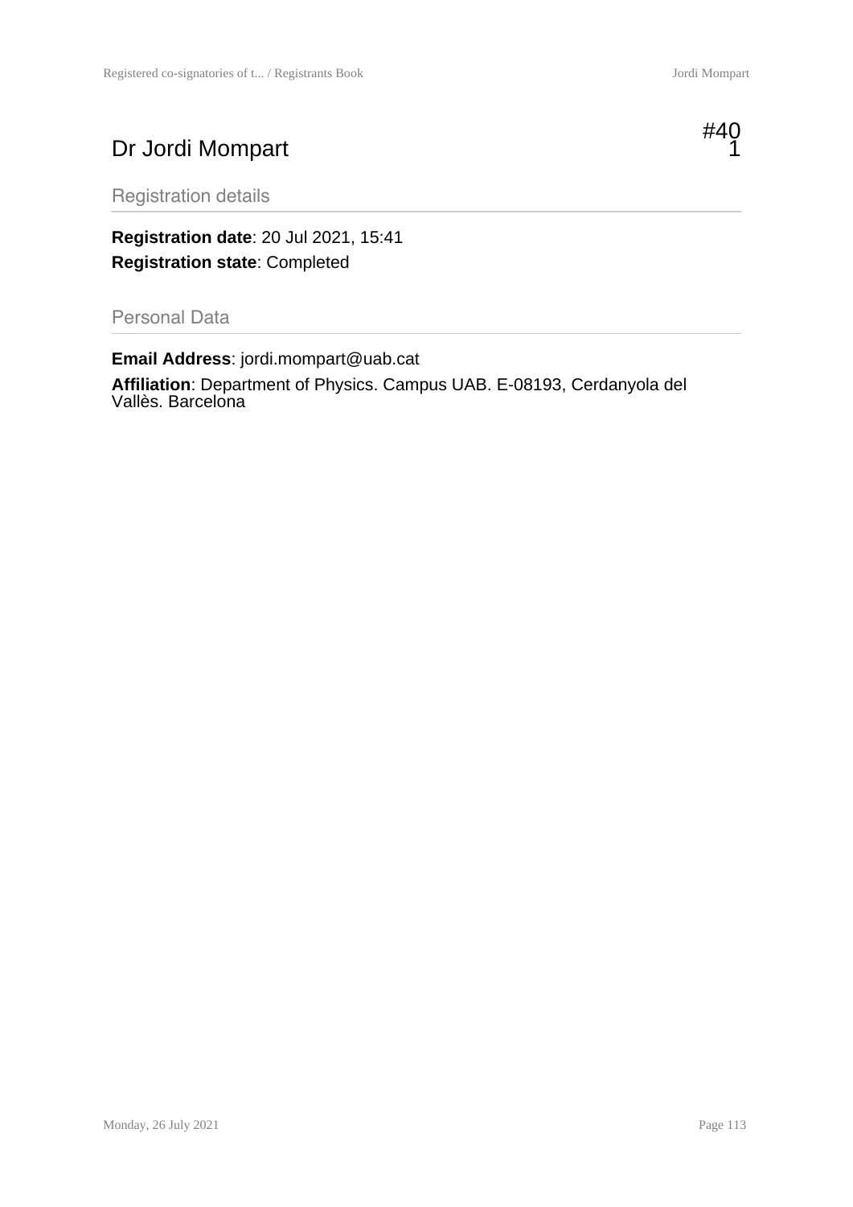# Dr Jordi Mompart

#401

## Registration details

**Registration date**: 20 Jul 2021, 15:41

**Registration state**: Completed

## Personal Data

**Email Address**: jordi.mompart@uab.cat

**Affiliation**: Department of Physics. Campus UAB. E-08193, Cerdanyola del Vallès. Barcelona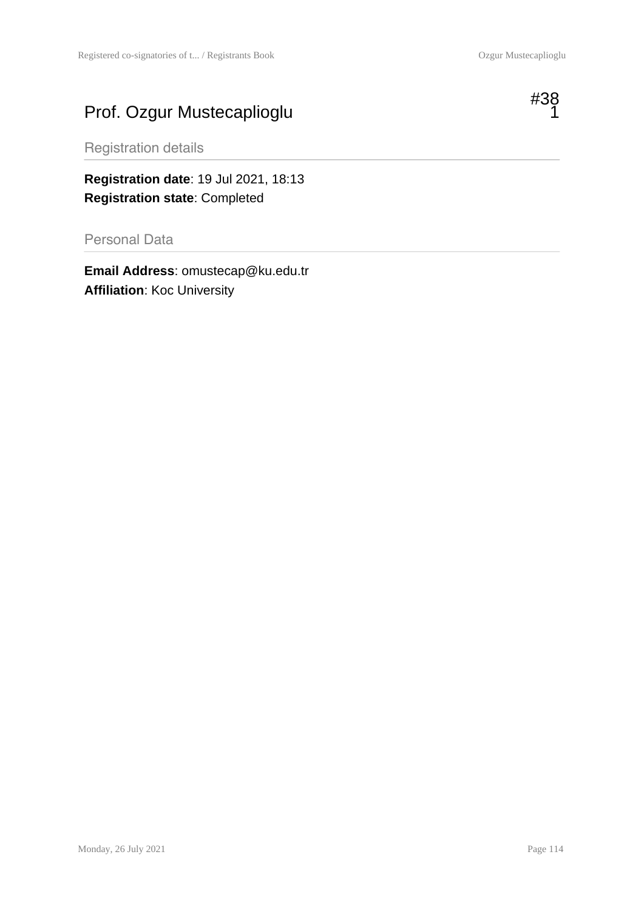# Prof. Ozgur Mustecaplioglu

#381

## Registration details

**Registration date**: 19 Jul 2021, 18:13
**Registration state**: Completed

## Personal Data

**Email Address**: omustecap@ku.edu.tr
**Affiliation**: Koc University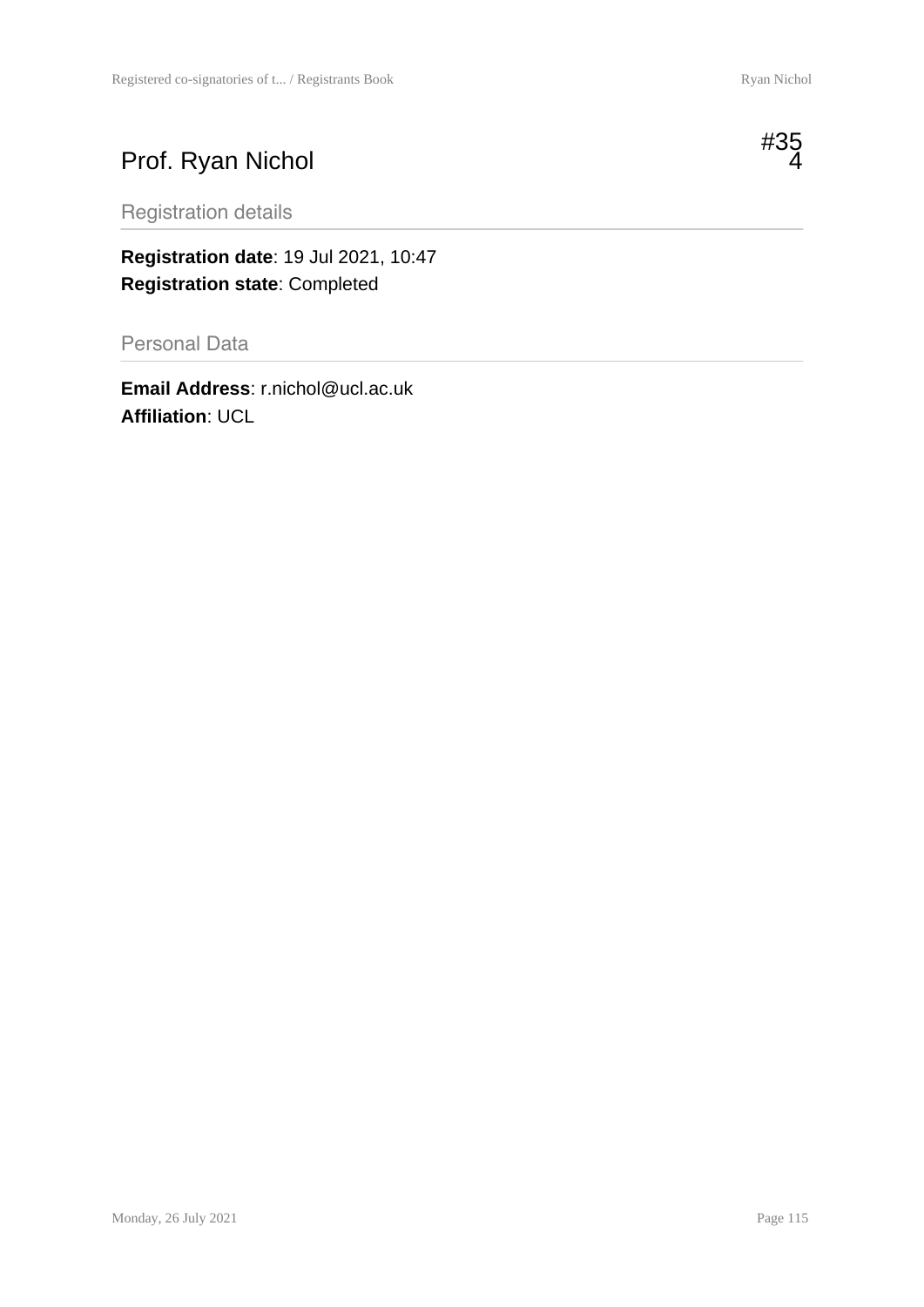# Prof. Ryan Nichol

#354

## Registration details

**Registration date**: 19 Jul 2021, 10:47
**Registration state**: Completed

## Personal Data

**Email Address**: r.nichol@ucl.ac.uk
**Affiliation**: UCL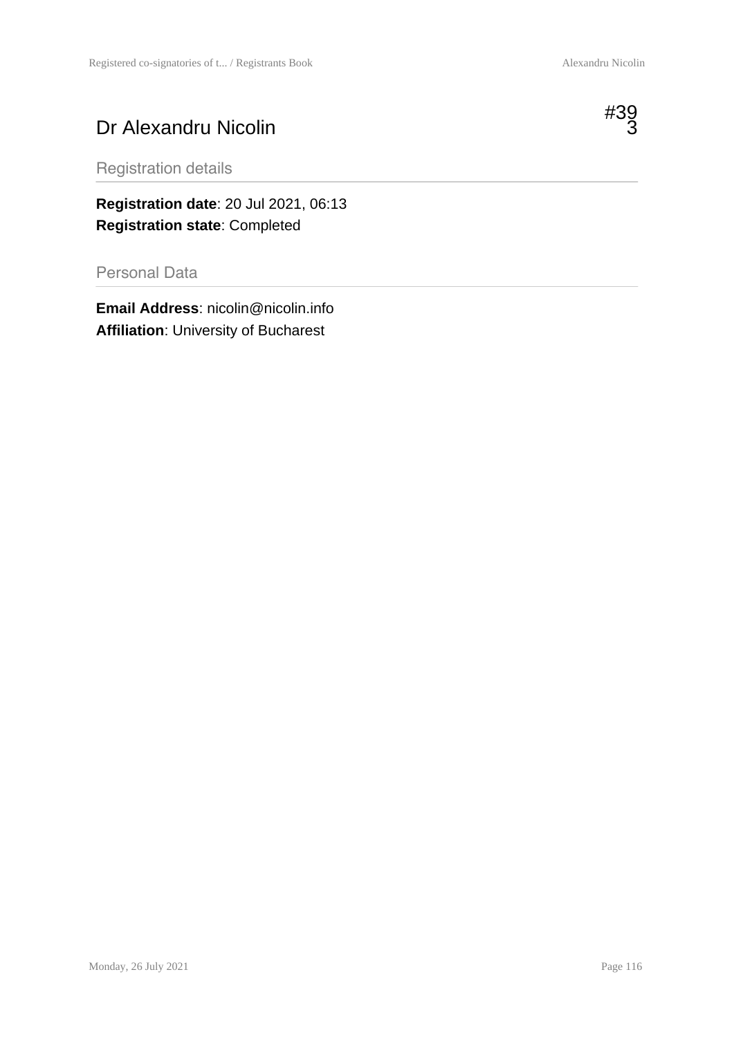# Dr Alexandru Nicolin

#393

## Registration details

**Registration date**: 20 Jul 2021, 06:13
**Registration state**: Completed

## Personal Data

**Email Address**: nicolin@nicolin.info
**Affiliation**: University of Bucharest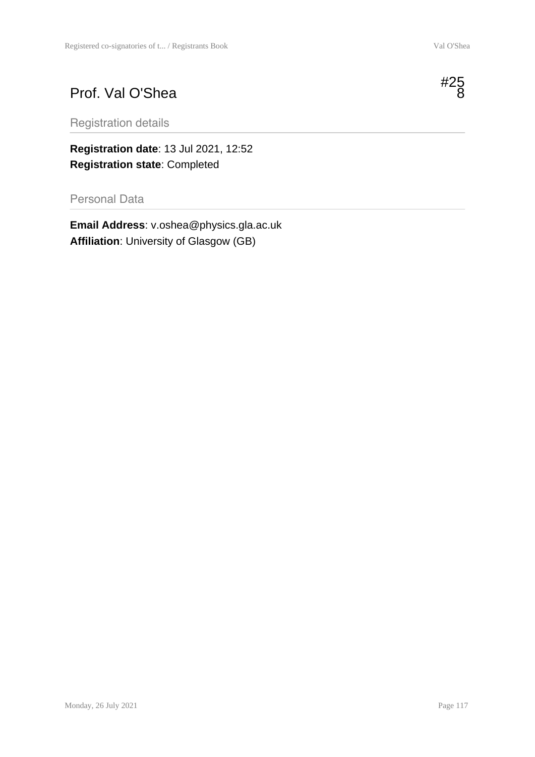# Prof. Val O'Shea

#258

## Registration details

**Registration date**: 13 Jul 2021, 12:52
**Registration state**: Completed

## Personal Data

**Email Address**: v.oshea@physics.gla.ac.uk
**Affiliation**: University of Glasgow (GB)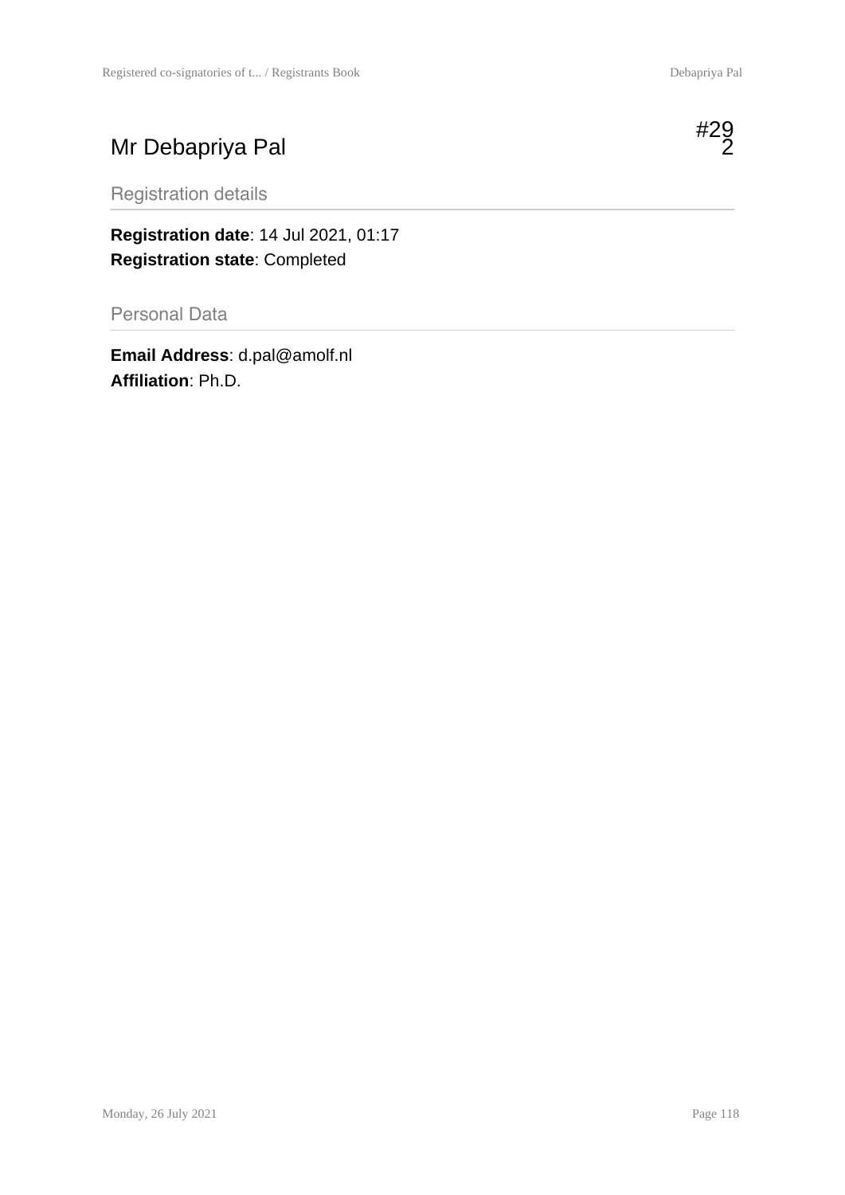# Mr Debapriya Pal

#292

## Registration details

**Registration date**: 14 Jul 2021, 01:17
**Registration state**: Completed

## Personal Data

**Email Address**: d.pal@amolf.nl
**Affiliation**: Ph.D.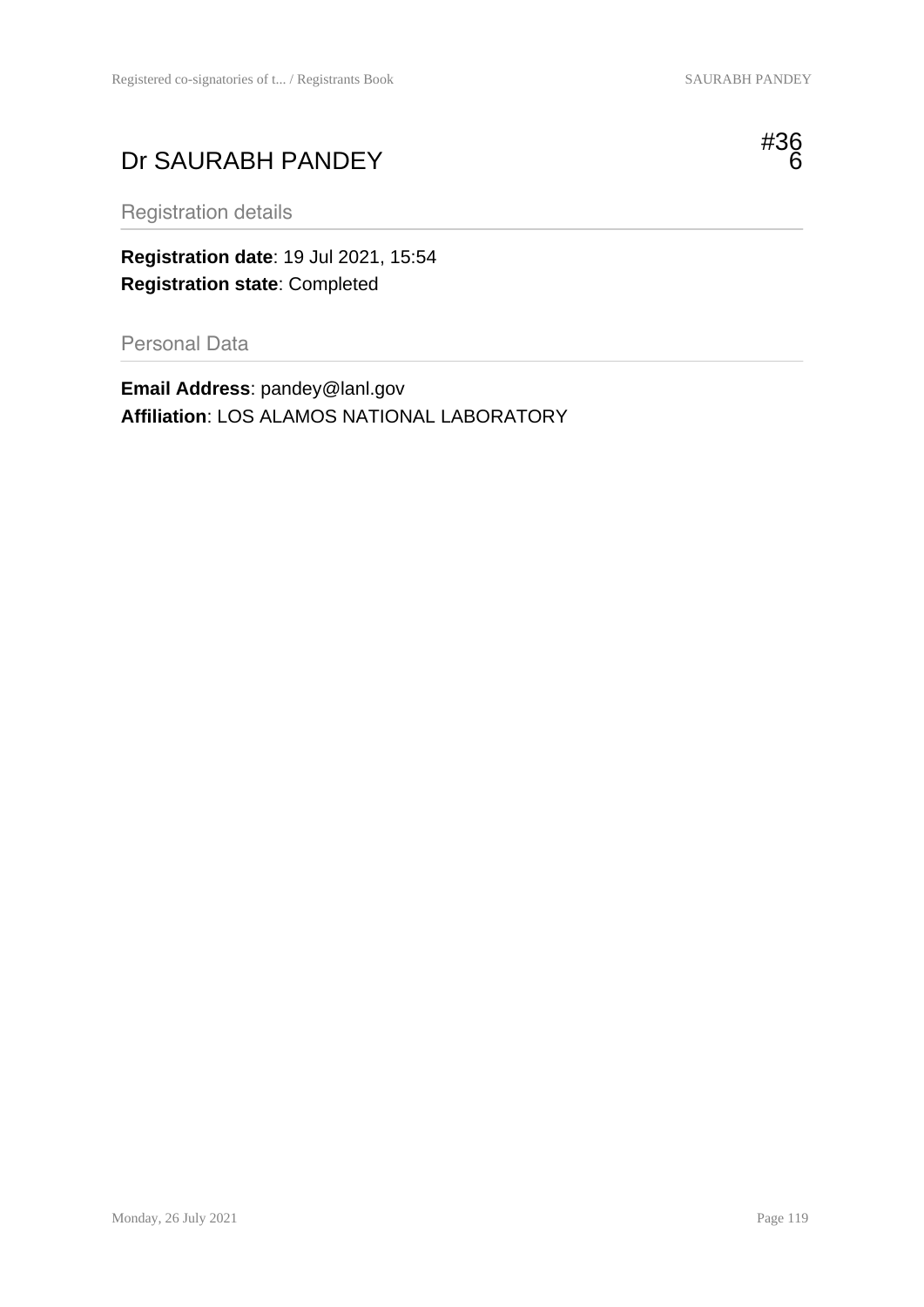# Dr SAURABH PANDEY

#366

## Registration details

**Registration date**: 19 Jul 2021, 15:54
**Registration state**: Completed

## Personal Data

**Email Address**: pandey@lanl.gov
**Affiliation**: LOS ALAMOS NATIONAL LABORATORY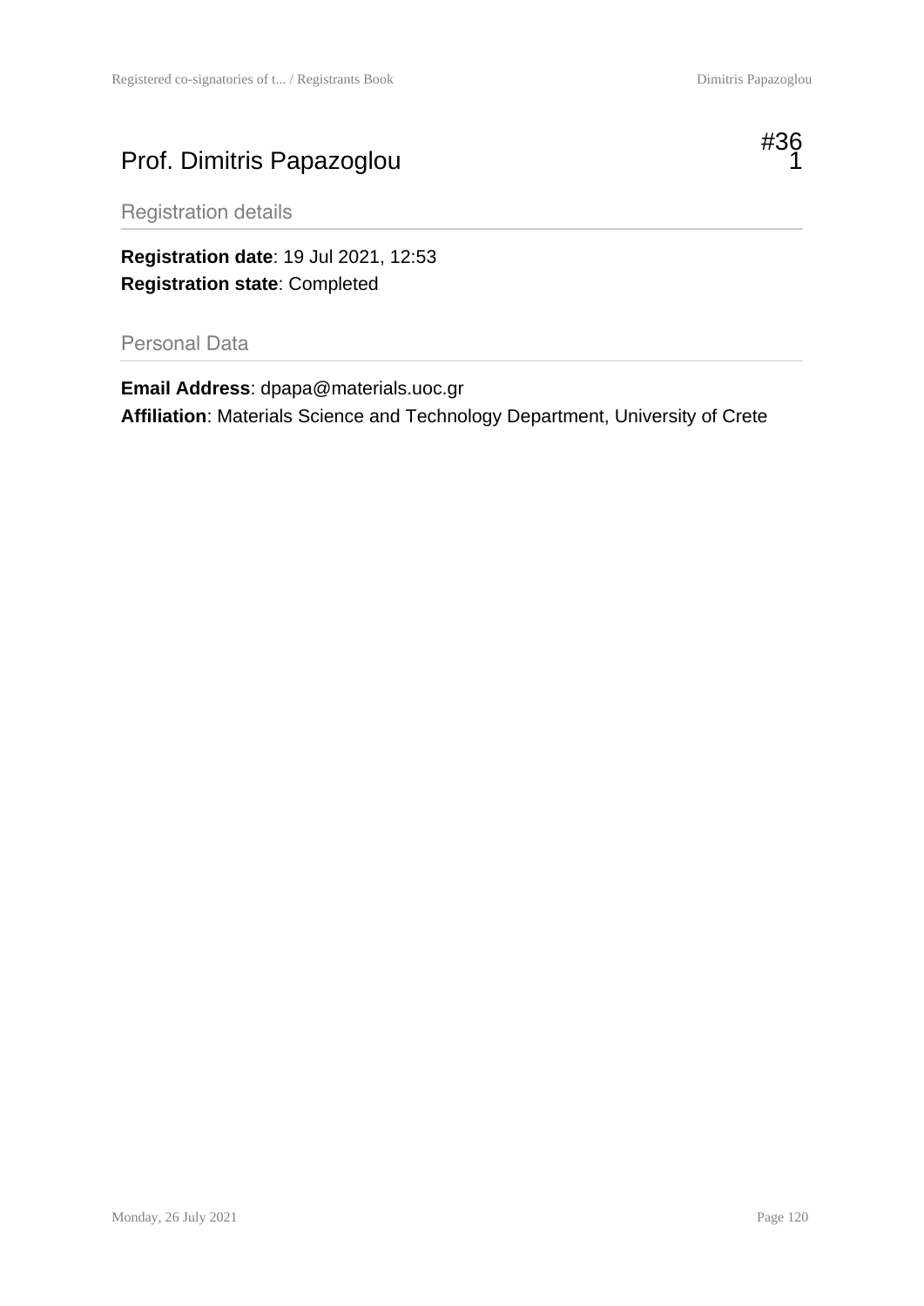# Prof. Dimitris Papazoglou

#361

## Registration details

**Registration date**: 19 Jul 2021, 12:53
**Registration state**: Completed

## Personal Data

**Email Address**: dpapa@materials.uoc.gr
**Affiliation**: Materials Science and Technology Department, University of Crete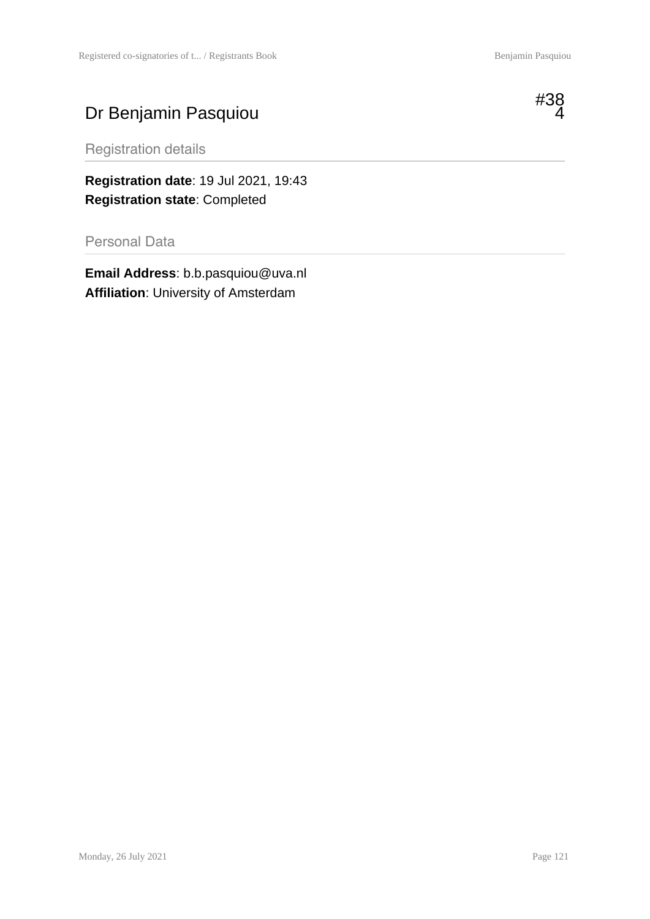# Dr Benjamin Pasquiou

#384

## Registration details

**Registration date**: 19 Jul 2021, 19:43
**Registration state**: Completed

## Personal Data

**Email Address**: b.b.pasquiou@uva.nl
**Affiliation**: University of Amsterdam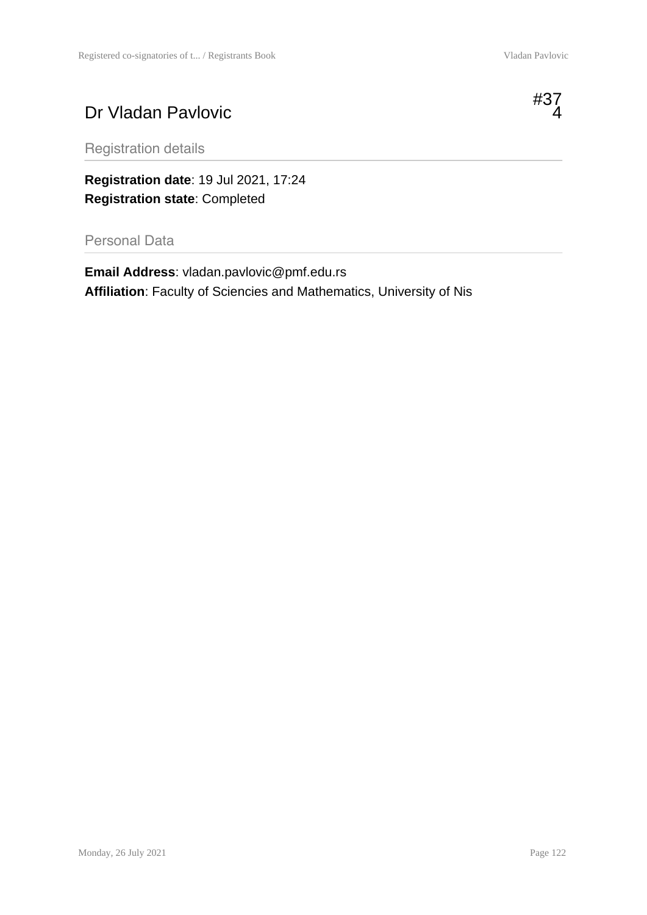# Dr Vladan Pavlovic

#374

## Registration details

**Registration date**: 19 Jul 2021, 17:24
**Registration state**: Completed

## Personal Data

**Email Address**: vladan.pavlovic@pmf.edu.rs
**Affiliation**: Faculty of Sciencies and Mathematics, University of Nis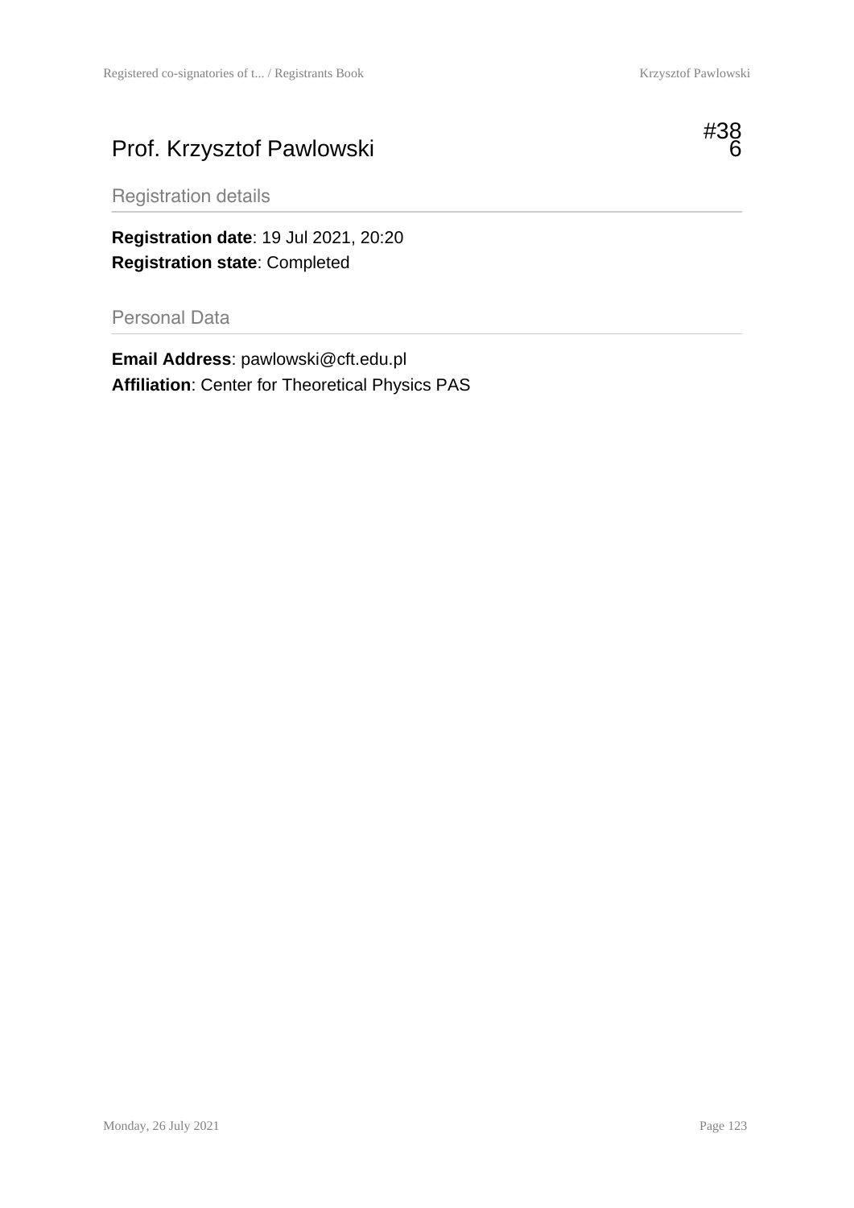# Prof. Krzysztof Pawlowski

#386

## Registration details

**Registration date**: 19 Jul 2021, 20:20
**Registration state**: Completed

## Personal Data

**Email Address**: pawlowski@cft.edu.pl
**Affiliation**: Center for Theoretical Physics PAS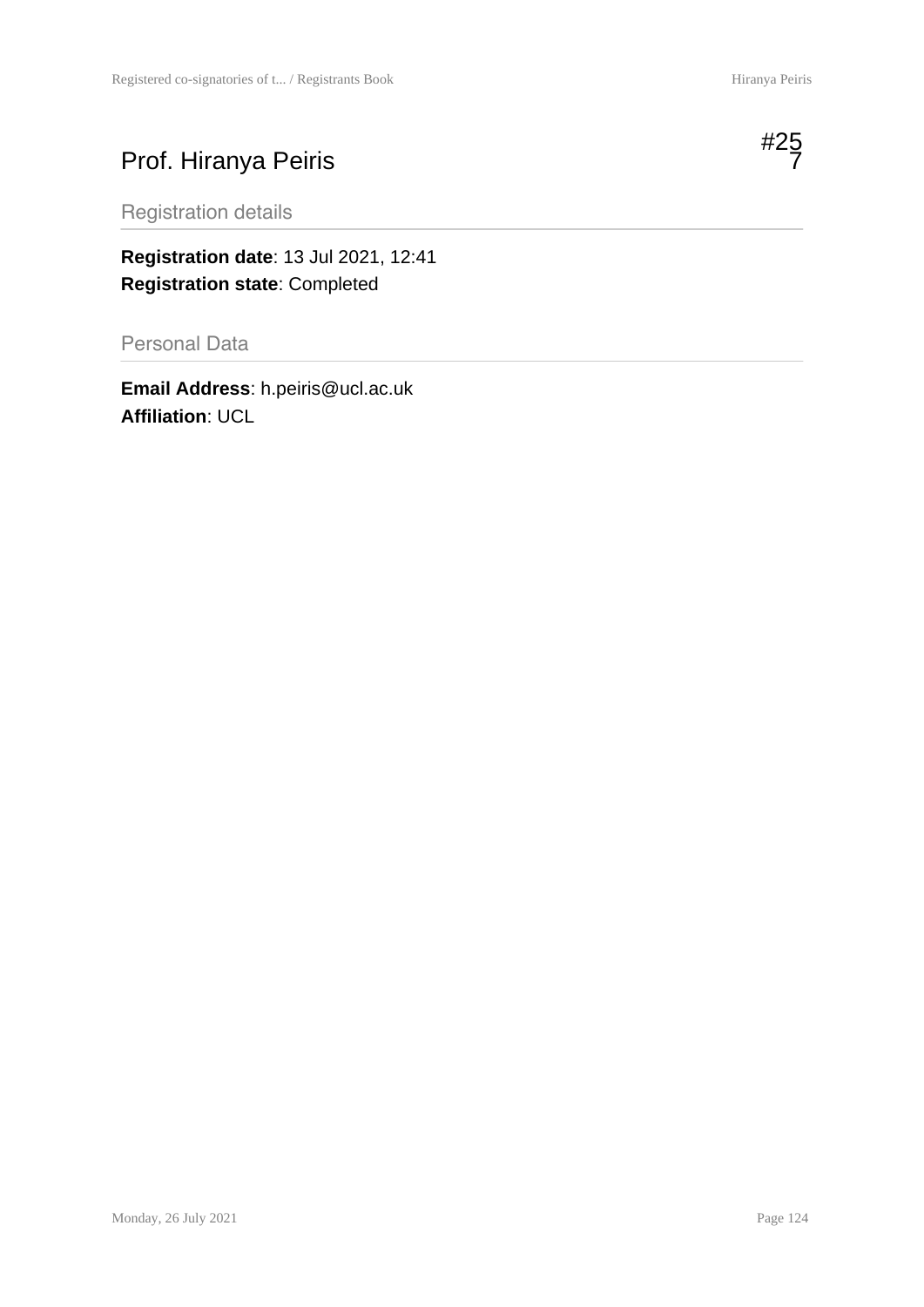# Prof. Hiranya Peiris

#257

## Registration details

**Registration date**: 13 Jul 2021, 12:41
**Registration state**: Completed

## Personal Data

**Email Address**: h.peiris@ucl.ac.uk
**Affiliation**: UCL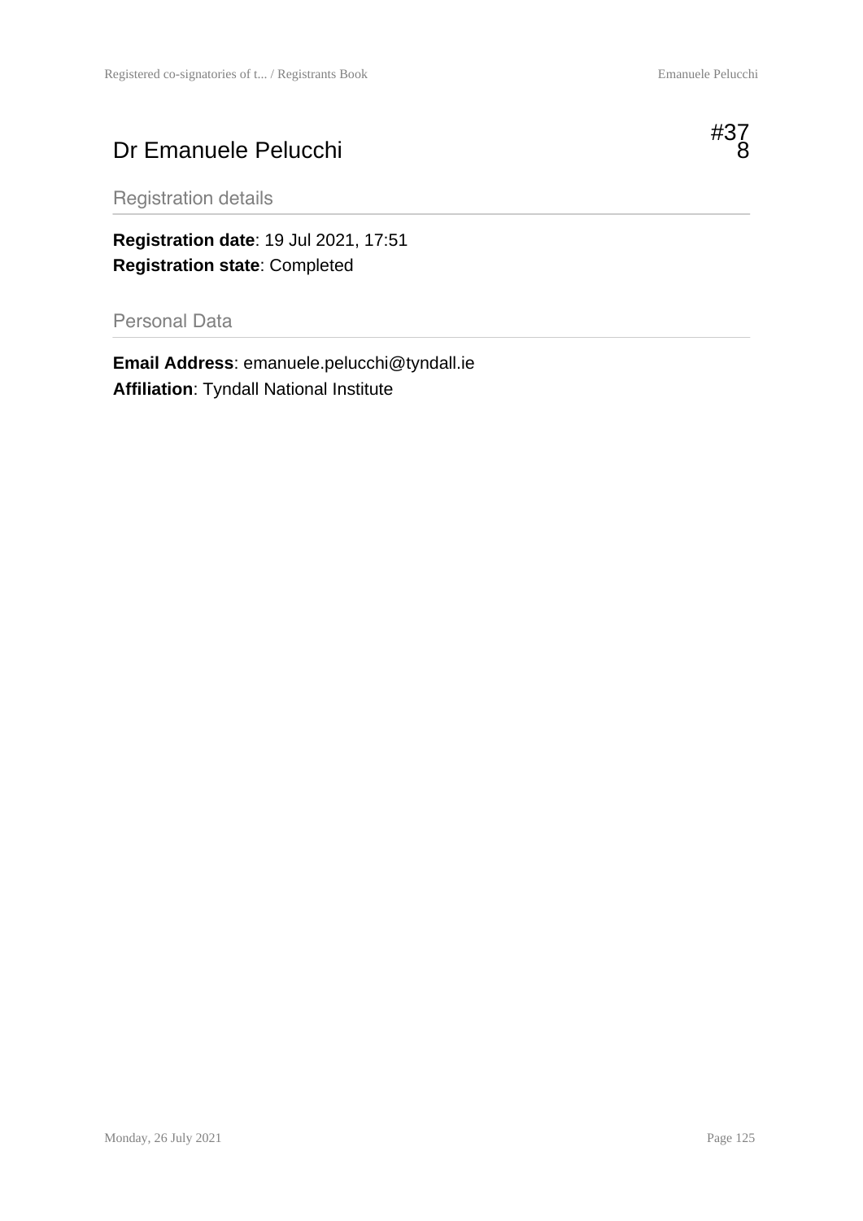# Dr Emanuele Pelucchi

#378

## Registration details

**Registration date**: 19 Jul 2021, 17:51
**Registration state**: Completed

## Personal Data

**Email Address**: emanuele.pelucchi@tyndall.ie
**Affiliation**: Tyndall National Institute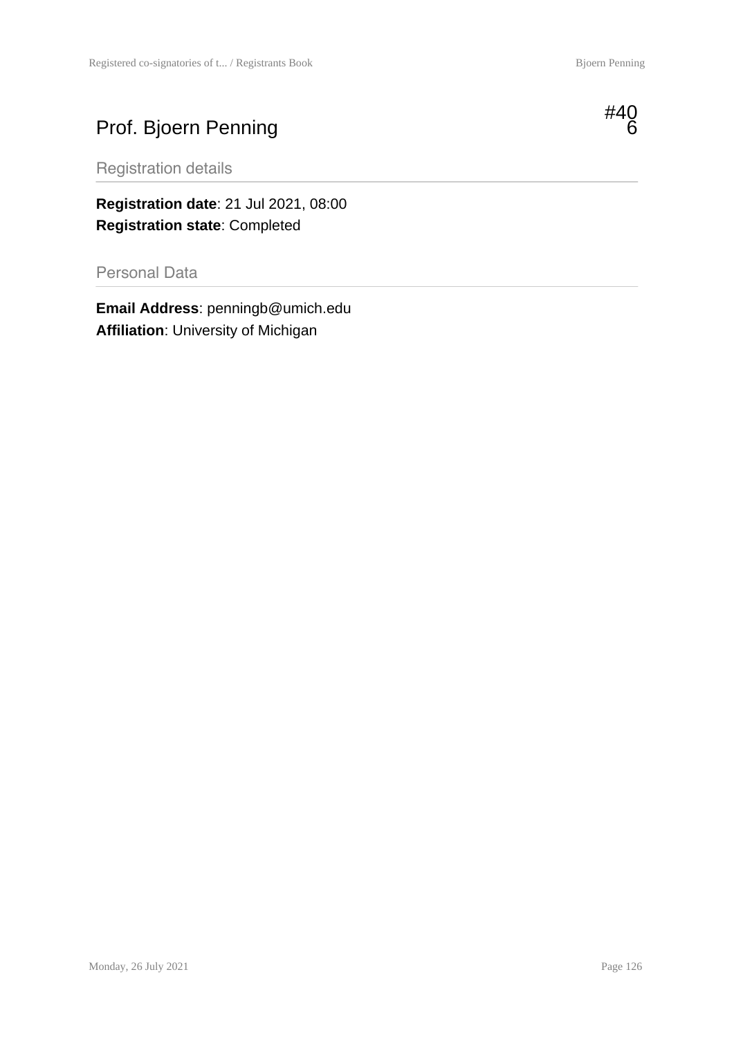# Prof. Bjoern Penning

#406

## Registration details

**Registration date**: 21 Jul 2021, 08:00
**Registration state**: Completed

## Personal Data

**Email Address**: penningb@umich.edu
**Affiliation**: University of Michigan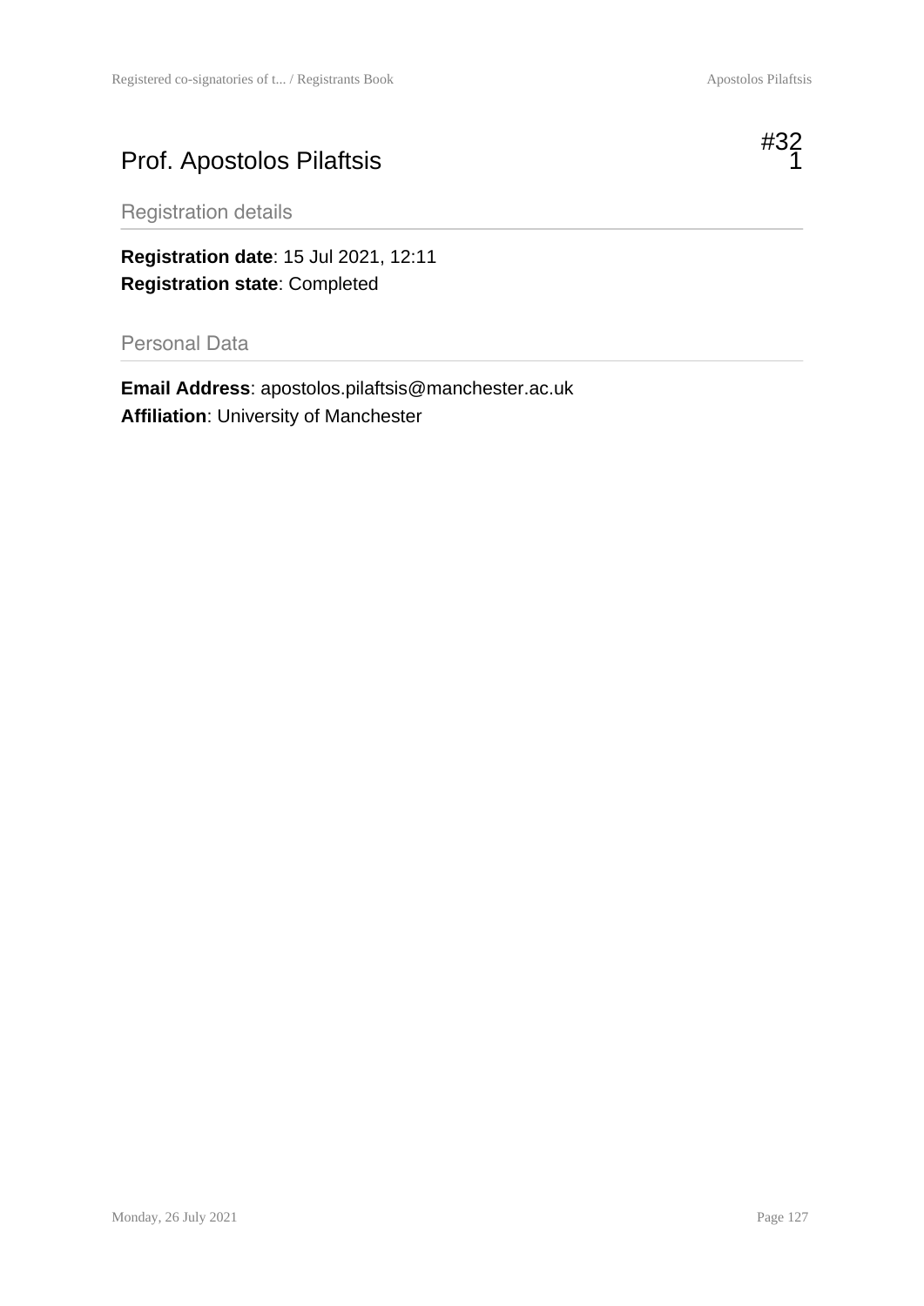# Prof. Apostolos Pilaftsis

#321

## Registration details

**Registration date**: 15 Jul 2021, 12:11
**Registration state**: Completed

## Personal Data

**Email Address**: apostolos.pilaftsis@manchester.ac.uk
**Affiliation**: University of Manchester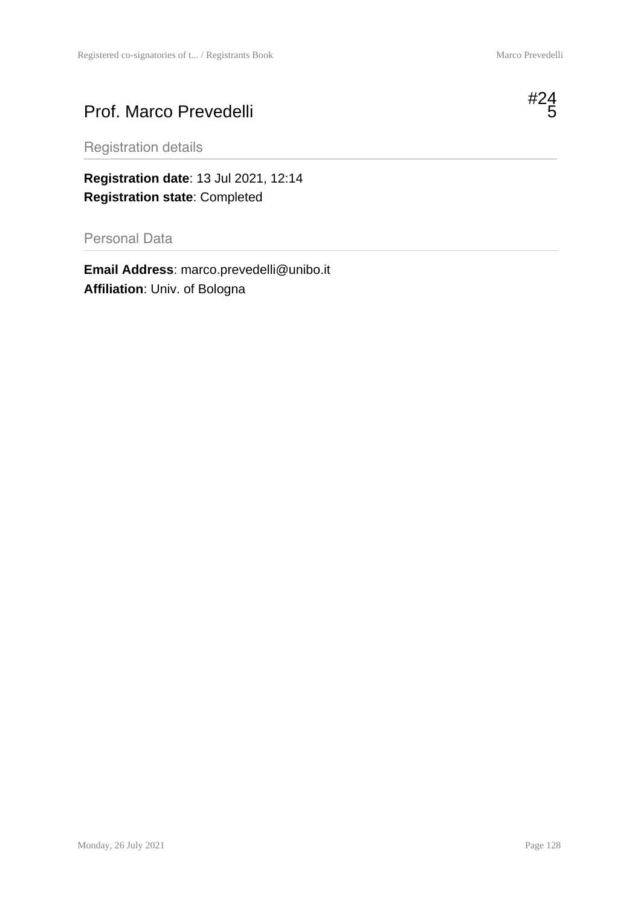# Prof. Marco Prevedelli

#245

## Registration details

**Registration date**: 13 Jul 2021, 12:14
**Registration state**: Completed

## Personal Data

**Email Address**: marco.prevedelli@unibo.it
**Affiliation**: Univ. of Bologna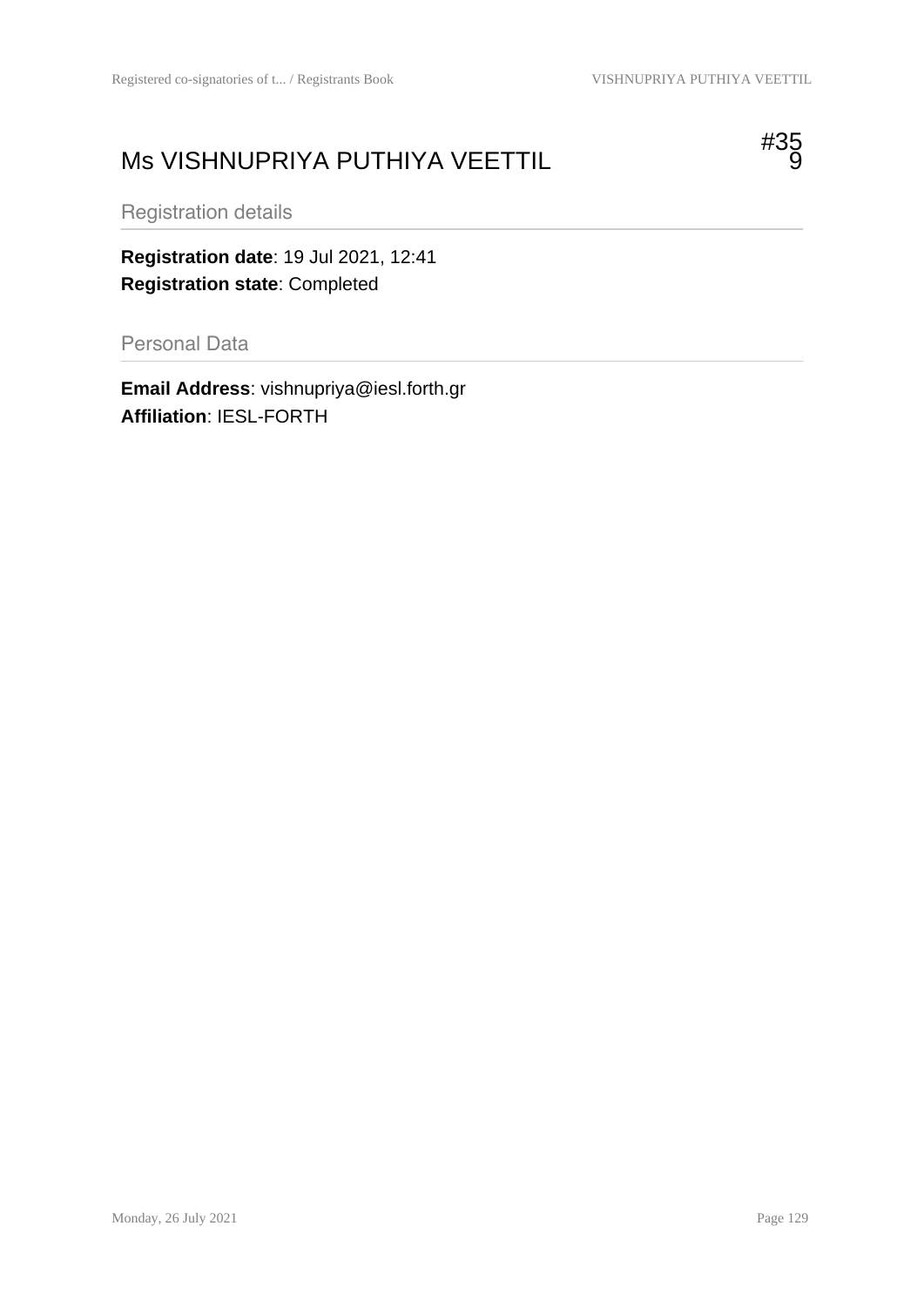# Ms VISHNUPRIYA PUTHIYA VEETTIL

#359

## Registration details

**Registration date**: 19 Jul 2021, 12:41
**Registration state**: Completed

## Personal Data

**Email Address**: vishnupriya@iesl.forth.gr
**Affiliation**: IESL-FORTH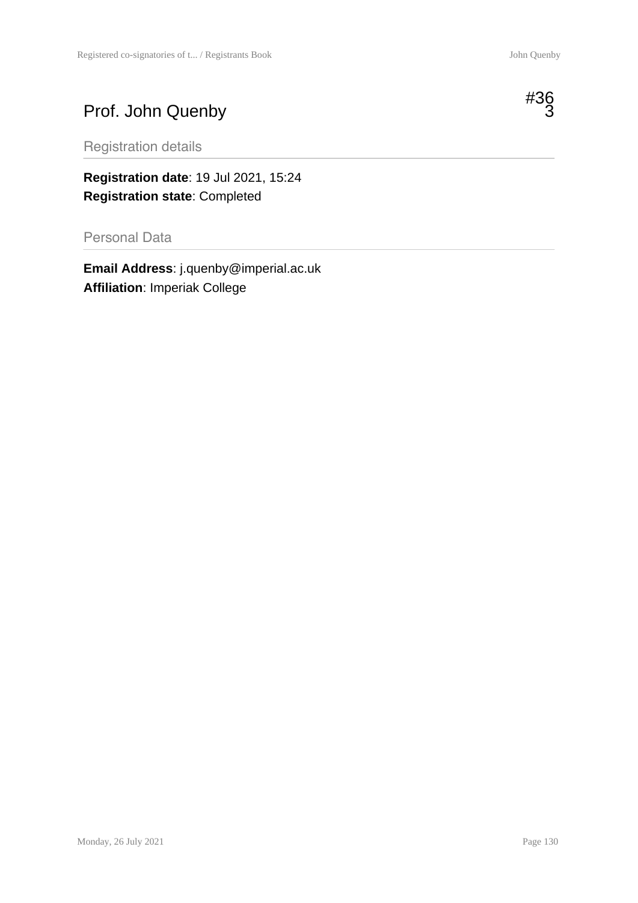# Prof. John Quenby

#363

## Registration details

**Registration date**: 19 Jul 2021, 15:24
**Registration state**: Completed

## Personal Data

**Email Address**: j.quenby@imperial.ac.uk
**Affiliation**: Imperiak College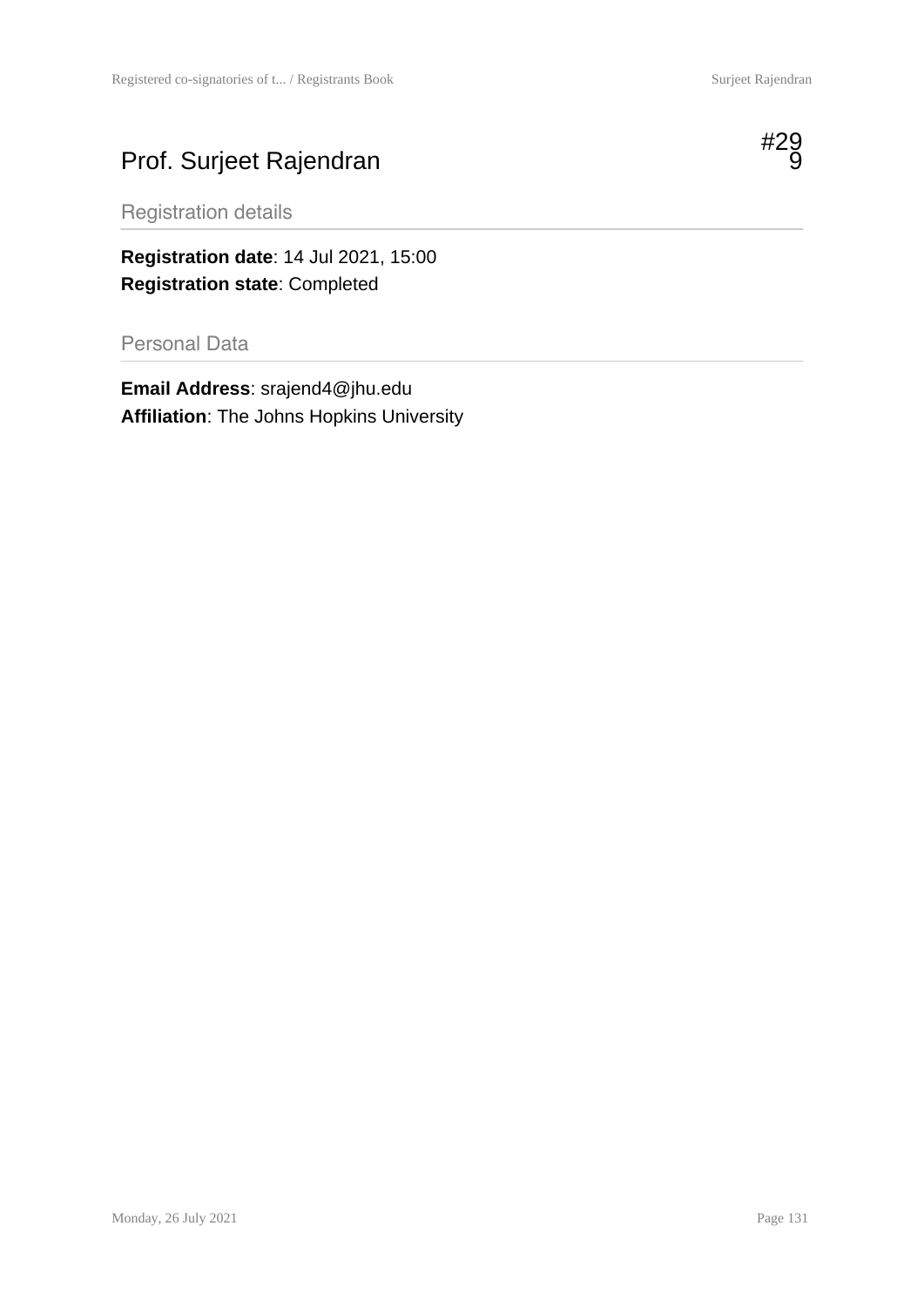# Prof. Surjeet Rajendran

#299

## Registration details

**Registration date**: 14 Jul 2021, 15:00
**Registration state**: Completed

## Personal Data

**Email Address**: srajend4@jhu.edu
**Affiliation**: The Johns Hopkins University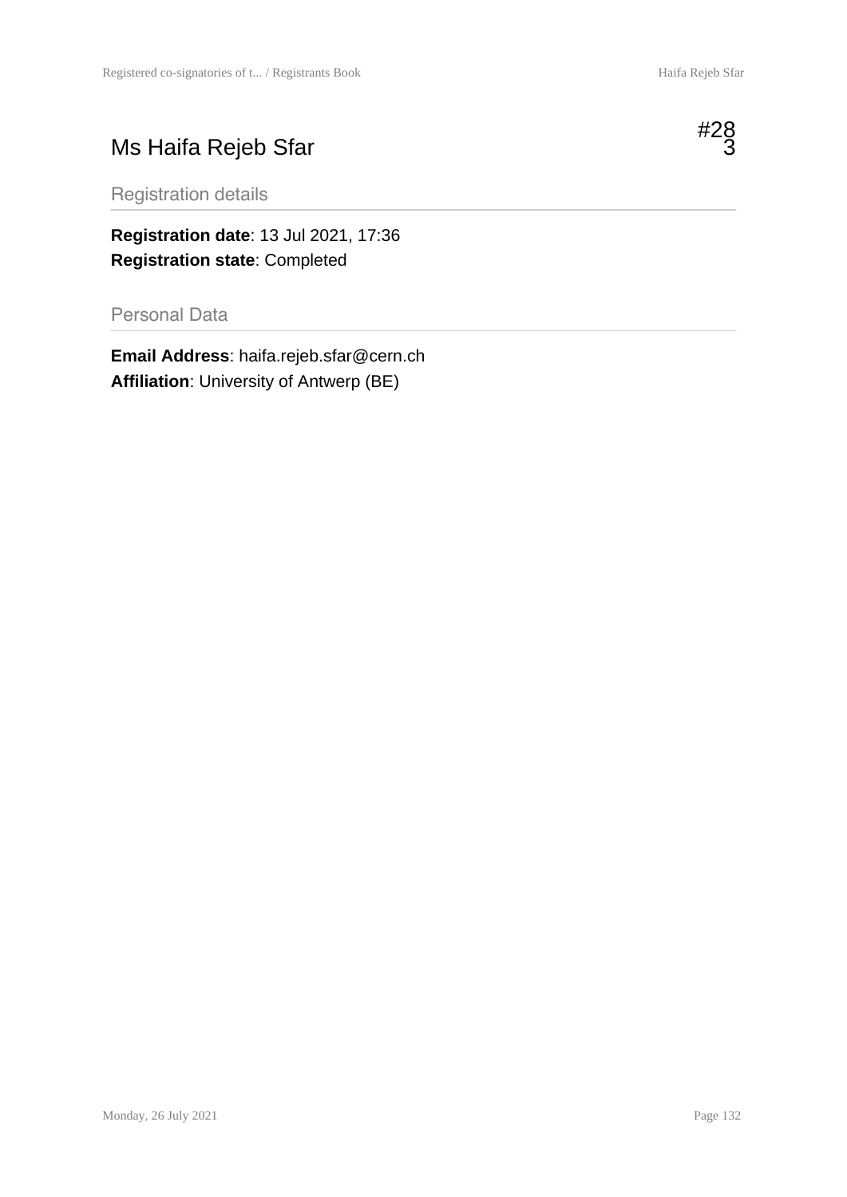# Ms Haifa Rejeb Sfar

#283

## Registration details

**Registration date**: 13 Jul 2021, 17:36
**Registration state**: Completed

## Personal Data

**Email Address**: haifa.rejeb.sfar@cern.ch
**Affiliation**: University of Antwerp (BE)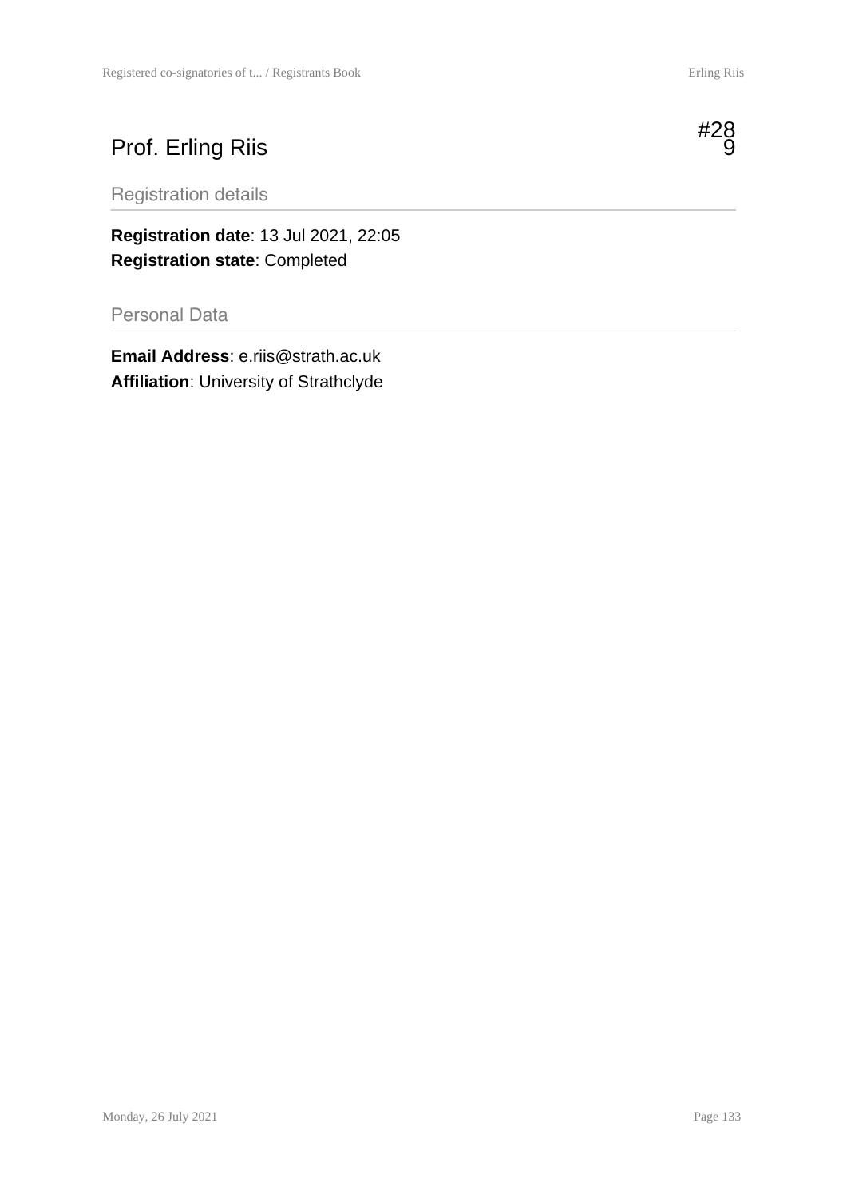# Prof. Erling Riis

#289

## Registration details

**Registration date**: 13 Jul 2021, 22:05
**Registration state**: Completed

## Personal Data

**Email Address**: e.riis@strath.ac.uk
**Affiliation**: University of Strathclyde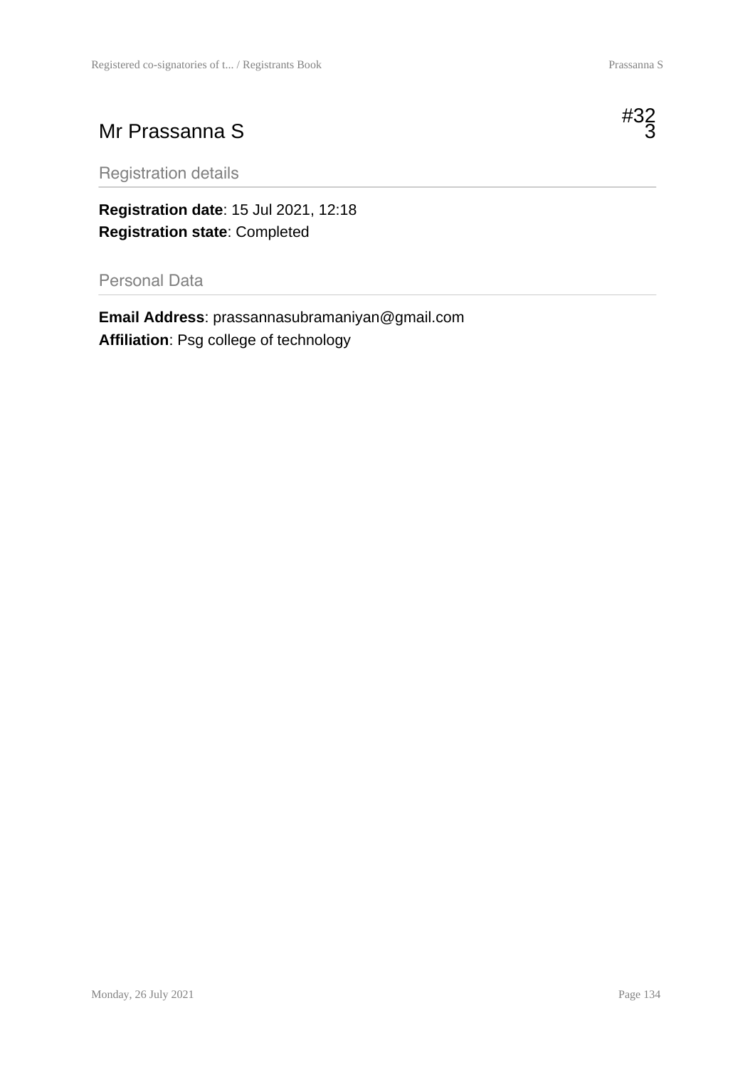# Mr Prassanna S

#323

## Registration details

**Registration date**: 15 Jul 2021, 12:18
**Registration state**: Completed

## Personal Data

**Email Address**: prassannasubramaniyan@gmail.com
**Affiliation**: Psg college of technology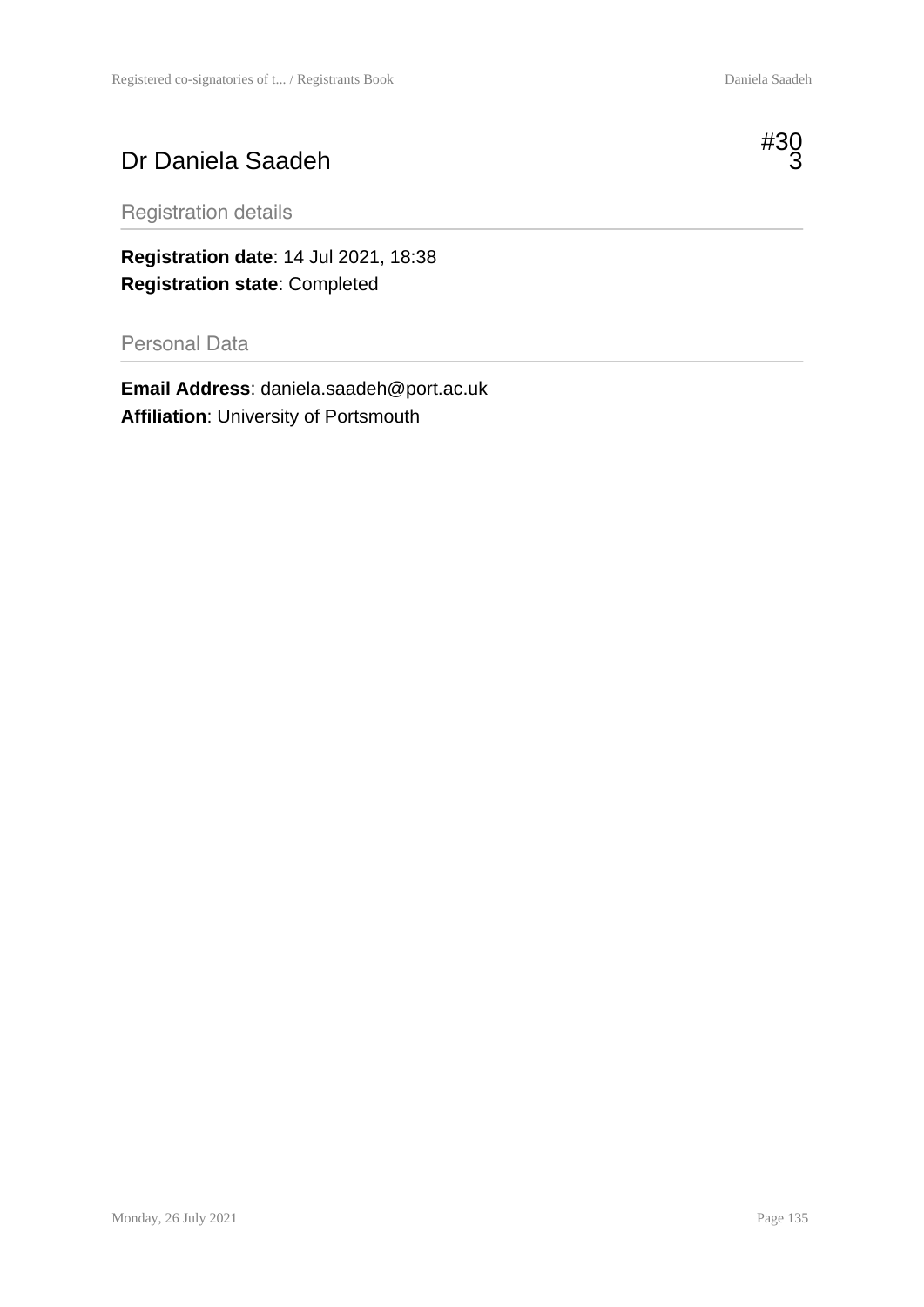# Dr Daniela Saadeh

#303

## Registration details

**Registration date**: 14 Jul 2021, 18:38
**Registration state**: Completed

## Personal Data

**Email Address**: daniela.saadeh@port.ac.uk
**Affiliation**: University of Portsmouth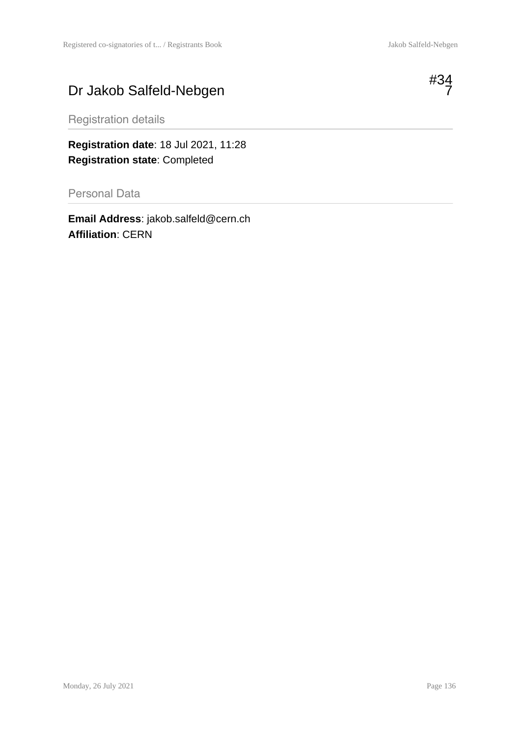# Dr Jakob Salfeld-Nebgen

#347

## Registration details

**Registration date**: 18 Jul 2021, 11:28
**Registration state**: Completed

## Personal Data

**Email Address**: jakob.salfeld@cern.ch
**Affiliation**: CERN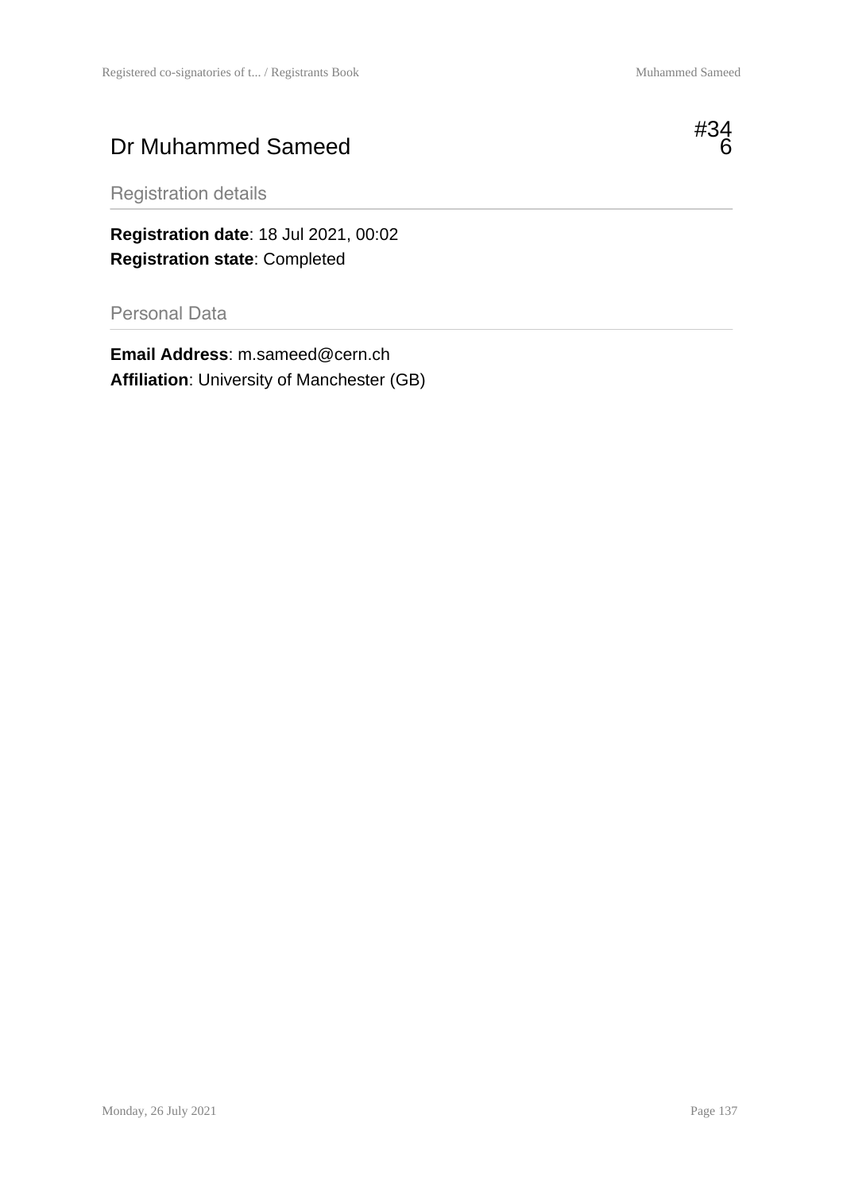# Dr Muhammed Sameed

#346

## Registration details

**Registration date**: 18 Jul 2021, 00:02
**Registration state**: Completed

## Personal Data

**Email Address**: m.sameed@cern.ch
**Affiliation**: University of Manchester (GB)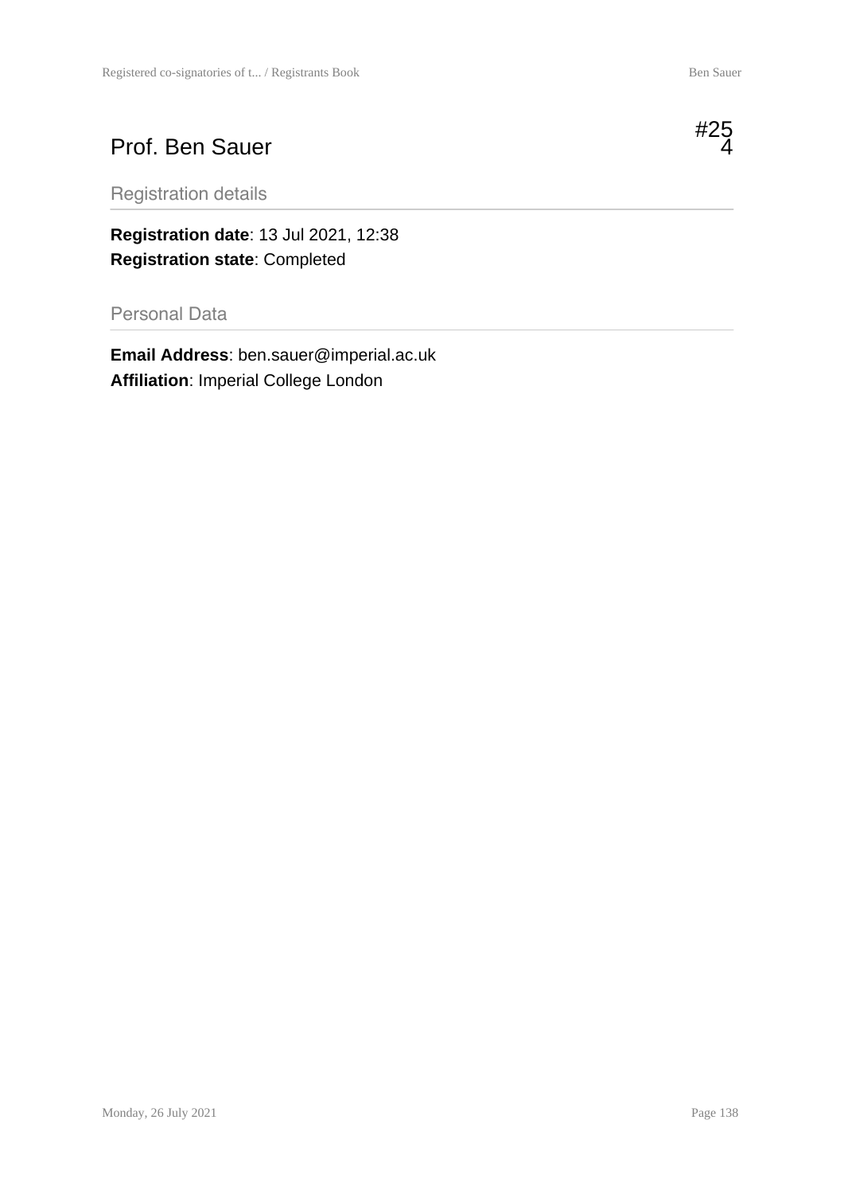# Prof. Ben Sauer

#254

## Registration details

**Registration date**: 13 Jul 2021, 12:38
**Registration state**: Completed

## Personal Data

**Email Address**: ben.sauer@imperial.ac.uk
**Affiliation**: Imperial College London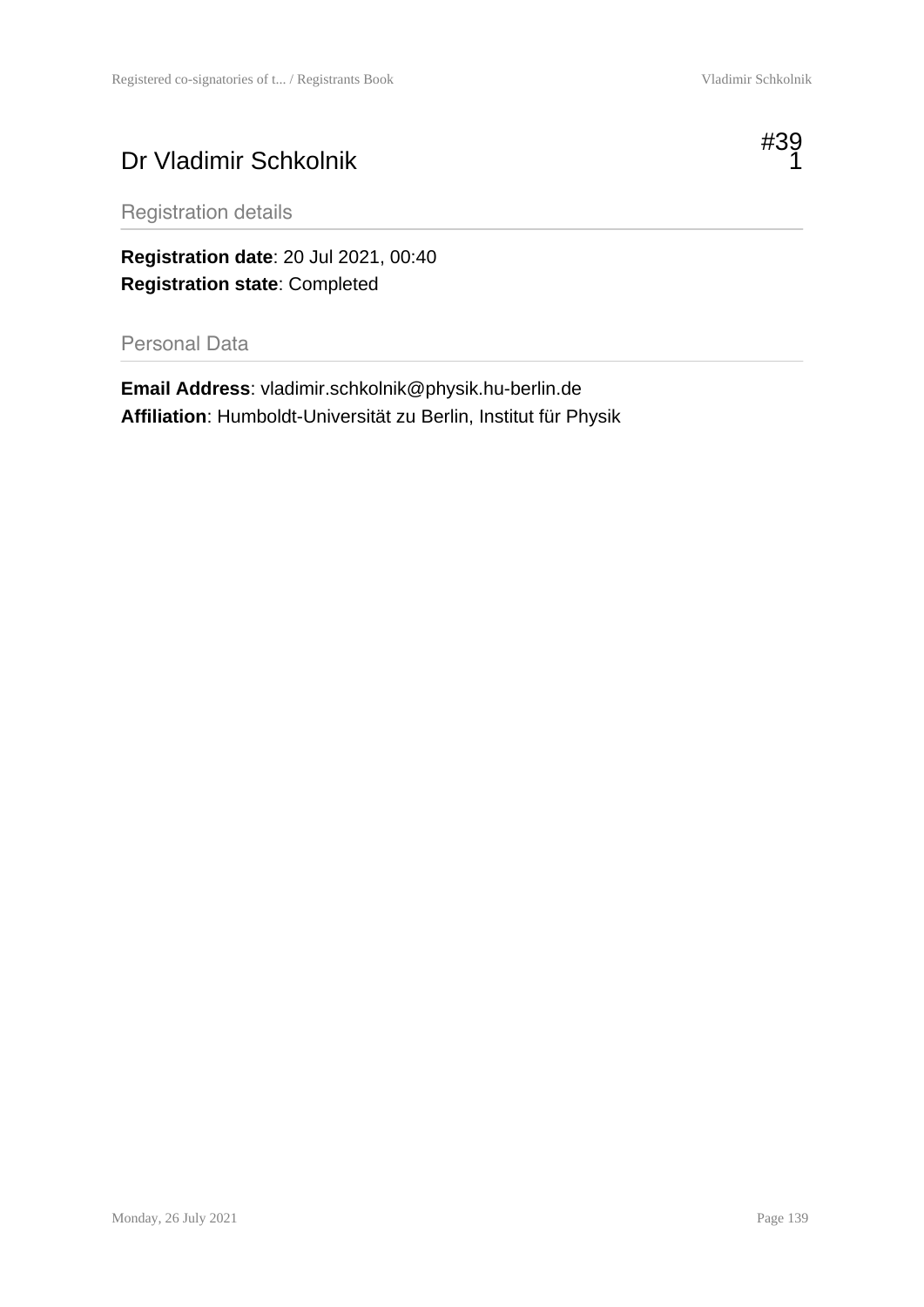# Dr Vladimir Schkolnik

#391

## Registration details

**Registration date**: 20 Jul 2021, 00:40
**Registration state**: Completed

## Personal Data

**Email Address**: vladimir.schkolnik@physik.hu-berlin.de
**Affiliation**: Humboldt-Universität zu Berlin, Institut für Physik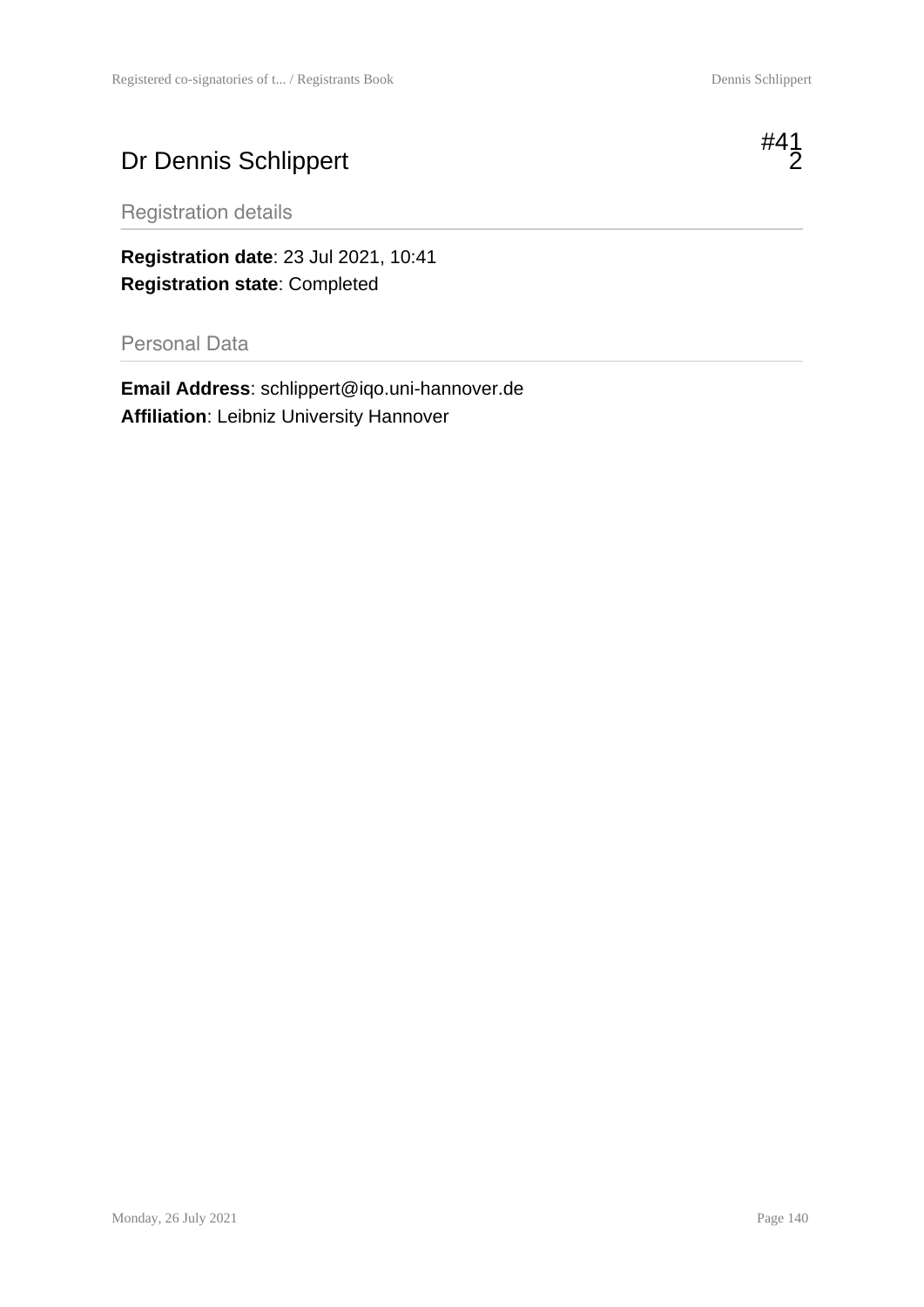# Dr Dennis Schlippert

#412

## Registration details

**Registration date**: 23 Jul 2021, 10:41
**Registration state**: Completed

## Personal Data

**Email Address**: schlippert@iqo.uni-hannover.de
**Affiliation**: Leibniz University Hannover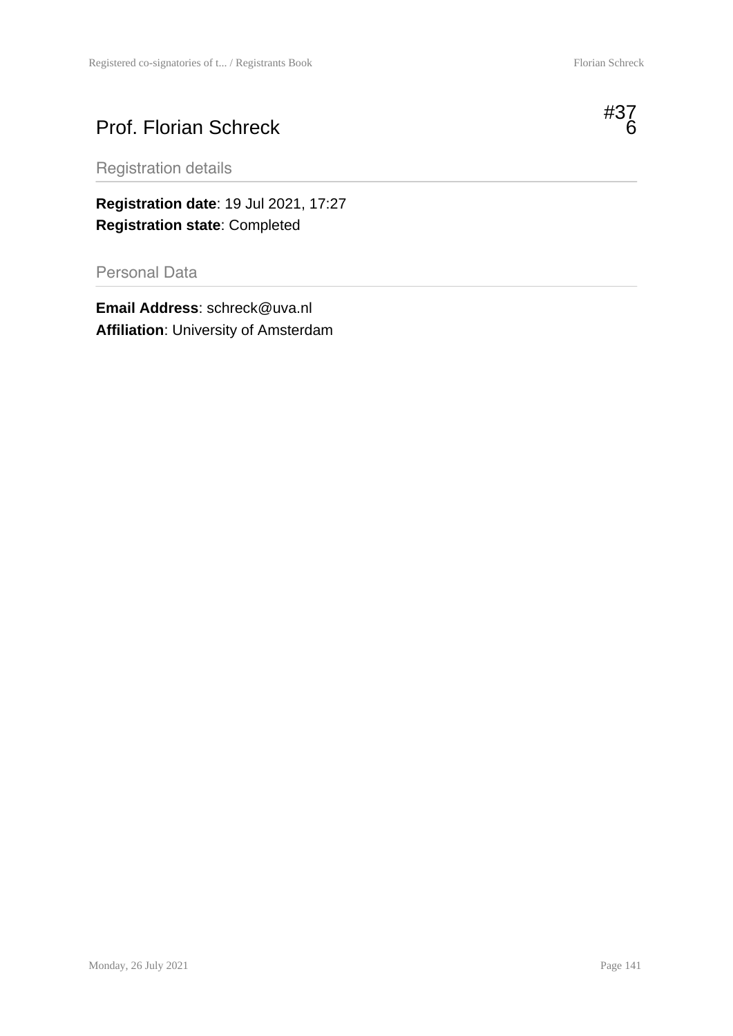# Prof. Florian Schreck

#376

## Registration details

**Registration date**: 19 Jul 2021, 17:27
**Registration state**: Completed

## Personal Data

**Email Address**: schreck@uva.nl
**Affiliation**: University of Amsterdam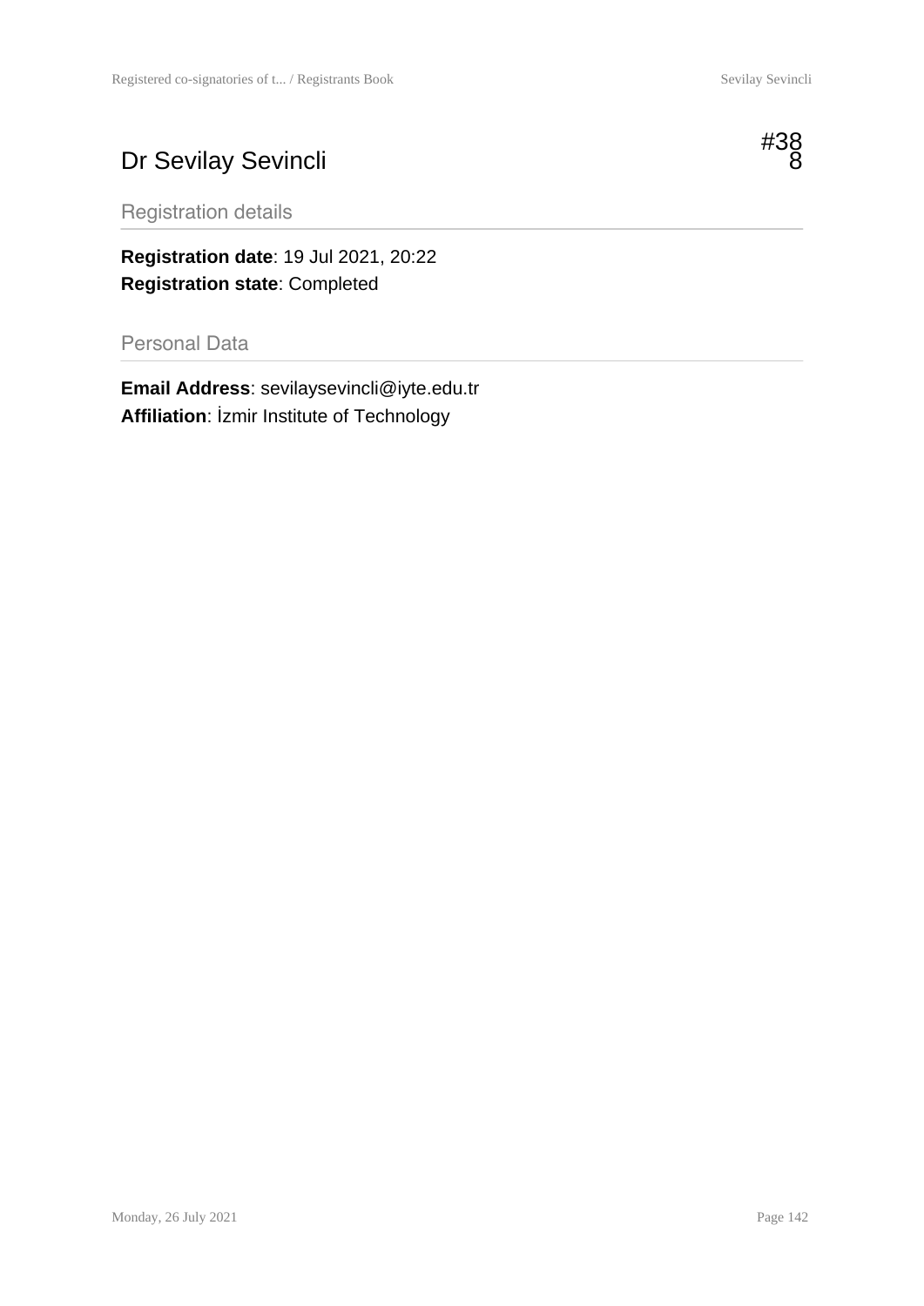# Dr Sevilay Sevincli

#388

## Registration details

**Registration date**: 19 Jul 2021, 20:22
**Registration state**: Completed

## Personal Data

**Email Address**: sevilaysevincli@iyte.edu.tr
**Affiliation**: İzmir Institute of Technology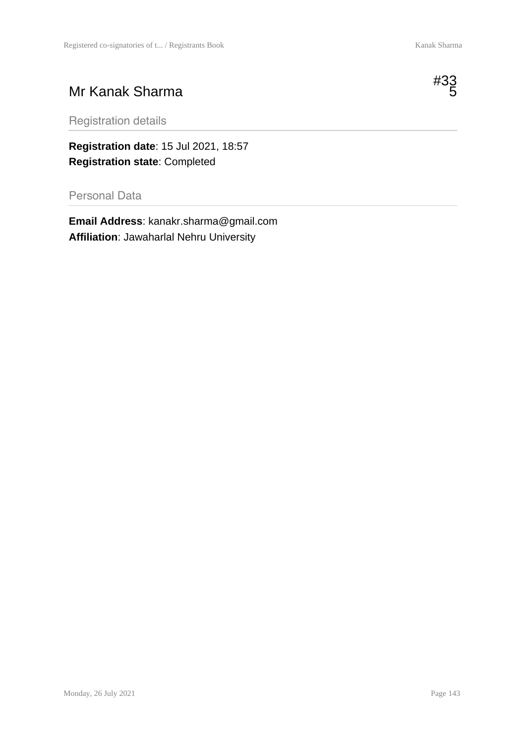# Mr Kanak Sharma

#335

## Registration details

**Registration date**: 15 Jul 2021, 18:57
**Registration state**: Completed

## Personal Data

**Email Address**: kanakr.sharma@gmail.com
**Affiliation**: Jawaharlal Nehru University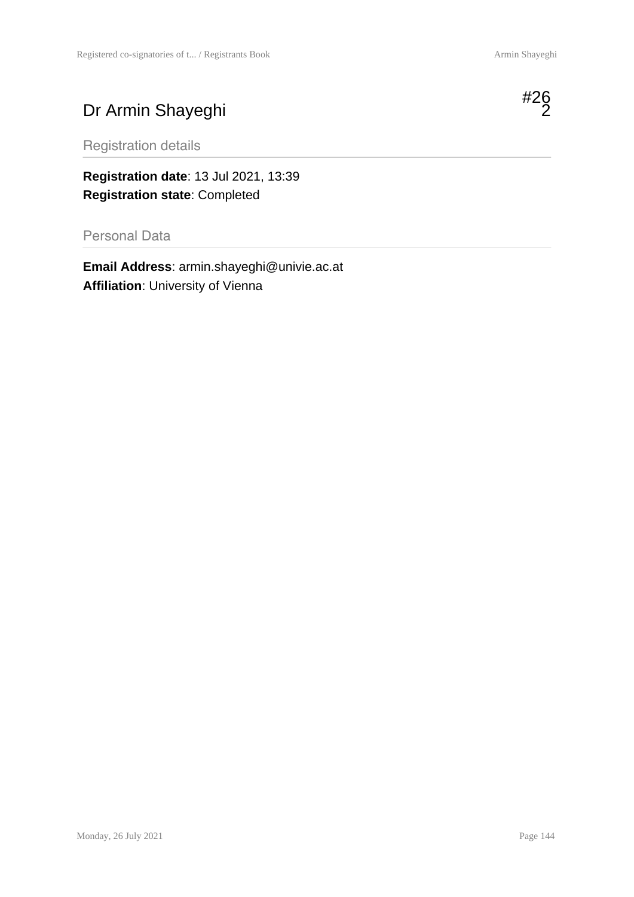# Dr Armin Shayeghi

#262

## Registration details

**Registration date**: 13 Jul 2021, 13:39
**Registration state**: Completed

## Personal Data

**Email Address**: armin.shayeghi@univie.ac.at
**Affiliation**: University of Vienna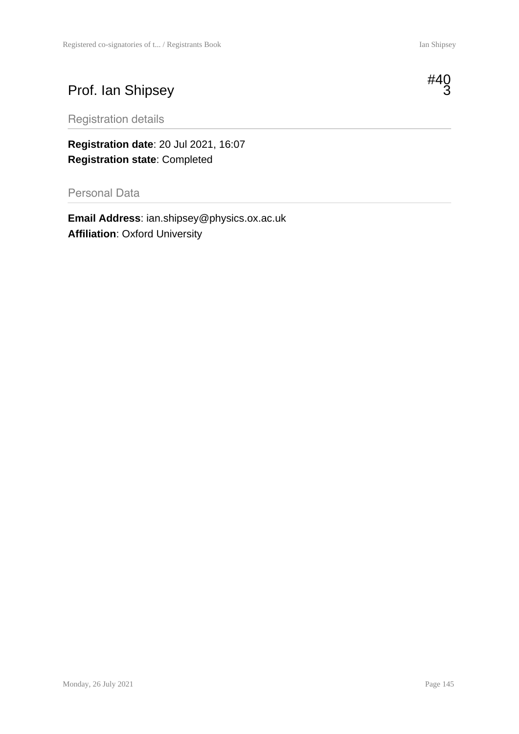# Prof. Ian Shipsey

#403

## Registration details

**Registration date**: 20 Jul 2021, 16:07
**Registration state**: Completed

## Personal Data

**Email Address**: ian.shipsey@physics.ox.ac.uk
**Affiliation**: Oxford University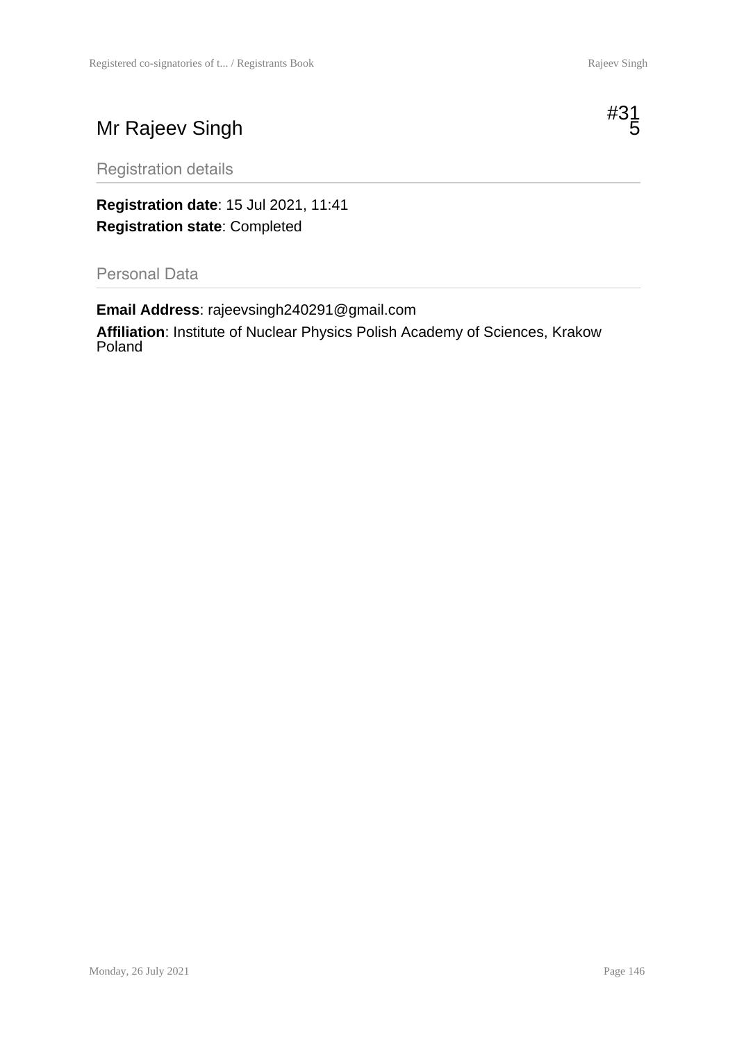# Mr Rajeev Singh

#315

## Registration details

**Registration date**: 15 Jul 2021, 11:41

**Registration state**: Completed

## Personal Data

**Email Address**: rajeevsingh240291@gmail.com

**Affiliation**: Institute of Nuclear Physics Polish Academy of Sciences, Krakow Poland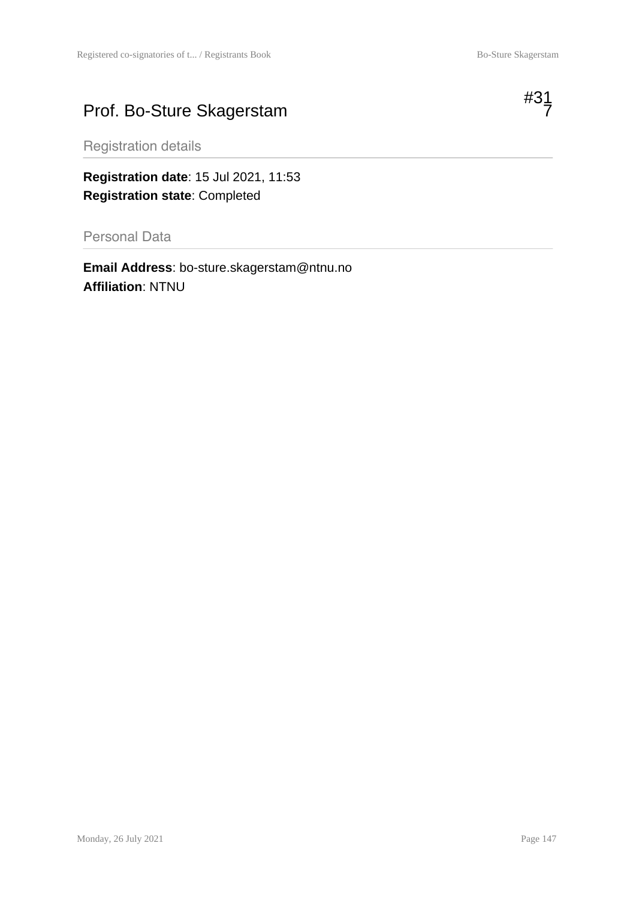# Prof. Bo-Sture Skagerstam

#317

## Registration details

**Registration date**: 15 Jul 2021, 11:53
**Registration state**: Completed

## Personal Data

**Email Address**: bo-sture.skagerstam@ntnu.no
**Affiliation**: NTNU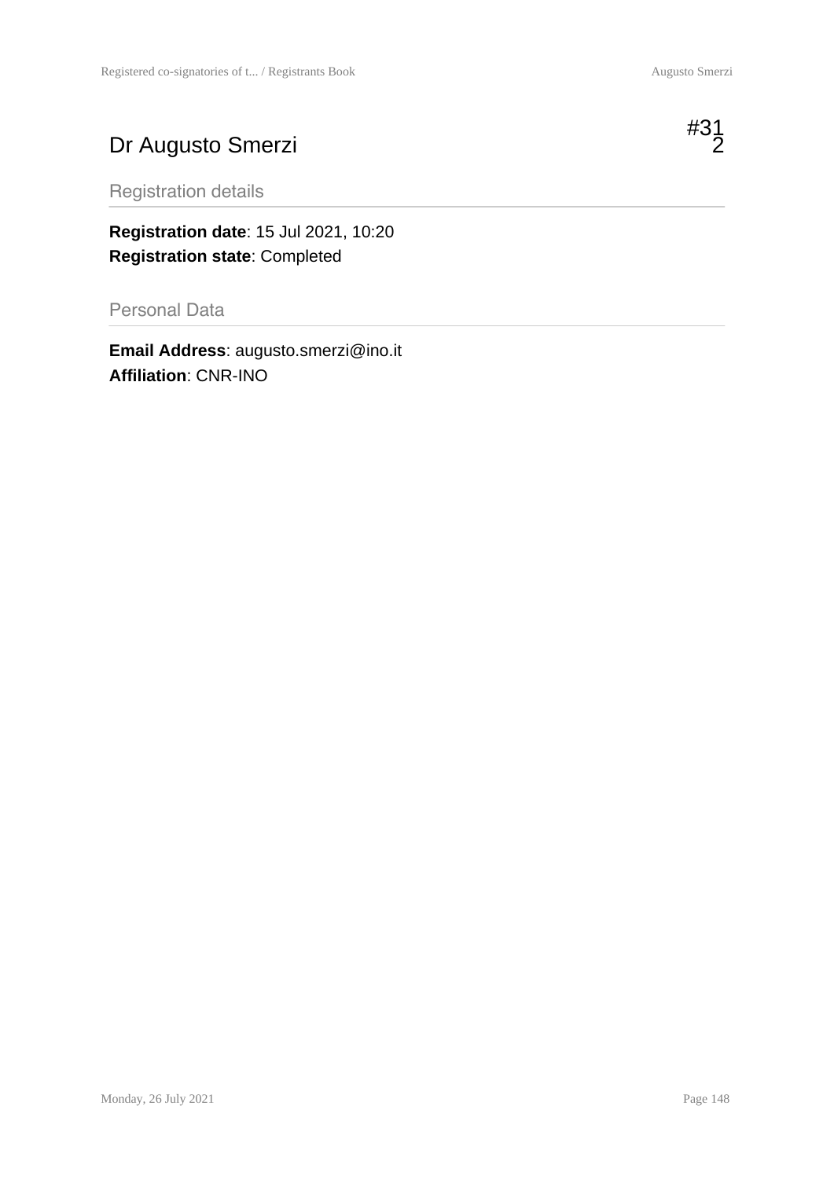# Dr Augusto Smerzi

#312

## Registration details

**Registration date**: 15 Jul 2021, 10:20
**Registration state**: Completed

## Personal Data

**Email Address**: augusto.smerzi@ino.it
**Affiliation**: CNR-INO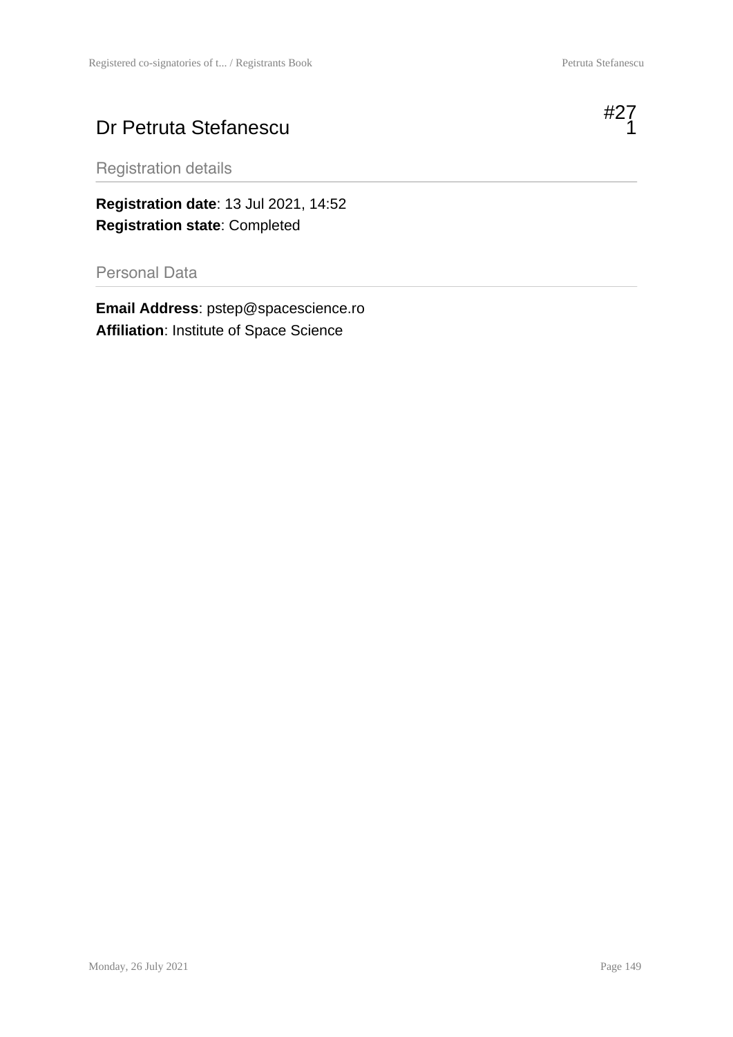# Dr Petruta Stefanescu

#271

## Registration details

**Registration date**: 13 Jul 2021, 14:52
**Registration state**: Completed

## Personal Data

**Email Address**: pstep@spacescience.ro
**Affiliation**: Institute of Space Science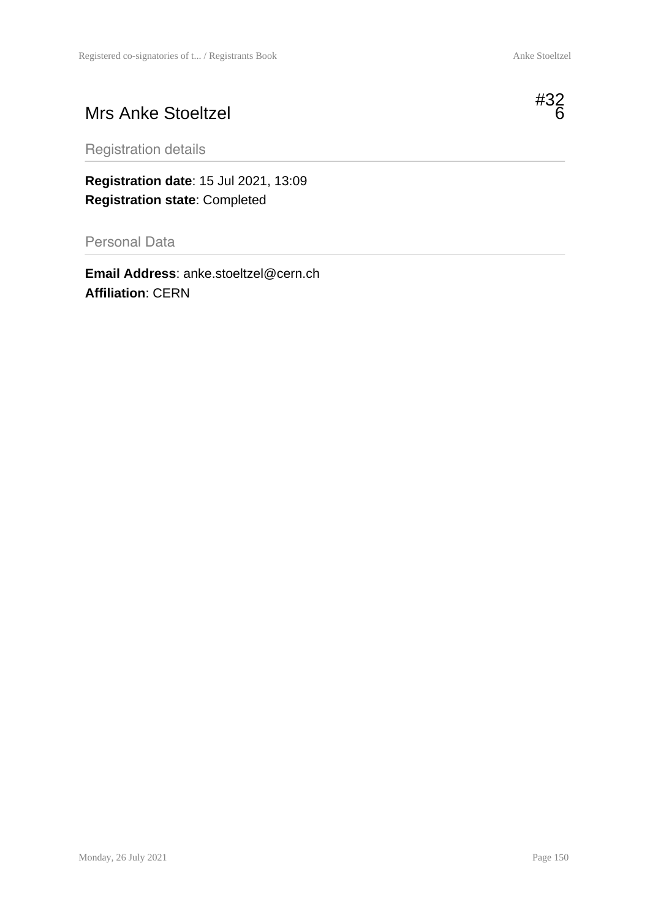## Mrs Anke Stoeltzel

#326

### Registration details

**Registration date**: 15 Jul 2021, 13:09
**Registration state**: Completed

### Personal Data

**Email Address**: anke.stoeltzel@cern.ch
**Affiliation**: CERN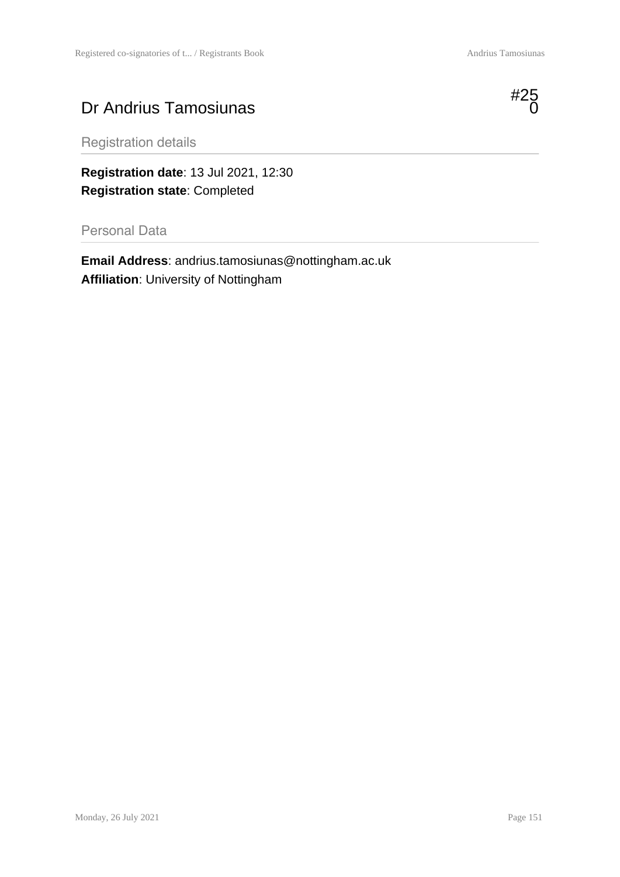# Dr Andrius Tamosiunas

#250

## Registration details

**Registration date**: 13 Jul 2021, 12:30
**Registration state**: Completed

## Personal Data

**Email Address**: andrius.tamosiunas@nottingham.ac.uk
**Affiliation**: University of Nottingham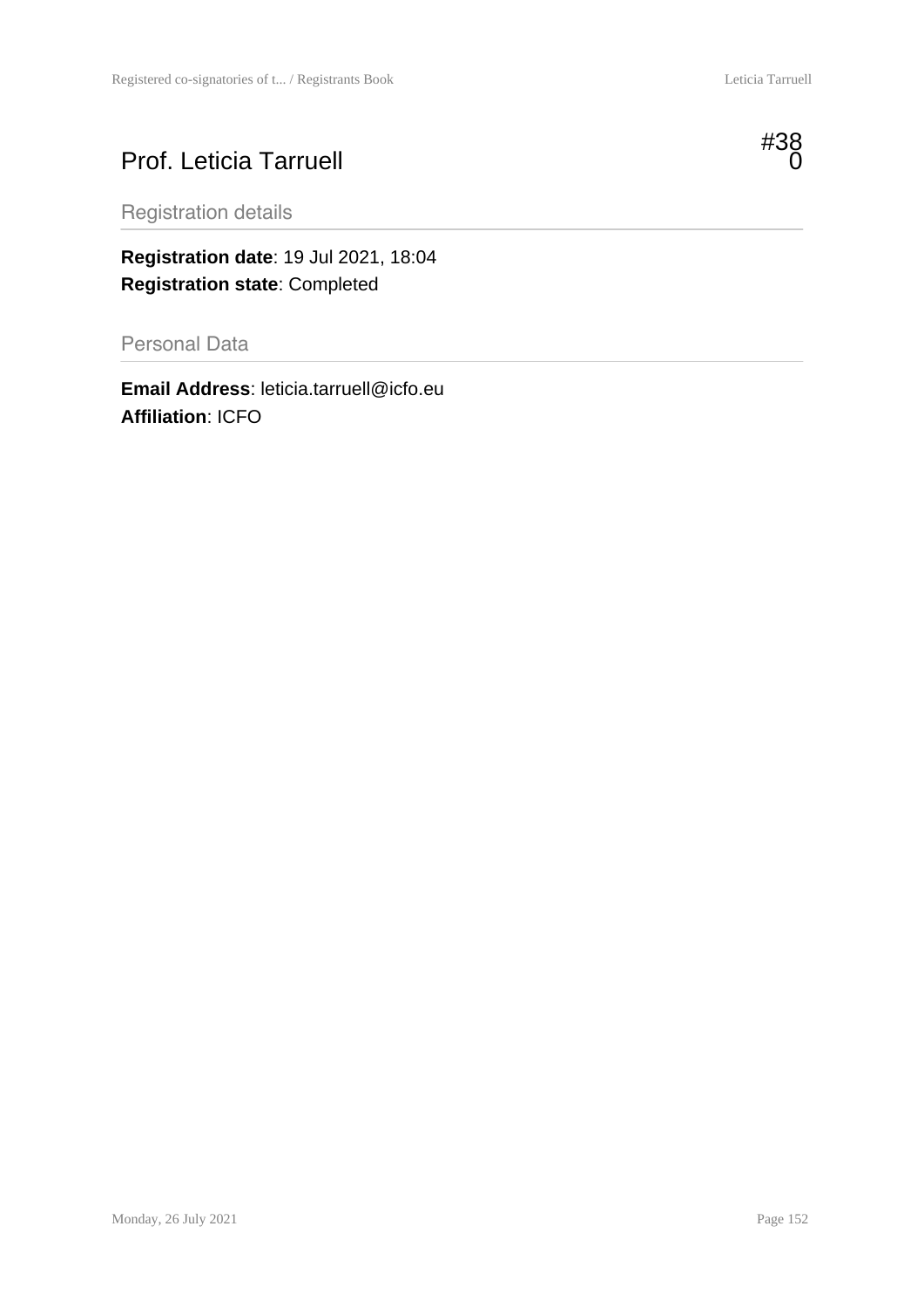## Prof. Leticia Tarruell

#380

### Registration details

**Registration date**: 19 Jul 2021, 18:04
**Registration state**: Completed

### Personal Data

**Email Address**: leticia.tarruell@icfo.eu
**Affiliation**: ICFO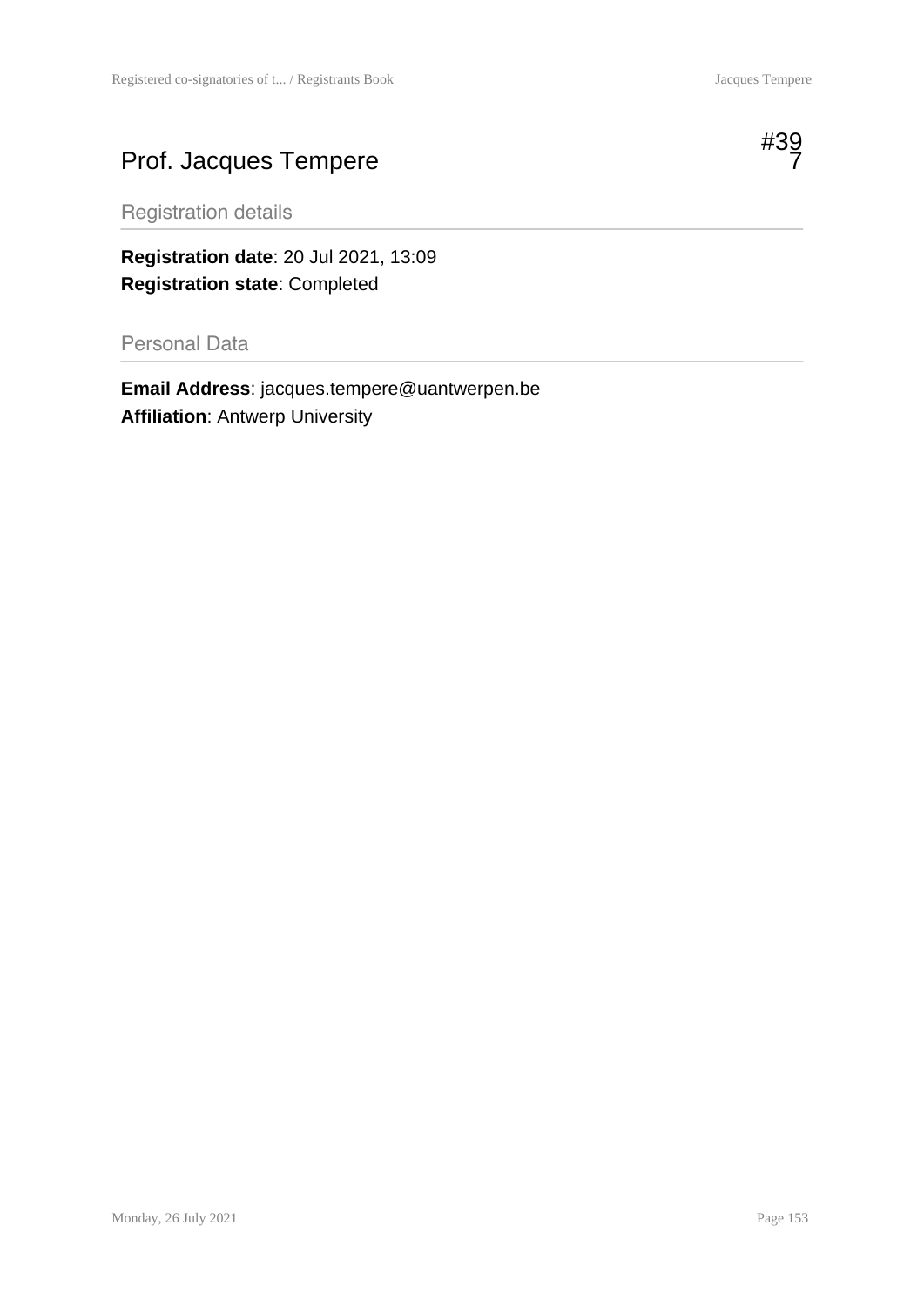# Prof. Jacques Tempere

#397

## Registration details

**Registration date**: 20 Jul 2021, 13:09
**Registration state**: Completed

## Personal Data

**Email Address**: jacques.tempere@uantwerpen.be
**Affiliation**: Antwerp University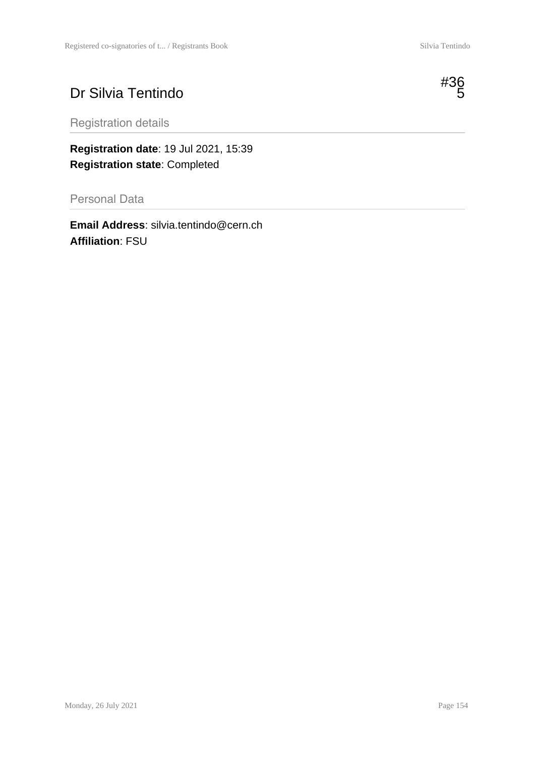# Dr Silvia Tentindo

#365

## Registration details

**Registration date**: 19 Jul 2021, 15:39
**Registration state**: Completed

## Personal Data

**Email Address**: silvia.tentindo@cern.ch
**Affiliation**: FSU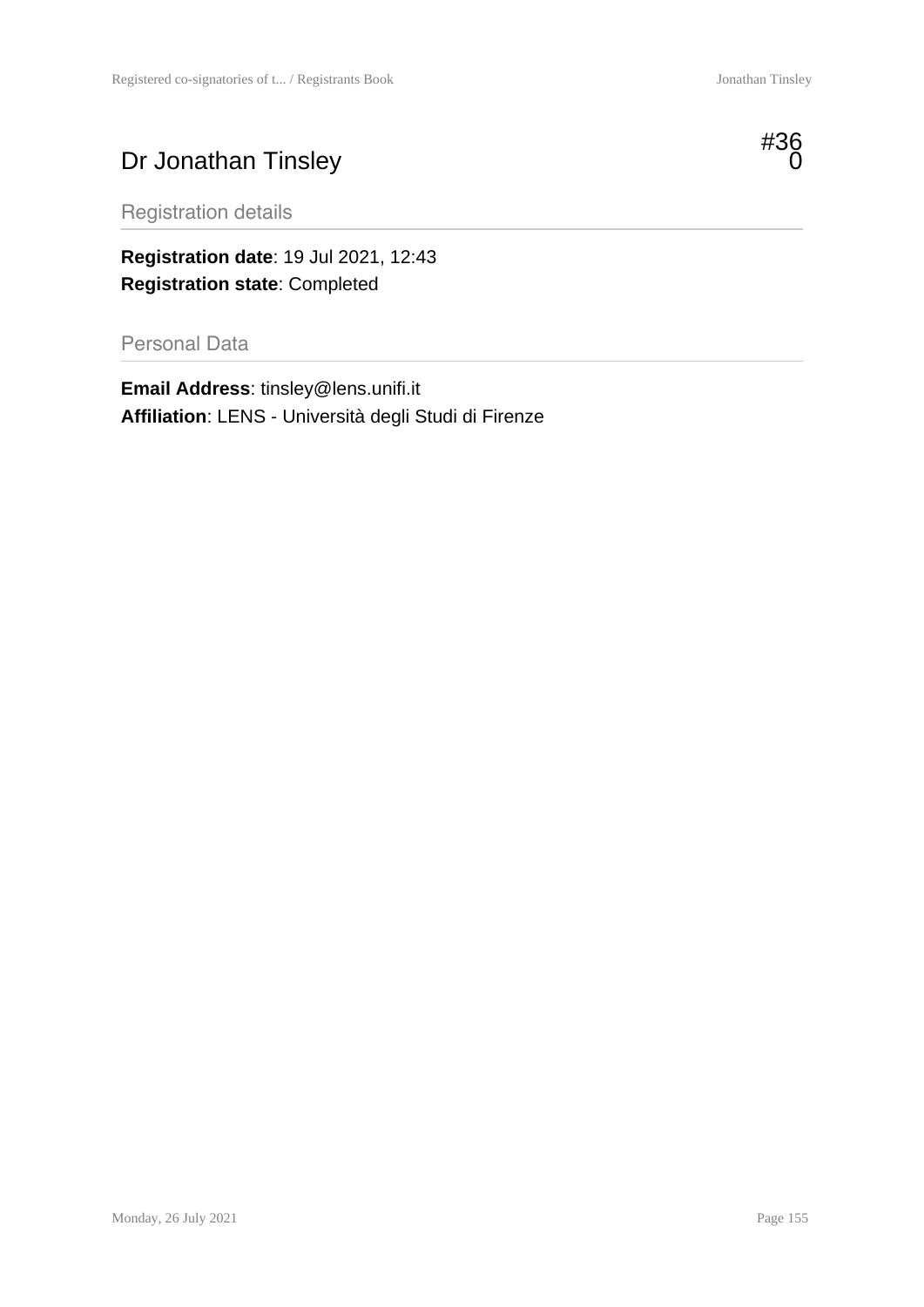# Dr Jonathan Tinsley

#360

## Registration details

**Registration date**: 19 Jul 2021, 12:43
**Registration state**: Completed

## Personal Data

**Email Address**: tinsley@lens.unifi.it
**Affiliation**: LENS - Università degli Studi di Firenze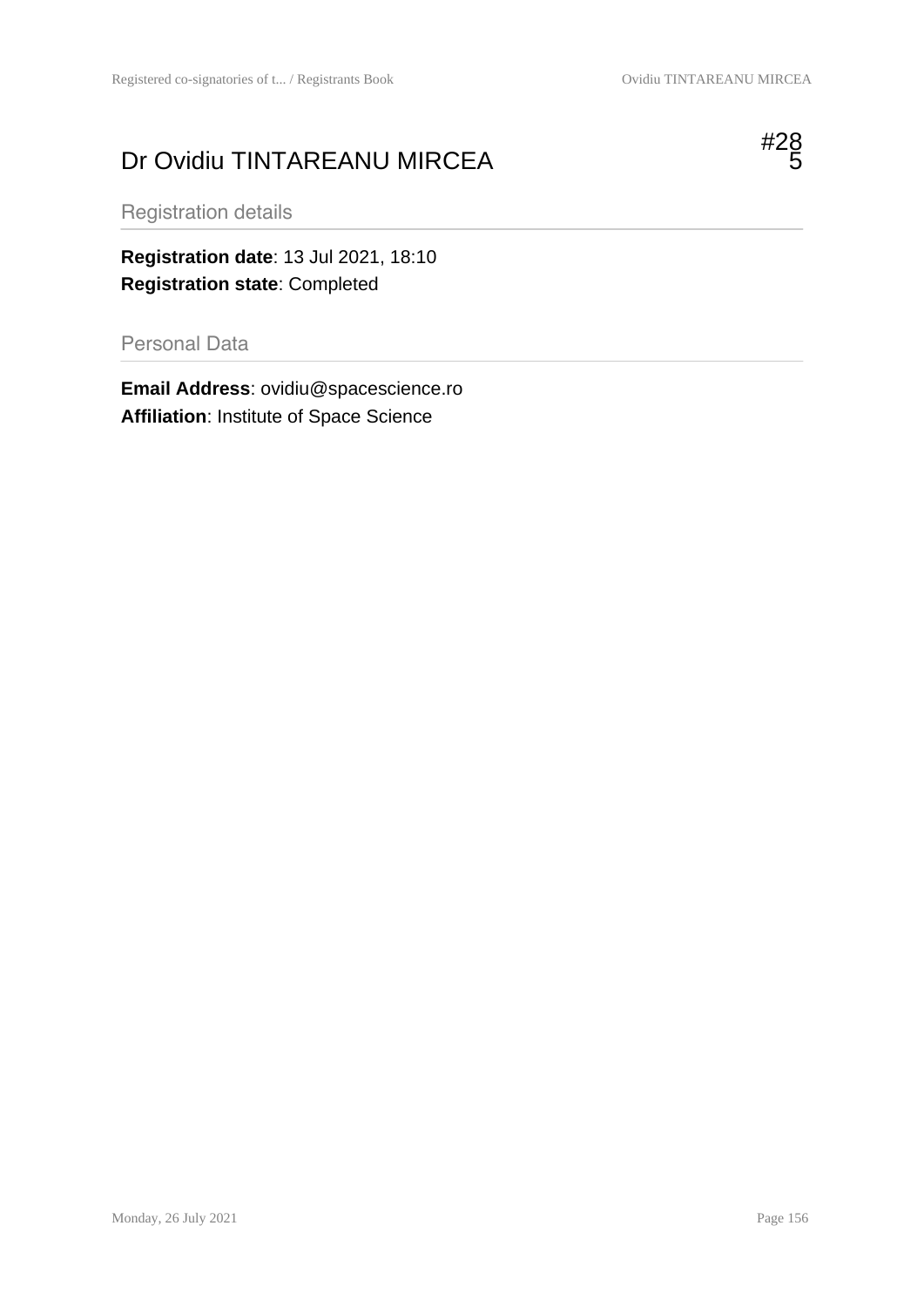# Dr Ovidiu TINTAREANU MIRCEA

#285

## Registration details

**Registration date**: 13 Jul 2021, 18:10
**Registration state**: Completed

## Personal Data

**Email Address**: ovidiu@spacescience.ro
**Affiliation**: Institute of Space Science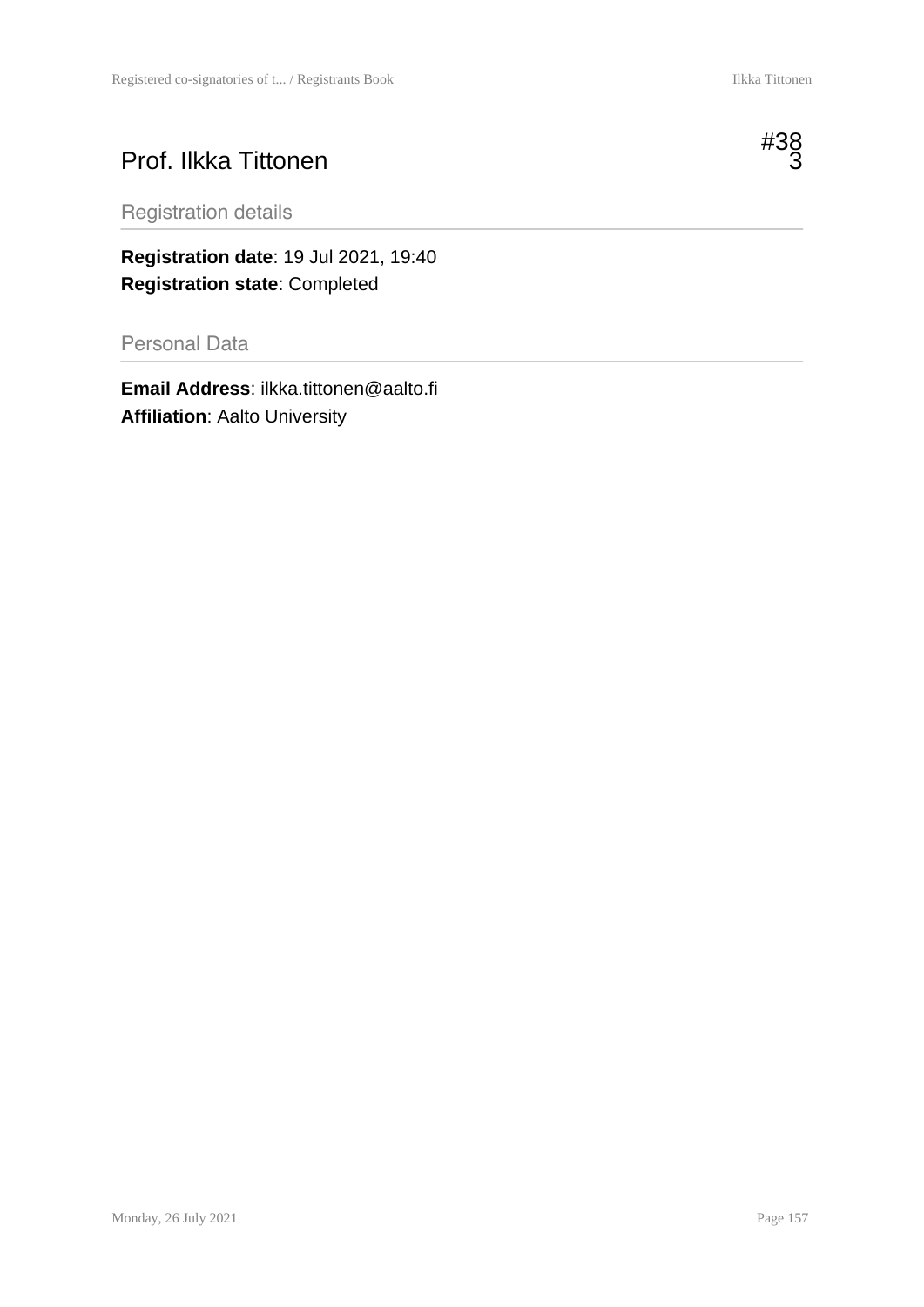# Prof. Ilkka Tittonen

#383

## Registration details

**Registration date**: 19 Jul 2021, 19:40
**Registration state**: Completed

## Personal Data

**Email Address**: ilkka.tittonen@aalto.fi
**Affiliation**: Aalto University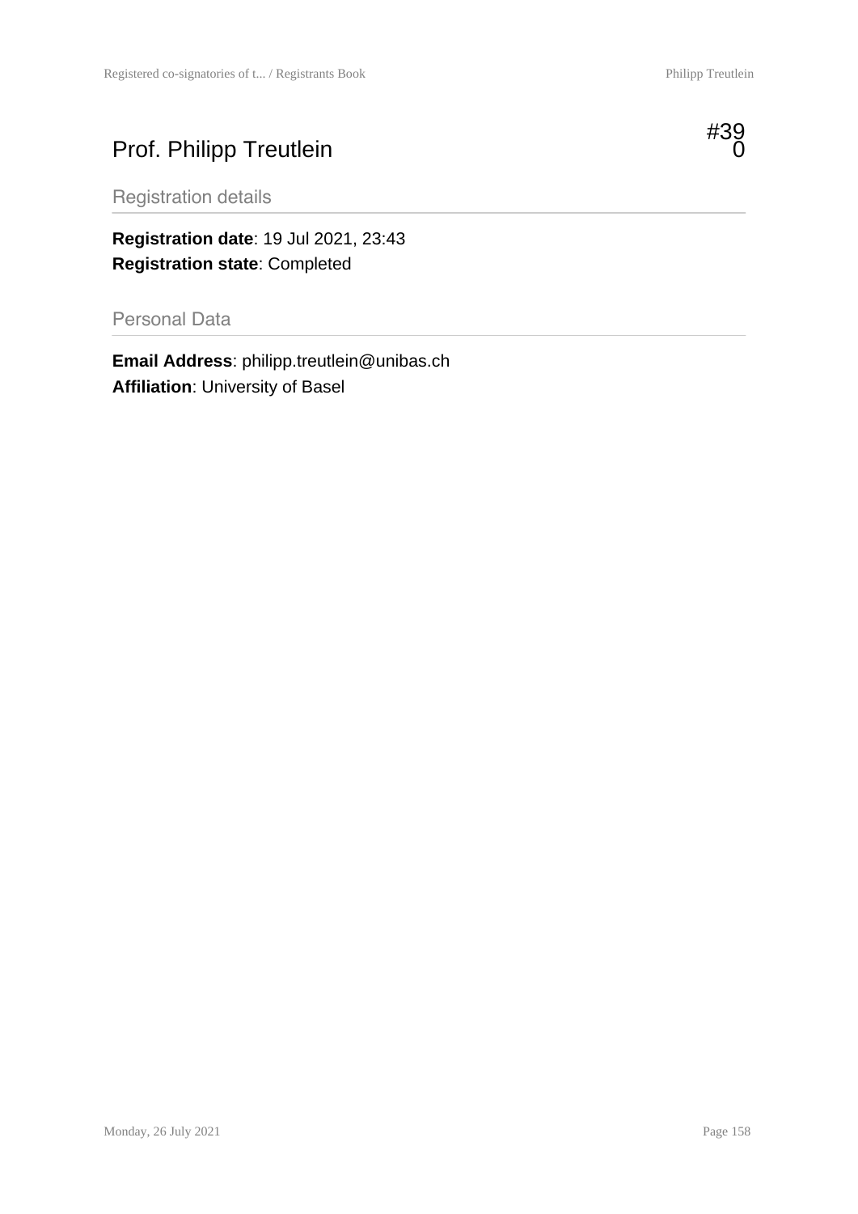# Prof. Philipp Treutlein

#390

## Registration details

**Registration date**: 19 Jul 2021, 23:43
**Registration state**: Completed

## Personal Data

**Email Address**: philipp.treutlein@unibas.ch
**Affiliation**: University of Basel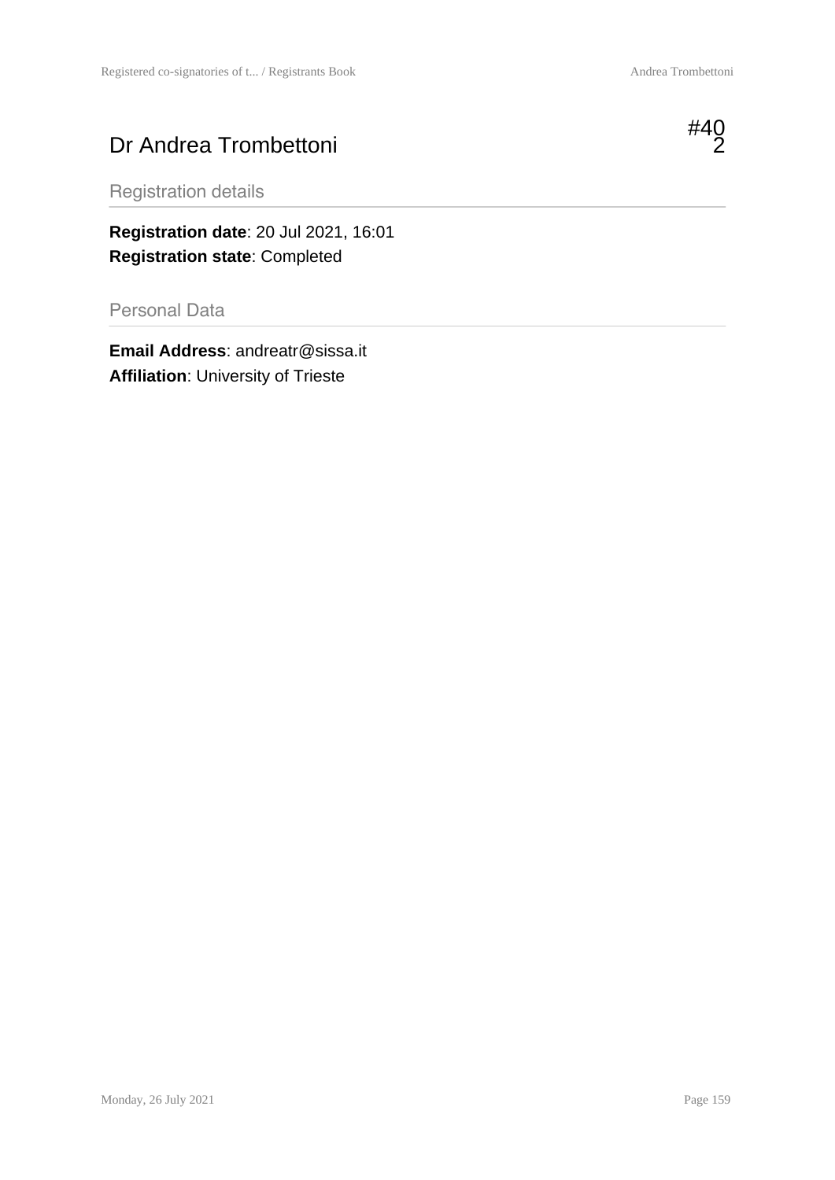# Dr Andrea Trombettoni

#402

## Registration details

**Registration date**: 20 Jul 2021, 16:01
**Registration state**: Completed

## Personal Data

**Email Address**: andreatr@sissa.it
**Affiliation**: University of Trieste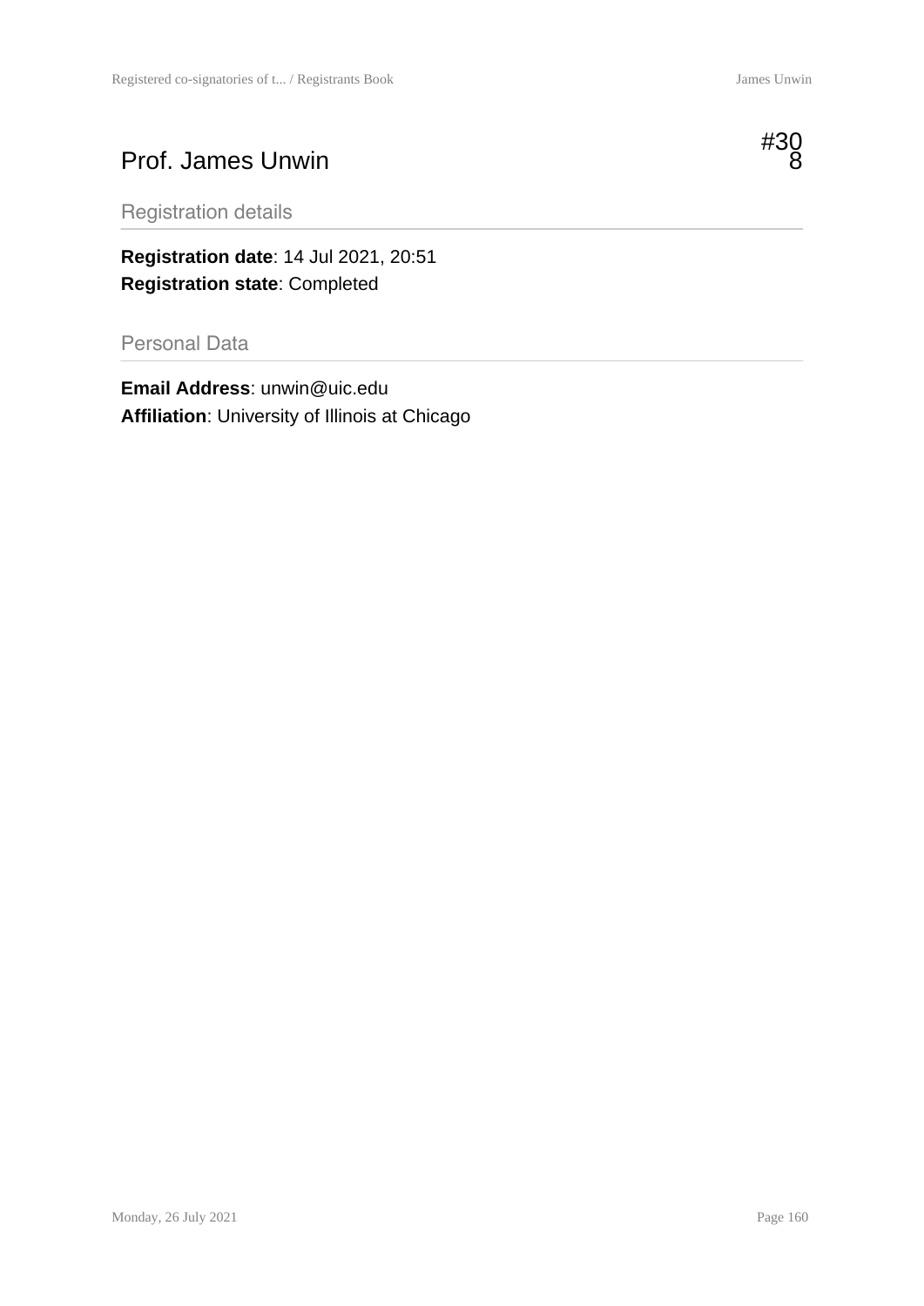# Prof. James Unwin

#308

## Registration details

**Registration date**: 14 Jul 2021, 20:51
**Registration state**: Completed

## Personal Data

**Email Address**: unwin@uic.edu
**Affiliation**: University of Illinois at Chicago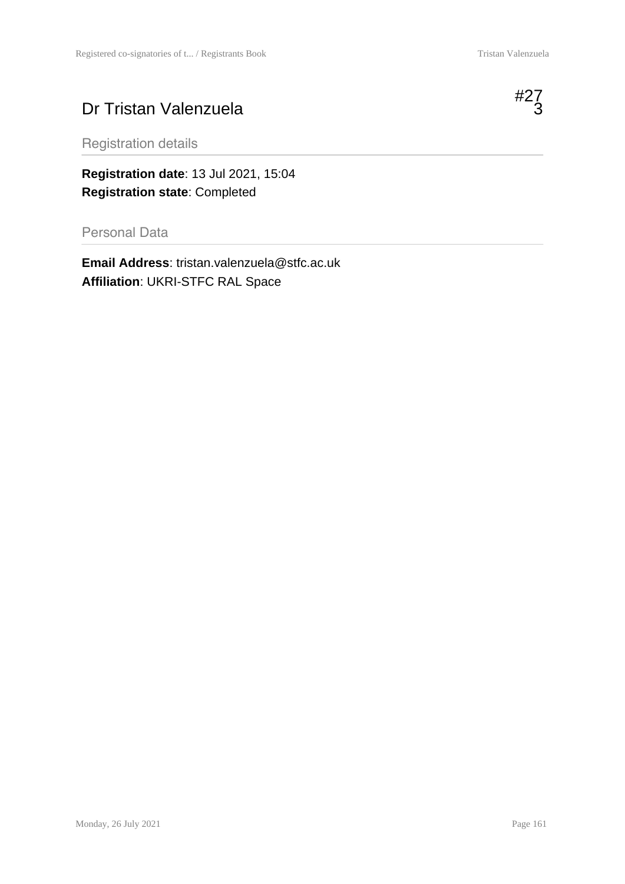# Dr Tristan Valenzuela

#273

## Registration details

**Registration date**: 13 Jul 2021, 15:04
**Registration state**: Completed

## Personal Data

**Email Address**: tristan.valenzuela@stfc.ac.uk
**Affiliation**: UKRI-STFC RAL Space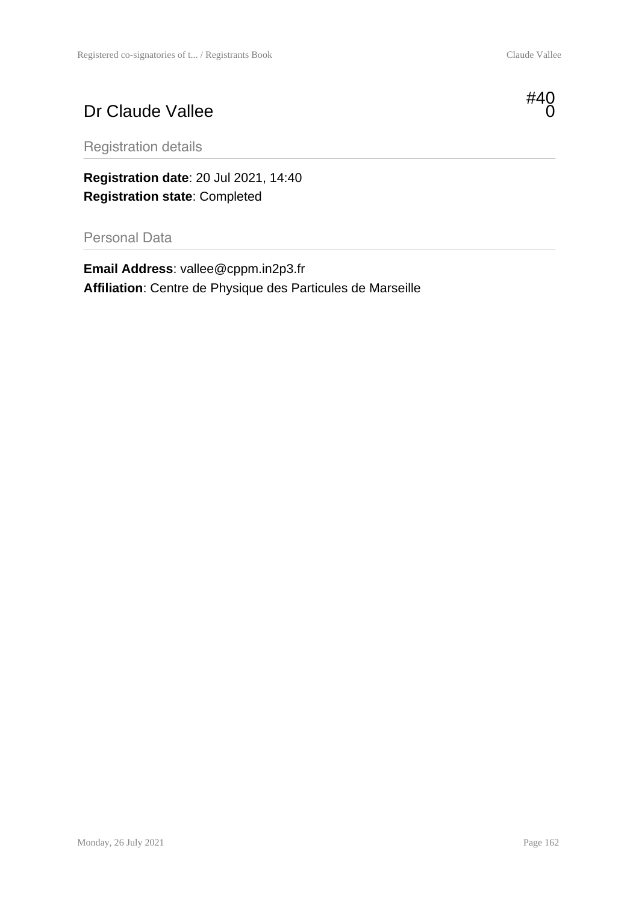# Dr Claude Vallee

#400

## Registration details

**Registration date**: 20 Jul 2021, 14:40
**Registration state**: Completed

## Personal Data

**Email Address**: vallee@cppm.in2p3.fr
**Affiliation**: Centre de Physique des Particules de Marseille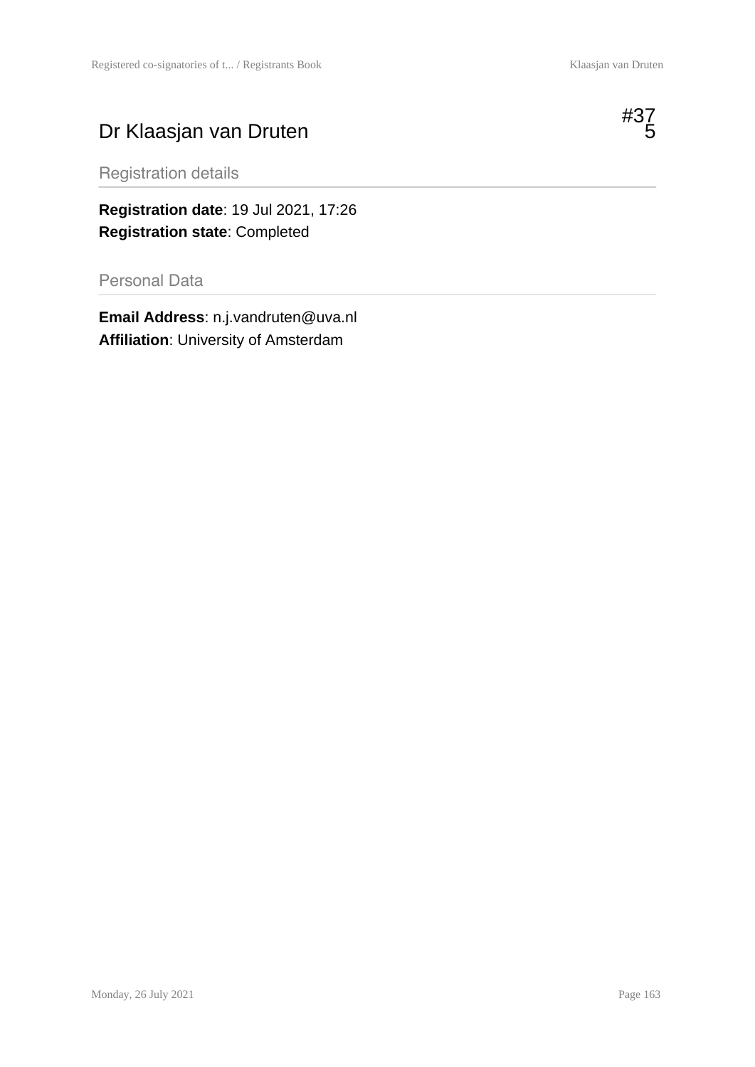# Dr Klaasjan van Druten

#375

## Registration details

**Registration date**: 19 Jul 2021, 17:26
**Registration state**: Completed

## Personal Data

**Email Address**: n.j.vandruten@uva.nl
**Affiliation**: University of Amsterdam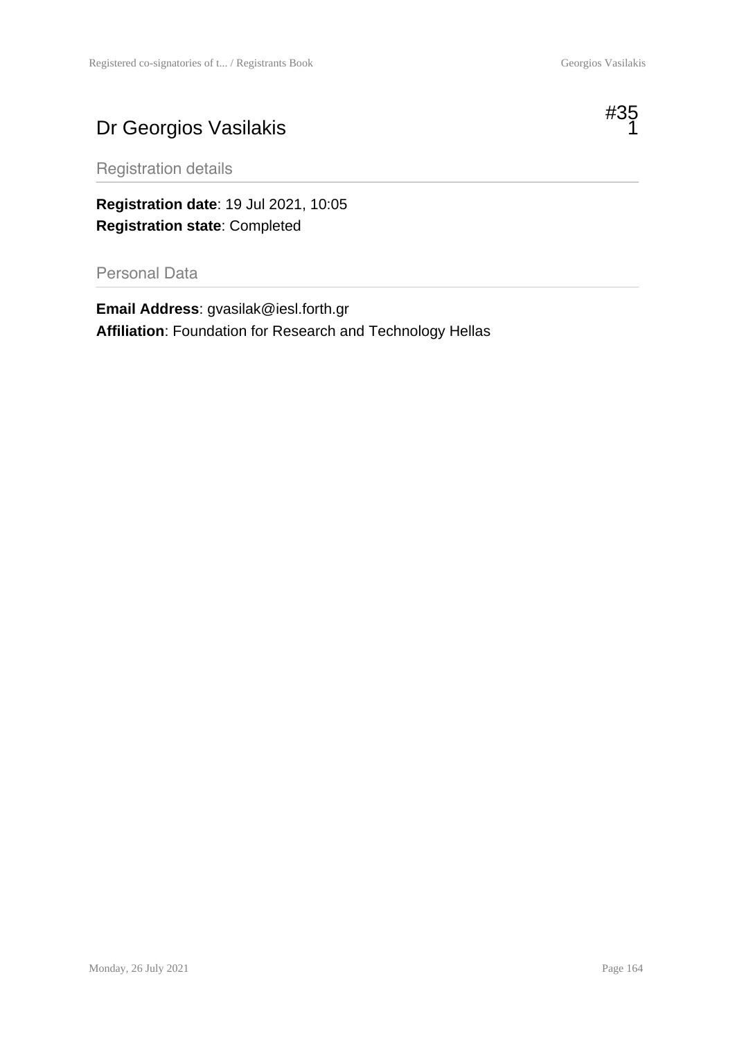# Dr Georgios Vasilakis

#351

## Registration details

**Registration date**: 19 Jul 2021, 10:05
**Registration state**: Completed

## Personal Data

**Email Address**: gvasilak@iesl.forth.gr
**Affiliation**: Foundation for Research and Technology Hellas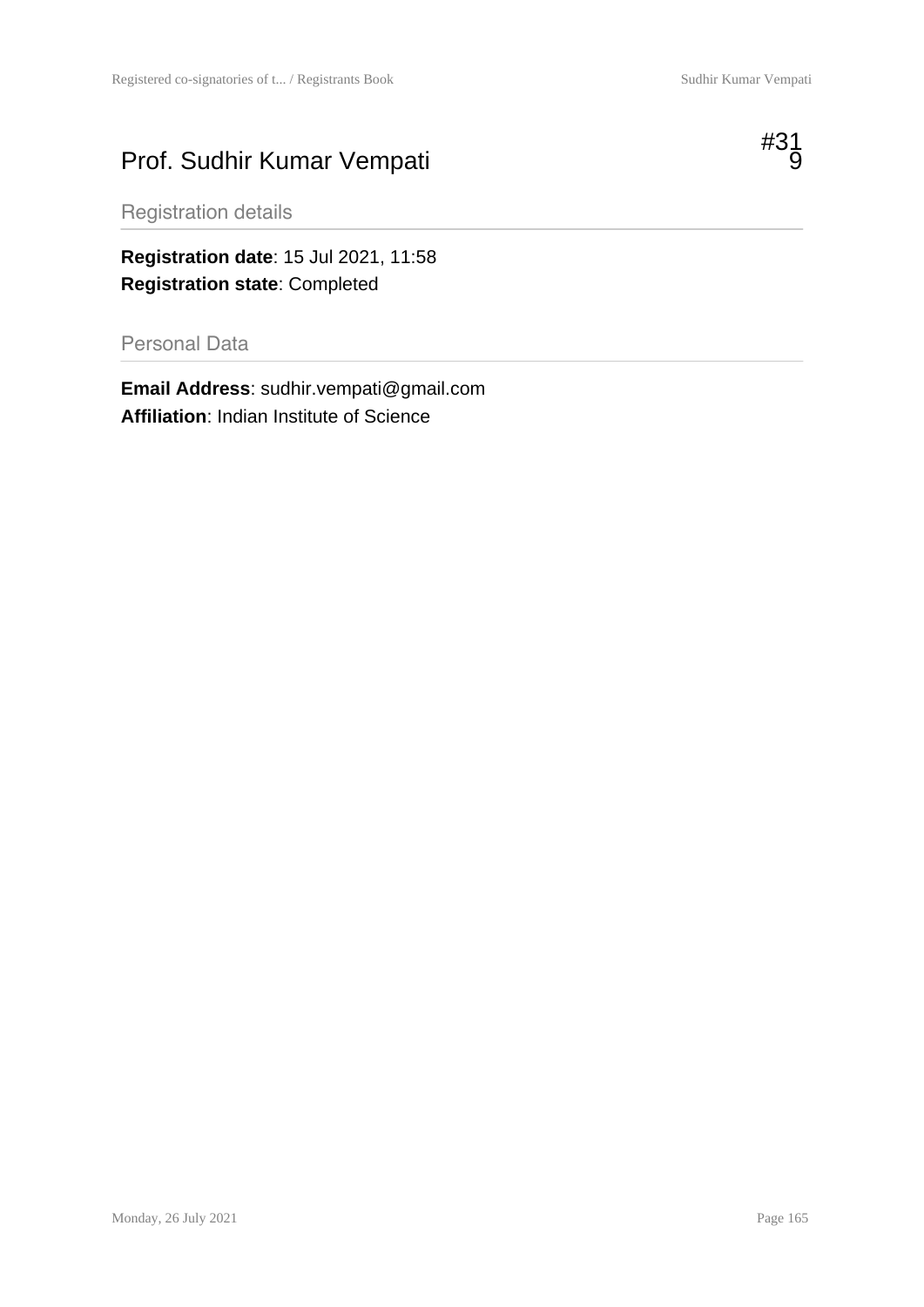# Prof. Sudhir Kumar Vempati

#319

## Registration details

**Registration date**: 15 Jul 2021, 11:58
**Registration state**: Completed

## Personal Data

**Email Address**: sudhir.vempati@gmail.com
**Affiliation**: Indian Institute of Science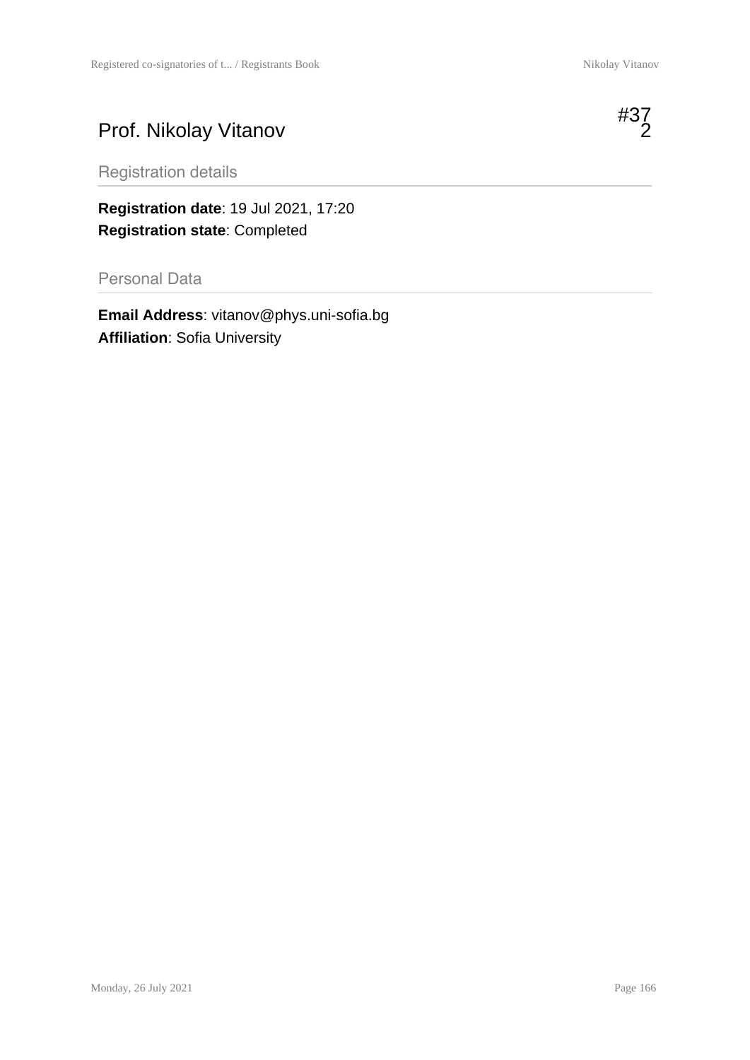# Prof. Nikolay Vitanov

#372

## Registration details

**Registration date**: 19 Jul 2021, 17:20
**Registration state**: Completed

## Personal Data

**Email Address**: vitanov@phys.uni-sofia.bg
**Affiliation**: Sofia University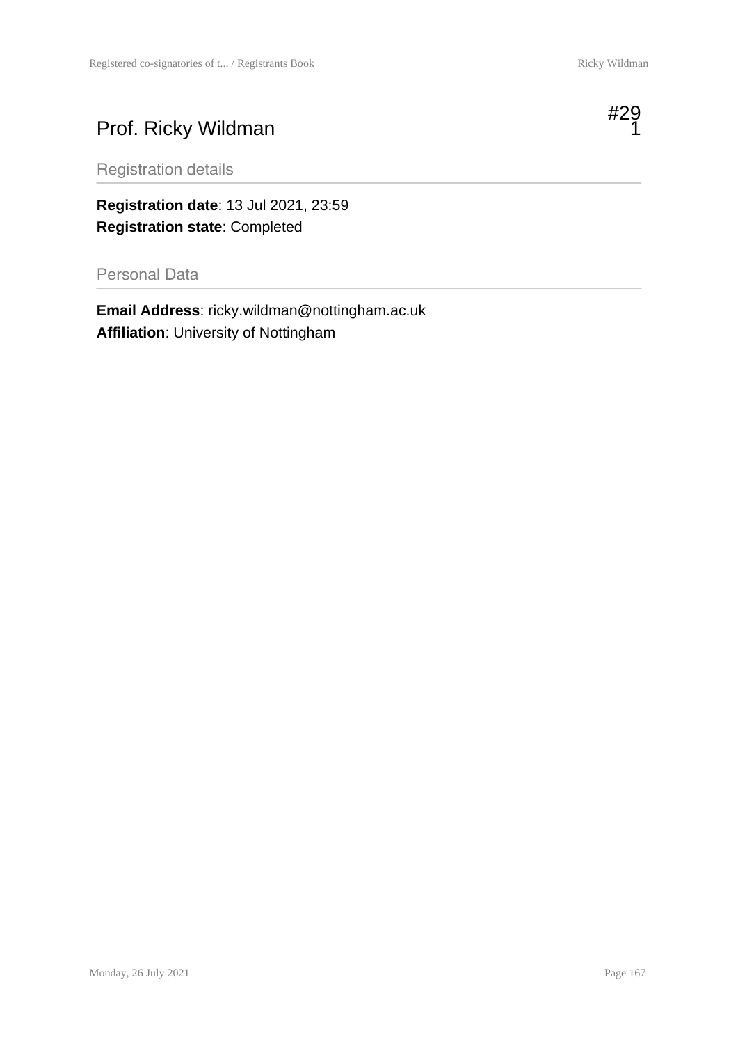# Prof. Ricky Wildman

#291

## Registration details

**Registration date**: 13 Jul 2021, 23:59
**Registration state**: Completed

## Personal Data

**Email Address**: ricky.wildman@nottingham.ac.uk
**Affiliation**: University of Nottingham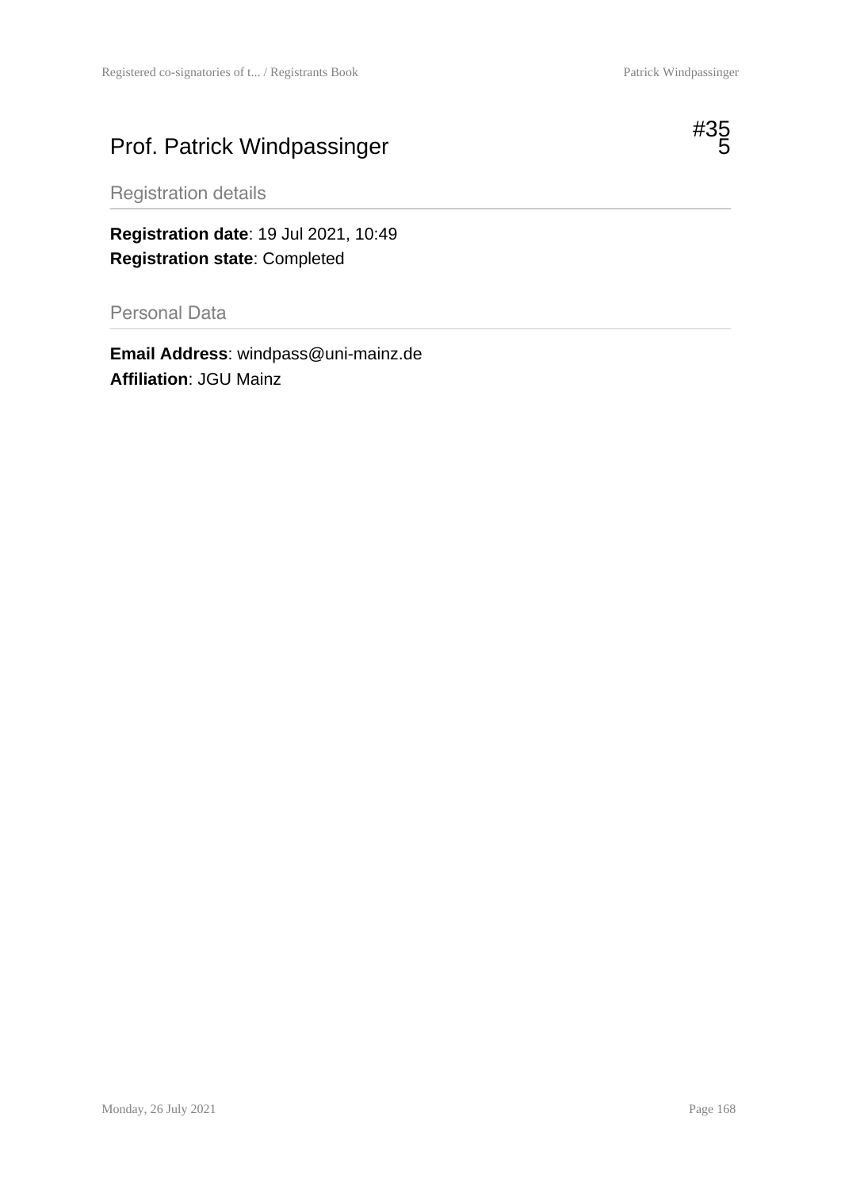# Prof. Patrick Windpassinger

#355

## Registration details

**Registration date**: 19 Jul 2021, 10:49
**Registration state**: Completed

## Personal Data

**Email Address**: windpass@uni-mainz.de
**Affiliation**: JGU Mainz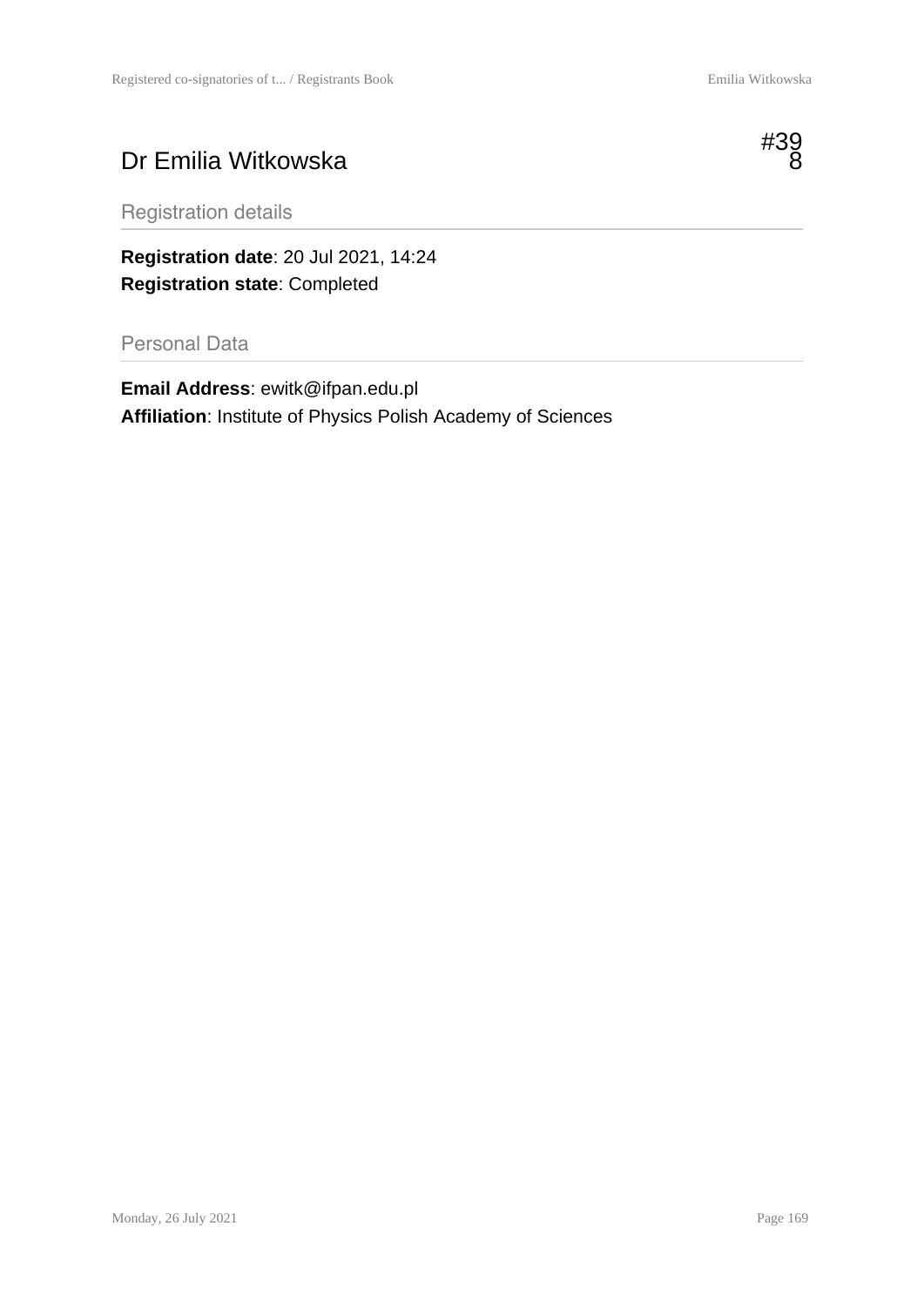# Dr Emilia Witkowska

#398

## Registration details

**Registration date**: 20 Jul 2021, 14:24
**Registration state**: Completed

## Personal Data

**Email Address**: ewitk@ifpan.edu.pl
**Affiliation**: Institute of Physics Polish Academy of Sciences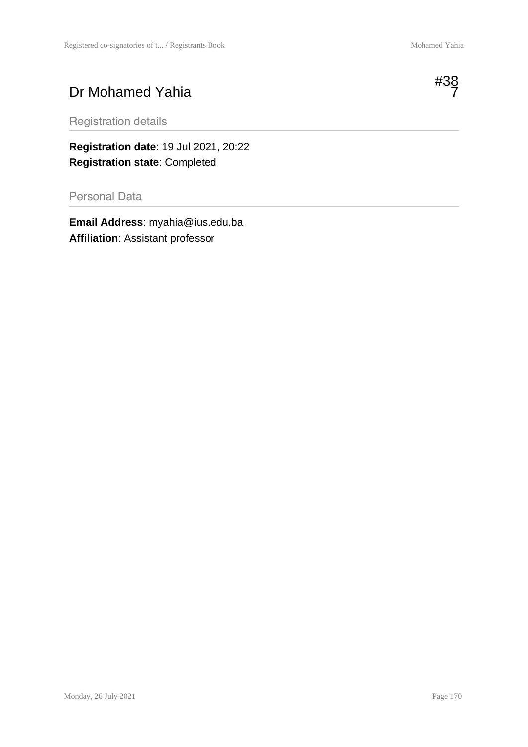# Dr Mohamed Yahia

#387

## Registration details

**Registration date**: 19 Jul 2021, 20:22
**Registration state**: Completed

## Personal Data

**Email Address**: myahia@ius.edu.ba
**Affiliation**: Assistant professor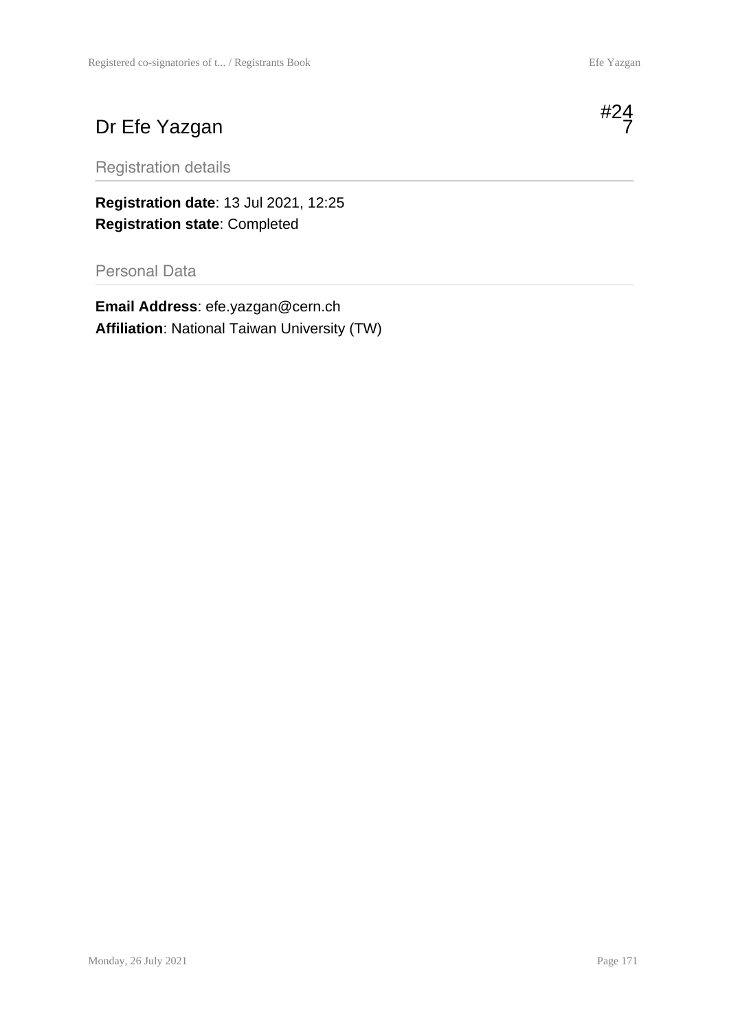# Dr Efe Yazgan

#247

## Registration details

**Registration date**: 13 Jul 2021, 12:25
**Registration state**: Completed

## Personal Data

**Email Address**: efe.yazgan@cern.ch
**Affiliation**: National Taiwan University (TW)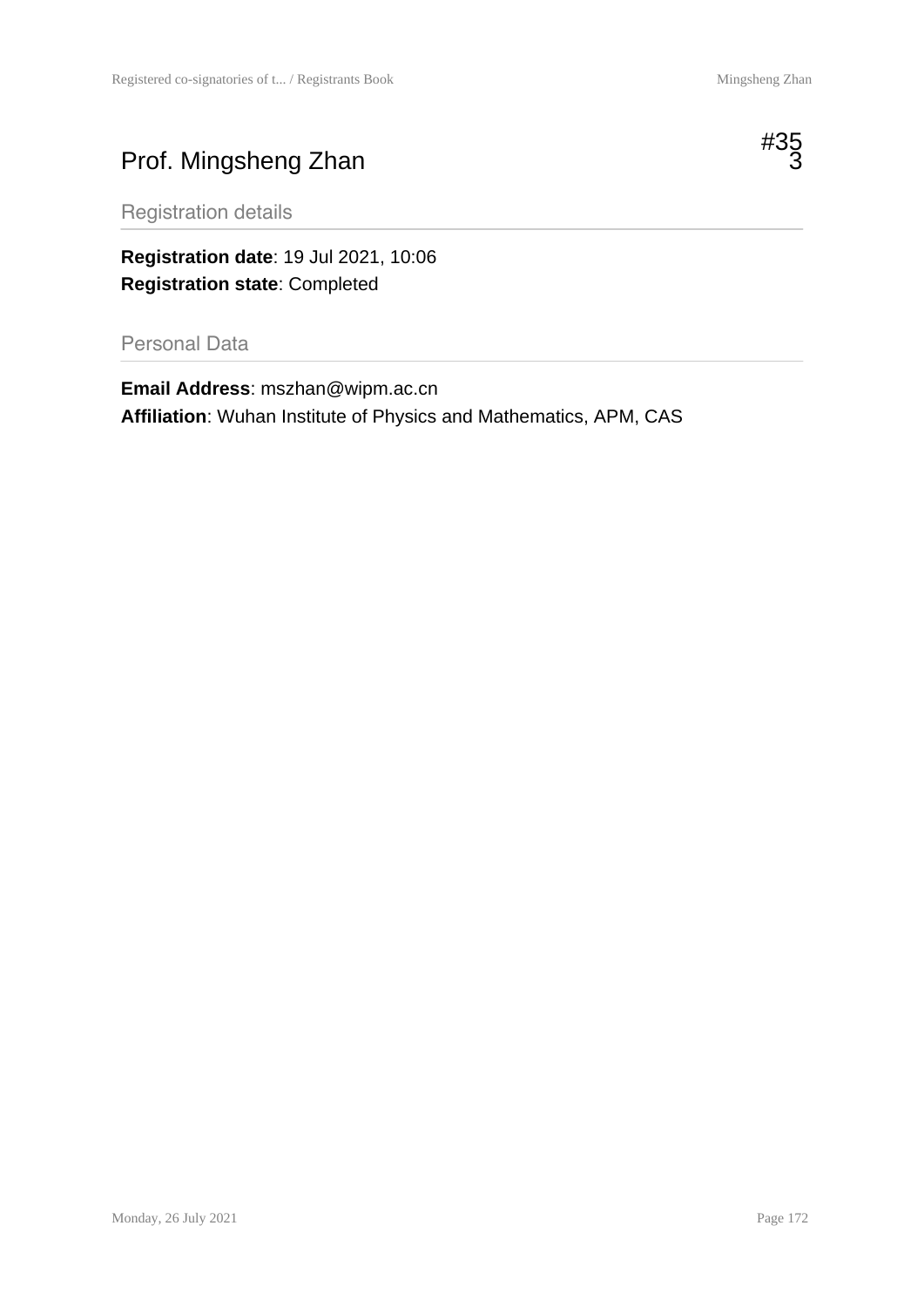# Prof. Mingsheng Zhan

#353

## Registration details

**Registration date**: 19 Jul 2021, 10:06
**Registration state**: Completed

## Personal Data

**Email Address**: mszhan@wipm.ac.cn
**Affiliation**: Wuhan Institute of Physics and Mathematics, APM, CAS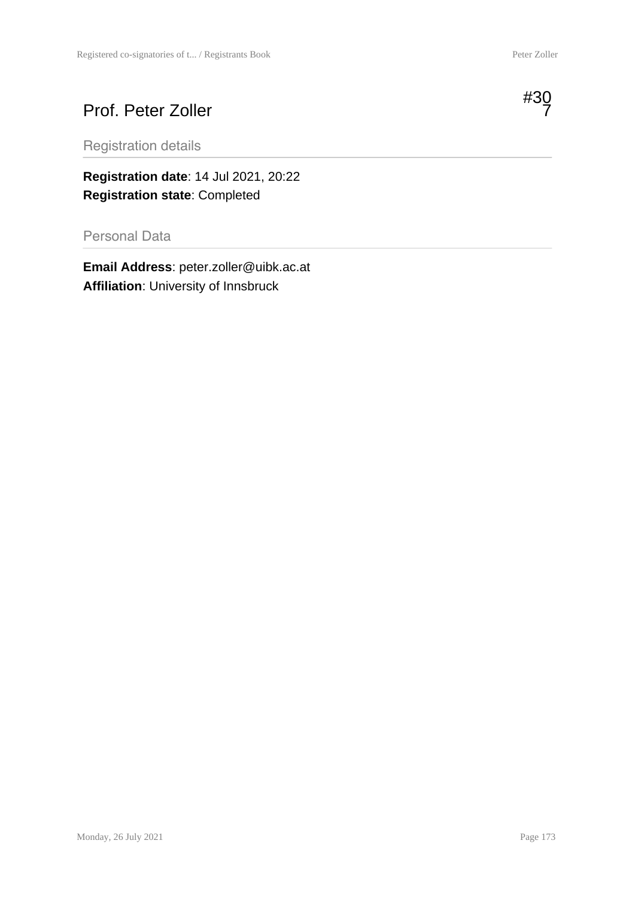# Prof. Peter Zoller

#307

## Registration details

**Registration date**: 14 Jul 2021, 20:22
**Registration state**: Completed

## Personal Data

**Email Address**: peter.zoller@uibk.ac.at
**Affiliation**: University of Innsbruck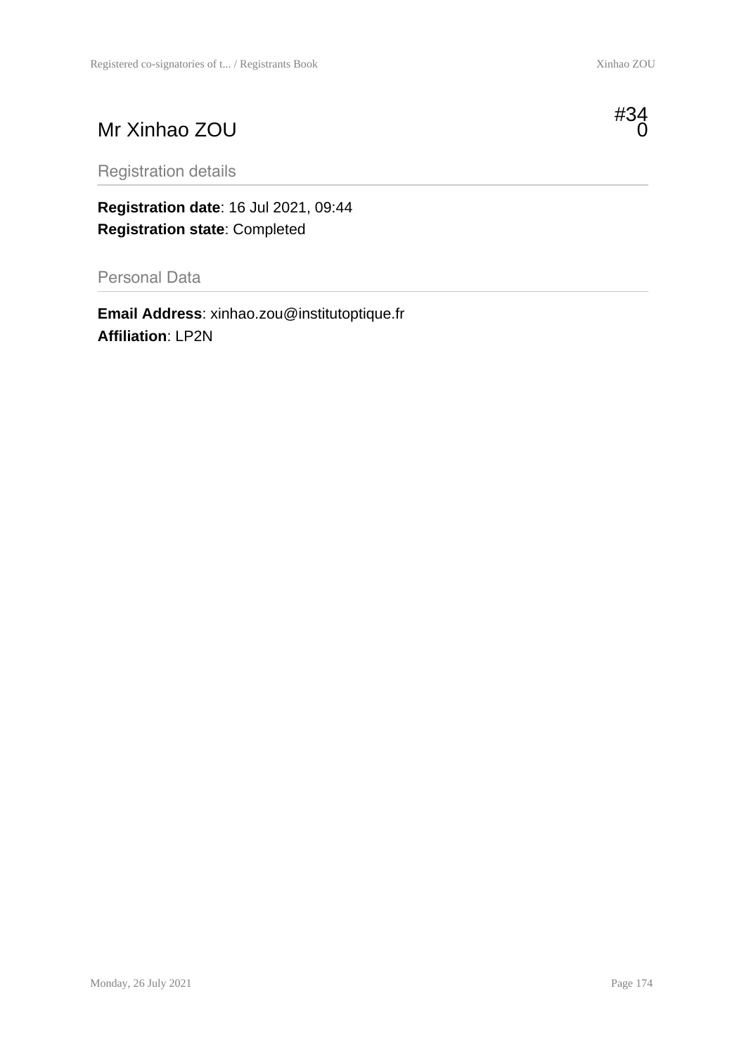# Mr Xinhao ZOU

#340

## Registration details

**Registration date**: 16 Jul 2021, 09:44
**Registration state**: Completed

## Personal Data

**Email Address**: xinhao.zou@institutoptique.fr
**Affiliation**: LP2N